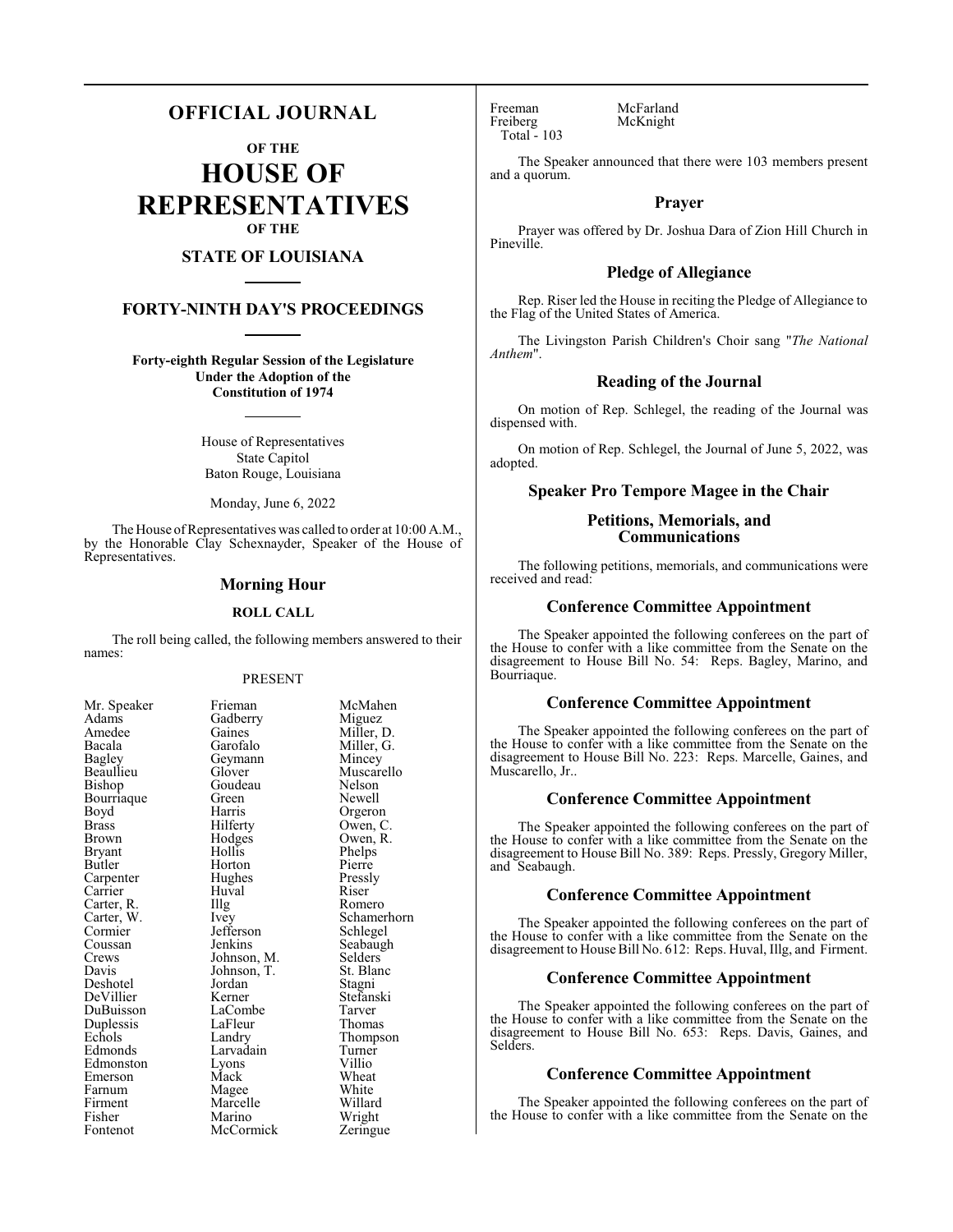# OFFICIAL JOURNAL

## OF THE

# HOUSE OF REPRESENTATIVES

## OF THE

## STATE OF LOUISIANA

## FORTY-NINTH DAY'S PROCEEDINGS

**Forty-eighth Regular Session of the Legislature**
**Under the Adoption of the**
**Constitution of 1974**

House of Representatives
State Capitol
Baton Rouge, Louisiana

Monday, June 6, 2022

The House of Representatives was called to order at 10:00 A.M., by the Honorable Clay Schexnayder, Speaker of the House of Representatives.

## Morning Hour

### ROLL CALL

The roll being called, the following members answered to their names:

PRESENT

| | | |
|---|---|---|
| Mr. Speaker | Frieman | McMahen |
| Adams | Gadberry | Miguez |
| Amedee | Gaines | Miller, D. |
| Bacala | Garofalo | Miller, G. |
| Bagley | Geymann | Mincey |
| Beaullieu | Glover | Muscarello |
| Bishop | Goudeau | Nelson |
| Bourriaque | Green | Newell |
| Boyd | Harris | Orgeron |
| Brass | Hilferty | Owen, C. |
| Brown | Hodges | Owen, R. |
| Bryant | Hollis | Phelps |
| Butler | Horton | Pierre |
| Carpenter | Hughes | Pressly |
| Carrier | Huval | Riser |
| Carter, R. | Illg | Romero |
| Carter, W. | Ivey | Schamerhorn |
| Cormier | Jefferson | Schlegel |
| Coussan | Jenkins | Seabaugh |
| Crews | Johnson, M. | Selders |
| Davis | Johnson, T. | St. Blanc |
| Deshotel | Jordan | Stagni |
| DeVillier | Kerner | Stefanski |
| DuBuisson | LaCombe | Tarver |
| Duplessis | LaFleur | Thomas |
| Echols | Landry | Thompson |
| Edmonds | Larvadain | Turner |
| Edmonston | Lyons | Villio |
| Emerson | Mack | Wheat |
| Farnum | Magee | White |
| Firment | Marcelle | Willard |
| Fisher | Marino | Wright |
| Fontenot | McCormick | Zeringue |
| Freeman | McFarland | |
| Freiberg | McKnight | |

Total - 103

The Speaker announced that there were 103 members present and a quorum.

## Prayer

Prayer was offered by Dr. Joshua Dara of Zion Hill Church in Pineville.

## Pledge of Allegiance

Rep. Riser led the House in reciting the Pledge of Allegiance to the Flag of the United States of America.

The Livingston Parish Children's Choir sang "*The National Anthem*".

## Reading of the Journal

On motion of Rep. Schlegel, the reading of the Journal was dispensed with.

On motion of Rep. Schlegel, the Journal of June 5, 2022, was adopted.

## Speaker Pro Tempore Magee in the Chair

## Petitions, Memorials, and Communications

The following petitions, memorials, and communications were received and read:

## Conference Committee Appointment

The Speaker appointed the following conferees on the part of the House to confer with a like committee from the Senate on the disagreement to House Bill No. 54: Reps. Bagley, Marino, and Bourriaque.

## Conference Committee Appointment

The Speaker appointed the following conferees on the part of the House to confer with a like committee from the Senate on the disagreement to House Bill No. 223: Reps. Marcelle, Gaines, and Muscarello, Jr..

## Conference Committee Appointment

The Speaker appointed the following conferees on the part of the House to confer with a like committee from the Senate on the disagreement to House Bill No. 389: Reps. Pressly, Gregory Miller, and Seabaugh.

## Conference Committee Appointment

The Speaker appointed the following conferees on the part of the House to confer with a like committee from the Senate on the disagreement to House Bill No. 612: Reps. Huval, Illg, and Firment.

## Conference Committee Appointment

The Speaker appointed the following conferees on the part of the House to confer with a like committee from the Senate on the disagreement to House Bill No. 653: Reps. Davis, Gaines, and Selders.

## Conference Committee Appointment

The Speaker appointed the following conferees on the part of the House to confer with a like committee from the Senate on the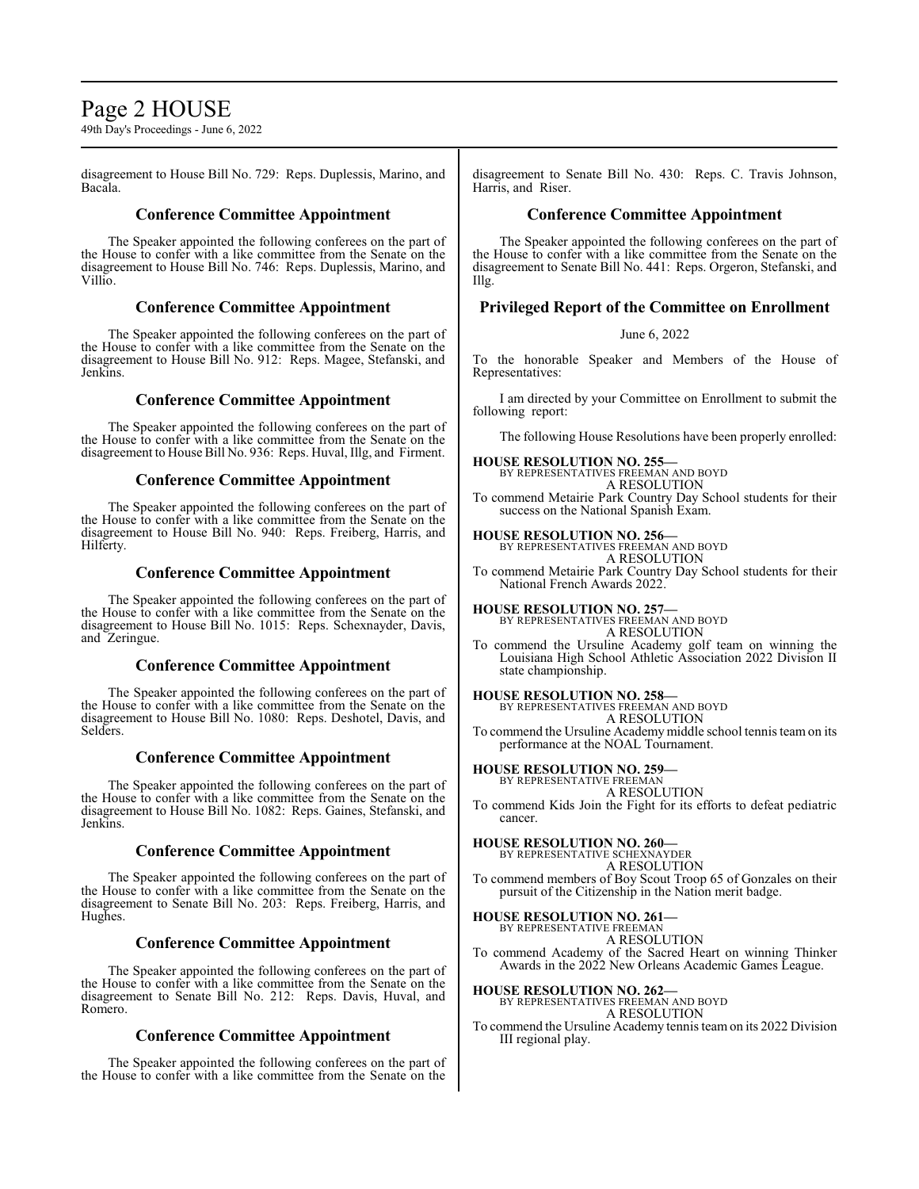disagreement to House Bill No. 729: Reps. Duplessis, Marino, and Bacala.

## Conference Committee Appointment

The Speaker appointed the following conferees on the part of the House to confer with a like committee from the Senate on the disagreement to House Bill No. 746: Reps. Duplessis, Marino, and Villio.

## Conference Committee Appointment

The Speaker appointed the following conferees on the part of the House to confer with a like committee from the Senate on the disagreement to House Bill No. 912: Reps. Magee, Stefanski, and Jenkins.

## Conference Committee Appointment

The Speaker appointed the following conferees on the part of the House to confer with a like committee from the Senate on the disagreement to House Bill No. 936: Reps. Huval, Illg, and Firment.

## Conference Committee Appointment

The Speaker appointed the following conferees on the part of the House to confer with a like committee from the Senate on the disagreement to House Bill No. 940: Reps. Freiberg, Harris, and Hilferty.

## Conference Committee Appointment

The Speaker appointed the following conferees on the part of the House to confer with a like committee from the Senate on the disagreement to House Bill No. 1015: Reps. Schexnayder, Davis, and Zeringue.

## Conference Committee Appointment

The Speaker appointed the following conferees on the part of the House to confer with a like committee from the Senate on the disagreement to House Bill No. 1080: Reps. Deshotel, Davis, and Selders.

## Conference Committee Appointment

The Speaker appointed the following conferees on the part of the House to confer with a like committee from the Senate on the disagreement to House Bill No. 1082: Reps. Gaines, Stefanski, and Jenkins.

## Conference Committee Appointment

The Speaker appointed the following conferees on the part of the House to confer with a like committee from the Senate on the disagreement to Senate Bill No. 203: Reps. Freiberg, Harris, and Hughes.

## Conference Committee Appointment

The Speaker appointed the following conferees on the part of the House to confer with a like committee from the Senate on the disagreement to Senate Bill No. 212: Reps. Davis, Huval, and Romero.

## Conference Committee Appointment

The Speaker appointed the following conferees on the part of the House to confer with a like committee from the Senate on the disagreement to Senate Bill No. 430: Reps. C. Travis Johnson, Harris, and Riser.

## Conference Committee Appointment

The Speaker appointed the following conferees on the part of the House to confer with a like committee from the Senate on the disagreement to Senate Bill No. 441: Reps. Orgeron, Stefanski, and Illg.

## Privileged Report of the Committee on Enrollment

June 6, 2022

To the honorable Speaker and Members of the House of Representatives:

I am directed by your Committee on Enrollment to submit the following report:

The following House Resolutions have been properly enrolled:

**HOUSE RESOLUTION NO. 255—**
BY REPRESENTATIVES FREEMAN AND BOYD
A RESOLUTION
To commend Metairie Park Country Day School students for their success on the National Spanish Exam.

**HOUSE RESOLUTION NO. 256—**
BY REPRESENTATIVES FREEMAN AND BOYD
A RESOLUTION
To commend Metairie Park Country Day School students for their National French Awards 2022.

**HOUSE RESOLUTION NO. 257—**
BY REPRESENTATIVES FREEMAN AND BOYD
A RESOLUTION
To commend the Ursuline Academy golf team on winning the Louisiana High School Athletic Association 2022 Division II state championship.

**HOUSE RESOLUTION NO. 258—**
BY REPRESENTATIVES FREEMAN AND BOYD
A RESOLUTION
To commend the Ursuline Academy middle school tennis team on its performance at the NOAL Tournament.

**HOUSE RESOLUTION NO. 259—**
BY REPRESENTATIVE FREEMAN
A RESOLUTION
To commend Kids Join the Fight for its efforts to defeat pediatric cancer.

**HOUSE RESOLUTION NO. 260—**
BY REPRESENTATIVE SCHEXNAYDER
A RESOLUTION
To commend members of Boy Scout Troop 65 of Gonzales on their pursuit of the Citizenship in the Nation merit badge.

**HOUSE RESOLUTION NO. 261—**
BY REPRESENTATIVE FREEMAN
A RESOLUTION
To commend Academy of the Sacred Heart on winning Thinker Awards in the 2022 New Orleans Academic Games League.

**HOUSE RESOLUTION NO. 262—**
BY REPRESENTATIVES FREEMAN AND BOYD
A RESOLUTION
To commend the Ursuline Academy tennis team on its 2022 Division III regional play.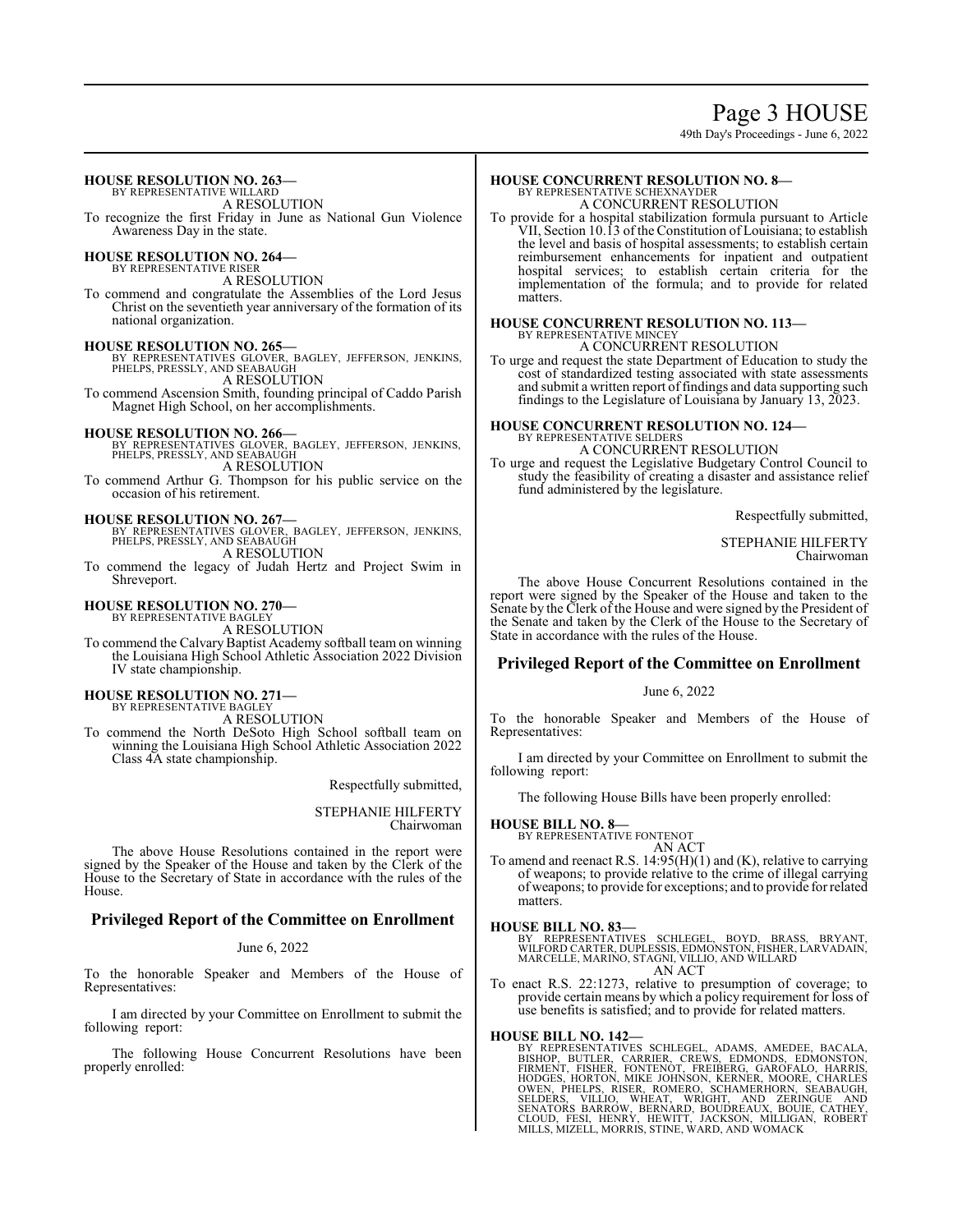**HOUSE RESOLUTION NO. 263—**
BY REPRESENTATIVE WILLARD
A RESOLUTION
To recognize the first Friday in June as National Gun Violence Awareness Day in the state.

**HOUSE RESOLUTION NO. 264—**
BY REPRESENTATIVE RISER
A RESOLUTION
To commend and congratulate the Assemblies of the Lord Jesus Christ on the seventieth year anniversary of the formation of its national organization.

**HOUSE RESOLUTION NO. 265—**
BY REPRESENTATIVES GLOVER, BAGLEY, JEFFERSON, JENKINS, PHELPS, PRESSLY, AND SEABAUGH
A RESOLUTION
To commend Ascension Smith, founding principal of Caddo Parish Magnet High School, on her accomplishments.

**HOUSE RESOLUTION NO. 266—**
BY REPRESENTATIVES GLOVER, BAGLEY, JEFFERSON, JENKINS, PHELPS, PRESSLY, AND SEABAUGH
A RESOLUTION
To commend Arthur G. Thompson for his public service on the occasion of his retirement.

**HOUSE RESOLUTION NO. 267—**
BY REPRESENTATIVES GLOVER, BAGLEY, JEFFERSON, JENKINS, PHELPS, PRESSLY, AND SEABAUGH
A RESOLUTION
To commend the legacy of Judah Hertz and Project Swim in Shreveport.

**HOUSE RESOLUTION NO. 270—**
BY REPRESENTATIVE BAGLEY
A RESOLUTION
To commend the Calvary Baptist Academy softball team on winning the Louisiana High School Athletic Association 2022 Division IV state championship.

**HOUSE RESOLUTION NO. 271—**
BY REPRESENTATIVE BAGLEY
A RESOLUTION
To commend the North DeSoto High School softball team on winning the Louisiana High School Athletic Association 2022 Class 4A state championship.

Respectfully submitted,

STEPHANIE HILFERTY
Chairwoman

The above House Resolutions contained in the report were signed by the Speaker of the House and taken by the Clerk of the House to the Secretary of State in accordance with the rules of the House.

## Privileged Report of the Committee on Enrollment

June 6, 2022

To the honorable Speaker and Members of the House of Representatives:

I am directed by your Committee on Enrollment to submit the following report:

The following House Concurrent Resolutions have been properly enrolled:

**HOUSE CONCURRENT RESOLUTION NO. 8—**
BY REPRESENTATIVE SCHEXNAYDER
A CONCURRENT RESOLUTION
To provide for a hospital stabilization formula pursuant to Article VII, Section 10.13 of the Constitution of Louisiana; to establish the level and basis of hospital assessments; to establish certain reimbursement enhancements for inpatient and outpatient hospital services; to establish certain criteria for the implementation of the formula; and to provide for related matters.

**HOUSE CONCURRENT RESOLUTION NO. 113—**
BY REPRESENTATIVE MINCEY
A CONCURRENT RESOLUTION
To urge and request the state Department of Education to study the cost of standardized testing associated with state assessments and submit a written report of findings and data supporting such findings to the Legislature of Louisiana by January 13, 2023.

**HOUSE CONCURRENT RESOLUTION NO. 124—**
BY REPRESENTATIVE SELDERS
A CONCURRENT RESOLUTION
To urge and request the Legislative Budgetary Control Council to study the feasibility of creating a disaster and assistance relief fund administered by the legislature.

Respectfully submitted,

STEPHANIE HILFERTY
Chairwoman

The above House Concurrent Resolutions contained in the report were signed by the Speaker of the House and taken to the Senate by the Clerk of the House and were signed by the President of the Senate and taken by the Clerk of the House to the Secretary of State in accordance with the rules of the House.

## Privileged Report of the Committee on Enrollment

June 6, 2022

To the honorable Speaker and Members of the House of Representatives:

I am directed by your Committee on Enrollment to submit the following report:

The following House Bills have been properly enrolled:

**HOUSE BILL NO. 8—**
BY REPRESENTATIVE FONTENOT
AN ACT
To amend and reenact R.S. 14:95(H)(1) and (K), relative to carrying of weapons; to provide relative to the crime of illegal carrying of weapons; to provide for exceptions; and to provide for related matters.

**HOUSE BILL NO. 83—**
BY REPRESENTATIVES SCHLEGEL, BOYD, BRASS, BRYANT, WILFORD CARTER, DUPLESSIS, EDMONSTON, FISHER, LARVADAIN, MARCELLE, MARINO, STAGNI, VILLIO, AND WILLARD
AN ACT
To enact R.S. 22:1273, relative to presumption of coverage; to provide certain means by which a policy requirement for loss of use benefits is satisfied; and to provide for related matters.

**HOUSE BILL NO. 142—**
BY REPRESENTATIVES SCHLEGEL, ADAMS, AMEDEE, BACALA, BISHOP, BUTLER, CARRIER, CREWS, EDMONDS, EDMONSTON, FIRMENT, FISHER, FONTENOT, FREIBERG, GAROFALO, HARRIS, HODGES, HORTON, MIKE JOHNSON, KERNER, MOORE, CHARLES OWEN, PHELPS, RISER, ROMERO, SCHAMERHORN, SEABAUGH, SELDERS, VILLIO, WHEAT, WRIGHT, AND ZERINGUE AND SENATORS BARROW, BERNARD, BOUDREAUX, BOUIE, CATHEY, CLOUD, FESI, HENRY, HEWITT, JACKSON, MILLIGAN, ROBERT MILLS, MIZELL, MORRIS, STINE, WARD, AND WOMACK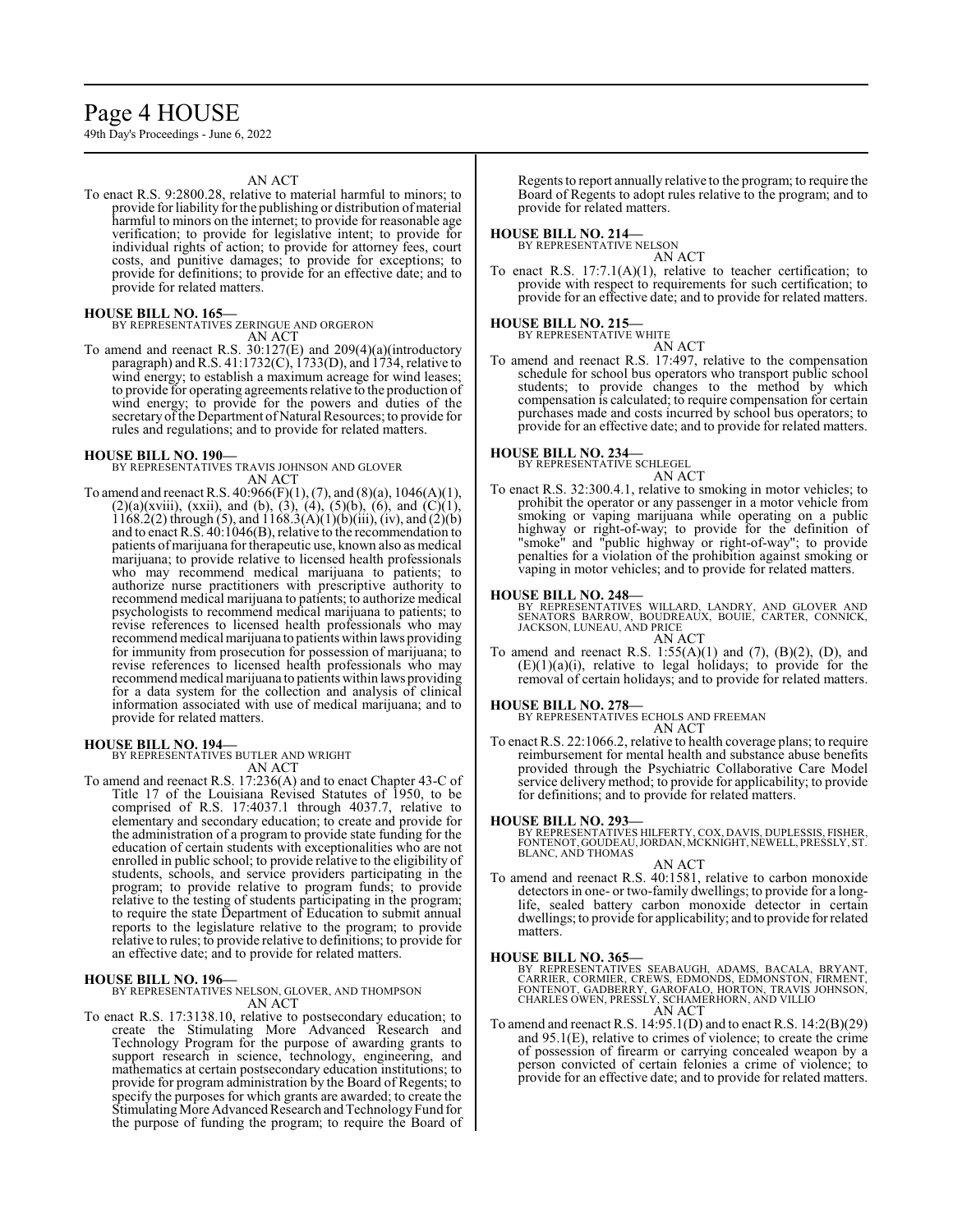AN ACT

To enact R.S. 9:2800.28, relative to material harmful to minors; to provide for liability for the publishing or distribution of material harmful to minors on the internet; to provide for reasonable age verification; to provide for legislative intent; to provide for individual rights of action; to provide for attorney fees, court costs, and punitive damages; to provide for exceptions; to provide for definitions; to provide for an effective date; and to provide for related matters.

**HOUSE BILL NO. 165—**
BY REPRESENTATIVES ZERINGUE AND ORGERON
AN ACT

To amend and reenact R.S. 30:127(E) and 209(4)(a)(introductory paragraph) and R.S. 41:1732(C), 1733(D), and 1734, relative to wind energy; to establish a maximum acreage for wind leases; to provide for operating agreements relative to the production of wind energy; to provide for the powers and duties of the secretary of the Department of Natural Resources; to provide for rules and regulations; and to provide for related matters.

**HOUSE BILL NO. 190—**
BY REPRESENTATIVES TRAVIS JOHNSON AND GLOVER
AN ACT

To amend and reenact R.S. 40:966(F)(1), (7), and (8)(a), 1046(A)(1), (2)(a)(xviii), (xxii), and (b), (3), (4), (5)(b), (6), and (C)(1), 1168.2(2) through (5), and 1168.3(A)(1)(b)(iii), (iv), and (2)(b) and to enact R.S. 40:1046(B), relative to the recommendation to patients of marijuana for therapeutic use, known also as medical marijuana; to provide relative to licensed health professionals who may recommend medical marijuana to patients; to authorize nurse practitioners with prescriptive authority to recommend medical marijuana to patients; to authorize medical psychologists to recommend medical marijuana to patients; to revise references to licensed health professionals who may recommend medical marijuana to patients within laws providing for immunity from prosecution for possession of marijuana; to revise references to licensed health professionals who may recommend medical marijuana to patients within laws providing for a data system for the collection and analysis of clinical information associated with use of medical marijuana; and to provide for related matters.

**HOUSE BILL NO. 194—**
BY REPRESENTATIVES BUTLER AND WRIGHT
AN ACT

To amend and reenact R.S. 17:236(A) and to enact Chapter 43-C of Title 17 of the Louisiana Revised Statutes of 1950, to be comprised of R.S. 17:4037.1 through 4037.7, relative to elementary and secondary education; to create and provide for the administration of a program to provide state funding for the education of certain students with exceptionalities who are not enrolled in public school; to provide relative to the eligibility of students, schools, and service providers participating in the program; to provide relative to program funds; to provide relative to the testing of students participating in the program; to require the state Department of Education to submit annual reports to the legislature relative to the program; to provide relative to rules; to provide relative to definitions; to provide for an effective date; and to provide for related matters.

**HOUSE BILL NO. 196—**
BY REPRESENTATIVES NELSON, GLOVER, AND THOMPSON
AN ACT

To enact R.S. 17:3138.10, relative to postsecondary education; to create the Stimulating More Advanced Research and Technology Program for the purpose of awarding grants to support research in science, technology, engineering, and mathematics at certain postsecondary education institutions; to provide for program administration by the Board of Regents; to specify the purposes for which grants are awarded; to create the Stimulating More Advanced Research and Technology Fund for the purpose of funding the program; to require the Board of Regents to report annually relative to the program; to require the Board of Regents to adopt rules relative to the program; and to provide for related matters.

**HOUSE BILL NO. 214—**
BY REPRESENTATIVE NELSON
AN ACT

To enact R.S. 17:7.1(A)(1), relative to teacher certification; to provide with respect to requirements for such certification; to provide for an effective date; and to provide for related matters.

**HOUSE BILL NO. 215—**
BY REPRESENTATIVE WHITE
AN ACT

To amend and reenact R.S. 17:497, relative to the compensation schedule for school bus operators who transport public school students; to provide changes to the method by which compensation is calculated; to require compensation for certain purchases made and costs incurred by school bus operators; to provide for an effective date; and to provide for related matters.

**HOUSE BILL NO. 234—**
BY REPRESENTATIVE SCHLEGEL
AN ACT

To enact R.S. 32:300.4.1, relative to smoking in motor vehicles; to prohibit the operator or any passenger in a motor vehicle from smoking or vaping marijuana while operating on a public highway or right-of-way; to provide for the definition of "smoke" and "public highway or right-of-way"; to provide penalties for a violation of the prohibition against smoking or vaping in motor vehicles; and to provide for related matters.

**HOUSE BILL NO. 248—**
BY REPRESENTATIVES WILLARD, LANDRY, AND GLOVER AND SENATORS BARROW, BOUDREAUX, BOUIE, CARTER, CONNICK, JACKSON, LUNEAU, AND PRICE
AN ACT

To amend and reenact R.S. 1:55(A)(1) and (7), (B)(2), (D), and (E)(1)(a)(i), relative to legal holidays; to provide for the removal of certain holidays; and to provide for related matters.

**HOUSE BILL NO. 278—**
BY REPRESENTATIVES ECHOLS AND FREEMAN
AN ACT

To enact R.S. 22:1066.2, relative to health coverage plans; to require reimbursement for mental health and substance abuse benefits provided through the Psychiatric Collaborative Care Model service delivery method; to provide for applicability; to provide for definitions; and to provide for related matters.

**HOUSE BILL NO. 293—**
BY REPRESENTATIVES HILFERTY, COX, DAVIS, DUPLESSIS, FISHER, FONTENOT, GOUDEAU, JORDAN, MCKNIGHT, NEWELL, PRESSLY, ST. BLANC, AND THOMAS
AN ACT

To amend and reenact R.S. 40:1581, relative to carbon monoxide detectors in one- or two-family dwellings; to provide for a long-life, sealed battery carbon monoxide detector in certain dwellings; to provide for applicability; and to provide for related matters.

**HOUSE BILL NO. 365—**
BY REPRESENTATIVES SEABAUGH, ADAMS, BACALA, BRYANT, CARRIER, CORMIER, CREWS, EDMONDS, EDMONSTON, FIRMENT, FONTENOT, GADBERRY, GAROFALO, HORTON, TRAVIS JOHNSON, CHARLES OWEN, PRESSLY, SCHAMERHORN, AND VILLIO
AN ACT

To amend and reenact R.S. 14:95.1(D) and to enact R.S. 14:2(B)(29) and 95.1(E), relative to crimes of violence; to create the crime of possession of firearm or carrying concealed weapon by a person convicted of certain felonies a crime of violence; to provide for an effective date; and to provide for related matters.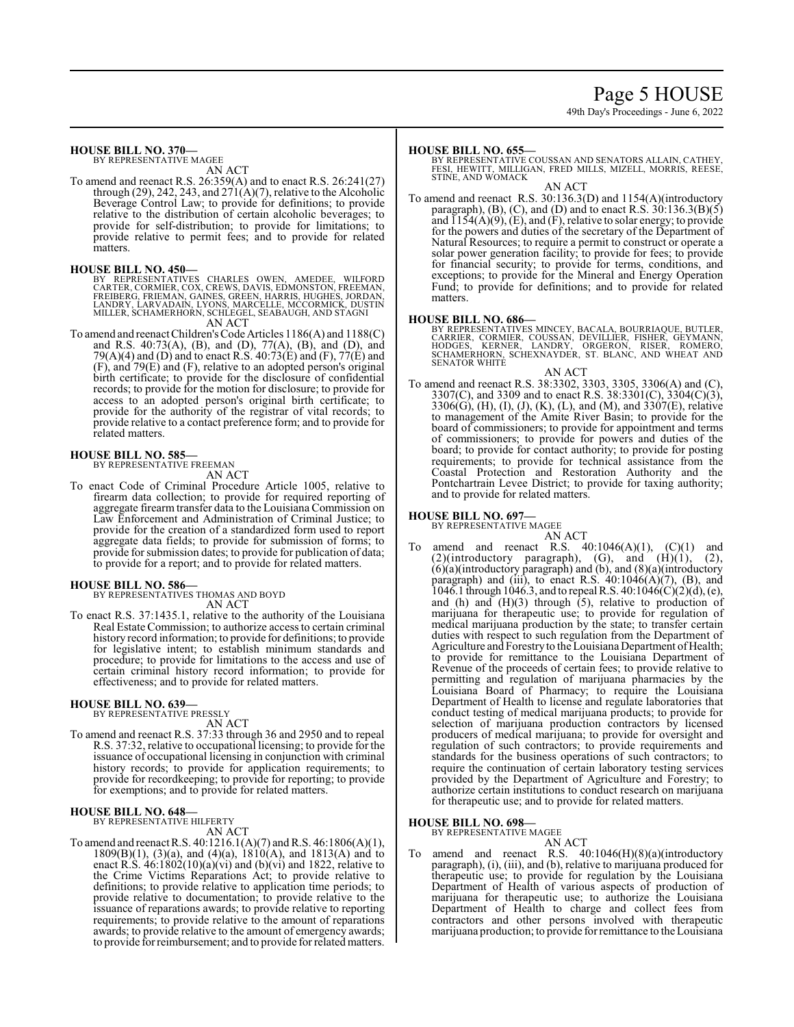**HOUSE BILL NO. 370—**
BY REPRESENTATIVE MAGEE

AN ACT

To amend and reenact R.S. 26:359(A) and to enact R.S. 26:241(27) through (29), 242, 243, and 271(A)(7), relative to the Alcoholic Beverage Control Law; to provide for definitions; to provide relative to the distribution of certain alcoholic beverages; to provide for self-distribution; to provide for limitations; to provide relative to permit fees; and to provide for related matters.

**HOUSE BILL NO. 450—**
BY REPRESENTATIVES CHARLES OWEN, AMEDEE, WILFORD CARTER, CORMIER, COX, CREWS, DAVIS, EDMONSTON, FREEMAN, FREIBERG, FRIEMAN, GAINES, GREEN, HARRIS, HUGHES, JORDAN, LANDRY, LARVADAIN, LYONS, MARCELLE, MCCORMICK, DUSTIN MILLER, SCHAMERHORN, SCHLEGEL, SEABAUGH, AND STAGNI

AN ACT

To amend and reenact Children's Code Articles 1186(A) and 1188(C) and R.S. 40:73(A), (B), and (D), 77(A), (B), and (D), and 79(A)(4) and (D) and to enact R.S. 40:73(E) and (F), 77(E) and (F), and 79(E) and (F), relative to an adopted person's original birth certificate; to provide for the disclosure of confidential records; to provide for the motion for disclosure; to provide for access to an adopted person's original birth certificate; to provide for the authority of the registrar of vital records; to provide relative to a contact preference form; and to provide for related matters.

**HOUSE BILL NO. 585—**
BY REPRESENTATIVE FREEMAN

AN ACT

To enact Code of Criminal Procedure Article 1005, relative to firearm data collection; to provide for required reporting of aggregate firearm transfer data to the Louisiana Commission on Law Enforcement and Administration of Criminal Justice; to provide for the creation of a standardized form used to report aggregate data fields; to provide for submission of forms; to provide for submission dates; to provide for publication of data; to provide for a report; and to provide for related matters.

**HOUSE BILL NO. 586—**
BY REPRESENTATIVES THOMAS AND BOYD

AN ACT

To enact R.S. 37:1435.1, relative to the authority of the Louisiana Real Estate Commission; to authorize access to certain criminal history record information; to provide for definitions; to provide for legislative intent; to establish minimum standards and procedure; to provide for limitations to the access and use of certain criminal history record information; to provide for effectiveness; and to provide for related matters.

**HOUSE BILL NO. 639—**
BY REPRESENTATIVE PRESSLY

AN ACT

To amend and reenact R.S. 37:33 through 36 and 2950 and to repeal R.S. 37:32, relative to occupational licensing; to provide for the issuance of occupational licensing in conjunction with criminal history records; to provide for application requirements; to provide for recordkeeping; to provide for reporting; to provide for exemptions; and to provide for related matters.

**HOUSE BILL NO. 648—**
BY REPRESENTATIVE HILFERTY

AN ACT

To amend and reenact R.S. 40:1216.1(A)(7) and R.S. 46:1806(A)(1), 1809(B)(1), (3)(a), and (4)(a), 1810(A), and 1813(A) and to enact R.S. 46:1802(10)(a)(vi) and (b)(vi) and 1822, relative to the Crime Victims Reparations Act; to provide relative to definitions; to provide relative to application time periods; to provide relative to documentation; to provide relative to the issuance of reparations awards; to provide relative to reporting requirements; to provide relative to the amount of reparations awards; to provide relative to the amount of emergency awards; to provide for reimbursement; and to provide for related matters.

**HOUSE BILL NO. 655—**
BY REPRESENTATIVE COUSSAN AND SENATORS ALLAIN, CATHEY, FESI, HEWITT, MILLIGAN, FRED MILLS, MIZELL, MORRIS, REESE, STINE, AND WOMACK

AN ACT

To amend and reenact R.S. 30:136.3(D) and 1154(A)(introductory paragraph), (B), (C), and (D) and to enact R.S. 30:136.3(B)(5) and 1154(A)(9), (E), and (F), relative to solar energy; to provide for the powers and duties of the secretary of the Department of Natural Resources; to require a permit to construct or operate a solar power generation facility; to provide for fees; to provide for financial security; to provide for terms, conditions, and exceptions; to provide for the Mineral and Energy Operation Fund; to provide for definitions; and to provide for related matters.

**HOUSE BILL NO. 686—**
BY REPRESENTATIVES MINCEY, BACALA, BOURRIAQUE, BUTLER, CARRIER, CORMIER, COUSSAN, DEVILLIER, FISHER, GEYMANN, HODGES, KERNER, LANDRY, ORGERON, RISER, ROMERO, SCHAMERHORN, SCHEXNAYDER, ST. BLANC, AND WHEAT AND SENATOR WHITE

AN ACT

To amend and reenact R.S. 38:3302, 3303, 3305, 3306(A) and (C), 3307(C), and 3309 and to enact R.S. 38:3301(C), 3304(C)(3), 3306(G), (H), (I), (J), (K), (L), and (M), and 3307(E), relative to management of the Amite River Basin; to provide for the board of commissioners; to provide for appointment and terms of commissioners; to provide for powers and duties of the board; to provide for contact authority; to provide for posting requirements; to provide for technical assistance from the Coastal Protection and Restoration Authority and the Pontchartrain Levee District; to provide for taxing authority; and to provide for related matters.

**HOUSE BILL NO. 697—**
BY REPRESENTATIVE MAGEE

AN ACT

To amend and reenact R.S. 40:1046(A)(1), (C)(1) and (2)(introductory paragraph), (G), and (H)(1), (2), (6)(a)(introductory paragraph) and (b), and (8)(a)(introductory paragraph) and (iii), to enact R.S. 40:1046(A)(7), (B), and 1046.1 through 1046.3, and to repeal R.S. 40:1046(C)(2)(d), (e), and (h) and (H)(3) through (5), relative to production of marijuana for therapeutic use; to provide for regulation of medical marijuana production by the state; to transfer certain duties with respect to such regulation from the Department of Agriculture and Forestry to the Louisiana Department of Health; to provide for remittance to the Louisiana Department of Revenue of the proceeds of certain fees; to provide relative to permitting and regulation of marijuana pharmacies by the Louisiana Board of Pharmacy; to require the Louisiana Department of Health to license and regulate laboratories that conduct testing of medical marijuana products; to provide for selection of marijuana production contractors by licensed producers of medical marijuana; to provide for oversight and regulation of such contractors; to provide requirements and standards for the business operations of such contractors; to require the continuation of certain laboratory testing services provided by the Department of Agriculture and Forestry; to authorize certain institutions to conduct research on marijuana for therapeutic use; and to provide for related matters.

**HOUSE BILL NO. 698—**
BY REPRESENTATIVE MAGEE

AN ACT

To amend and reenact R.S. 40:1046(H)(8)(a)(introductory paragraph), (i), (iii), and (b), relative to marijuana produced for therapeutic use; to provide for regulation by the Louisiana Department of Health of various aspects of production of marijuana for therapeutic use; to authorize the Louisiana Department of Health to charge and collect fees from contractors and other persons involved with therapeutic marijuana production; to provide for remittance to the Louisiana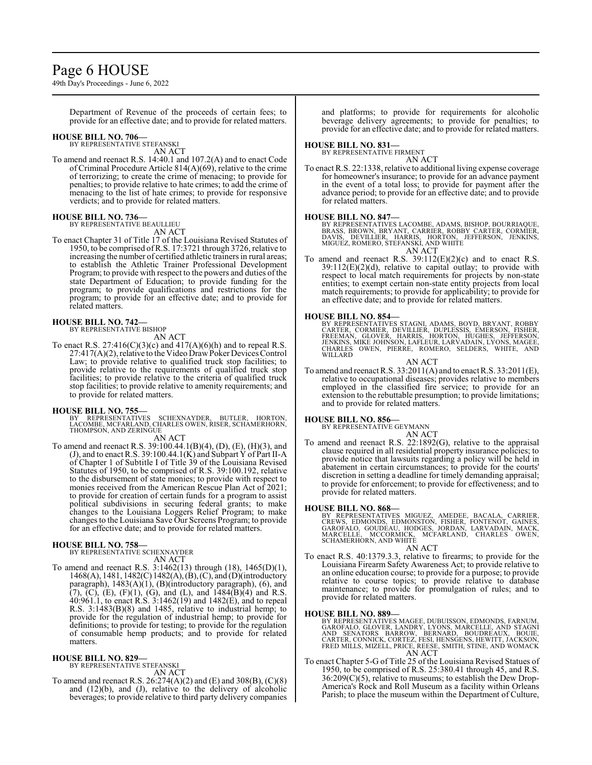Department of Revenue of the proceeds of certain fees; to provide for an effective date; and to provide for related matters.

**HOUSE BILL NO. 706—**
BY REPRESENTATIVE STEFANSKI
AN ACT

To amend and reenact R.S. 14:40.1 and 107.2(A) and to enact Code of Criminal Procedure Article 814(A)(69), relative to the crime of terrorizing; to create the crime of menacing; to provide for penalties; to provide relative to hate crimes; to add the crime of menacing to the list of hate crimes; to provide for responsive verdicts; and to provide for related matters.

**HOUSE BILL NO. 736—**
BY REPRESENTATIVE BEAULLIEU
AN ACT

To enact Chapter 31 of Title 17 of the Louisiana Revised Statutes of 1950, to be comprised of R.S. 17:3721 through 3726, relative to increasing the number of certified athletic trainers in rural areas; to establish the Athletic Trainer Professional Development Program; to provide with respect to the powers and duties of the state Department of Education; to provide funding for the program; to provide qualifications and restrictions for the program; to provide for an effective date; and to provide for related matters.

**HOUSE BILL NO. 742—**
BY REPRESENTATIVE BISHOP
AN ACT

To enact R.S. 27:416(C)(3)(c) and 417(A)(6)(h) and to repeal R.S. 27:417(A)(2), relative to the Video Draw Poker Devices Control Law; to provide relative to qualified truck stop facilities; to provide relative to the requirements of qualified truck stop facilities; to provide relative to the criteria of qualified truck stop facilities; to provide relative to amenity requirements; and to provide for related matters.

**HOUSE BILL NO. 755—**
BY REPRESENTATIVES SCHEXNAYDER, BUTLER, HORTON, LACOMBE, MCFARLAND, CHARLES OWEN, RISER, SCHAMERHORN, THOMPSON, AND ZERINGUE
AN ACT

To amend and reenact R.S. 39:100.44.1(B)(4), (D), (E), (H)(3), and (J), and to enact R.S. 39:100.44.1(K) and Subpart Y of Part II-A of Chapter 1 of Subtitle I of Title 39 of the Louisiana Revised Statutes of 1950, to be comprised of R.S. 39:100.192, relative to the disbursement of state monies; to provide with respect to monies received from the American Rescue Plan Act of 2021; to provide for creation of certain funds for a program to assist political subdivisions in securing federal grants; to make changes to the Louisiana Loggers Relief Program; to make changes to the Louisiana Save Our Screens Program; to provide for an effective date; and to provide for related matters.

**HOUSE BILL NO. 758—**
BY REPRESENTATIVE SCHEXNAYDER
AN ACT

To amend and reenact R.S. 3:1462(13) through (18), 1465(D)(1), 1468(A), 1481, 1482(C) 1482(A), (B), (C), and (D)(introductory paragraph), 1483(A)(1), (B)(introductory paragraph), (6), and (7), (C), (E), (F)(1), (G), and (L), and 1484(B)(4) and R.S. 40:961.1, to enact R.S. 3:1462(19) and 1482(E), and to repeal R.S. 3:1483(B)(8) and 1485, relative to industrial hemp; to provide for the regulation of industrial hemp; to provide for definitions; to provide for testing; to provide for the regulation of consumable hemp products; and to provide for related matters.

**HOUSE BILL NO. 829—**
BY REPRESENTATIVE STEFANSKI
AN ACT

To amend and reenact R.S. 26:274(A)(2) and (E) and 308(B), (C)(8) and (12)(b), and (J), relative to the delivery of alcoholic beverages; to provide relative to third party delivery companies and platforms; to provide for requirements for alcoholic beverage delivery agreements; to provide for penalties; to provide for an effective date; and to provide for related matters.

**HOUSE BILL NO. 831—**
BY REPRESENTATIVE FIRMENT
AN ACT

To enact R.S. 22:1338, relative to additional living expense coverage for homeowner's insurance; to provide for an advance payment in the event of a total loss; to provide for payment after the advance period; to provide for an effective date; and to provide for related matters.

**HOUSE BILL NO. 847—**
BY REPRESENTATIVES LACOMBE, ADAMS, BISHOP, BOURRIAQUE, BRASS, BROWN, BRYANT, CARRIER, ROBBY CARTER, CORMIER, DAVIS, DEVILLIER, HARRIS, HORTON, JEFFERSON, JENKINS, MIGUEZ, ROMERO, STEFANSKI, AND WHITE
AN ACT

To amend and reenact R.S. 39:112(E)(2)(c) and to enact R.S. 39:112(E)(2)(d), relative to capital outlay; to provide with respect to local match requirements for projects by non-state entities; to exempt certain non-state entity projects from local match requirements; to provide for applicability; to provide for an effective date; and to provide for related matters.

**HOUSE BILL NO. 854—**
BY REPRESENTATIVES STAGNI, ADAMS, BOYD, BRYANT, ROBBY CARTER, CORMIER, DEVILLIER, DUPLESSIS, EMERSON, FISHER, FREEMAN, GLOVER, HARRIS, HORTON, HUGHES, JEFFERSON, JENKINS, MIKE JOHNSON, LAFLEUR, LARVADAIN, LYONS, MAGEE, CHARLES OWEN, PIERRE, ROMERO, SELDERS, WHITE, AND WILLARD
AN ACT

To amend and reenact R.S. 33:2011(A) and to enact R.S. 33:2011(E), relative to occupational diseases; provides relative to members employed in the classified fire service; to provide for an extension to the rebuttable presumption; to provide limitations; and to provide for related matters.

**HOUSE BILL NO. 856—**
BY REPRESENTATIVE GEYMANN
AN ACT

To amend and reenact R.S. 22:1892(G), relative to the appraisal clause required in all residential property insurance policies; to provide notice that lawsuits regarding a policy will be held in abatement in certain circumstances; to provide for the courts' discretion in setting a deadline for timely demanding appraisal; to provide for enforcement; to provide for effectiveness; and to provide for related matters.

**HOUSE BILL NO. 868—**
BY REPRESENTATIVES MIGUEZ, AMEDEE, BACALA, CARRIER, CREWS, EDMONDS, EDMONSTON, FISHER, FONTENOT, GAINES, GAROFALO, GOUDEAU, HODGES, JORDAN, LARVADAIN, MACK, MARCELLE, MCCORMICK, MCFARLAND, CHARLES OWEN, SCHAMERHORN, AND WHITE
AN ACT

To enact R.S. 40:1379.3.3, relative to firearms; to provide for the Louisiana Firearm Safety Awareness Act; to provide relative to an online education course; to provide for a purpose; to provide relative to course topics; to provide relative to database maintenance; to provide for promulgation of rules; and to provide for related matters.

**HOUSE BILL NO. 889—**
BY REPRESENTATIVES MAGEE, DUBUISSON, EDMONDS, FARNUM, GAROFALO, GLOVER, LANDRY, LYONS, MARCELLE, AND STAGNI AND SENATORS BARROW, BERNARD, BOUDREAUX, BOUIE, CARTER, CONNICK, CORTEZ, FESI, HENSGENS, HEWITT, JACKSON, FRED MILLS, MIZELL, PRICE, REESE, SMITH, STINE, AND WOMACK
AN ACT

To enact Chapter 5-G of Title 25 of the Louisiana Revised Statues of 1950, to be comprised of R.S. 25:380.41 through 45, and R.S. 36:209(C)(5), relative to museums; to establish the Dew Drop-America's Rock and Roll Museum as a facility within Orleans Parish; to place the museum within the Department of Culture,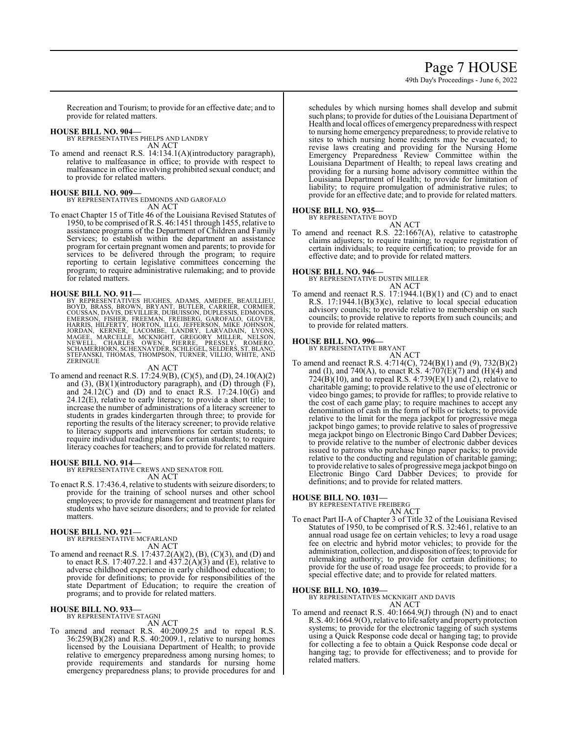Recreation and Tourism; to provide for an effective date; and to provide for related matters.

**HOUSE BILL NO. 904—**
BY REPRESENTATIVES PHELPS AND LANDRY
AN ACT

To amend and reenact R.S. 14:134.1(A)(introductory paragraph), relative to malfeasance in office; to provide with respect to malfeasance in office involving prohibited sexual conduct; and to provide for related matters.

**HOUSE BILL NO. 909—**
BY REPRESENTATIVES EDMONDS AND GAROFALO
AN ACT

To enact Chapter 15 of Title 46 of the Louisiana Revised Statutes of 1950, to be comprised of R.S. 46:1451 through 1455, relative to assistance programs of the Department of Children and Family Services; to establish within the department an assistance program for certain pregnant women and parents; to provide for services to be delivered through the program; to require reporting to certain legislative committees concerning the program; to require administrative rulemaking; and to provide for related matters.

**HOUSE BILL NO. 911—**
BY REPRESENTATIVES HUGHES, ADAMS, AMEDEE, BEAULLIEU, BOYD, BRASS, BROWN, BRYANT, BUTLER, CARRIER, CORMIER, COUSSAN, DAVIS, DEVILLIER, DUBUISSON, DUPLESSIS, EDMONDS, EMERSON, FISHER, FREEMAN, FREIBERG, GAROFALO, GLOVER, HARRIS, HILFERTY, HORTON, ILLG, JEFFERSON, MIKE JOHNSON, JORDAN, KERNER, LACOMBE, LANDRY, LARVADAIN, LYONS, MAGEE, MARCELLE, MCKNIGHT, GREGORY MILLER, NELSON, NEWELL, CHARLES OWEN, PIERRE, PRESSLY, ROMERO, SCHAMERHORN, SCHEXNAYDER, SCHLEGEL, SELDERS, ST. BLANC, STEFANSKI, THOMAS, THOMPSON, TURNER, VILLIO, WHITE, AND ZERINGUE
AN ACT

To amend and reenact R.S. 17:24.9(B), (C)(5), and (D), 24.10(A)(2) and (3), (B)(1)(introductory paragraph), and (D) through (F), and 24.12(C) and (D) and to enact R.S. 17:24.10(G) and 24.12(E), relative to early literacy; to provide a short title; to increase the number of administrations of a literacy screener to students in grades kindergarten through three; to provide for reporting the results of the literacy screener; to provide relative to literacy supports and interventions for certain students; to require individual reading plans for certain students; to require literacy coaches for teachers; and to provide for related matters.

**HOUSE BILL NO. 914—**
BY REPRESENTATIVE CREWS AND SENATOR FOIL
AN ACT

To enact R.S. 17:436.4, relative to students with seizure disorders; to provide for the training of school nurses and other school employees; to provide for management and treatment plans for students who have seizure disorders; and to provide for related matters.

**HOUSE BILL NO. 921—**
BY REPRESENTATIVE MCFARLAND
AN ACT

To amend and reenact R.S. 17:437.2(A)(2), (B), (C)(3), and (D) and to enact R.S. 17:407.22.1 and 437.2(A)(3) and (E), relative to adverse childhood experience in early childhood education; to provide for definitions; to provide for responsibilities of the state Department of Education; to require the creation of programs; and to provide for related matters.

**HOUSE BILL NO. 933—**
BY REPRESENTATIVE STAGNI
AN ACT

To amend and reenact R.S. 40:2009.25 and to repeal R.S. 36:259(B)(28) and R.S. 40:2009.1, relative to nursing homes licensed by the Louisiana Department of Health; to provide relative to emergency preparedness among nursing homes; to provide requirements and standards for nursing home emergency preparedness plans; to provide procedures for and schedules by which nursing homes shall develop and submit such plans; to provide for duties of the Louisiana Department of Health and local offices of emergency preparedness with respect to nursing home emergency preparedness; to provide relative to sites to which nursing home residents may be evacuated; to revise laws creating and providing for the Nursing Home Emergency Preparedness Review Committee within the Louisiana Department of Health; to repeal laws creating and providing for a nursing home advisory committee within the Louisiana Department of Health; to provide for limitation of liability; to require promulgation of administrative rules; to provide for an effective date; and to provide for related matters.

**HOUSE BILL NO. 935—**
BY REPRESENTATIVE BOYD
AN ACT

To amend and reenact R.S. 22:1667(A), relative to catastrophe claims adjusters; to require training; to require registration of certain individuals; to require certification; to provide for an effective date; and to provide for related matters.

**HOUSE BILL NO. 946—**
BY REPRESENTATIVE DUSTIN MILLER
AN ACT

To amend and reenact R.S. 17:1944.1(B)(1) and (C) and to enact R.S. 17:1944.1(B)(3)(c), relative to local special education advisory councils; to provide relative to membership on such councils; to provide relative to reports from such councils; and to provide for related matters.

**HOUSE BILL NO. 996—**
BY REPRESENTATIVE BRYANT
AN ACT

To amend and reenact R.S. 4:714(C), 724(B)(1) and (9), 732(B)(2) and (I), and 740(A), to enact R.S. 4:707(E)(7) and (H)(4) and 724(B)(10), and to repeal R.S. 4:739(E)(1) and (2), relative to charitable gaming; to provide relative to the use of electronic or video bingo games; to provide for raffles; to provide relative to the cost of each game play; to require machines to accept any denomination of cash in the form of bills or tickets; to provide relative to the limit for the mega jackpot for progressive mega jackpot bingo games; to provide relative to sales of progressive mega jackpot bingo on Electronic Bingo Card Dabber Devices; to provide relative to the number of electronic dabber devices issued to patrons who purchase bingo paper packs; to provide relative to the conducting and regulation of charitable gaming; to provide relative to sales of progressive mega jackpot bingo on Electronic Bingo Card Dabber Devices; to provide for definitions; and to provide for related matters.

**HOUSE BILL NO. 1031—**
BY REPRESENTATIVE FREIBERG
AN ACT

To enact Part II-A of Chapter 3 of Title 32 of the Louisiana Revised Statutes of 1950, to be comprised of R.S. 32:461, relative to an annual road usage fee on certain vehicles; to levy a road usage fee on electric and hybrid motor vehicles; to provide for the administration, collection, and disposition of fees; to provide for rulemaking authority; to provide for certain definitions; to provide for the use of road usage fee proceeds; to provide for a special effective date; and to provide for related matters.

**HOUSE BILL NO. 1039—**
BY REPRESENTATIVES MCKNIGHT AND DAVIS
AN ACT

To amend and reenact R.S. 40:1664.9(J) through (N) and to enact R.S. 40:1664.9(O), relative to life safety and property protection systems; to provide for the electronic tagging of such systems using a Quick Response code decal or hanging tag; to provide for collecting a fee to obtain a Quick Response code decal or hanging tag; to provide for effectiveness; and to provide for related matters.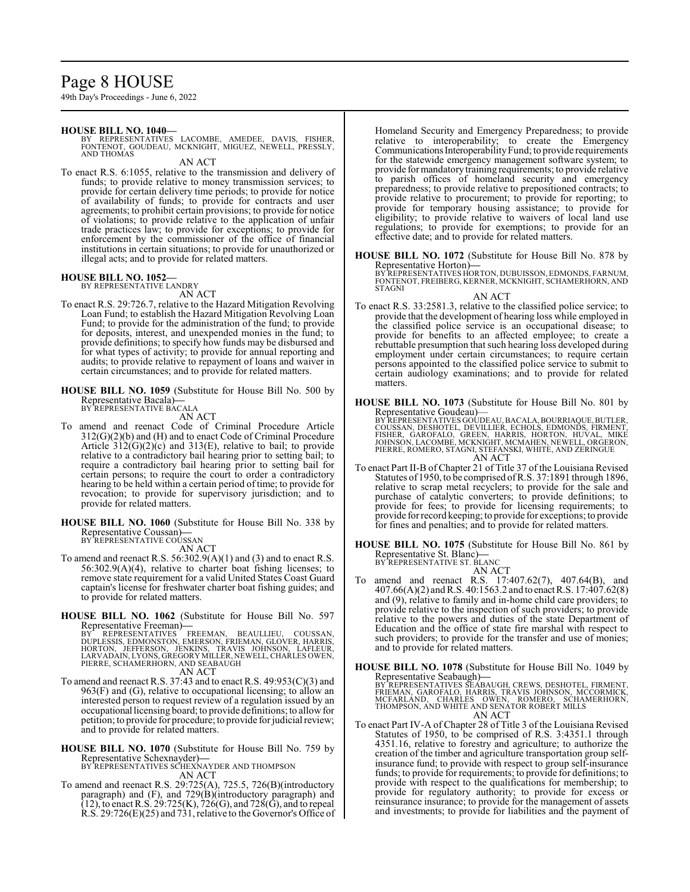**HOUSE BILL NO. 1040—**

BY REPRESENTATIVES LACOMBE, AMEDEE, DAVIS, FISHER, FONTENOT, GOUDEAU, MCKNIGHT, MIGUEZ, NEWELL, PRESSLY, AND THOMAS

AN ACT

To enact R.S. 6:1055, relative to the transmission and delivery of funds; to provide relative to money transmission services; to provide for certain delivery time periods; to provide for notice of availability of funds; to provide for contracts and user agreements; to prohibit certain provisions; to provide for notice of violations; to provide relative to the application of unfair trade practices law; to provide for exceptions; to provide for enforcement by the commissioner of the office of financial institutions in certain situations; to provide for unauthorized or illegal acts; and to provide for related matters.

**HOUSE BILL NO. 1052—**

BY REPRESENTATIVE LANDRY

AN ACT

To enact R.S. 29:726.7, relative to the Hazard Mitigation Revolving Loan Fund; to establish the Hazard Mitigation Revolving Loan Fund; to provide for the administration of the fund; to provide for deposits, interest, and unexpended monies in the fund; to provide definitions; to specify how funds may be disbursed and for what types of activity; to provide for annual reporting and audits; to provide relative to repayment of loans and waiver in certain circumstances; and to provide for related matters.

**HOUSE BILL NO. 1059** (Substitute for House Bill No. 500 by Representative Bacala)**—**

BY REPRESENTATIVE BACALA

AN ACT

To amend and reenact Code of Criminal Procedure Article 312(G)(2)(b) and (H) and to enact Code of Criminal Procedure Article 312(G)(2)(c) and 313(E), relative to bail; to provide relative to a contradictory bail hearing prior to setting bail; to require a contradictory bail hearing prior to setting bail for certain persons; to require the court to order a contradictory hearing to be held within a certain period of time; to provide for revocation; to provide for supervisory jurisdiction; and to provide for related matters.

**HOUSE BILL NO. 1060** (Substitute for House Bill No. 338 by Representative Coussan)**—**

BY REPRESENTATIVE COUSSAN

AN ACT

To amend and reenact R.S. 56:302.9(A)(1) and (3) and to enact R.S. 56:302.9(A)(4), relative to charter boat fishing licenses; to remove state requirement for a valid United States Coast Guard captain's license for freshwater charter boat fishing guides; and to provide for related matters.

**HOUSE BILL NO. 1062** (Substitute for House Bill No. 597 Representative Freeman)**—**

BY REPRESENTATIVES FREEMAN, BEAULLIEU, COUSSAN, DUPLESSIS, EDMONSTON, EMERSON, FRIEMAN, GLOVER, HARRIS, HORTON, JEFFERSON, JENKINS, TRAVIS JOHNSON, LAFLEUR, LARVADAIN, LYONS, GREGORY MILLER, NEWELL, CHARLES OWEN, PIERRE, SCHAMERHORN, AND SEABAUGH

AN ACT

To amend and reenact R.S. 37:43 and to enact R.S. 49:953(C)(3) and 963(F) and (G), relative to occupational licensing; to allow an interested person to request review of a regulation issued by an occupational licensing board; to provide definitions; to allow for petition; to provide for procedure; to provide for judicial review; and to provide for related matters.

**HOUSE BILL NO. 1070** (Substitute for House Bill No. 759 by Representative Schexnayder)**—**

BY REPRESENTATIVES SCHEXNAYDER AND THOMPSON

AN ACT

To amend and reenact R.S. 29:725(A), 725.5, 726(B)(introductory paragraph) and (F), and 729(B)(introductory paragraph) and (12), to enact R.S. 29:725(K), 726(G), and 728(G), and to repeal R.S. 29:726(E)(25) and 731, relative to the Governor's Office of Homeland Security and Emergency Preparedness; to provide relative to interoperability; to create the Emergency Communications Interoperability Fund; to provide requirements for the statewide emergency management software system; to provide for mandatory training requirements; to provide relative to parish offices of homeland security and emergency preparedness; to provide relative to prepositioned contracts; to provide relative to procurement; to provide for reporting; to provide for temporary housing assistance; to provide for eligibility; to provide relative to waivers of local land use regulations; to provide for exemptions; to provide for an effective date; and to provide for related matters.

**HOUSE BILL NO. 1072** (Substitute for House Bill No. 878 by Representative Horton)**—**

BY REPRESENTATIVES HORTON, DUBUISSON, EDMONDS, FARNUM, FONTENOT, FREIBERG, KERNER, MCKNIGHT, SCHAMERHORN, AND STAGNI

AN ACT

To enact R.S. 33:2581.3, relative to the classified police service; to provide that the development of hearing loss while employed in the classified police service is an occupational disease; to provide for benefits to an affected employee; to create a rebuttable presumption that such hearing loss developed during employment under certain circumstances; to require certain persons appointed to the classified police service to submit to certain audiology examinations; and to provide for related matters.

**HOUSE BILL NO. 1073** (Substitute for House Bill No. 801 by Representative Goudeau)—

BY REPRESENTATIVES GOUDEAU, BACALA, BOURRIAQUE, BUTLER, COUSSAN, DESHOTEL, DEVILLIER, ECHOLS, EDMONDS, FIRMENT, FISHER, GAROFALO, GREEN, HARRIS, HORTON, HUVAL, MIKE JOHNSON, LACOMBE, MCKNIGHT, MCMAHEN, NEWELL, ORGERON, PIERRE, ROMERO, STAGNI, STEFANSKI, WHITE, AND ZERINGUE

AN ACT

To enact Part II-B of Chapter 21 of Title 37 of the Louisiana Revised Statutes of 1950, to be comprised of R.S. 37:1891 through 1896, relative to scrap metal recyclers; to provide for the sale and purchase of catalytic converters; to provide definitions; to provide for fees; to provide for licensing requirements; to provide for record keeping; to provide for exceptions; to provide for fines and penalties; and to provide for related matters.

**HOUSE BILL NO. 1075** (Substitute for House Bill No. 861 by Representative St. Blanc)**—**

BY REPRESENTATIVE ST. BLANC

AN ACT

To amend and reenact R.S. 17:407.62(7), 407.64(B), and 407.66(A)(2) and R.S. 40:1563.2 and to enact R.S. 17:407.62(8) and (9), relative to family and in-home child care providers; to provide relative to the inspection of such providers; to provide relative to the powers and duties of the state Department of Education and the office of state fire marshal with respect to such providers; to provide for the transfer and use of monies; and to provide for related matters.

**HOUSE BILL NO. 1078** (Substitute for House Bill No. 1049 by Representative Seabaugh)**—**

BY REPRESENTATIVES SEABAUGH, CREWS, DESHOTEL, FIRMENT, FRIEMAN, GAROFALO, HARRIS, TRAVIS JOHNSON, MCCORMICK, MCFARLAND, CHARLES OWEN, ROMERO, SCHAMERHORN, THOMPSON, AND WHITE AND SENATOR ROBERT MILLS

AN ACT

To enact Part IV-A of Chapter 28 of Title 3 of the Louisiana Revised Statutes of 1950, to be comprised of R.S. 3:4351.1 through 4351.16, relative to forestry and agriculture; to authorize the creation of the timber and agriculture transportation group self-insurance fund; to provide with respect to group self-insurance funds; to provide for requirements; to provide for definitions; to provide with respect to the qualifications for membership; to provide for regulatory authority; to provide for excess or reinsurance insurance; to provide for the management of assets and investments; to provide for liabilities and the payment of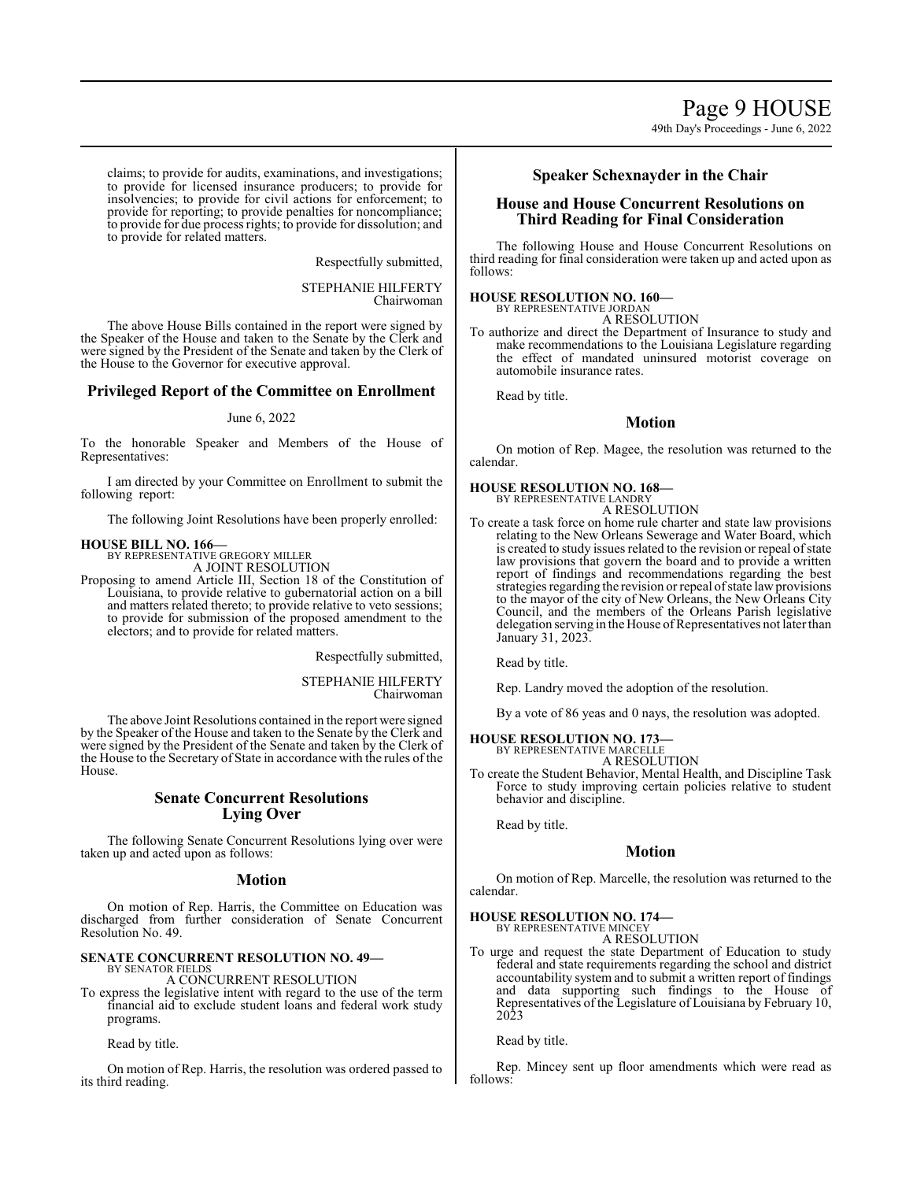claims; to provide for audits, examinations, and investigations; to provide for licensed insurance producers; to provide for insolvencies; to provide for civil actions for enforcement; to provide for reporting; to provide penalties for noncompliance; to provide for due process rights; to provide for dissolution; and to provide for related matters.

Respectfully submitted,

STEPHANIE HILFERTY
Chairwoman

The above House Bills contained in the report were signed by the Speaker of the House and taken to the Senate by the Clerk and were signed by the President of the Senate and taken by the Clerk of the House to the Governor for executive approval.

## Privileged Report of the Committee on Enrollment

June 6, 2022

To the honorable Speaker and Members of the House of Representatives:

I am directed by your Committee on Enrollment to submit the following report:

The following Joint Resolutions have been properly enrolled:

**HOUSE BILL NO. 166—**
BY REPRESENTATIVE GREGORY MILLER
A JOINT RESOLUTION

Proposing to amend Article III, Section 18 of the Constitution of Louisiana, to provide relative to gubernatorial action on a bill and matters related thereto; to provide relative to veto sessions; to provide for submission of the proposed amendment to the electors; and to provide for related matters.

Respectfully submitted,

STEPHANIE HILFERTY
Chairwoman

The above Joint Resolutions contained in the report were signed by the Speaker of the House and taken to the Senate by the Clerk and were signed by the President of the Senate and taken by the Clerk of the House to the Secretary of State in accordance with the rules of the House.

## Senate Concurrent Resolutions Lying Over

The following Senate Concurrent Resolutions lying over were taken up and acted upon as follows:

### Motion

On motion of Rep. Harris, the Committee on Education was discharged from further consideration of Senate Concurrent Resolution No. 49.

**SENATE CONCURRENT RESOLUTION NO. 49—**
BY SENATOR FIELDS
A CONCURRENT RESOLUTION

To express the legislative intent with regard to the use of the term financial aid to exclude student loans and federal work study programs.

Read by title.

On motion of Rep. Harris, the resolution was ordered passed to its third reading.

## Speaker Schexnayder in the Chair

## House and House Concurrent Resolutions on Third Reading for Final Consideration

The following House and House Concurrent Resolutions on third reading for final consideration were taken up and acted upon as follows:

**HOUSE RESOLUTION NO. 160—**
BY REPRESENTATIVE JORDAN
A RESOLUTION

To authorize and direct the Department of Insurance to study and make recommendations to the Louisiana Legislature regarding the effect of mandated uninsured motorist coverage on automobile insurance rates.

Read by title.

### Motion

On motion of Rep. Magee, the resolution was returned to the calendar.

**HOUSE RESOLUTION NO. 168—**
BY REPRESENTATIVE LANDRY
A RESOLUTION

To create a task force on home rule charter and state law provisions relating to the New Orleans Sewerage and Water Board, which is created to study issues related to the revision or repeal of state law provisions that govern the board and to provide a written report of findings and recommendations regarding the best strategies regarding the revision or repeal of state law provisions to the mayor of the city of New Orleans, the New Orleans City Council, and the members of the Orleans Parish legislative delegation serving in the House of Representatives not later than January 31, 2023.

Read by title.

Rep. Landry moved the adoption of the resolution.

By a vote of 86 yeas and 0 nays, the resolution was adopted.

**HOUSE RESOLUTION NO. 173—**
BY REPRESENTATIVE MARCELLE
A RESOLUTION

To create the Student Behavior, Mental Health, and Discipline Task Force to study improving certain policies relative to student behavior and discipline.

Read by title.

### Motion

On motion of Rep. Marcelle, the resolution was returned to the calendar.

**HOUSE RESOLUTION NO. 174—**
BY REPRESENTATIVE MINCEY
A RESOLUTION

To urge and request the state Department of Education to study federal and state requirements regarding the school and district accountability system and to submit a written report of findings and data supporting such findings to the House of Representatives of the Legislature of Louisiana by February 10, 2023

Read by title.

Rep. Mincey sent up floor amendments which were read as follows: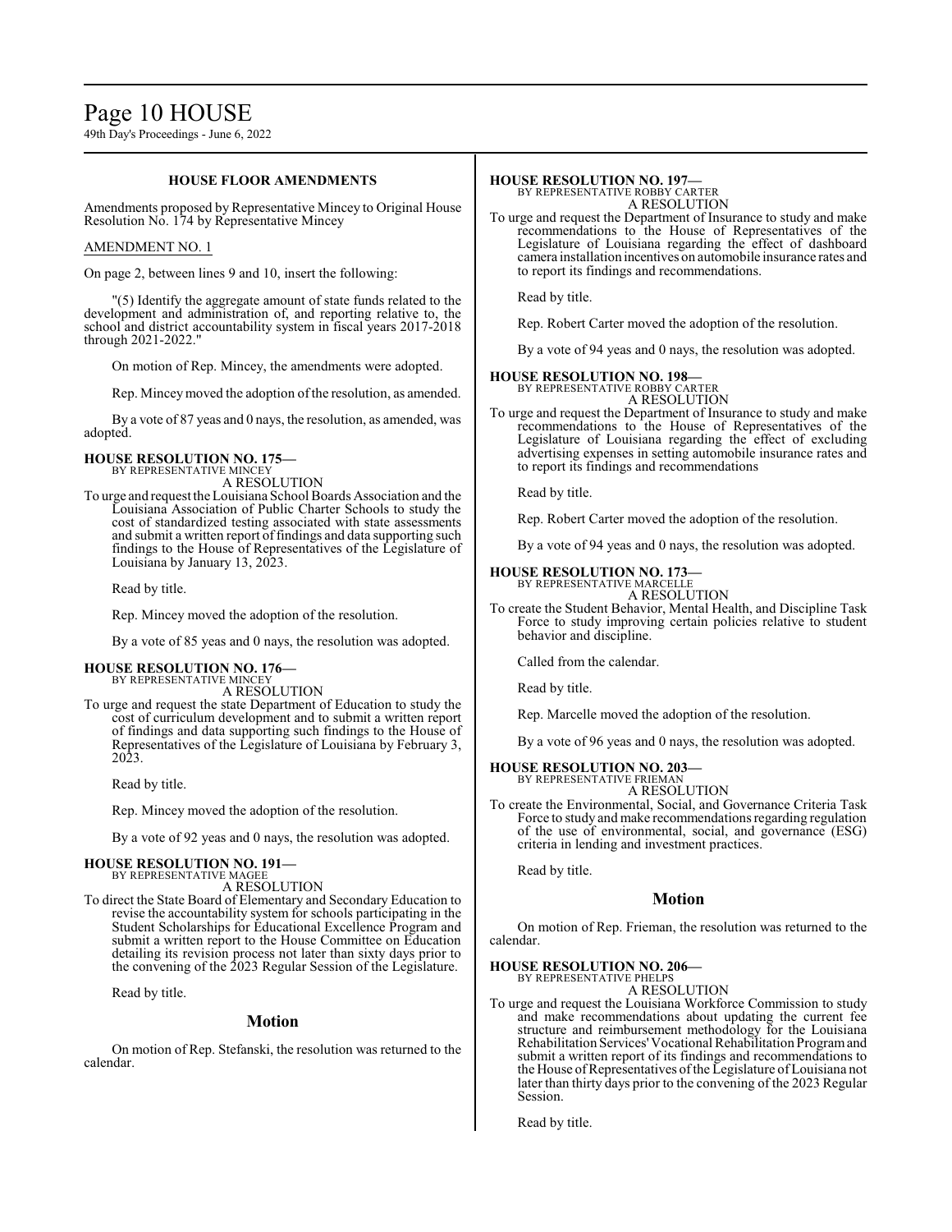### HOUSE FLOOR AMENDMENTS

Amendments proposed by Representative Mincey to Original House Resolution No. 174 by Representative Mincey

AMENDMENT NO. 1

On page 2, between lines 9 and 10, insert the following:

"(5) Identify the aggregate amount of state funds related to the development and administration of, and reporting relative to, the school and district accountability system in fiscal years 2017-2018 through 2021-2022."

On motion of Rep. Mincey, the amendments were adopted.

Rep. Mincey moved the adoption of the resolution, as amended.

By a vote of 87 yeas and 0 nays, the resolution, as amended, was adopted.

**HOUSE RESOLUTION NO. 175—**
BY REPRESENTATIVE MINCEY
A RESOLUTION

To urge and request the Louisiana School Boards Association and the Louisiana Association of Public Charter Schools to study the cost of standardized testing associated with state assessments and submit a written report of findings and data supporting such findings to the House of Representatives of the Legislature of Louisiana by January 13, 2023.

Read by title.

Rep. Mincey moved the adoption of the resolution.

By a vote of 85 yeas and 0 nays, the resolution was adopted.

**HOUSE RESOLUTION NO. 176—**
BY REPRESENTATIVE MINCEY
A RESOLUTION

To urge and request the state Department of Education to study the cost of curriculum development and to submit a written report of findings and data supporting such findings to the House of Representatives of the Legislature of Louisiana by February 3, 2023.

Read by title.

Rep. Mincey moved the adoption of the resolution.

By a vote of 92 yeas and 0 nays, the resolution was adopted.

**HOUSE RESOLUTION NO. 191—**
BY REPRESENTATIVE MAGEE
A RESOLUTION

To direct the State Board of Elementary and Secondary Education to revise the accountability system for schools participating in the Student Scholarships for Educational Excellence Program and submit a written report to the House Committee on Education detailing its revision process not later than sixty days prior to the convening of the 2023 Regular Session of the Legislature.

Read by title.

## Motion

On motion of Rep. Stefanski, the resolution was returned to the calendar.

**HOUSE RESOLUTION NO. 197—**
BY REPRESENTATIVE ROBBY CARTER
A RESOLUTION

To urge and request the Department of Insurance to study and make recommendations to the House of Representatives of the Legislature of Louisiana regarding the effect of dashboard camera installation incentives on automobile insurance rates and to report its findings and recommendations.

Read by title.

Rep. Robert Carter moved the adoption of the resolution.

By a vote of 94 yeas and 0 nays, the resolution was adopted.

**HOUSE RESOLUTION NO. 198—**
BY REPRESENTATIVE ROBBY CARTER
A RESOLUTION

To urge and request the Department of Insurance to study and make recommendations to the House of Representatives of the Legislature of Louisiana regarding the effect of excluding advertising expenses in setting automobile insurance rates and to report its findings and recommendations

Read by title.

Rep. Robert Carter moved the adoption of the resolution.

By a vote of 94 yeas and 0 nays, the resolution was adopted.

**HOUSE RESOLUTION NO. 173—**
BY REPRESENTATIVE MARCELLE
A RESOLUTION

To create the Student Behavior, Mental Health, and Discipline Task Force to study improving certain policies relative to student behavior and discipline.

Called from the calendar.

Read by title.

Rep. Marcelle moved the adoption of the resolution.

By a vote of 96 yeas and 0 nays, the resolution was adopted.

**HOUSE RESOLUTION NO. 203—**
BY REPRESENTATIVE FRIEMAN
A RESOLUTION

To create the Environmental, Social, and Governance Criteria Task Force to study and make recommendations regarding regulation of the use of environmental, social, and governance (ESG) criteria in lending and investment practices.

Read by title.

## Motion

On motion of Rep. Frieman, the resolution was returned to the calendar.

**HOUSE RESOLUTION NO. 206—**
BY REPRESENTATIVE PHELPS
A RESOLUTION

To urge and request the Louisiana Workforce Commission to study and make recommendations about updating the current fee structure and reimbursement methodology for the Louisiana Rehabilitation Services' Vocational Rehabilitation Program and submit a written report of its findings and recommendations to the House of Representatives of the Legislature of Louisiana not later than thirty days prior to the convening of the 2023 Regular Session.

Read by title.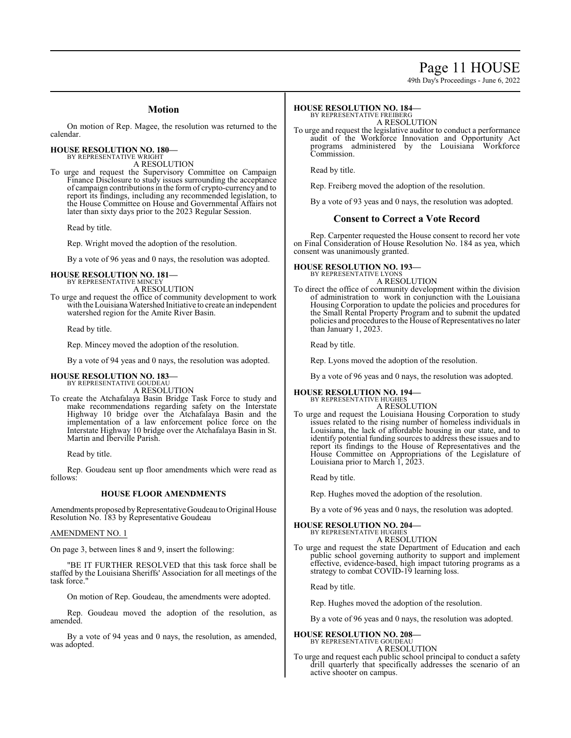## Motion

On motion of Rep. Magee, the resolution was returned to the calendar.

**HOUSE RESOLUTION NO. 180—**
BY REPRESENTATIVE WRIGHT
A RESOLUTION

To urge and request the Supervisory Committee on Campaign Finance Disclosure to study issues surrounding the acceptance of campaign contributions in the form of crypto-currency and to report its findings, including any recommended legislation, to the House Committee on House and Governmental Affairs not later than sixty days prior to the 2023 Regular Session.

Read by title.

Rep. Wright moved the adoption of the resolution.

By a vote of 96 yeas and 0 nays, the resolution was adopted.

**HOUSE RESOLUTION NO. 181—**
BY REPRESENTATIVE MINCEY
A RESOLUTION

To urge and request the office of community development to work with the Louisiana Watershed Initiative to create an independent watershed region for the Amite River Basin.

Read by title.

Rep. Mincey moved the adoption of the resolution.

By a vote of 94 yeas and 0 nays, the resolution was adopted.

**HOUSE RESOLUTION NO. 183—**
BY REPRESENTATIVE GOUDEAU
A RESOLUTION

To create the Atchafalaya Basin Bridge Task Force to study and make recommendations regarding safety on the Interstate Highway 10 bridge over the Atchafalaya Basin and the implementation of a law enforcement police force on the Interstate Highway 10 bridge over the Atchafalaya Basin in St. Martin and Iberville Parish.

Read by title.

Rep. Goudeau sent up floor amendments which were read as follows:

### HOUSE FLOOR AMENDMENTS

Amendments proposed by Representative Goudeau to Original House Resolution No. 183 by Representative Goudeau

AMENDMENT NO. 1

On page 3, between lines 8 and 9, insert the following:

"BE IT FURTHER RESOLVED that this task force shall be staffed by the Louisiana Sheriffs' Association for all meetings of the task force."

On motion of Rep. Goudeau, the amendments were adopted.

Rep. Goudeau moved the adoption of the resolution, as amended.

By a vote of 94 yeas and 0 nays, the resolution, as amended, was adopted.

**HOUSE RESOLUTION NO. 184—**
BY REPRESENTATIVE FREIBERG
A RESOLUTION

To urge and request the legislative auditor to conduct a performance audit of the Workforce Innovation and Opportunity Act programs administered by the Louisiana Workforce Commission.

Read by title.

Rep. Freiberg moved the adoption of the resolution.

By a vote of 93 yeas and 0 nays, the resolution was adopted.

## Consent to Correct a Vote Record

Rep. Carpenter requested the House consent to record her vote on Final Consideration of House Resolution No. 184 as yea, which consent was unanimously granted.

**HOUSE RESOLUTION NO. 193—**
BY REPRESENTATIVE LYONS
A RESOLUTION

To direct the office of community development within the division of administration to work in conjunction with the Louisiana Housing Corporation to update the policies and procedures for the Small Rental Property Program and to submit the updated policies and procedures to the House of Representatives no later than January 1, 2023.

Read by title.

Rep. Lyons moved the adoption of the resolution.

By a vote of 96 yeas and 0 nays, the resolution was adopted.

**HOUSE RESOLUTION NO. 194—**
BY REPRESENTATIVE HUGHES
A RESOLUTION

To urge and request the Louisiana Housing Corporation to study issues related to the rising number of homeless individuals in Louisiana, the lack of affordable housing in our state, and to identify potential funding sources to address these issues and to report its findings to the House of Representatives and the House Committee on Appropriations of the Legislature of Louisiana prior to March 1, 2023.

Read by title.

Rep. Hughes moved the adoption of the resolution.

By a vote of 96 yeas and 0 nays, the resolution was adopted.

**HOUSE RESOLUTION NO. 204—**
BY REPRESENTATIVE HUGHES
A RESOLUTION

To urge and request the state Department of Education and each public school governing authority to support and implement effective, evidence-based, high impact tutoring programs as a strategy to combat COVID-19 learning loss.

Read by title.

Rep. Hughes moved the adoption of the resolution.

By a vote of 96 yeas and 0 nays, the resolution was adopted.

**HOUSE RESOLUTION NO. 208—**
BY REPRESENTATIVE GOUDEAU
A RESOLUTION

To urge and request each public school principal to conduct a safety drill quarterly that specifically addresses the scenario of an active shooter on campus.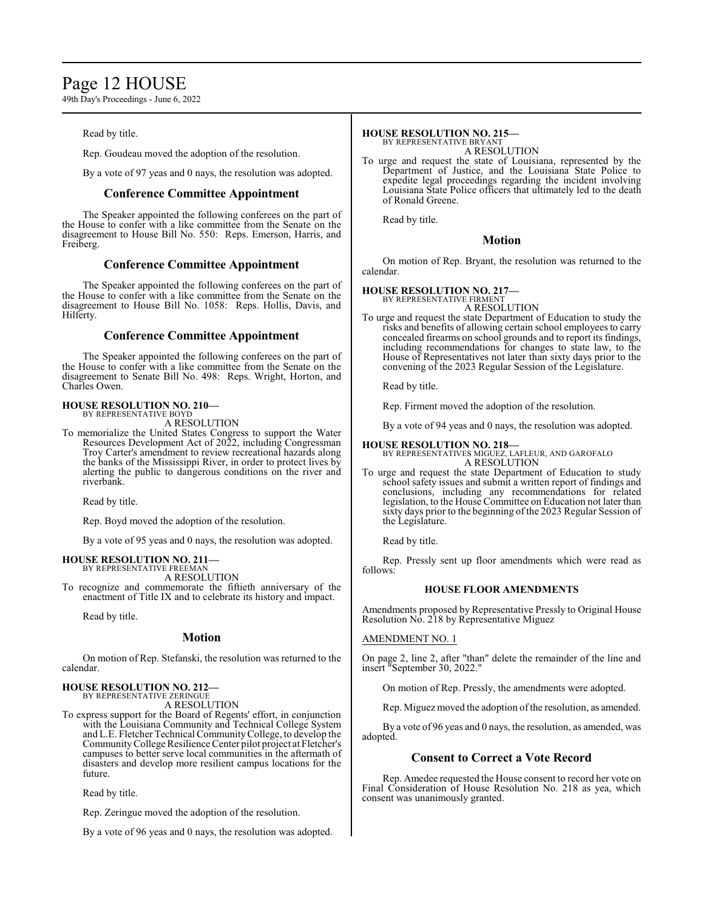Read by title.

Rep. Goudeau moved the adoption of the resolution.

By a vote of 97 yeas and 0 nays, the resolution was adopted.

## Conference Committee Appointment

The Speaker appointed the following conferees on the part of the House to confer with a like committee from the Senate on the disagreement to House Bill No. 550: Reps. Emerson, Harris, and Freiberg.

## Conference Committee Appointment

The Speaker appointed the following conferees on the part of the House to confer with a like committee from the Senate on the disagreement to House Bill No. 1058: Reps. Hollis, Davis, and Hilferty.

## Conference Committee Appointment

The Speaker appointed the following conferees on the part of the House to confer with a like committee from the Senate on the disagreement to Senate Bill No. 498: Reps. Wright, Horton, and Charles Owen.

**HOUSE RESOLUTION NO. 210—**
BY REPRESENTATIVE BOYD
A RESOLUTION

To memorialize the United States Congress to support the Water Resources Development Act of 2022, including Congressman Troy Carter's amendment to review recreational hazards along the banks of the Mississippi River, in order to protect lives by alerting the public to dangerous conditions on the river and riverbank.

Read by title.

Rep. Boyd moved the adoption of the resolution.

By a vote of 95 yeas and 0 nays, the resolution was adopted.

**HOUSE RESOLUTION NO. 211—**
BY REPRESENTATIVE FREEMAN
A RESOLUTION

To recognize and commemorate the fiftieth anniversary of the enactment of Title IX and to celebrate its history and impact.

Read by title.

## Motion

On motion of Rep. Stefanski, the resolution was returned to the calendar.

**HOUSE RESOLUTION NO. 212—**
BY REPRESENTATIVE ZERINGUE
A RESOLUTION

To express support for the Board of Regents' effort, in conjunction with the Louisiana Community and Technical College System and L.E. Fletcher Technical Community College, to develop the Community College Resilience Center pilot project at Fletcher's campuses to better serve local communities in the aftermath of disasters and develop more resilient campus locations for the future.

Read by title.

Rep. Zeringue moved the adoption of the resolution.

By a vote of 96 yeas and 0 nays, the resolution was adopted.

**HOUSE RESOLUTION NO. 215—**
BY REPRESENTATIVE BRYANT
A RESOLUTION

To urge and request the state of Louisiana, represented by the Department of Justice, and the Louisiana State Police to expedite legal proceedings regarding the incident involving Louisiana State Police officers that ultimately led to the death of Ronald Greene.

Read by title.

## Motion

On motion of Rep. Bryant, the resolution was returned to the calendar.

**HOUSE RESOLUTION NO. 217—**
BY REPRESENTATIVE FIRMENT
A RESOLUTION

To urge and request the state Department of Education to study the risks and benefits of allowing certain school employees to carry concealed firearms on school grounds and to report its findings, including recommendations for changes to state law, to the House of Representatives not later than sixty days prior to the convening of the 2023 Regular Session of the Legislature.

Read by title.

Rep. Firment moved the adoption of the resolution.

By a vote of 94 yeas and 0 nays, the resolution was adopted.

**HOUSE RESOLUTION NO. 218—**
BY REPRESENTATIVES MIGUEZ, LAFLEUR, AND GAROFALO
A RESOLUTION

To urge and request the state Department of Education to study school safety issues and submit a written report of findings and conclusions, including any recommendations for related legislation, to the House Committee on Education not later than sixty days prior to the beginning of the 2023 Regular Session of the Legislature.

Read by title.

Rep. Pressly sent up floor amendments which were read as follows:

**HOUSE FLOOR AMENDMENTS**

Amendments proposed by Representative Pressly to Original House Resolution No. 218 by Representative Miguez

AMENDMENT NO. 1

On page 2, line 2, after "than" delete the remainder of the line and insert "September 30, 2022."

On motion of Rep. Pressly, the amendments were adopted.

Rep. Miguez moved the adoption of the resolution, as amended.

By a vote of 96 yeas and 0 nays, the resolution, as amended, was adopted.

## Consent to Correct a Vote Record

Rep. Amedee requested the House consent to record her vote on Final Consideration of House Resolution No. 218 as yea, which consent was unanimously granted.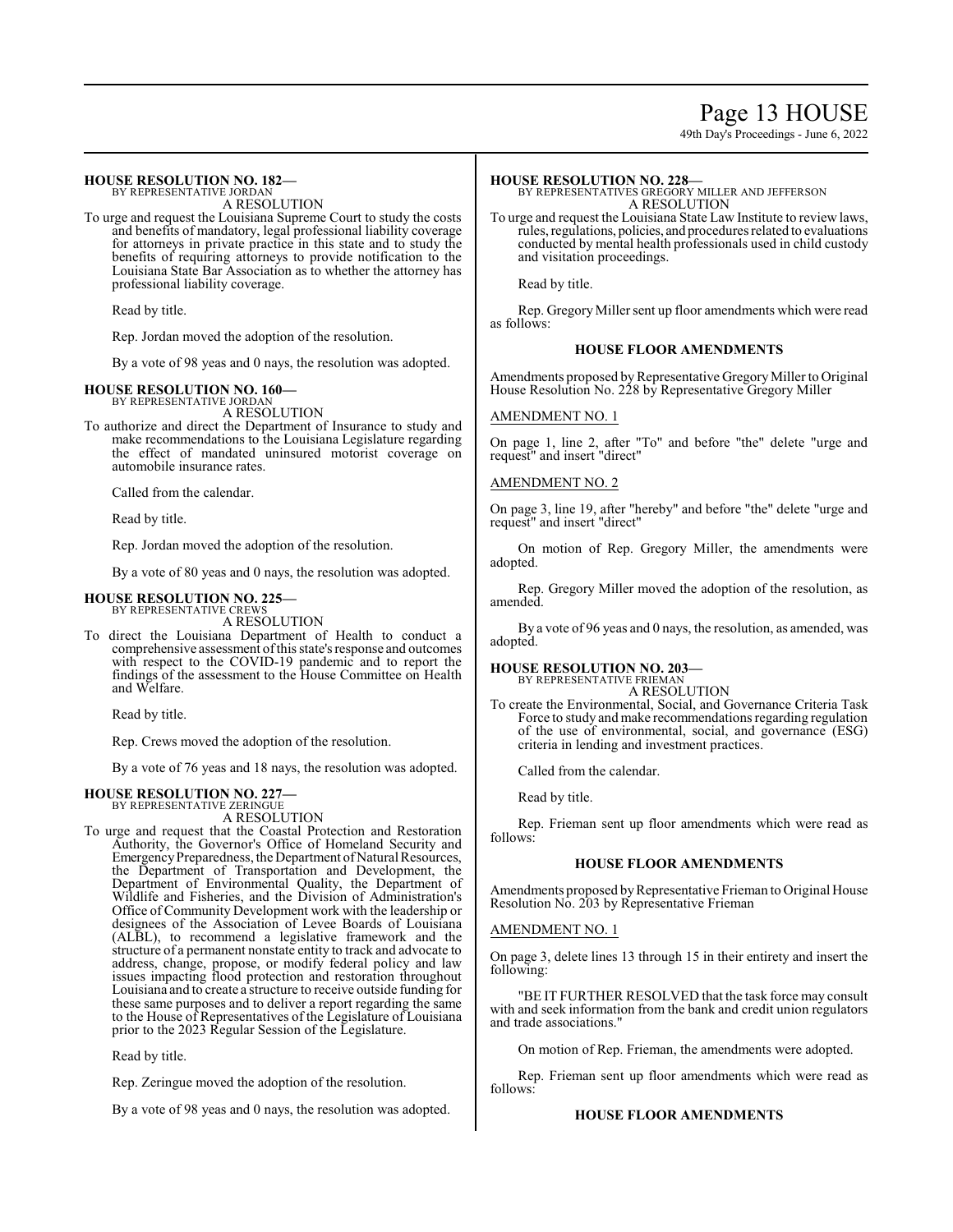**HOUSE RESOLUTION NO. 182—**
BY REPRESENTATIVE JORDAN
A RESOLUTION

To urge and request the Louisiana Supreme Court to study the costs and benefits of mandatory, legal professional liability coverage for attorneys in private practice in this state and to study the benefits of requiring attorneys to provide notification to the Louisiana State Bar Association as to whether the attorney has professional liability coverage.

Read by title.

Rep. Jordan moved the adoption of the resolution.

By a vote of 98 yeas and 0 nays, the resolution was adopted.

**HOUSE RESOLUTION NO. 160—**
BY REPRESENTATIVE JORDAN
A RESOLUTION

To authorize and direct the Department of Insurance to study and make recommendations to the Louisiana Legislature regarding the effect of mandated uninsured motorist coverage on automobile insurance rates.

Called from the calendar.

Read by title.

Rep. Jordan moved the adoption of the resolution.

By a vote of 80 yeas and 0 nays, the resolution was adopted.

**HOUSE RESOLUTION NO. 225—**
BY REPRESENTATIVE CREWS
A RESOLUTION

To direct the Louisiana Department of Health to conduct a comprehensive assessment of this state's response and outcomes with respect to the COVID-19 pandemic and to report the findings of the assessment to the House Committee on Health and Welfare.

Read by title.

Rep. Crews moved the adoption of the resolution.

By a vote of 76 yeas and 18 nays, the resolution was adopted.

**HOUSE RESOLUTION NO. 227—**
BY REPRESENTATIVE ZERINGUE
A RESOLUTION

To urge and request that the Coastal Protection and Restoration Authority, the Governor's Office of Homeland Security and Emergency Preparedness, the Department of Natural Resources, the Department of Transportation and Development, the Department of Environmental Quality, the Department of Wildlife and Fisheries, and the Division of Administration's Office of Community Development work with the leadership or designees of the Association of Levee Boards of Louisiana (ALBL), to recommend a legislative framework and the structure of a permanent nonstate entity to track and advocate to address, change, propose, or modify federal policy and law issues impacting flood protection and restoration throughout Louisiana and to create a structure to receive outside funding for these same purposes and to deliver a report regarding the same to the House of Representatives of the Legislature of Louisiana prior to the 2023 Regular Session of the Legislature.

Read by title.

Rep. Zeringue moved the adoption of the resolution.

By a vote of 98 yeas and 0 nays, the resolution was adopted.

**HOUSE RESOLUTION NO. 228—**
BY REPRESENTATIVES GREGORY MILLER AND JEFFERSON
A RESOLUTION

To urge and request the Louisiana State Law Institute to review laws, rules, regulations, policies, and procedures related to evaluations conducted by mental health professionals used in child custody and visitation proceedings.

Read by title.

Rep. Gregory Miller sent up floor amendments which were read as follows:

**HOUSE FLOOR AMENDMENTS**

Amendments proposed by Representative Gregory Miller to Original House Resolution No. 228 by Representative Gregory Miller

AMENDMENT NO. 1

On page 1, line 2, after "To" and before "the" delete "urge and request" and insert "direct"

AMENDMENT NO. 2

On page 3, line 19, after "hereby" and before "the" delete "urge and request" and insert "direct"

On motion of Rep. Gregory Miller, the amendments were adopted.

Rep. Gregory Miller moved the adoption of the resolution, as amended.

By a vote of 96 yeas and 0 nays, the resolution, as amended, was adopted.

**HOUSE RESOLUTION NO. 203—**
BY REPRESENTATIVE FRIEMAN
A RESOLUTION

To create the Environmental, Social, and Governance Criteria Task Force to study and make recommendations regarding regulation of the use of environmental, social, and governance (ESG) criteria in lending and investment practices.

Called from the calendar.

Read by title.

Rep. Frieman sent up floor amendments which were read as follows:

**HOUSE FLOOR AMENDMENTS**

Amendments proposed by Representative Frieman to Original House Resolution No. 203 by Representative Frieman

AMENDMENT NO. 1

On page 3, delete lines 13 through 15 in their entirety and insert the following:

"BE IT FURTHER RESOLVED that the task force may consult with and seek information from the bank and credit union regulators and trade associations."

On motion of Rep. Frieman, the amendments were adopted.

Rep. Frieman sent up floor amendments which were read as follows:

**HOUSE FLOOR AMENDMENTS**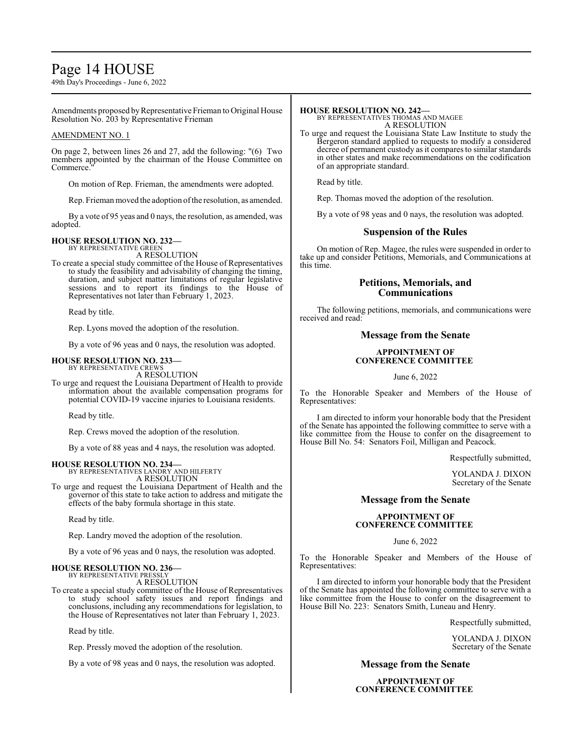Amendments proposed by Representative Frieman to Original House Resolution No. 203 by Representative Frieman

AMENDMENT NO. 1

On page 2, between lines 26 and 27, add the following: "(6) Two members appointed by the chairman of the House Committee on Commerce."

On motion of Rep. Frieman, the amendments were adopted.

Rep. Frieman moved the adoption of the resolution, as amended.

By a vote of 95 yeas and 0 nays, the resolution, as amended, was adopted.

**HOUSE RESOLUTION NO. 232—**
BY REPRESENTATIVE GREEN
A RESOLUTION
To create a special study committee of the House of Representatives to study the feasibility and advisability of changing the timing, duration, and subject matter limitations of regular legislative sessions and to report its findings to the House of Representatives not later than February 1, 2023.

Read by title.

Rep. Lyons moved the adoption of the resolution.

By a vote of 96 yeas and 0 nays, the resolution was adopted.

**HOUSE RESOLUTION NO. 233—**
BY REPRESENTATIVE CREWS
A RESOLUTION
To urge and request the Louisiana Department of Health to provide information about the available compensation programs for potential COVID-19 vaccine injuries to Louisiana residents.

Read by title.

Rep. Crews moved the adoption of the resolution.

By a vote of 88 yeas and 4 nays, the resolution was adopted.

**HOUSE RESOLUTION NO. 234—**
BY REPRESENTATIVES LANDRY AND HILFERTY
A RESOLUTION
To urge and request the Louisiana Department of Health and the governor of this state to take action to address and mitigate the effects of the baby formula shortage in this state.

Read by title.

Rep. Landry moved the adoption of the resolution.

By a vote of 96 yeas and 0 nays, the resolution was adopted.

**HOUSE RESOLUTION NO. 236—**
BY REPRESENTATIVE PRESSLY
A RESOLUTION
To create a special study committee of the House of Representatives to study school safety issues and report findings and conclusions, including any recommendations for legislation, to the House of Representatives not later than February 1, 2023.

Read by title.

Rep. Pressly moved the adoption of the resolution.

By a vote of 98 yeas and 0 nays, the resolution was adopted.

**HOUSE RESOLUTION NO. 242—**
BY REPRESENTATIVES THOMAS AND MAGEE
A RESOLUTION
To urge and request the Louisiana State Law Institute to study the Bergeron standard applied to requests to modify a considered decree of permanent custody as it compares to similar standards in other states and make recommendations on the codification of an appropriate standard.

Read by title.

Rep. Thomas moved the adoption of the resolution.

By a vote of 98 yeas and 0 nays, the resolution was adopted.

## Suspension of the Rules

On motion of Rep. Magee, the rules were suspended in order to take up and consider Petitions, Memorials, and Communications at this time.

## Petitions, Memorials, and Communications

The following petitions, memorials, and communications were received and read:

### Message from the Senate

**APPOINTMENT OF CONFERENCE COMMITTEE**

June 6, 2022

To the Honorable Speaker and Members of the House of Representatives:

I am directed to inform your honorable body that the President of the Senate has appointed the following committee to serve with a like committee from the House to confer on the disagreement to House Bill No. 54: Senators Foil, Milligan and Peacock.

Respectfully submitted,

YOLANDA J. DIXON
Secretary of the Senate

### Message from the Senate

**APPOINTMENT OF CONFERENCE COMMITTEE**

June 6, 2022

To the Honorable Speaker and Members of the House of Representatives:

I am directed to inform your honorable body that the President of the Senate has appointed the following committee to serve with a like committee from the House to confer on the disagreement to House Bill No. 223: Senators Smith, Luneau and Henry.

Respectfully submitted,

YOLANDA J. DIXON
Secretary of the Senate

### Message from the Senate

**APPOINTMENT OF CONFERENCE COMMITTEE**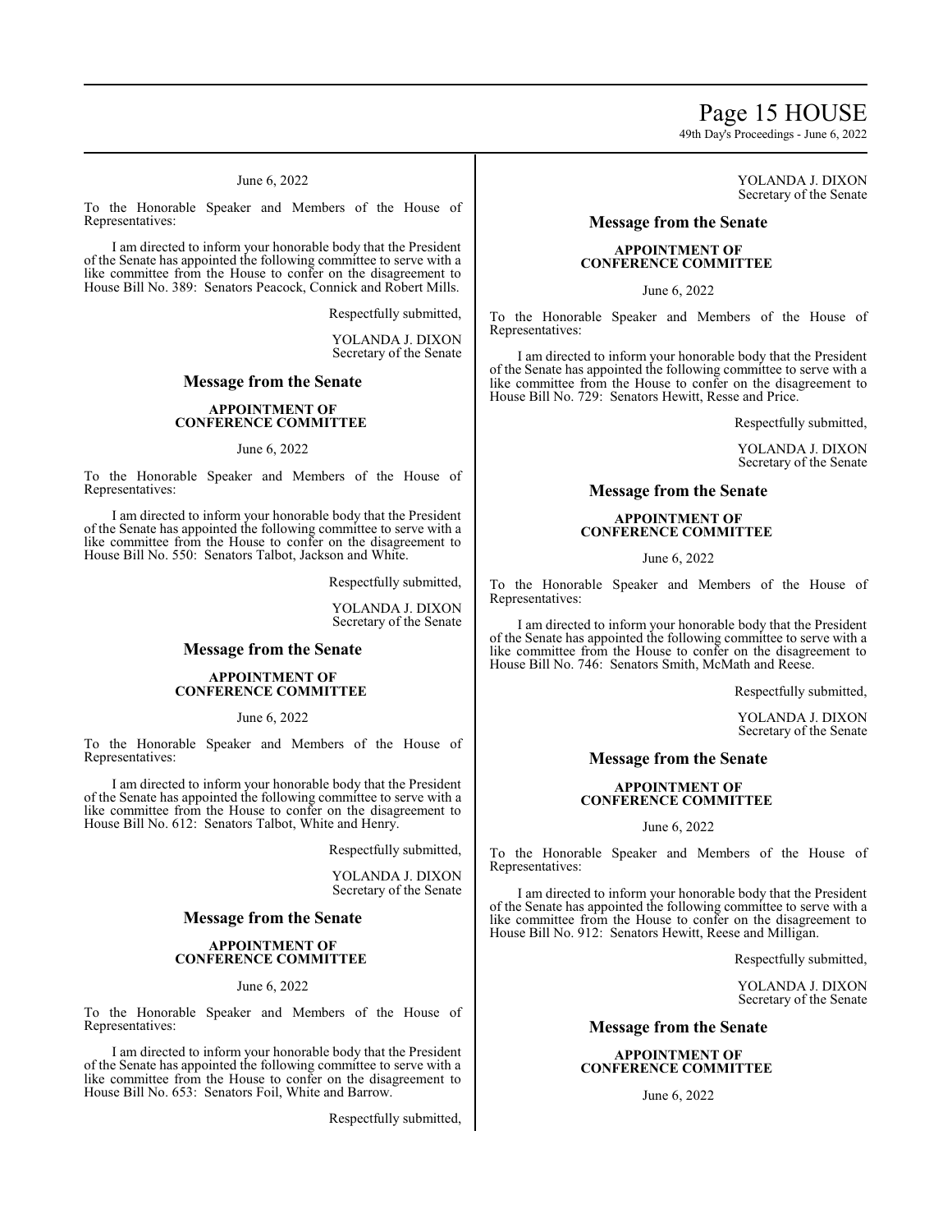June 6, 2022

To the Honorable Speaker and Members of the House of Representatives:

I am directed to inform your honorable body that the President of the Senate has appointed the following committee to serve with a like committee from the House to confer on the disagreement to House Bill No. 389: Senators Peacock, Connick and Robert Mills.

Respectfully submitted,

YOLANDA J. DIXON
Secretary of the Senate

## Message from the Senate

**APPOINTMENT OF CONFERENCE COMMITTEE**

June 6, 2022

To the Honorable Speaker and Members of the House of Representatives:

I am directed to inform your honorable body that the President of the Senate has appointed the following committee to serve with a like committee from the House to confer on the disagreement to House Bill No. 550: Senators Talbot, Jackson and White.

Respectfully submitted,

YOLANDA J. DIXON
Secretary of the Senate

## Message from the Senate

**APPOINTMENT OF CONFERENCE COMMITTEE**

June 6, 2022

To the Honorable Speaker and Members of the House of Representatives:

I am directed to inform your honorable body that the President of the Senate has appointed the following committee to serve with a like committee from the House to confer on the disagreement to House Bill No. 612: Senators Talbot, White and Henry.

Respectfully submitted,

YOLANDA J. DIXON
Secretary of the Senate

## Message from the Senate

**APPOINTMENT OF CONFERENCE COMMITTEE**

June 6, 2022

To the Honorable Speaker and Members of the House of Representatives:

I am directed to inform your honorable body that the President of the Senate has appointed the following committee to serve with a like committee from the House to confer on the disagreement to House Bill No. 653: Senators Foil, White and Barrow.

Respectfully submitted,

YOLANDA J. DIXON
Secretary of the Senate

## Message from the Senate

**APPOINTMENT OF CONFERENCE COMMITTEE**

June 6, 2022

To the Honorable Speaker and Members of the House of Representatives:

I am directed to inform your honorable body that the President of the Senate has appointed the following committee to serve with a like committee from the House to confer on the disagreement to House Bill No. 729: Senators Hewitt, Resse and Price.

Respectfully submitted,

YOLANDA J. DIXON
Secretary of the Senate

## Message from the Senate

**APPOINTMENT OF CONFERENCE COMMITTEE**

June 6, 2022

To the Honorable Speaker and Members of the House of Representatives:

I am directed to inform your honorable body that the President of the Senate has appointed the following committee to serve with a like committee from the House to confer on the disagreement to House Bill No. 746: Senators Smith, McMath and Reese.

Respectfully submitted,

YOLANDA J. DIXON
Secretary of the Senate

## Message from the Senate

**APPOINTMENT OF CONFERENCE COMMITTEE**

June 6, 2022

To the Honorable Speaker and Members of the House of Representatives:

I am directed to inform your honorable body that the President of the Senate has appointed the following committee to serve with a like committee from the House to confer on the disagreement to House Bill No. 912: Senators Hewitt, Reese and Milligan.

Respectfully submitted,

YOLANDA J. DIXON
Secretary of the Senate

## Message from the Senate

**APPOINTMENT OF CONFERENCE COMMITTEE**

June 6, 2022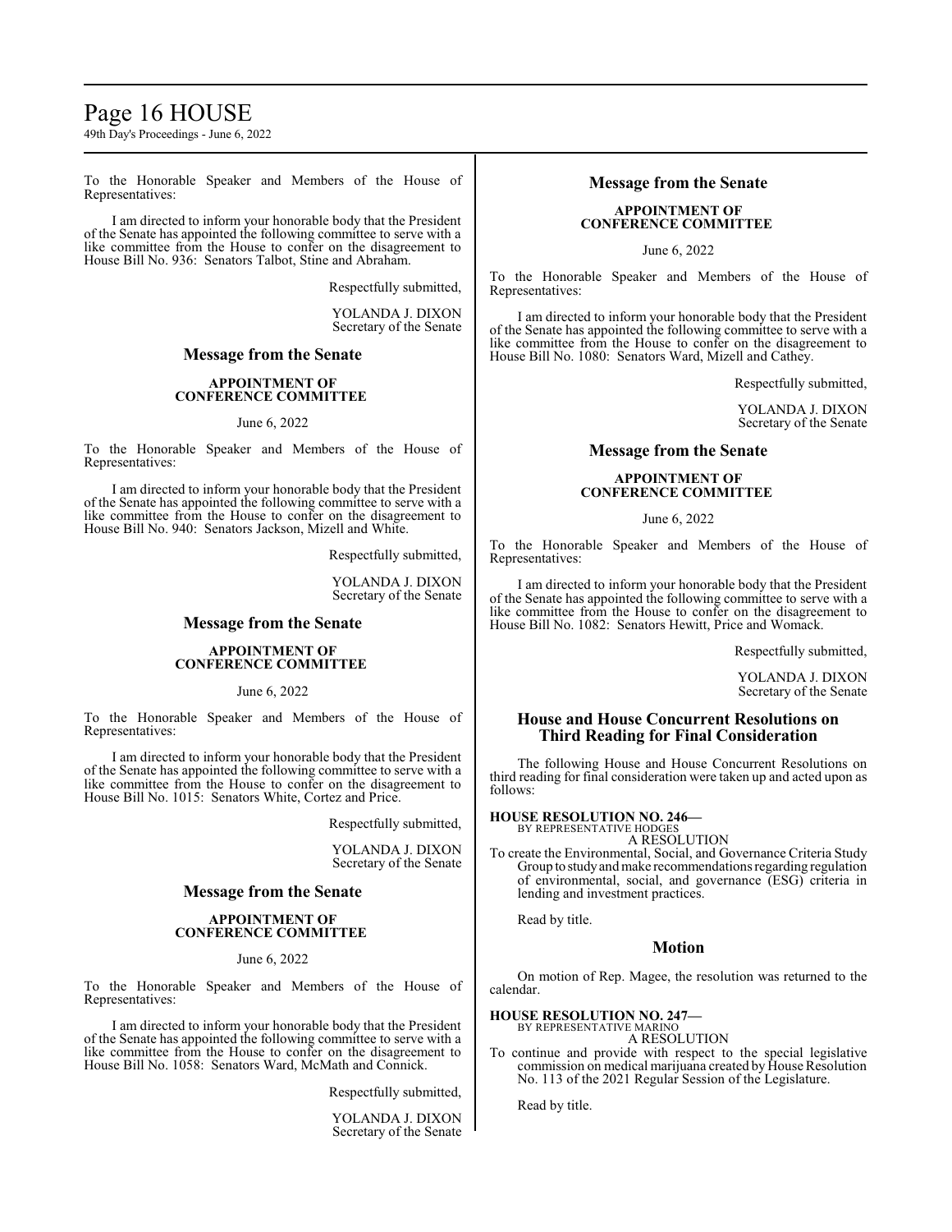To the Honorable Speaker and Members of the House of Representatives:

I am directed to inform your honorable body that the President of the Senate has appointed the following committee to serve with a like committee from the House to confer on the disagreement to House Bill No. 936: Senators Talbot, Stine and Abraham.

Respectfully submitted,

YOLANDA J. DIXON
Secretary of the Senate

## Message from the Senate

**APPOINTMENT OF CONFERENCE COMMITTEE**

June 6, 2022

To the Honorable Speaker and Members of the House of Representatives:

I am directed to inform your honorable body that the President of the Senate has appointed the following committee to serve with a like committee from the House to confer on the disagreement to House Bill No. 940: Senators Jackson, Mizell and White.

Respectfully submitted,

YOLANDA J. DIXON
Secretary of the Senate

## Message from the Senate

**APPOINTMENT OF CONFERENCE COMMITTEE**

June 6, 2022

To the Honorable Speaker and Members of the House of Representatives:

I am directed to inform your honorable body that the President of the Senate has appointed the following committee to serve with a like committee from the House to confer on the disagreement to House Bill No. 1015: Senators White, Cortez and Price.

Respectfully submitted,

YOLANDA J. DIXON
Secretary of the Senate

## Message from the Senate

**APPOINTMENT OF CONFERENCE COMMITTEE**

June 6, 2022

To the Honorable Speaker and Members of the House of Representatives:

I am directed to inform your honorable body that the President of the Senate has appointed the following committee to serve with a like committee from the House to confer on the disagreement to House Bill No. 1058: Senators Ward, McMath and Connick.

Respectfully submitted,

YOLANDA J. DIXON
Secretary of the Senate

## Message from the Senate

**APPOINTMENT OF CONFERENCE COMMITTEE**

June 6, 2022

To the Honorable Speaker and Members of the House of Representatives:

I am directed to inform your honorable body that the President of the Senate has appointed the following committee to serve with a like committee from the House to confer on the disagreement to House Bill No. 1080: Senators Ward, Mizell and Cathey.

Respectfully submitted,

YOLANDA J. DIXON
Secretary of the Senate

## Message from the Senate

**APPOINTMENT OF CONFERENCE COMMITTEE**

June 6, 2022

To the Honorable Speaker and Members of the House of Representatives:

I am directed to inform your honorable body that the President of the Senate has appointed the following committee to serve with a like committee from the House to confer on the disagreement to House Bill No. 1082: Senators Hewitt, Price and Womack.

Respectfully submitted,

YOLANDA J. DIXON
Secretary of the Senate

## House and House Concurrent Resolutions on Third Reading for Final Consideration

The following House and House Concurrent Resolutions on third reading for final consideration were taken up and acted upon as follows:

**HOUSE RESOLUTION NO. 246—**
BY REPRESENTATIVE HODGES
A RESOLUTION
To create the Environmental, Social, and Governance Criteria Study Group to study and make recommendations regarding regulation of environmental, social, and governance (ESG) criteria in lending and investment practices.

Read by title.

## Motion

On motion of Rep. Magee, the resolution was returned to the calendar.

**HOUSE RESOLUTION NO. 247—**
BY REPRESENTATIVE MARINO
A RESOLUTION
To continue and provide with respect to the special legislative commission on medical marijuana created by House Resolution No. 113 of the 2021 Regular Session of the Legislature.

Read by title.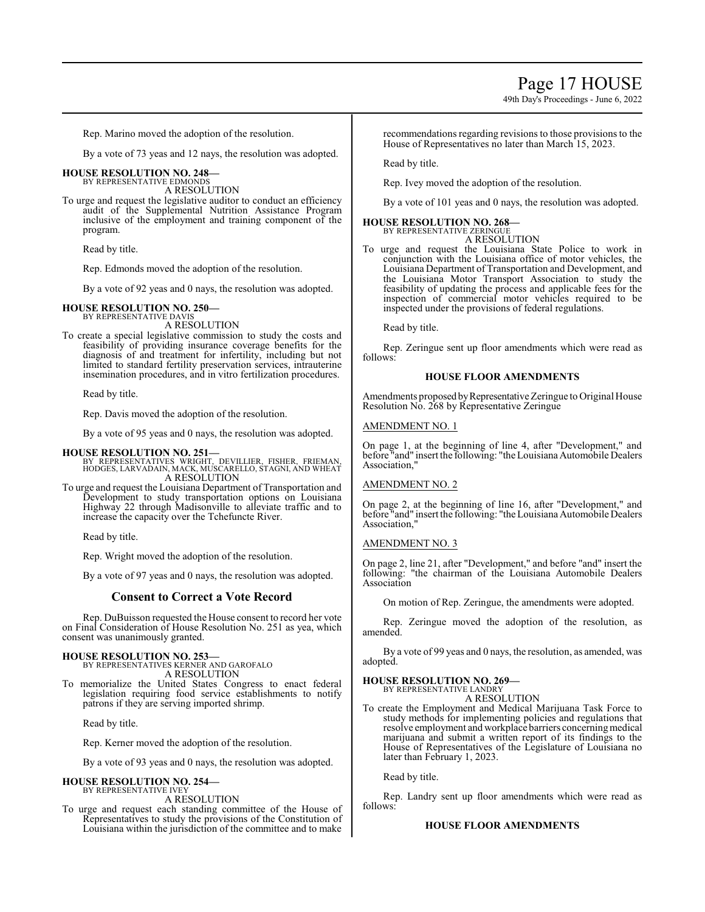Rep. Marino moved the adoption of the resolution.

By a vote of 73 yeas and 12 nays, the resolution was adopted.

**HOUSE RESOLUTION NO. 248—**
BY REPRESENTATIVE EDMONDS
A RESOLUTION

To urge and request the legislative auditor to conduct an efficiency audit of the Supplemental Nutrition Assistance Program inclusive of the employment and training component of the program.

Read by title.

Rep. Edmonds moved the adoption of the resolution.

By a vote of 92 yeas and 0 nays, the resolution was adopted.

**HOUSE RESOLUTION NO. 250—**
BY REPRESENTATIVE DAVIS
A RESOLUTION

To create a special legislative commission to study the costs and feasibility of providing insurance coverage benefits for the diagnosis of and treatment for infertility, including but not limited to standard fertility preservation services, intrauterine insemination procedures, and in vitro fertilization procedures.

Read by title.

Rep. Davis moved the adoption of the resolution.

By a vote of 95 yeas and 0 nays, the resolution was adopted.

**HOUSE RESOLUTION NO. 251—**
BY REPRESENTATIVES WRIGHT, DEVILLIER, FISHER, FRIEMAN, HODGES, LARVADAIN, MACK, MUSCARELLO, STAGNI, AND WHEAT
A RESOLUTION

To urge and request the Louisiana Department of Transportation and Development to study transportation options on Louisiana Highway 22 through Madisonville to alleviate traffic and to increase the capacity over the Tchefuncte River.

Read by title.

Rep. Wright moved the adoption of the resolution.

By a vote of 97 yeas and 0 nays, the resolution was adopted.

## Consent to Correct a Vote Record

Rep. DuBuisson requested the House consent to record her vote on Final Consideration of House Resolution No. 251 as yea, which consent was unanimously granted.

**HOUSE RESOLUTION NO. 253—**
BY REPRESENTATIVES KERNER AND GAROFALO
A RESOLUTION

To memorialize the United States Congress to enact federal legislation requiring food service establishments to notify patrons if they are serving imported shrimp.

Read by title.

Rep. Kerner moved the adoption of the resolution.

By a vote of 93 yeas and 0 nays, the resolution was adopted.

**HOUSE RESOLUTION NO. 254—**
BY REPRESENTATIVE IVEY
A RESOLUTION

To urge and request each standing committee of the House of Representatives to study the provisions of the Constitution of Louisiana within the jurisdiction of the committee and to make recommendations regarding revisions to those provisions to the House of Representatives no later than March 15, 2023.

Read by title.

Rep. Ivey moved the adoption of the resolution.

By a vote of 101 yeas and 0 nays, the resolution was adopted.

**HOUSE RESOLUTION NO. 268—**
BY REPRESENTATIVE ZERINGUE
A RESOLUTION

To urge and request the Louisiana State Police to work in conjunction with the Louisiana office of motor vehicles, the Louisiana Department of Transportation and Development, and the Louisiana Motor Transport Association to study the feasibility of updating the process and applicable fees for the inspection of commercial motor vehicles required to be inspected under the provisions of federal regulations.

Read by title.

Rep. Zeringue sent up floor amendments which were read as follows:

**HOUSE FLOOR AMENDMENTS**

Amendments proposed by Representative Zeringue to Original House Resolution No. 268 by Representative Zeringue

AMENDMENT NO. 1

On page 1, at the beginning of line 4, after "Development," and before "and" insert the following: "the Louisiana Automobile Dealers Association,"

AMENDMENT NO. 2

On page 2, at the beginning of line 16, after "Development," and before "and" insert the following: "the Louisiana Automobile Dealers Association,"

AMENDMENT NO. 3

On page 2, line 21, after "Development," and before "and" insert the following: "the chairman of the Louisiana Automobile Dealers Association

On motion of Rep. Zeringue, the amendments were adopted.

Rep. Zeringue moved the adoption of the resolution, as amended.

By a vote of 99 yeas and 0 nays, the resolution, as amended, was adopted.

**HOUSE RESOLUTION NO. 269—**
BY REPRESENTATIVE LANDRY
A RESOLUTION

To create the Employment and Medical Marijuana Task Force to study methods for implementing policies and regulations that resolve employment and workplace barriers concerning medical marijuana and submit a written report of its findings to the House of Representatives of the Legislature of Louisiana no later than February 1, 2023.

Read by title.

Rep. Landry sent up floor amendments which were read as follows:

**HOUSE FLOOR AMENDMENTS**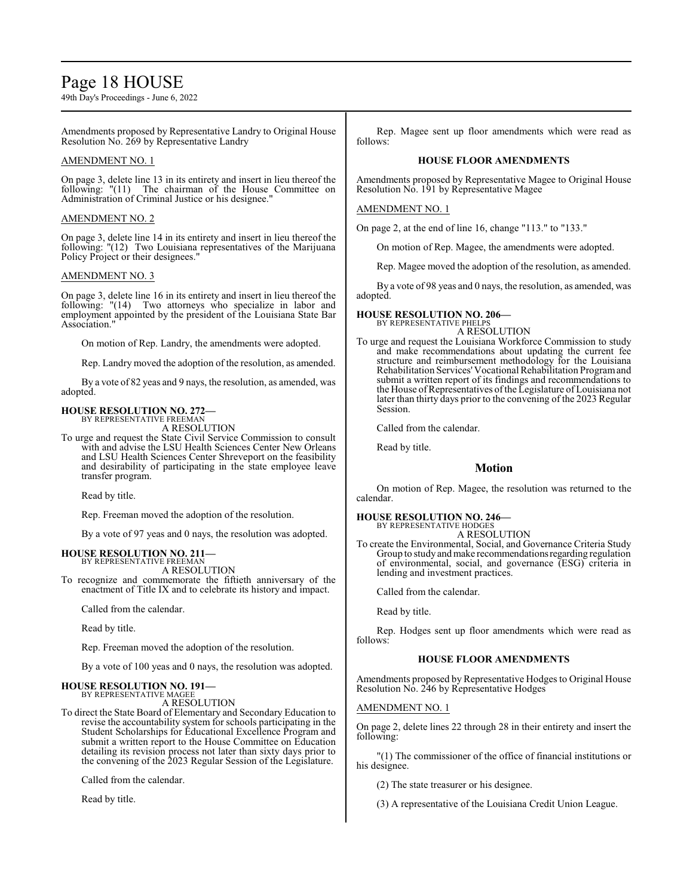Amendments proposed by Representative Landry to Original House Resolution No. 269 by Representative Landry

AMENDMENT NO. 1

On page 3, delete line 13 in its entirety and insert in lieu thereof the following: "(11) The chairman of the House Committee on Administration of Criminal Justice or his designee."

AMENDMENT NO. 2

On page 3, delete line 14 in its entirety and insert in lieu thereof the following: "(12) Two Louisiana representatives of the Marijuana Policy Project or their designees."

AMENDMENT NO. 3

On page 3, delete line 16 in its entirety and insert in lieu thereof the following: "(14) Two attorneys who specialize in labor and employment appointed by the president of the Louisiana State Bar Association."

On motion of Rep. Landry, the amendments were adopted.

Rep. Landry moved the adoption of the resolution, as amended.

By a vote of 82 yeas and 9 nays, the resolution, as amended, was adopted.

**HOUSE RESOLUTION NO. 272—**
BY REPRESENTATIVE FREEMAN
A RESOLUTION

To urge and request the State Civil Service Commission to consult with and advise the LSU Health Sciences Center New Orleans and LSU Health Sciences Center Shreveport on the feasibility and desirability of participating in the state employee leave transfer program.

Read by title.

Rep. Freeman moved the adoption of the resolution.

By a vote of 97 yeas and 0 nays, the resolution was adopted.

**HOUSE RESOLUTION NO. 211—**
BY REPRESENTATIVE FREEMAN
A RESOLUTION

To recognize and commemorate the fiftieth anniversary of the enactment of Title IX and to celebrate its history and impact.

Called from the calendar.

Read by title.

Rep. Freeman moved the adoption of the resolution.

By a vote of 100 yeas and 0 nays, the resolution was adopted.

**HOUSE RESOLUTION NO. 191—**
BY REPRESENTATIVE MAGEE
A RESOLUTION

To direct the State Board of Elementary and Secondary Education to revise the accountability system for schools participating in the Student Scholarships for Educational Excellence Program and submit a written report to the House Committee on Education detailing its revision process not later than sixty days prior to the convening of the 2023 Regular Session of the Legislature.

Called from the calendar.

Read by title.

Rep. Magee sent up floor amendments which were read as follows:

**HOUSE FLOOR AMENDMENTS**

Amendments proposed by Representative Magee to Original House Resolution No. 191 by Representative Magee

AMENDMENT NO. 1

On page 2, at the end of line 16, change "113." to "133."

On motion of Rep. Magee, the amendments were adopted.

Rep. Magee moved the adoption of the resolution, as amended.

By a vote of 98 yeas and 0 nays, the resolution, as amended, was adopted.

**HOUSE RESOLUTION NO. 206—**
BY REPRESENTATIVE PHELPS
A RESOLUTION

To urge and request the Louisiana Workforce Commission to study and make recommendations about updating the current fee structure and reimbursement methodology for the Louisiana Rehabilitation Services' Vocational Rehabilitation Program and submit a written report of its findings and recommendations to the House of Representatives of the Legislature of Louisiana not later than thirty days prior to the convening of the 2023 Regular Session.

Called from the calendar.

Read by title.

## Motion

On motion of Rep. Magee, the resolution was returned to the calendar.

**HOUSE RESOLUTION NO. 246—**
BY REPRESENTATIVE HODGES
A RESOLUTION

To create the Environmental, Social, and Governance Criteria Study Group to study and make recommendations regarding regulation of environmental, social, and governance (ESG) criteria in lending and investment practices.

Called from the calendar.

Read by title.

Rep. Hodges sent up floor amendments which were read as follows:

**HOUSE FLOOR AMENDMENTS**

Amendments proposed by Representative Hodges to Original House Resolution No. 246 by Representative Hodges

AMENDMENT NO. 1

On page 2, delete lines 22 through 28 in their entirety and insert the following:

"(1) The commissioner of the office of financial institutions or his designee.

(2) The state treasurer or his designee.

(3) A representative of the Louisiana Credit Union League.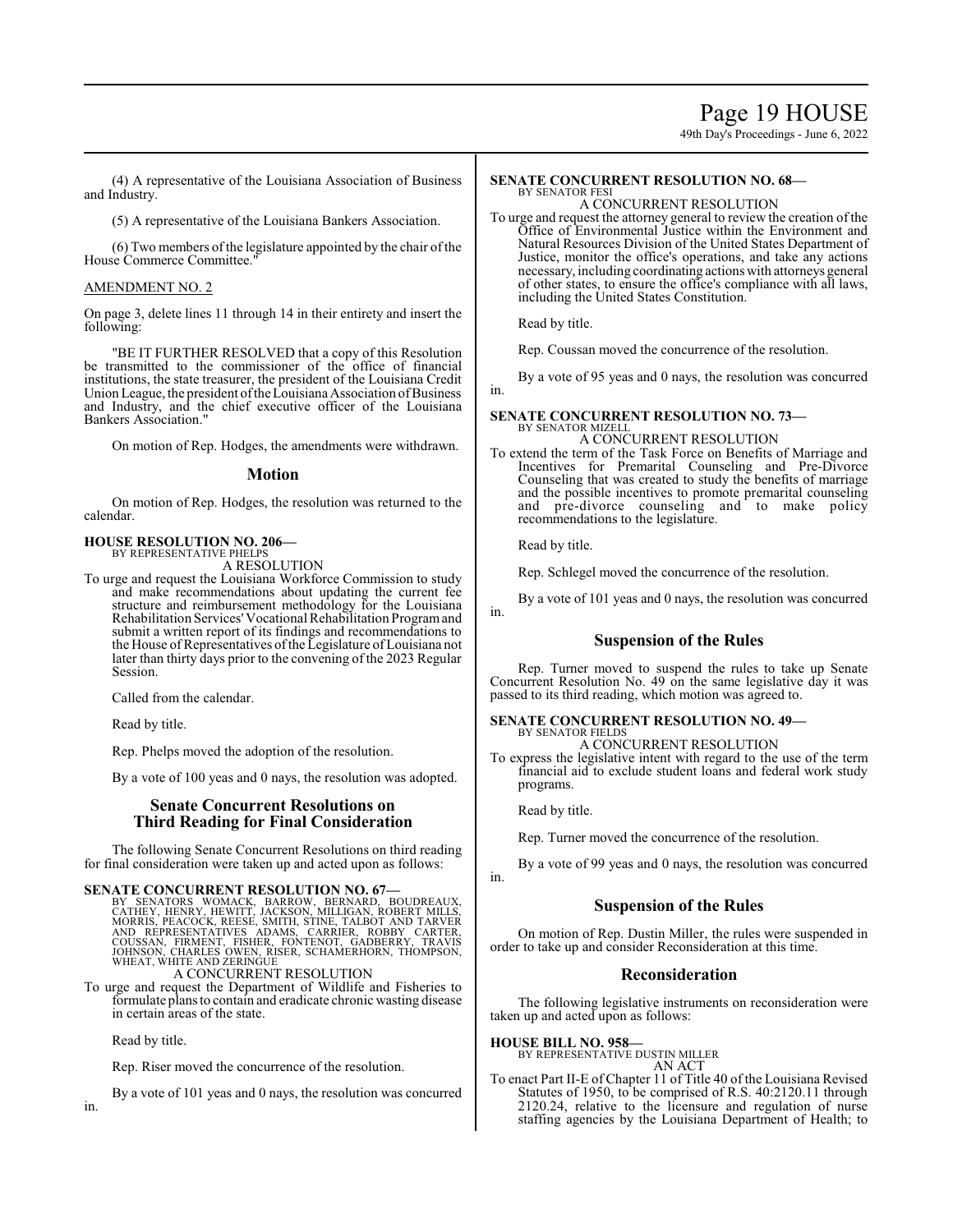(4) A representative of the Louisiana Association of Business and Industry.

(5) A representative of the Louisiana Bankers Association.

(6) Two members of the legislature appointed by the chair of the House Commerce Committee."

AMENDMENT NO. 2

On page 3, delete lines 11 through 14 in their entirety and insert the following:

"BE IT FURTHER RESOLVED that a copy of this Resolution be transmitted to the commissioner of the office of financial institutions, the state treasurer, the president of the Louisiana Credit Union League, the president of the Louisiana Association of Business and Industry, and the chief executive officer of the Louisiana Bankers Association."

On motion of Rep. Hodges, the amendments were withdrawn.

## Motion

On motion of Rep. Hodges, the resolution was returned to the calendar.

**HOUSE RESOLUTION NO. 206—**
BY REPRESENTATIVE PHELPS
A RESOLUTION

To urge and request the Louisiana Workforce Commission to study and make recommendations about updating the current fee structure and reimbursement methodology for the Louisiana Rehabilitation Services' Vocational Rehabilitation Program and submit a written report of its findings and recommendations to the House of Representatives of the Legislature of Louisiana not later than thirty days prior to the convening of the 2023 Regular Session.

Called from the calendar.

Read by title.

Rep. Phelps moved the adoption of the resolution.

By a vote of 100 yeas and 0 nays, the resolution was adopted.

## Senate Concurrent Resolutions on Third Reading for Final Consideration

The following Senate Concurrent Resolutions on third reading for final consideration were taken up and acted upon as follows:

**SENATE CONCURRENT RESOLUTION NO. 67—**
BY SENATORS WOMACK, BARROW, BERNARD, BOUDREAUX, CATHEY, HENRY, HEWITT, JACKSON, MILLIGAN, ROBERT MILLS, MORRIS, PEACOCK, REESE, SMITH, STINE, TALBOT AND TARVER AND REPRESENTATIVES ADAMS, CARRIER, ROBBY CARTER, COUSSAN, FIRMENT, FISHER, FONTENOT, GADBERRY, TRAVIS JOHNSON, CHARLES OWEN, RISER, SCHAMERHORN, THOMPSON, WHEAT, WHITE AND ZERINGUE
A CONCURRENT RESOLUTION

To urge and request the Department of Wildlife and Fisheries to formulate plans to contain and eradicate chronic wasting disease in certain areas of the state.

Read by title.

Rep. Riser moved the concurrence of the resolution.

By a vote of 101 yeas and 0 nays, the resolution was concurred in.

**SENATE CONCURRENT RESOLUTION NO. 68—**
BY SENATOR FESI
A CONCURRENT RESOLUTION

To urge and request the attorney general to review the creation of the Office of Environmental Justice within the Environment and Natural Resources Division of the United States Department of Justice, monitor the office's operations, and take any actions necessary, including coordinating actions with attorneys general of other states, to ensure the office's compliance with all laws, including the United States Constitution.

Read by title.

Rep. Coussan moved the concurrence of the resolution.

By a vote of 95 yeas and 0 nays, the resolution was concurred in.

**SENATE CONCURRENT RESOLUTION NO. 73—**
BY SENATOR MIZELL
A CONCURRENT RESOLUTION

To extend the term of the Task Force on Benefits of Marriage and Incentives for Premarital Counseling and Pre-Divorce Counseling that was created to study the benefits of marriage and the possible incentives to promote premarital counseling and pre-divorce counseling and to make policy recommendations to the legislature.

Read by title.

Rep. Schlegel moved the concurrence of the resolution.

By a vote of 101 yeas and 0 nays, the resolution was concurred in.

## Suspension of the Rules

Rep. Turner moved to suspend the rules to take up Senate Concurrent Resolution No. 49 on the same legislative day it was passed to its third reading, which motion was agreed to.

**SENATE CONCURRENT RESOLUTION NO. 49—**
BY SENATOR FIELDS
A CONCURRENT RESOLUTION

To express the legislative intent with regard to the use of the term financial aid to exclude student loans and federal work study programs.

Read by title.

Rep. Turner moved the concurrence of the resolution.

By a vote of 99 yeas and 0 nays, the resolution was concurred in.

## Suspension of the Rules

On motion of Rep. Dustin Miller, the rules were suspended in order to take up and consider Reconsideration at this time.

## Reconsideration

The following legislative instruments on reconsideration were taken up and acted upon as follows:

**HOUSE BILL NO. 958—**
BY REPRESENTATIVE DUSTIN MILLER
AN ACT

To enact Part II-E of Chapter 11 of Title 40 of the Louisiana Revised Statutes of 1950, to be comprised of R.S. 40:2120.11 through 2120.24, relative to the licensure and regulation of nurse staffing agencies by the Louisiana Department of Health; to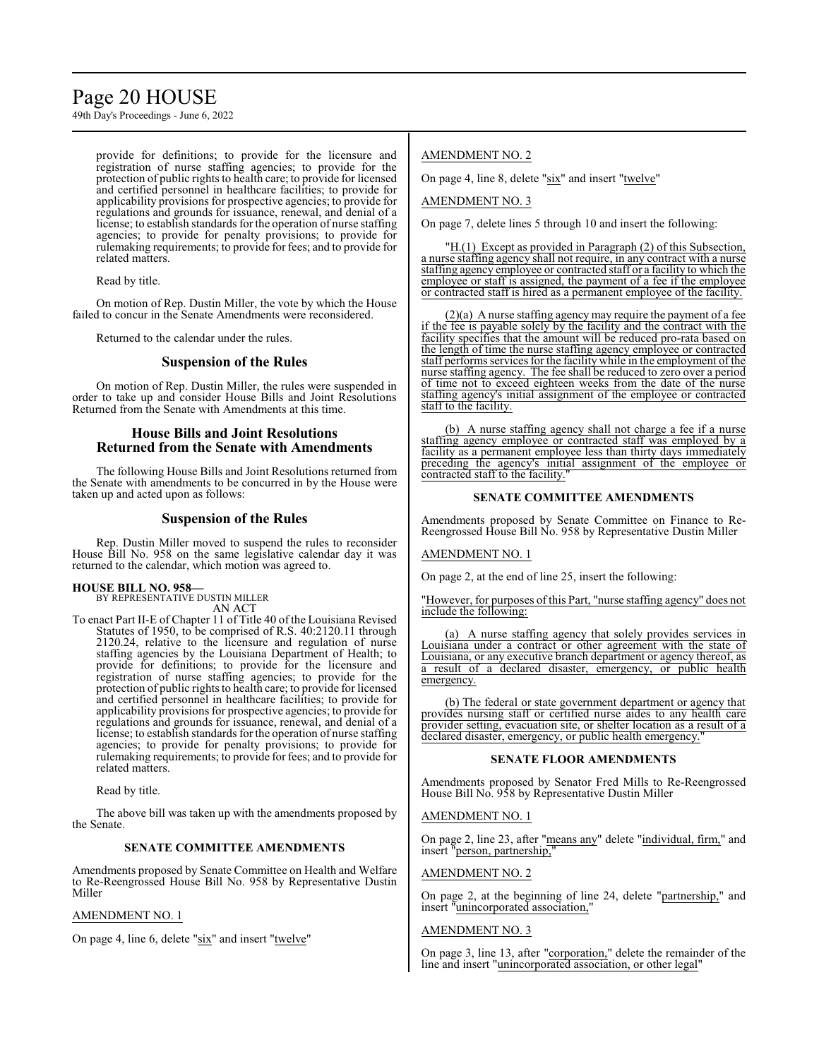provide for definitions; to provide for the licensure and registration of nurse staffing agencies; to provide for the protection of public rights to health care; to provide for licensed and certified personnel in healthcare facilities; to provide for applicability provisions for prospective agencies; to provide for regulations and grounds for issuance, renewal, and denial of a license; to establish standards for the operation of nurse staffing agencies; to provide for penalty provisions; to provide for rulemaking requirements; to provide for fees; and to provide for related matters.

Read by title.

On motion of Rep. Dustin Miller, the vote by which the House failed to concur in the Senate Amendments were reconsidered.

Returned to the calendar under the rules.

## Suspension of the Rules

On motion of Rep. Dustin Miller, the rules were suspended in order to take up and consider House Bills and Joint Resolutions Returned from the Senate with Amendments at this time.

## House Bills and Joint Resolutions Returned from the Senate with Amendments

The following House Bills and Joint Resolutions returned from the Senate with amendments to be concurred in by the House were taken up and acted upon as follows:

## Suspension of the Rules

Rep. Dustin Miller moved to suspend the rules to reconsider House Bill No. 958 on the same legislative calendar day it was returned to the calendar, which motion was agreed to.

**HOUSE BILL NO. 958—**
BY REPRESENTATIVE DUSTIN MILLER
AN ACT

To enact Part II-E of Chapter 11 of Title 40 of the Louisiana Revised Statutes of 1950, to be comprised of R.S. 40:2120.11 through 2120.24, relative to the licensure and regulation of nurse staffing agencies by the Louisiana Department of Health; to provide for definitions; to provide for the licensure and registration of nurse staffing agencies; to provide for the protection of public rights to health care; to provide for licensed and certified personnel in healthcare facilities; to provide for applicability provisions for prospective agencies; to provide for regulations and grounds for issuance, renewal, and denial of a license; to establish standards for the operation of nurse staffing agencies; to provide for penalty provisions; to provide for rulemaking requirements; to provide for fees; and to provide for related matters.

Read by title.

The above bill was taken up with the amendments proposed by the Senate.

### SENATE COMMITTEE AMENDMENTS

Amendments proposed by Senate Committee on Health and Welfare to Re-Reengrossed House Bill No. 958 by Representative Dustin Miller

AMENDMENT NO. 1

On page 4, line 6, delete "six" and insert "twelve"

AMENDMENT NO. 2

On page 4, line 8, delete "six" and insert "twelve"

AMENDMENT NO. 3

On page 7, delete lines 5 through 10 and insert the following:

"H.(1) Except as provided in Paragraph (2) of this Subsection, a nurse staffing agency shall not require, in any contract with a nurse staffing agency employee or contracted staff or a facility to which the employee or staff is assigned, the payment of a fee if the employee or contracted staff is hired as a permanent employee of the facility.

(2)(a) A nurse staffing agency may require the payment of a fee if the fee is payable solely by the facility and the contract with the facility specifies that the amount will be reduced pro-rata based on the length of time the nurse staffing agency employee or contracted staff performs services for the facility while in the employment of the nurse staffing agency. The fee shall be reduced to zero over a period of time not to exceed eighteen weeks from the date of the nurse staffing agency's initial assignment of the employee or contracted staff to the facility.

(b) A nurse staffing agency shall not charge a fee if a nurse staffing agency employee or contracted staff was employed by a facility as a permanent employee less than thirty days immediately preceding the agency's initial assignment of the employee or contracted staff to the facility."

### SENATE COMMITTEE AMENDMENTS

Amendments proposed by Senate Committee on Finance to Re-Reengrossed House Bill No. 958 by Representative Dustin Miller

AMENDMENT NO. 1

On page 2, at the end of line 25, insert the following:

"However, for purposes of this Part, "nurse staffing agency" does not include the following:

(a) A nurse staffing agency that solely provides services in Louisiana under a contract or other agreement with the state of Louisiana, or any executive branch department or agency thereof, as a result of a declared disaster, emergency, or public health emergency.

(b) The federal or state government department or agency that provides nursing staff or certified nurse aides to any health care provider setting, evacuation site, or shelter location as a result of a declared disaster, emergency, or public health emergency."

### SENATE FLOOR AMENDMENTS

Amendments proposed by Senator Fred Mills to Re-Reengrossed House Bill No. 958 by Representative Dustin Miller

AMENDMENT NO. 1

On page 2, line 23, after "means any" delete "individual, firm," and insert "person, partnership,"

AMENDMENT NO. 2

On page 2, at the beginning of line 24, delete "partnership," and insert "unincorporated association,"

AMENDMENT NO. 3

On page 3, line 13, after "corporation," delete the remainder of the line and insert "unincorporated association, or other legal"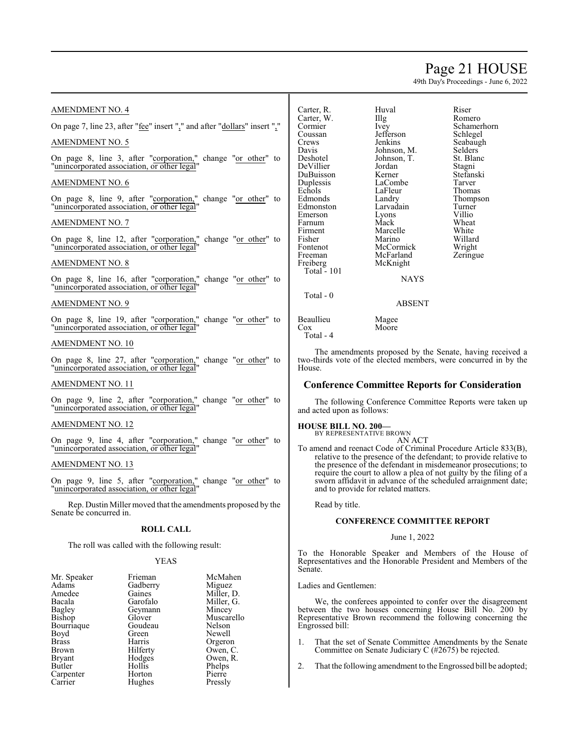AMENDMENT NO. 4

On page 7, line 23, after "fee" insert "," and after "dollars" insert ","

AMENDMENT NO. 5

On page 8, line 3, after "corporation," change "or other" to "unincorporated association, or other legal"

AMENDMENT NO. 6

On page 8, line 9, after "corporation," change "or other" to "unincorporated association, or other legal"

AMENDMENT NO. 7

On page 8, line 12, after "corporation," change "or other" to "unincorporated association, or other legal"

AMENDMENT NO. 8

On page 8, line 16, after "corporation," change "or other" to "unincorporated association, or other legal"

AMENDMENT NO. 9

On page 8, line 19, after "corporation," change "or other" to "unincorporated association, or other legal"

AMENDMENT NO. 10

On page 8, line 27, after "corporation," change "or other" to "unincorporated association, or other legal"

AMENDMENT NO. 11

On page 9, line 2, after "corporation," change "or other" to "unincorporated association, or other legal"

AMENDMENT NO. 12

On page 9, line 4, after "corporation," change "or other" to "unincorporated association, or other legal"

AMENDMENT NO. 13

On page 9, line 5, after "corporation," change "or other" to "unincorporated association, or other legal"

Rep. Dustin Miller moved that the amendments proposed by the Senate be concurred in.

**ROLL CALL**

The roll was called with the following result:

YEAS

| | | |
|---|---|---|
| Mr. Speaker | Frieman | McMahen |
| Adams | Gadberry | Miguez |
| Amedee | Gaines | Miller, D. |
| Bacala | Garofalo | Miller, G. |
| Bagley | Geymann | Mincey |
| Bishop | Glover | Muscarello |
| Bourriaque | Goudeau | Nelson |
| Boyd | Green | Newell |
| Brass | Harris | Orgeron |
| Brown | Hilferty | Owen, C. |
| Bryant | Hodges | Owen, R. |
| Butler | Hollis | Phelps |
| Carpenter | Horton | Pierre |
| Carrier | Hughes | Pressly |
| Carter, R. | Huval | Riser |
| Carter, W. | Illg | Romero |
| Cormier | Ivey | Schamerhorn |
| Coussan | Jefferson | Schlegel |
| Crews | Jenkins | Seabaugh |
| Davis | Johnson, M. | Selders |
| Deshotel | Johnson, T. | St. Blanc |
| DeVillier | Jordan | Stagni |
| DuBuisson | Kerner | Stefanski |
| Duplessis | LaCombe | Tarver |
| Echols | LaFleur | Thomas |
| Edmonds | Landry | Thompson |
| Edmonston | Larvadain | Turner |
| Emerson | Lyons | Villio |
| Farnum | Mack | Wheat |
| Firment | Marcelle | White |
| Fisher | Marino | Willard |
| Fontenot | McCormick | Wright |
| Freeman | McFarland | Zeringue |
| Freiberg | McKnight | |

Total - 101

NAYS

Total - 0

ABSENT

| | |
|---|---|
| Beaullieu | Magee |
| Cox | Moore |

Total - 4

The amendments proposed by the Senate, having received a two-thirds vote of the elected members, were concurred in by the House.

## Conference Committee Reports for Consideration

The following Conference Committee Reports were taken up and acted upon as follows:

**HOUSE BILL NO. 200—**
BY REPRESENTATIVE BROWN
AN ACT

To amend and reenact Code of Criminal Procedure Article 833(B), relative to the presence of the defendant; to provide relative to the presence of the defendant in misdemeanor prosecutions; to require the court to allow a plea of not guilty by the filing of a sworn affidavit in advance of the scheduled arraignment date; and to provide for related matters.

Read by title.

**CONFERENCE COMMITTEE REPORT**

June 1, 2022

To the Honorable Speaker and Members of the House of Representatives and the Honorable President and Members of the Senate.

Ladies and Gentlemen:

We, the conferees appointed to confer over the disagreement between the two houses concerning House Bill No. 200 by Representative Brown recommend the following concerning the Engrossed bill:

1. That the set of Senate Committee Amendments by the Senate Committee on Senate Judiciary C (#2675) be rejected.

2. That the following amendment to the Engrossed bill be adopted;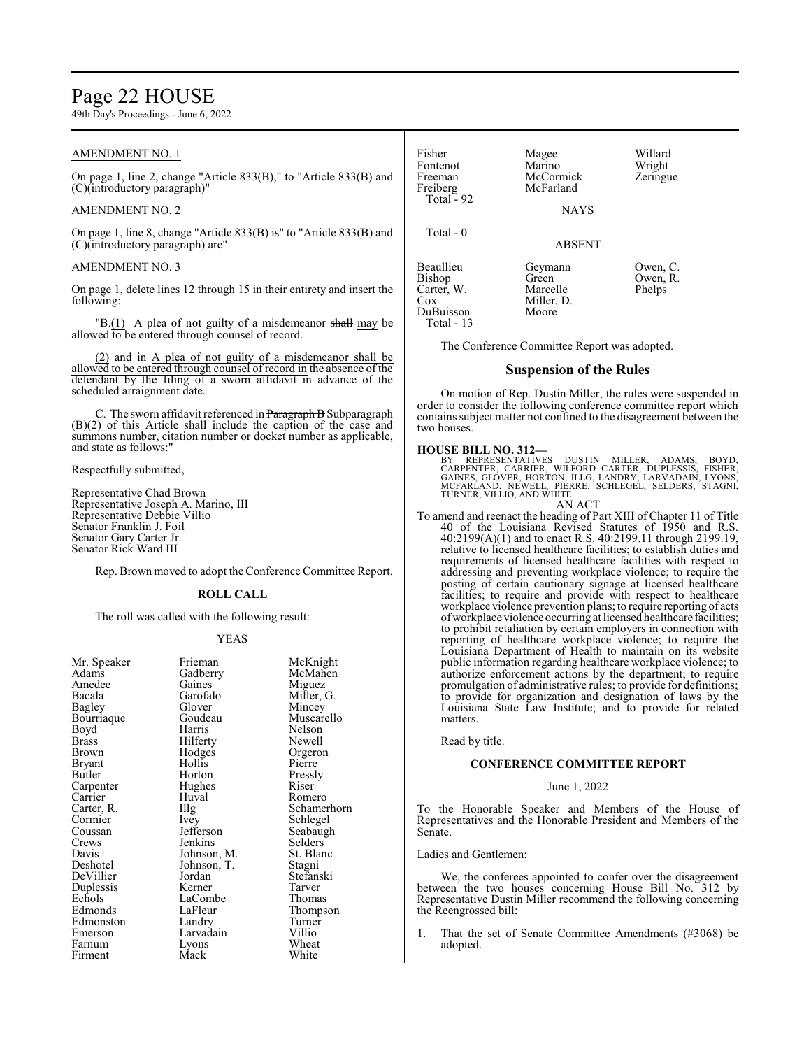## AMENDMENT NO. 1

On page 1, line 2, change "Article 833(B)," to "Article 833(B) and (C)(introductory paragraph)"

## AMENDMENT NO. 2

On page 1, line 8, change "Article 833(B) is" to "Article 833(B) and (C)(introductory paragraph) are"

## AMENDMENT NO. 3

On page 1, delete lines 12 through 15 in their entirety and insert the following:

"B.(1) A plea of not guilty of a misdemeanor ~~shall~~ may be allowed to be entered through counsel of record.

(2) ~~and in~~ A plea of not guilty of a misdemeanor shall be allowed to be entered through counsel of record in the absence of the defendant by the filing of a sworn affidavit in advance of the scheduled arraignment date.

C. The sworn affidavit referenced in ~~Paragraph B~~ Subparagraph (B)(2) of this Article shall include the caption of the case and summons number, citation number or docket number as applicable, and state as follows:"

Respectfully submitted,

Representative Chad Brown
Representative Joseph A. Marino, III
Representative Debbie Villio
Senator Franklin J. Foil
Senator Gary Carter Jr.
Senator Rick Ward III

Rep. Brown moved to adopt the Conference Committee Report.

### ROLL CALL

The roll was called with the following result:

YEAS

| | | |
|---|---|---|
| Mr. Speaker | Frieman | McKnight |
| Adams | Gadberry | McMahen |
| Amedee | Gaines | Miguez |
| Bacala | Garofalo | Miller, G. |
| Bagley | Glover | Mincey |
| Bourriaque | Goudeau | Muscarello |
| Boyd | Harris | Nelson |
| Brass | Hilferty | Newell |
| Brown | Hodges | Orgeron |
| Bryant | Hollis | Pierre |
| Butler | Horton | Pressly |
| Carpenter | Hughes | Riser |
| Carrier | Huval | Romero |
| Carter, R. | Illg | Schamerhorn |
| Cormier | Ivey | Schlegel |
| Coussan | Jefferson | Seabaugh |
| Crews | Jenkins | Selders |
| Davis | Johnson, M. | St. Blanc |
| Deshotel | Johnson, T. | Stagni |
| DeVillier | Jordan | Stefanski |
| Duplessis | Kerner | Tarver |
| Echols | LaCombe | Thomas |
| Edmonds | LaFleur | Thompson |
| Edmonston | Landry | Turner |
| Emerson | Larvadain | Villio |
| Farnum | Lyons | Wheat |
| Firment | Mack | White |
| Fisher | Magee | Willard |
| Fontenot | Marino | Wright |
| Freeman | McCormick | Zeringue |
| Freiberg | McFarland | |

Total - 92

NAYS

Total - 0

ABSENT

| | | |
|---|---|---|
| Beaullieu | Geymann | Owen, C. |
| Bishop | Green | Owen, R. |
| Carter, W. | Marcelle | Phelps |
| Cox | Miller, D. | |
| DuBuisson | Moore | |

Total - 13

The Conference Committee Report was adopted.

## Suspension of the Rules

On motion of Rep. Dustin Miller, the rules were suspended in order to consider the following conference committee report which contains subject matter not confined to the disagreement between the two houses.

**HOUSE BILL NO. 312—**
BY REPRESENTATIVES DUSTIN MILLER, ADAMS, BOYD, CARPENTER, CARRIER, WILFORD CARTER, DUPLESSIS, FISHER, GAINES, GLOVER, HORTON, ILLG, LANDRY, LARVADAIN, LYONS, MCFARLAND, NEWELL, PIERRE, SCHLEGEL, SELDERS, STAGNI, TURNER, VILLIO, AND WHITE

AN ACT

To amend and reenact the heading of Part XIII of Chapter 11 of Title 40 of the Louisiana Revised Statutes of 1950 and R.S. 40:2199(A)(1) and to enact R.S. 40:2199.11 through 2199.19, relative to licensed healthcare facilities; to establish duties and requirements of licensed healthcare facilities with respect to addressing and preventing workplace violence; to require the posting of certain cautionary signage at licensed healthcare facilities; to require and provide with respect to healthcare workplace violence prevention plans; to require reporting of acts of workplace violence occurring at licensed healthcare facilities; to prohibit retaliation by certain employers in connection with reporting of healthcare workplace violence; to require the Louisiana Department of Health to maintain on its website public information regarding healthcare workplace violence; to authorize enforcement actions by the department; to require promulgation of administrative rules; to provide for definitions; to provide for organization and designation of laws by the Louisiana State Law Institute; and to provide for related matters.

Read by title.

### CONFERENCE COMMITTEE REPORT

June 1, 2022

To the Honorable Speaker and Members of the House of Representatives and the Honorable President and Members of the Senate.

Ladies and Gentlemen:

We, the conferees appointed to confer over the disagreement between the two houses concerning House Bill No. 312 by Representative Dustin Miller recommend the following concerning the Reengrossed bill:

1. That the set of Senate Committee Amendments (#3068) be adopted.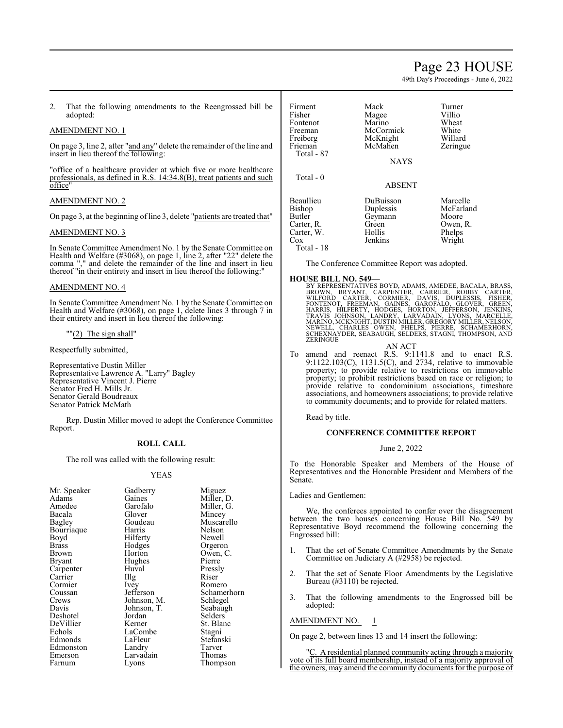2. That the following amendments to the Reengrossed bill be adopted:

AMENDMENT NO. 1

On page 3, line 2, after "and any" delete the remainder of the line and insert in lieu thereof the following:

"office of a healthcare provider at which five or more healthcare professionals, as defined in R.S. 14:34.8(B), treat patients and such office"

AMENDMENT NO. 2

On page 3, at the beginning of line 3, delete "patients are treated that"

AMENDMENT NO. 3

In Senate Committee Amendment No. 1 by the Senate Committee on Health and Welfare (#3068), on page 1, line 2, after "22" delete the comma "," and delete the remainder of the line and insert in lieu thereof "in their entirety and insert in lieu thereof the following:"

AMENDMENT NO. 4

In Senate Committee Amendment No. 1 by the Senate Committee on Health and Welfare (#3068), on page 1, delete lines 3 through 7 in their entirety and insert in lieu thereof the following:

""(2) The sign shall"

Respectfully submitted,

Representative Dustin Miller
Representative Lawrence A. "Larry" Bagley
Representative Vincent J. Pierre
Senator Fred H. Mills Jr.
Senator Gerald Boudreaux
Senator Patrick McMath

Rep. Dustin Miller moved to adopt the Conference Committee Report.

**ROLL CALL**

The roll was called with the following result:

YEAS

| | | |
|---|---|---|
| Mr. Speaker | Gadberry | Miguez |
| Adams | Gaines | Miller, D. |
| Amedee | Garofalo | Miller, G. |
| Bacala | Glover | Mincey |
| Bagley | Goudeau | Muscarello |
| Bourriaque | Harris | Nelson |
| Boyd | Hilferty | Newell |
| Brass | Hodges | Orgeron |
| Brown | Horton | Owen, C. |
| Bryant | Hughes | Pierre |
| Carpenter | Huval | Pressly |
| Carrier | Illg | Riser |
| Cormier | Ivey | Romero |
| Coussan | Jefferson | Schamerhorn |
| Crews | Johnson, M. | Schlegel |
| Davis | Johnson, T. | Seabaugh |
| Deshotel | Jordan | Selders |
| DeVillier | Kerner | St. Blanc |
| Echols | LaCombe | Stagni |
| Edmonds | LaFleur | Stefanski |
| Edmonston | Landry | Tarver |
| Emerson | Larvadain | Thomas |
| Farnum | Lyons | Thompson |
| Firment | Mack | Turner |
| Fisher | Magee | Villio |
| Fontenot | Marino | Wheat |
| Freeman | McCormick | White |
| Freiberg | McKnight | Willard |
| Frieman | McMahen | Zeringue |

Total - 87

NAYS

Total - 0

ABSENT

| | | |
|---|---|---|
| Beaullieu | DuBuisson | Marcelle |
| Bishop | Duplessis | McFarland |
| Butler | Geymann | Moore |
| Carter, R. | Green | Owen, R. |
| Carter, W. | Hollis | Phelps |
| Cox | Jenkins | Wright |

Total - 18

The Conference Committee Report was adopted.

**HOUSE BILL NO. 549—**

BY REPRESENTATIVES BOYD, ADAMS, AMEDEE, BACALA, BRASS, BROWN, BRYANT, CARPENTER, CARRIER, ROBBY CARTER, WILFORD CARTER, CORMIER, DAVIS, DUPLESSIS, FISHER, FONTENOT, FREEMAN, GAINES, GAROFALO, GLOVER, GREEN, HARRIS, HILFERTY, HODGES, HORTON, JEFFERSON, JENKINS, TRAVIS JOHNSON, LANDRY, LARVADAIN, LYONS, MARCELLE, MARINO, MCKNIGHT, DUSTIN MILLER, GREGORY MILLER, NELSON, NEWELL, CHARLES OWEN, PHELPS, PIERRE, SCHAMERHORN, SCHEXNAYDER, SEABAUGH, SELDERS, STAGNI, THOMPSON, AND ZERINGUE

AN ACT

To amend and reenact R.S. 9:1141.8 and to enact R.S. 9:1122.103(C), 1131.5(C), and 2734, relative to immovable property; to provide relative to restrictions on immovable property; to prohibit restrictions based on race or religion; to provide relative to condominium associations, timeshare associations, and homeowners associations; to provide relative to community documents; and to provide for related matters.

Read by title.

**CONFERENCE COMMITTEE REPORT**

June 2, 2022

To the Honorable Speaker and Members of the House of Representatives and the Honorable President and Members of the Senate.

Ladies and Gentlemen:

We, the conferees appointed to confer over the disagreement between the two houses concerning House Bill No. 549 by Representative Boyd recommend the following concerning the Engrossed bill:

1. That the set of Senate Committee Amendments by the Senate Committee on Judiciary A (#2958) be rejected.

2. That the set of Senate Floor Amendments by the Legislative Bureau (#3110) be rejected.

3. That the following amendments to the Engrossed bill be adopted:

AMENDMENT NO. 1

On page 2, between lines 13 and 14 insert the following:

"C. A residential planned community acting through a majority vote of its full board membership, instead of a majority approval of the owners, may amend the community documents for the purpose of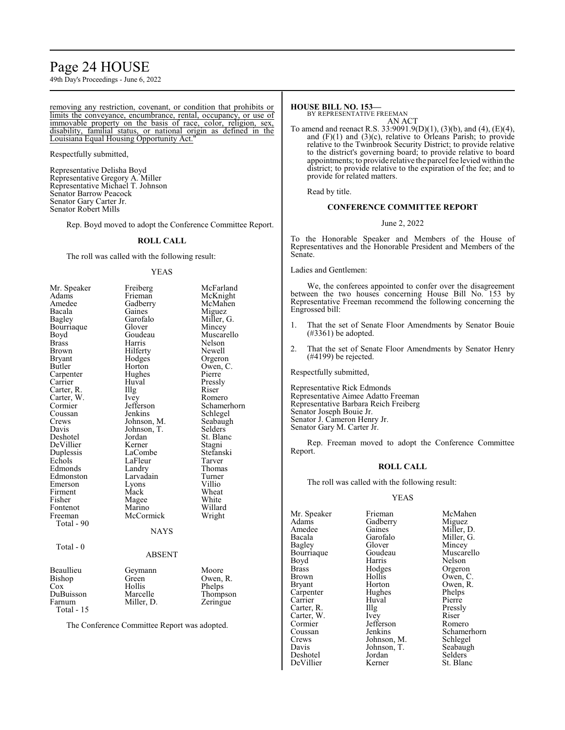removing any restriction, covenant, or condition that prohibits or limits the conveyance, encumbrance, rental, occupancy, or use of immovable property on the basis of race, color, religion, sex, disability, familial status, or national origin as defined in the Louisiana Equal Housing Opportunity Act."

Respectfully submitted,

Representative Delisha Boyd
Representative Gregory A. Miller
Representative Michael T. Johnson
Senator Barrow Peacock
Senator Gary Carter Jr.
Senator Robert Mills

Rep. Boyd moved to adopt the Conference Committee Report.

**ROLL CALL**

The roll was called with the following result:

YEAS

| | | |
|---|---|---|
| Mr. Speaker | Freiberg | McFarland |
| Adams | Frieman | McKnight |
| Amedee | Gadberry | McMahen |
| Bacala | Gaines | Miguez |
| Bagley | Garofalo | Miller, G. |
| Bourriaque | Glover | Mincey |
| Boyd | Goudeau | Muscarello |
| Brass | Harris | Nelson |
| Brown | Hilferty | Newell |
| Bryant | Hodges | Orgeron |
| Butler | Horton | Owen, C. |
| Carpenter | Hughes | Pierre |
| Carrier | Huval | Pressly |
| Carter, R. | Illg | Riser |
| Carter, W. | Ivey | Romero |
| Cormier | Jefferson | Schamerhorn |
| Coussan | Jenkins | Schlegel |
| Crews | Johnson, M. | Seabaugh |
| Davis | Johnson, T. | Selders |
| Deshotel | Jordan | St. Blanc |
| DeVillier | Kerner | Stagni |
| Duplessis | LaCombe | Stefanski |
| Echols | LaFleur | Tarver |
| Edmonds | Landry | Thomas |
| Edmonston | Larvadain | Turner |
| Emerson | Lyons | Villio |
| Firment | Mack | Wheat |
| Fisher | Magee | White |
| Fontenot | Marino | Willard |
| Freeman | McCormick | Wright |

Total - 90

NAYS

Total - 0

ABSENT

| | | |
|---|---|---|
| Beaullieu | Geymann | Moore |
| Bishop | Green | Owen, R. |
| Cox | Hollis | Phelps |
| DuBuisson | Marcelle | Thompson |
| Farnum | Miller, D. | Zeringue |

Total - 15

The Conference Committee Report was adopted.

**HOUSE BILL NO. 153—**
BY REPRESENTATIVE FREEMAN
AN ACT

To amend and reenact R.S. 33:9091.9(D)(1), (3)(b), and (4), (E)(4), and (F)(1) and (3)(c), relative to Orleans Parish; to provide relative to the Twinbrook Security District; to provide relative to the district's governing board; to provide relative to board appointments; to provide relative the parcel fee levied within the district; to provide relative to the expiration of the fee; and to provide for related matters.

Read by title.

**CONFERENCE COMMITTEE REPORT**

June 2, 2022

To the Honorable Speaker and Members of the House of Representatives and the Honorable President and Members of the Senate.

Ladies and Gentlemen:

We, the conferees appointed to confer over the disagreement between the two houses concerning House Bill No. 153 by Representative Freeman recommend the following concerning the Engrossed bill:

1. That the set of Senate Floor Amendments by Senator Bouie (#3361) be adopted.

2. That the set of Senate Floor Amendments by Senator Henry (#4199) be rejected.

Respectfully submitted,

Representative Rick Edmonds
Representative Aimee Adatto Freeman
Representative Barbara Reich Freiberg
Senator Joseph Bouie Jr.
Senator J. Cameron Henry Jr.
Senator Gary M. Carter Jr.

Rep. Freeman moved to adopt the Conference Committee Report.

**ROLL CALL**

The roll was called with the following result:

YEAS

| | | |
|---|---|---|
| Mr. Speaker | Frieman | McMahen |
| Adams | Gadberry | Miguez |
| Amedee | Gaines | Miller, D. |
| Bacala | Garofalo | Miller, G. |
| Bagley | Glover | Mincey |
| Bourriaque | Goudeau | Muscarello |
| Boyd | Harris | Nelson |
| Brass | Hodges | Orgeron |
| Brown | Hollis | Owen, C. |
| Bryant | Horton | Owen, R. |
| Carpenter | Hughes | Phelps |
| Carrier | Huval | Pierre |
| Carter, R. | Illg | Pressly |
| Carter, W. | Ivey | Riser |
| Cormier | Jefferson | Romero |
| Coussan | Jenkins | Schamerhorn |
| Crews | Johnson, M. | Schlegel |
| Davis | Johnson, T. | Seabaugh |
| Deshotel | Jordan | Selders |
| DeVillier | Kerner | St. Blanc |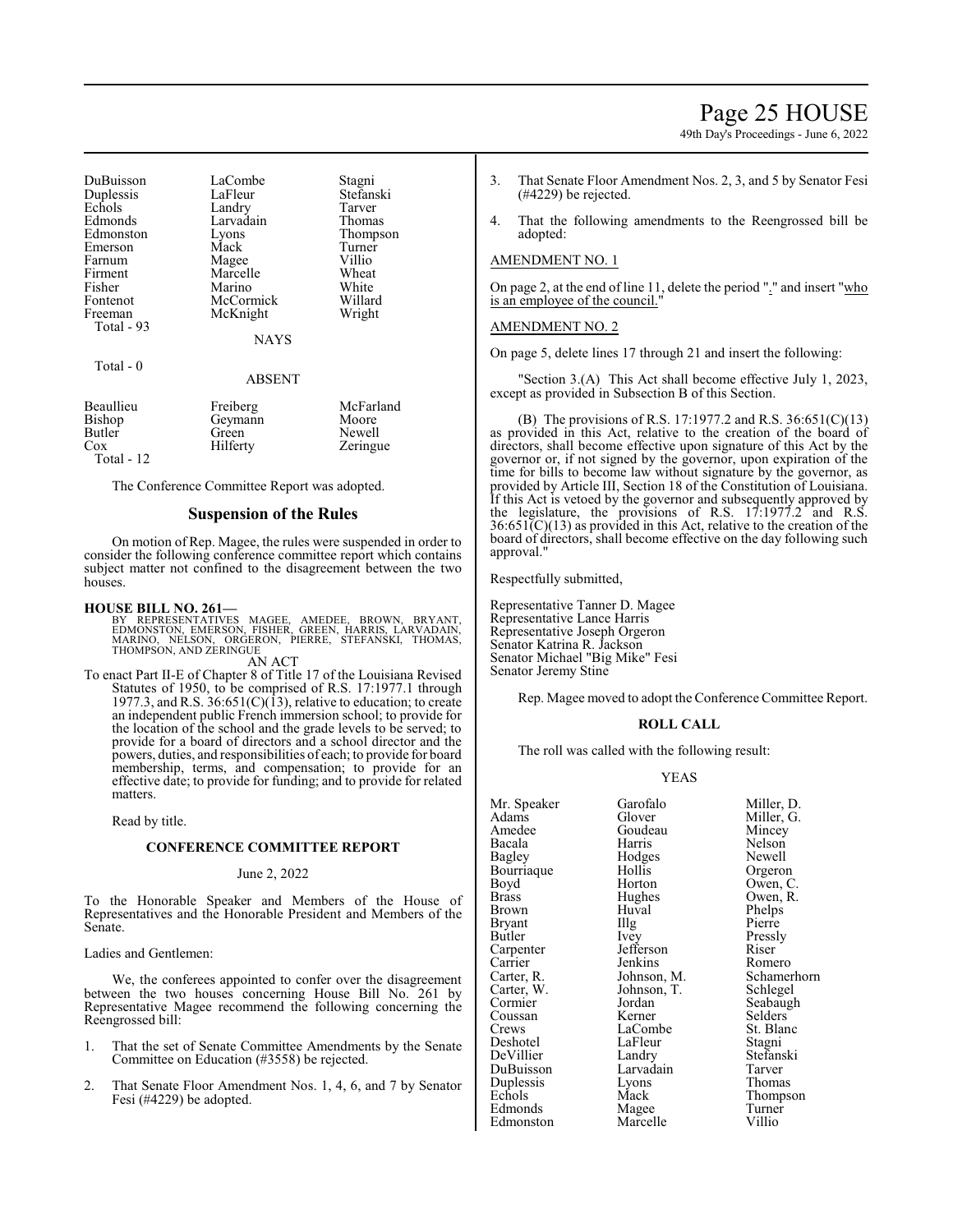| | | |
|---|---|---|
| DuBuisson | LaCombe | Stagni |
| Duplessis | LaFleur | Stefanski |
| Echols | Landry | Tarver |
| Edmonds | Larvadain | Thomas |
| Edmonston | Lyons | Thompson |
| Emerson | Mack | Turner |
| Farnum | Magee | Villio |
| Firment | Marcelle | Wheat |
| Fisher | Marino | White |
| Fontenot | McCormick | Willard |
| Freeman | McKnight | Wright |

Total - 93

NAYS

Total - 0

ABSENT

| | | |
|---|---|---|
| Beaullieu | Freiberg | McFarland |
| Bishop | Geymann | Moore |
| Butler | Green | Newell |
| Cox | Hilferty | Zeringue |

Total - 12

The Conference Committee Report was adopted.

## Suspension of the Rules

On motion of Rep. Magee, the rules were suspended in order to consider the following conference committee report which contains subject matter not confined to the disagreement between the two houses.

**HOUSE BILL NO. 261—**
BY REPRESENTATIVES MAGEE, AMEDEE, BROWN, BRYANT, EDMONSTON, EMERSON, FISHER, GREEN, HARRIS, LARVADAIN, MARINO, NELSON, ORGERON, PIERRE, STEFANSKI, THOMAS, THOMPSON, AND ZERINGUE

AN ACT

To enact Part II-E of Chapter 8 of Title 17 of the Louisiana Revised Statutes of 1950, to be comprised of R.S. 17:1977.1 through 1977.3, and R.S. 36:651(C)(13), relative to education; to create an independent public French immersion school; to provide for the location of the school and the grade levels to be served; to provide for a board of directors and a school director and the powers, duties, and responsibilities of each; to provide for board membership, terms, and compensation; to provide for an effective date; to provide for funding; and to provide for related matters.

Read by title.

### CONFERENCE COMMITTEE REPORT

June 2, 2022

To the Honorable Speaker and Members of the House of Representatives and the Honorable President and Members of the Senate.

Ladies and Gentlemen:

We, the conferees appointed to confer over the disagreement between the two houses concerning House Bill No. 261 by Representative Magee recommend the following concerning the Reengrossed bill:

1. That the set of Senate Committee Amendments by the Senate Committee on Education (#3558) be rejected.

2. That Senate Floor Amendment Nos. 1, 4, 6, and 7 by Senator Fesi (#4229) be adopted.

3. That Senate Floor Amendment Nos. 2, 3, and 5 by Senator Fesi (#4229) be rejected.

4. That the following amendments to the Reengrossed bill be adopted:

AMENDMENT NO. 1

On page 2, at the end of line 11, delete the period "." and insert "who is an employee of the council."

AMENDMENT NO. 2

On page 5, delete lines 17 through 21 and insert the following:

"Section 3.(A) This Act shall become effective July 1, 2023, except as provided in Subsection B of this Section.

(B) The provisions of R.S. 17:1977.2 and R.S. 36:651(C)(13) as provided in this Act, relative to the creation of the board of directors, shall become effective upon signature of this Act by the governor or, if not signed by the governor, upon expiration of the time for bills to become law without signature by the governor, as provided by Article III, Section 18 of the Constitution of Louisiana. If this Act is vetoed by the governor and subsequently approved by the legislature, the provisions of R.S. 17:1977.2 and R.S. 36:651(C)(13) as provided in this Act, relative to the creation of the board of directors, shall become effective on the day following such approval."

Respectfully submitted,

Representative Tanner D. Magee
Representative Lance Harris
Representative Joseph Orgeron
Senator Katrina R. Jackson
Senator Michael "Big Mike" Fesi
Senator Jeremy Stine

Rep. Magee moved to adopt the Conference Committee Report.

### ROLL CALL

The roll was called with the following result:

YEAS

| | | |
|---|---|---|
| Mr. Speaker | Garofalo | Miller, D. |
| Adams | Glover | Miller, G. |
| Amedee | Goudeau | Mincey |
| Bacala | Harris | Nelson |
| Bagley | Hodges | Newell |
| Bourriaque | Hollis | Orgeron |
| Boyd | Horton | Owen, C. |
| Brass | Hughes | Owen, R. |
| Brown | Huval | Phelps |
| Bryant | Illg | Pierre |
| Butler | Ivey | Pressly |
| Carpenter | Jefferson | Riser |
| Carrier | Jenkins | Romero |
| Carter, R. | Johnson, M. | Schamerhorn |
| Carter, W. | Johnson, T. | Schlegel |
| Cormier | Jordan | Seabaugh |
| Coussan | Kerner | Selders |
| Crews | LaCombe | St. Blanc |
| Deshotel | LaFleur | Stagni |
| DeVillier | Landry | Stefanski |
| DuBuisson | Larvadain | Tarver |
| Duplessis | Lyons | Thomas |
| Echols | Mack | Thompson |
| Edmonds | Magee | Turner |
| Edmonston | Marcelle | Villio |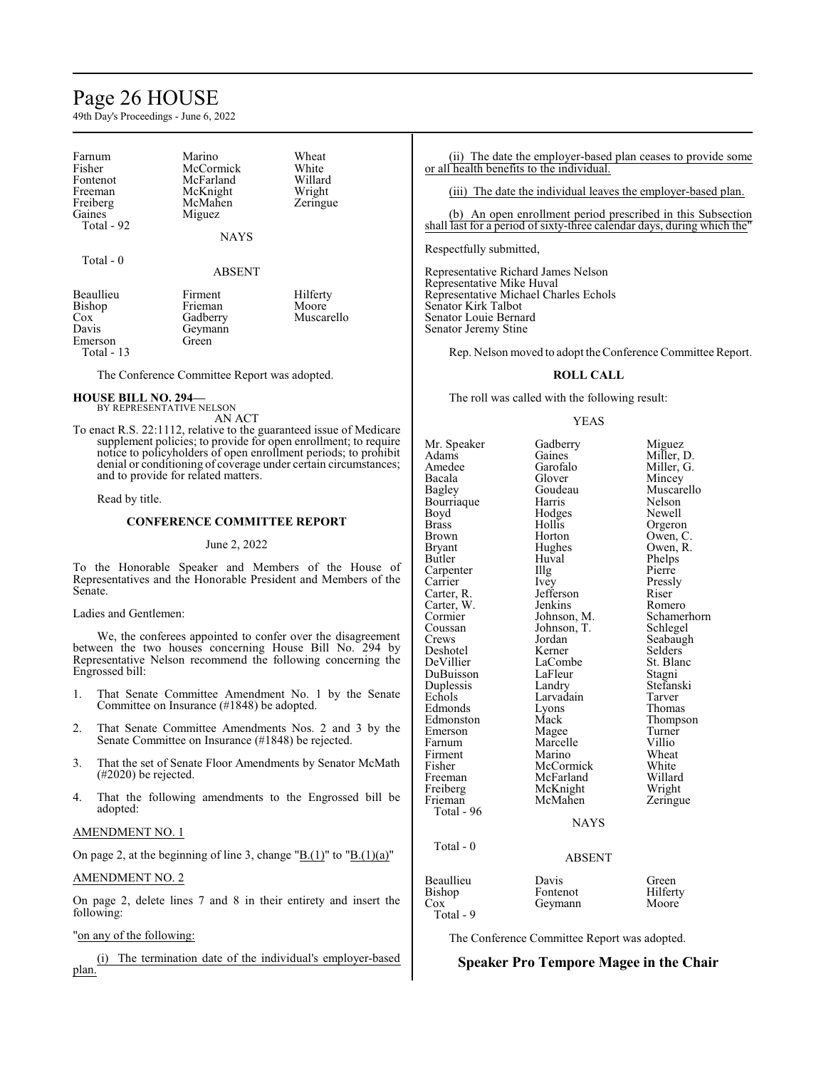| | | |
|---|---|---|
| Farnum | Marino | Wheat |
| Fisher | McCormick | White |
| Fontenot | McFarland | Willard |
| Freeman | McKnight | Wright |
| Freiberg | McMahen | Zeringue |
| Gaines | Miguez | |
| Total - 92 | | |

NAYS

Total - 0

ABSENT

| | | |
|---|---|---|
| Beaullieu | Firment | Hilferty |
| Bishop | Frieman | Moore |
| Cox | Gadberry | Muscarello |
| Davis | Geymann | |
| Emerson | Green | |
| Total - 13 | | |

The Conference Committee Report was adopted.

**HOUSE BILL NO. 294—**
BY REPRESENTATIVE NELSON

AN ACT

To enact R.S. 22:1112, relative to the guaranteed issue of Medicare supplement policies; to provide for open enrollment; to require notice to policyholders of open enrollment periods; to prohibit denial or conditioning of coverage under certain circumstances; and to provide for related matters.

Read by title.

**CONFERENCE COMMITTEE REPORT**

June 2, 2022

To the Honorable Speaker and Members of the House of Representatives and the Honorable President and Members of the Senate.

Ladies and Gentlemen:

We, the conferees appointed to confer over the disagreement between the two houses concerning House Bill No. 294 by Representative Nelson recommend the following concerning the Engrossed bill:

1. That Senate Committee Amendment No. 1 by the Senate Committee on Insurance (#1848) be adopted.

2. That Senate Committee Amendments Nos. 2 and 3 by the Senate Committee on Insurance (#1848) be rejected.

3. That the set of Senate Floor Amendments by Senator McMath (#2020) be rejected.

4. That the following amendments to the Engrossed bill be adopted:

AMENDMENT NO. 1

On page 2, at the beginning of line 3, change "B.(1)" to "B.(1)(a)"

AMENDMENT NO. 2

On page 2, delete lines 7 and 8 in their entirety and insert the following:

"on any of the following:

(i) The termination date of the individual's employer-based plan.

(ii) The date the employer-based plan ceases to provide some or all health benefits to the individual.

(iii) The date the individual leaves the employer-based plan.

(b) An open enrollment period prescribed in this Subsection shall last for a period of sixty-three calendar days, during which the"

Respectfully submitted,

Representative Richard James Nelson
Representative Mike Huval
Representative Michael Charles Echols
Senator Kirk Talbot
Senator Louie Bernard
Senator Jeremy Stine

Rep. Nelson moved to adopt the Conference Committee Report.

**ROLL CALL**

The roll was called with the following result:

YEAS

| | | |
|---|---|---|
| Mr. Speaker | Gadberry | Miguez |
| Adams | Gaines | Miller, D. |
| Amedee | Garofalo | Miller, G. |
| Bacala | Glover | Mincey |
| Bagley | Goudeau | Muscarello |
| Bourriaque | Harris | Nelson |
| Boyd | Hodges | Newell |
| Brass | Hollis | Orgeron |
| Brown | Horton | Owen, C. |
| Bryant | Hughes | Owen, R. |
| Butler | Huval | Phelps |
| Carpenter | Illg | Pierre |
| Carrier | Ivey | Pressly |
| Carter, R. | Jefferson | Riser |
| Carter, W. | Jenkins | Romero |
| Cormier | Johnson, M. | Schamerhorn |
| Coussan | Johnson, T. | Schlegel |
| Crews | Jordan | Seabaugh |
| Deshotel | Kerner | Selders |
| DeVillier | LaCombe | St. Blanc |
| DuBuisson | LaFleur | Stagni |
| Duplessis | Landry | Stefanski |
| Echols | Larvadain | Tarver |
| Edmonds | Lyons | Thomas |
| Edmonston | Mack | Thompson |
| Emerson | Magee | Turner |
| Farnum | Marcelle | Villio |
| Firment | Marino | Wheat |
| Fisher | McCormick | White |
| Freeman | McFarland | Willard |
| Freiberg | McKnight | Wright |
| Frieman | McMahen | Zeringue |
| Total - 96 | | |

NAYS

Total - 0

ABSENT

| | | |
|---|---|---|
| Beaullieu | Davis | Green |
| Bishop | Fontenot | Hilferty |
| Cox | Geymann | Moore |
| Total - 9 | | |

The Conference Committee Report was adopted.

## Speaker Pro Tempore Magee in the Chair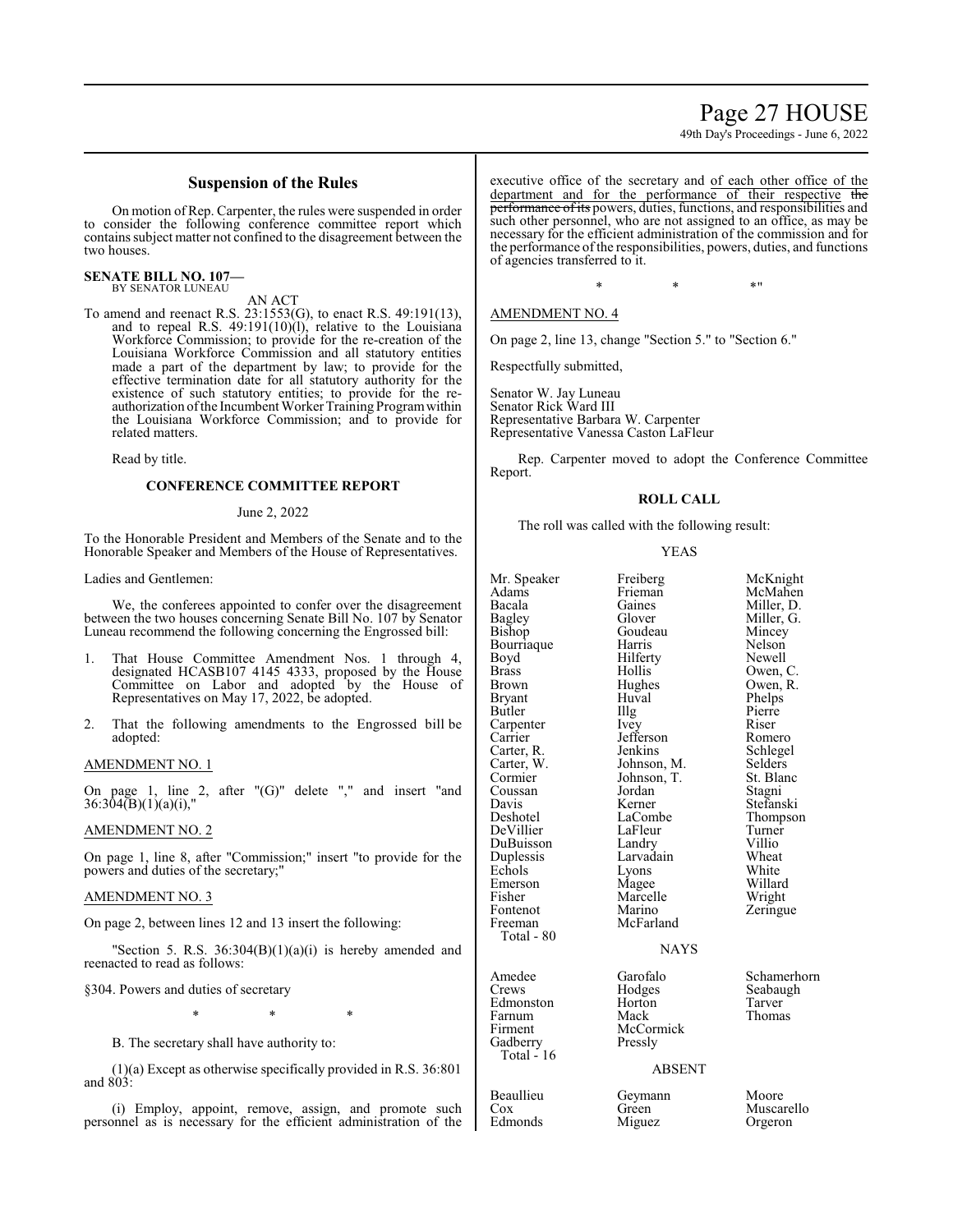## Suspension of the Rules

On motion of Rep. Carpenter, the rules were suspended in order to consider the following conference committee report which contains subject matter not confined to the disagreement between the two houses.

**SENATE BILL NO. 107—**
BY SENATOR LUNEAU

AN ACT

To amend and reenact R.S. 23:1553(G), to enact R.S. 49:191(13), and to repeal R.S. 49:191(10)(l), relative to the Louisiana Workforce Commission; to provide for the re-creation of the Louisiana Workforce Commission and all statutory entities made a part of the department by law; to provide for the effective termination date for all statutory authority for the existence of such statutory entities; to provide for the re-authorization of the Incumbent Worker Training Program within the Louisiana Workforce Commission; and to provide for related matters.

Read by title.

### CONFERENCE COMMITTEE REPORT

June 2, 2022

To the Honorable President and Members of the Senate and to the Honorable Speaker and Members of the House of Representatives.

Ladies and Gentlemen:

We, the conferees appointed to confer over the disagreement between the two houses concerning Senate Bill No. 107 by Senator Luneau recommend the following concerning the Engrossed bill:

1. That House Committee Amendment Nos. 1 through 4, designated HCASB107 4145 4333, proposed by the House Committee on Labor and adopted by the House of Representatives on May 17, 2022, be adopted.
2. That the following amendments to the Engrossed bill be adopted:

AMENDMENT NO. 1

On page 1, line 2, after "(G)" delete "," and insert "and 36:304(B)(1)(a)(i),"

AMENDMENT NO. 2

On page 1, line 8, after "Commission;" insert "to provide for the powers and duties of the secretary;"

AMENDMENT NO. 3

On page 2, between lines 12 and 13 insert the following:

"Section 5. R.S. 36:304(B)(1)(a)(i) is hereby amended and reenacted to read as follows:

§304. Powers and duties of secretary

\* \* \*

B. The secretary shall have authority to:

(1)(a) Except as otherwise specifically provided in R.S. 36:801 and 803:

(i) Employ, appoint, remove, assign, and promote such personnel as is necessary for the efficient administration of the executive office of the secretary and of each other office of the department and for the performance of their respective ~~the performance of its~~ powers, duties, functions, and responsibilities and such other personnel, who are not assigned to an office, as may be necessary for the efficient administration of the commission and for the performance of the responsibilities, powers, duties, and functions of agencies transferred to it.

\* \* \*"

AMENDMENT NO. 4

On page 2, line 13, change "Section 5." to "Section 6."

Respectfully submitted,

Senator W. Jay Luneau
Senator Rick Ward III
Representative Barbara W. Carpenter
Representative Vanessa Caston LaFleur

Rep. Carpenter moved to adopt the Conference Committee Report.

### ROLL CALL

The roll was called with the following result:

YEAS

| | | |
|---|---|---|
| Mr. Speaker | Freiberg | McKnight |
| Adams | Frieman | McMahen |
| Bacala | Gaines | Miller, D. |
| Bagley | Glover | Miller, G. |
| Bishop | Goudeau | Mincey |
| Bourriaque | Harris | Nelson |
| Boyd | Hilferty | Newell |
| Brass | Hollis | Owen, C. |
| Brown | Hughes | Owen, R. |
| Bryant | Huval | Phelps |
| Butler | Illg | Pierre |
| Carpenter | Ivey | Riser |
| Carrier | Jefferson | Romero |
| Carter, R. | Jenkins | Schlegel |
| Carter, W. | Johnson, M. | Selders |
| Cormier | Johnson, T. | St. Blanc |
| Coussan | Jordan | Stagni |
| Davis | Kerner | Stefanski |
| Deshotel | LaCombe | Thompson |
| DeVillier | LaFleur | Turner |
| DuBuisson | Landry | Villio |
| Duplessis | Larvadain | Wheat |
| Echols | Lyons | White |
| Emerson | Magee | Willard |
| Fisher | Marcelle | Wright |
| Fontenot | Marino | Zeringue |
| Freeman | McFarland | |

Total - 80

NAYS

| | | |
|---|---|---|
| Amedee | Garofalo | Schamerhorn |
| Crews | Hodges | Seabaugh |
| Edmonston | Horton | Tarver |
| Farnum | Mack | Thomas |
| Firment | McCormick | |
| Gadberry | Pressly | |

Total - 16

ABSENT

| | | |
|---|---|---|
| Beaullieu | Geymann | Moore |
| Cox | Green | Muscarello |
| Edmonds | Miguez | Orgeron |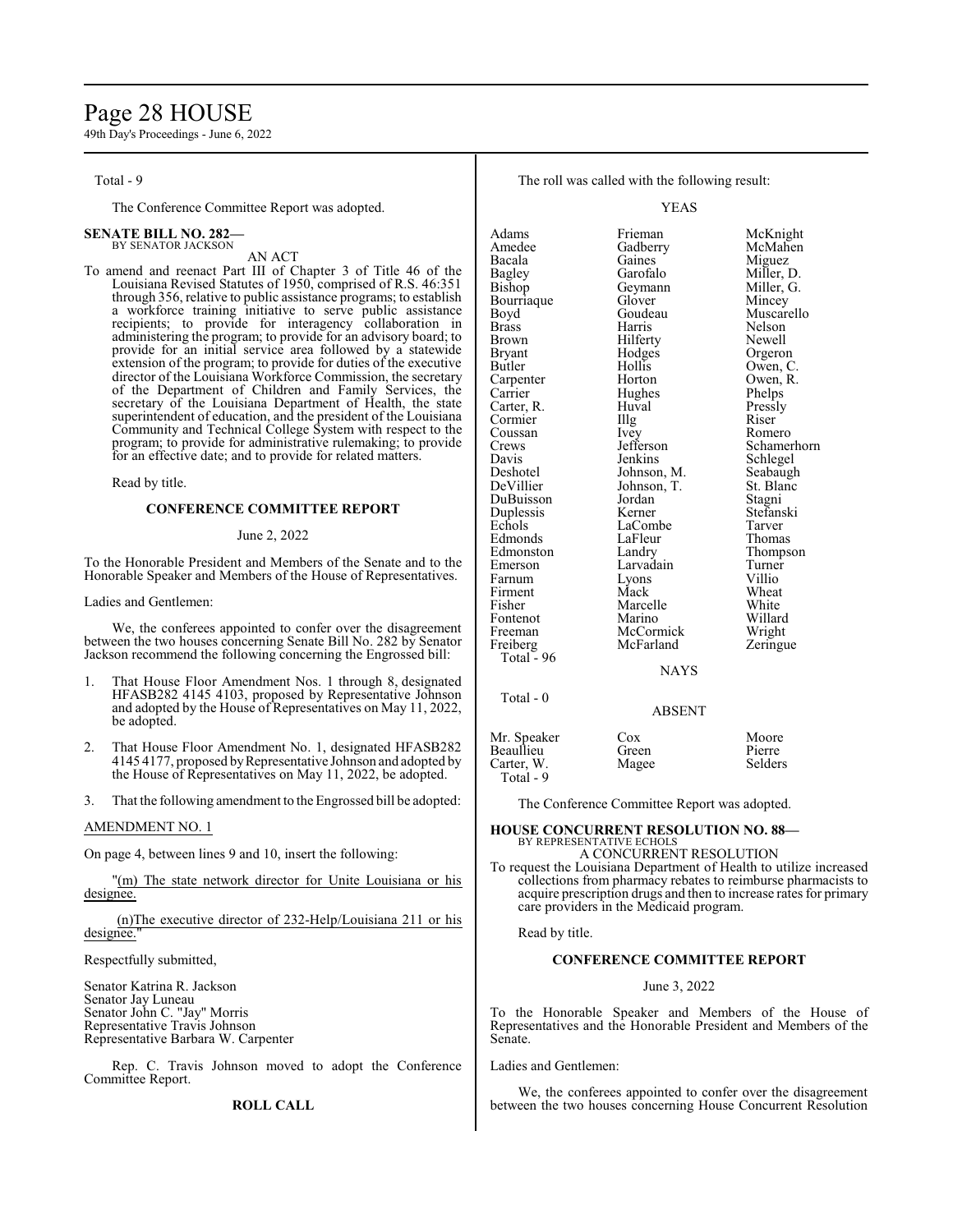Total - 9

The Conference Committee Report was adopted.

**SENATE BILL NO. 282—**
BY SENATOR JACKSON

AN ACT

To amend and reenact Part III of Chapter 3 of Title 46 of the Louisiana Revised Statutes of 1950, comprised of R.S. 46:351 through 356, relative to public assistance programs; to establish a workforce training initiative to serve public assistance recipients; to provide for interagency collaboration in administering the program; to provide for an advisory board; to provide for an initial service area followed by a statewide extension of the program; to provide for duties of the executive director of the Louisiana Workforce Commission, the secretary of the Department of Children and Family Services, the secretary of the Louisiana Department of Health, the state superintendent of education, and the president of the Louisiana Community and Technical College System with respect to the program; to provide for administrative rulemaking; to provide for an effective date; and to provide for related matters.

Read by title.

**CONFERENCE COMMITTEE REPORT**

June 2, 2022

To the Honorable President and Members of the Senate and to the Honorable Speaker and Members of the House of Representatives.

Ladies and Gentlemen:

We, the conferees appointed to confer over the disagreement between the two houses concerning Senate Bill No. 282 by Senator Jackson recommend the following concerning the Engrossed bill:

1. That House Floor Amendment Nos. 1 through 8, designated HFASB282 4145 4103, proposed by Representative Johnson and adopted by the House of Representatives on May 11, 2022, be adopted.

2. That House Floor Amendment No. 1, designated HFASB282 4145 4177, proposed by Representative Johnson and adopted by the House of Representatives on May 11, 2022, be adopted.

3. That the following amendment to the Engrossed bill be adopted:

AMENDMENT NO. 1

On page 4, between lines 9 and 10, insert the following:

"(m) The state network director for Unite Louisiana or his designee.

(n)The executive director of 232-Help/Louisiana 211 or his designee."

Respectfully submitted,

Senator Katrina R. Jackson
Senator Jay Luneau
Senator John C. "Jay" Morris
Representative Travis Johnson
Representative Barbara W. Carpenter

Rep. C. Travis Johnson moved to adopt the Conference Committee Report.

**ROLL CALL**

The roll was called with the following result:

YEAS

| | | |
|---|---|---|
| Adams | Frieman | McKnight |
| Amedee | Gadberry | McMahen |
| Bacala | Gaines | Miguez |
| Bagley | Garofalo | Miller, D. |
| Bishop | Geymann | Miller, G. |
| Bourriaque | Glover | Mincey |
| Boyd | Goudeau | Muscarello |
| Brass | Harris | Nelson |
| Brown | Hilferty | Newell |
| Bryant | Hodges | Orgeron |
| Butler | Hollis | Owen, C. |
| Carpenter | Horton | Owen, R. |
| Carrier | Hughes | Phelps |
| Carter, R. | Huval | Pressly |
| Cormier | Illg | Riser |
| Coussan | Ivey | Romero |
| Crews | Jefferson | Schamerhorn |
| Davis | Jenkins | Schlegel |
| Deshotel | Johnson, M. | Seabaugh |
| DeVillier | Johnson, T. | St. Blanc |
| DuBuisson | Jordan | Stagni |
| Duplessis | Kerner | Stefanski |
| Echols | LaCombe | Tarver |
| Edmonds | LaFleur | Thomas |
| Edmonston | Landry | Thompson |
| Emerson | Larvadain | Turner |
| Farnum | Lyons | Villio |
| Firment | Mack | Wheat |
| Fisher | Marcelle | White |
| Fontenot | Marino | Willard |
| Freeman | McCormick | Wright |
| Freiberg | McFarland | Zeringue |

Total - 96

NAYS

Total - 0

ABSENT

| | | |
|---|---|---|
| Mr. Speaker | Cox | Moore |
| Beaullieu | Green | Pierre |
| Carter, W. | Magee | Selders |

Total - 9

The Conference Committee Report was adopted.

**HOUSE CONCURRENT RESOLUTION NO. 88—**
BY REPRESENTATIVE ECHOLS

A CONCURRENT RESOLUTION

To request the Louisiana Department of Health to utilize increased collections from pharmacy rebates to reimburse pharmacists to acquire prescription drugs and then to increase rates for primary care providers in the Medicaid program.

Read by title.

**CONFERENCE COMMITTEE REPORT**

June 3, 2022

To the Honorable Speaker and Members of the House of Representatives and the Honorable President and Members of the Senate.

Ladies and Gentlemen:

We, the conferees appointed to confer over the disagreement between the two houses concerning House Concurrent Resolution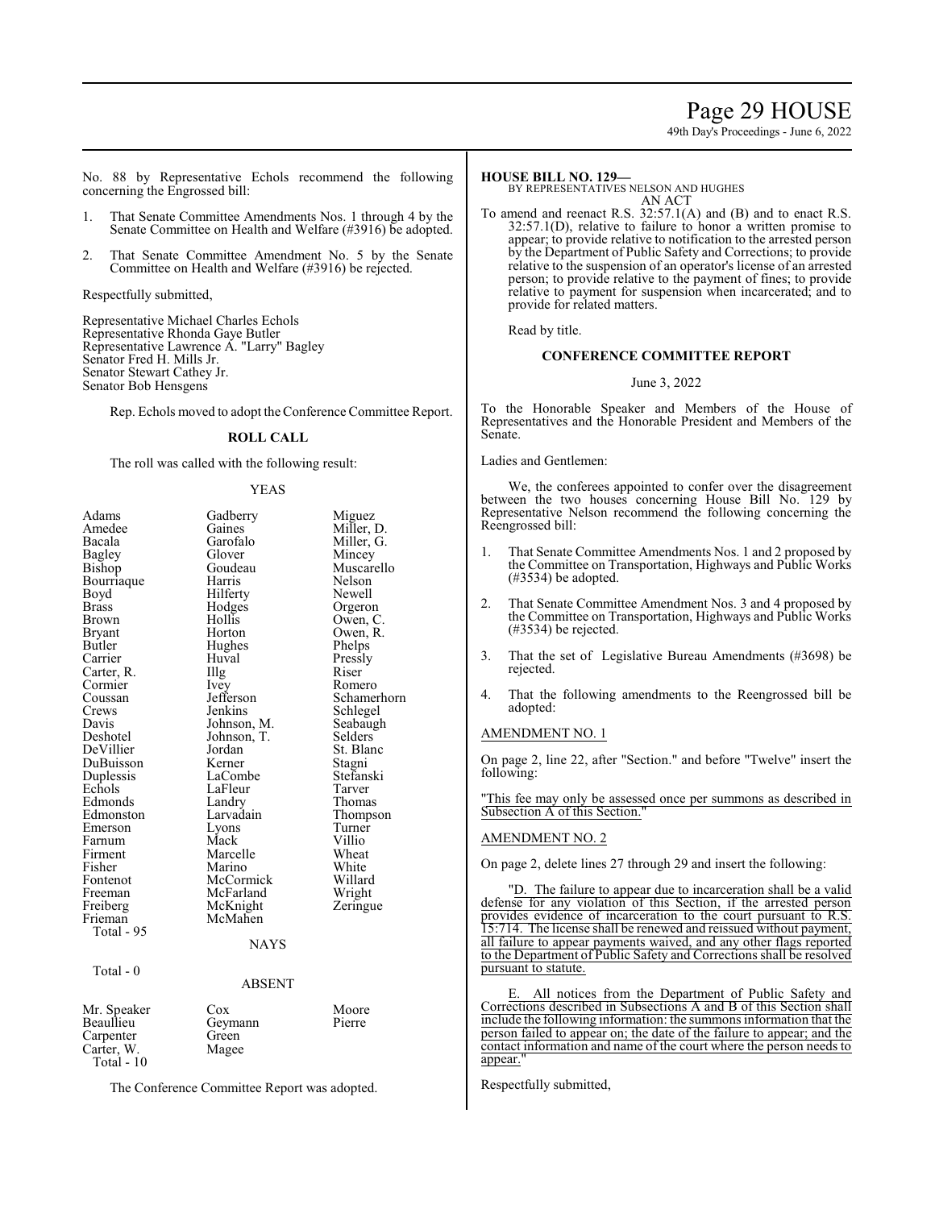No. 88 by Representative Echols recommend the following concerning the Engrossed bill:

1. That Senate Committee Amendments Nos. 1 through 4 by the Senate Committee on Health and Welfare (#3916) be adopted.

2. That Senate Committee Amendment No. 5 by the Senate Committee on Health and Welfare (#3916) be rejected.

Respectfully submitted,

Representative Michael Charles Echols
Representative Rhonda Gaye Butler
Representative Lawrence A. "Larry" Bagley
Senator Fred H. Mills Jr.
Senator Stewart Cathey Jr.
Senator Bob Hensgens

Rep. Echols moved to adopt the Conference Committee Report.

**ROLL CALL**

The roll was called with the following result:

YEAS

| | | |
|---|---|---|
| Adams | Gadberry | Miguez |
| Amedee | Gaines | Miller, D. |
| Bacala | Garofalo | Miller, G. |
| Bagley | Glover | Mincey |
| Bishop | Goudeau | Muscarello |
| Bourriaque | Harris | Nelson |
| Boyd | Hilferty | Newell |
| Brass | Hodges | Orgeron |
| Brown | Hollis | Owen, C. |
| Bryant | Horton | Owen, R. |
| Butler | Hughes | Phelps |
| Carrier | Huval | Pressly |
| Carter, R. | Illg | Riser |
| Cormier | Ivey | Romero |
| Coussan | Jefferson | Schamerhorn |
| Crews | Jenkins | Schlegel |
| Davis | Johnson, M. | Seabaugh |
| Deshotel | Johnson, T. | Selders |
| DeVillier | Jordan | St. Blanc |
| DuBuisson | Kerner | Stagni |
| Duplessis | LaCombe | Stefanski |
| Echols | LaFleur | Tarver |
| Edmonds | Landry | Thomas |
| Edmonston | Larvadain | Thompson |
| Emerson | Lyons | Turner |
| Farnum | Mack | Villio |
| Firment | Marcelle | Wheat |
| Fisher | Marino | White |
| Fontenot | McCormick | Willard |
| Freeman | McFarland | Wright |
| Freiberg | McKnight | Zeringue |
| Frieman | McMahen | |

Total - 95

NAYS

Total - 0

ABSENT

| | | |
|---|---|---|
| Mr. Speaker | Cox | Moore |
| Beaullieu | Geymann | Pierre |
| Carpenter | Green | |
| Carter, W. | Magee | |

Total - 10

The Conference Committee Report was adopted.

**HOUSE BILL NO. 129—**
BY REPRESENTATIVES NELSON AND HUGHES
AN ACT

To amend and reenact R.S. 32:57.1(A) and (B) and to enact R.S. 32:57.1(D), relative to failure to honor a written promise to appear; to provide relative to notification to the arrested person by the Department of Public Safety and Corrections; to provide relative to the suspension of an operator's license of an arrested person; to provide relative to the payment of fines; to provide relative to payment for suspension when incarcerated; and to provide for related matters.

Read by title.

**CONFERENCE COMMITTEE REPORT**

June 3, 2022

To the Honorable Speaker and Members of the House of Representatives and the Honorable President and Members of the Senate.

Ladies and Gentlemen:

We, the conferees appointed to confer over the disagreement between the two houses concerning House Bill No. 129 by Representative Nelson recommend the following concerning the Reengrossed bill:

1. That Senate Committee Amendments Nos. 1 and 2 proposed by the Committee on Transportation, Highways and Public Works (#3534) be adopted.

2. That Senate Committee Amendment Nos. 3 and 4 proposed by the Committee on Transportation, Highways and Public Works (#3534) be rejected.

3. That the set of Legislative Bureau Amendments (#3698) be rejected.

4. That the following amendments to the Reengrossed bill be adopted:

AMENDMENT NO. 1

On page 2, line 22, after "Section." and before "Twelve" insert the following:

"This fee may only be assessed once per summons as described in Subsection A of this Section."

AMENDMENT NO. 2

On page 2, delete lines 27 through 29 and insert the following:

"D. The failure to appear due to incarceration shall be a valid defense for any violation of this Section, if the arrested person provides evidence of incarceration to the court pursuant to R.S. 15:714. The license shall be renewed and reissued without payment, all failure to appear payments waived, and any other flags reported to the Department of Public Safety and Corrections shall be resolved pursuant to statute.

E. All notices from the Department of Public Safety and Corrections described in Subsections A and B of this Section shall include the following information: the summons information that the person failed to appear on; the date of the failure to appear; and the contact information and name of the court where the person needs to appear."

Respectfully submitted,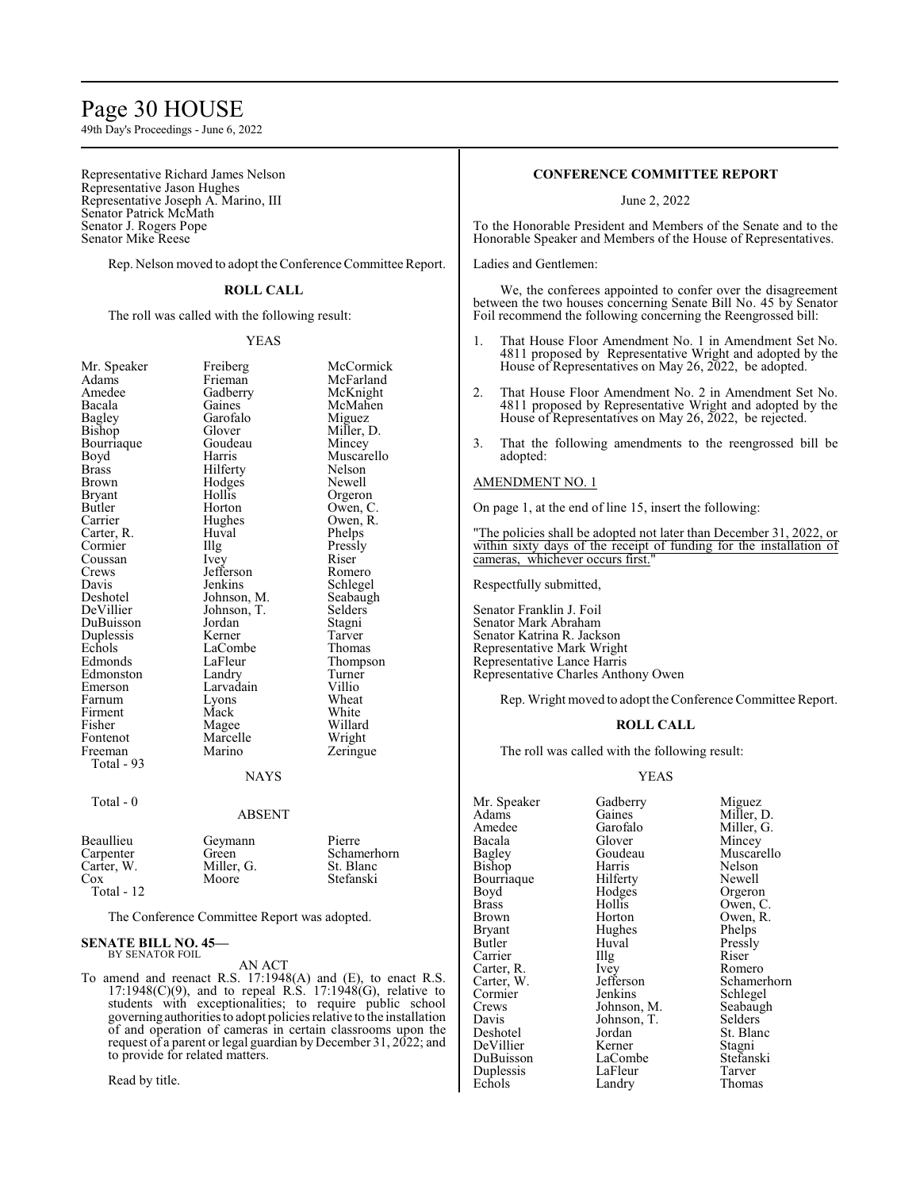Representative Richard James Nelson
Representative Jason Hughes
Representative Joseph A. Marino, III
Senator Patrick McMath
Senator J. Rogers Pope
Senator Mike Reese

Rep. Nelson moved to adopt the Conference Committee Report.

**ROLL CALL**

The roll was called with the following result:

YEAS

| | | |
|---|---|---|
| Mr. Speaker | Freiberg | McCormick |
| Adams | Frieman | McFarland |
| Amedee | Gadberry | McKnight |
| Bacala | Gaines | McMahen |
| Bagley | Garofalo | Miguez |
| Bishop | Glover | Miller, D. |
| Bourriaque | Goudeau | Mincey |
| Boyd | Harris | Muscarello |
| Brass | Hilferty | Nelson |
| Brown | Hodges | Newell |
| Bryant | Hollis | Orgeron |
| Butler | Horton | Owen, C. |
| Carrier | Hughes | Owen, R. |
| Carter, R. | Huval | Phelps |
| Cormier | Illg | Pressly |
| Coussan | Ivey | Riser |
| Crews | Jefferson | Romero |
| Davis | Jenkins | Schlegel |
| Deshotel | Johnson, M. | Seabaugh |
| DeVillier | Johnson, T. | Selders |
| DuBuisson | Jordan | Stagni |
| Duplessis | Kerner | Tarver |
| Echols | LaCombe | Thomas |
| Edmonds | LaFleur | Thompson |
| Edmonston | Landry | Turner |
| Emerson | Larvadain | Villio |
| Farnum | Lyons | Wheat |
| Firment | Mack | White |
| Fisher | Magee | Willard |
| Fontenot | Marcelle | Wright |
| Freeman | Marino | Zeringue |

Total - 93

NAYS

Total - 0

ABSENT

| | | |
|---|---|---|
| Beaullieu | Geymann | Pierre |
| Carpenter | Green | Schamerhorn |
| Carter, W. | Miller, G. | St. Blanc |
| Cox | Moore | Stefanski |

Total - 12

The Conference Committee Report was adopted.

**SENATE BILL NO. 45—**
BY SENATOR FOIL

AN ACT

To amend and reenact R.S. 17:1948(A) and (E), to enact R.S. 17:1948(C)(9), and to repeal R.S. 17:1948(G), relative to students with exceptionalities; to require public school governing authorities to adopt policies relative to the installation of and operation of cameras in certain classrooms upon the request of a parent or legal guardian by December 31, 2022; and to provide for related matters.

Read by title.

**CONFERENCE COMMITTEE REPORT**

June 2, 2022

To the Honorable President and Members of the Senate and to the Honorable Speaker and Members of the House of Representatives.

Ladies and Gentlemen:

We, the conferees appointed to confer over the disagreement between the two houses concerning Senate Bill No. 45 by Senator Foil recommend the following concerning the Reengrossed bill:

1. That House Floor Amendment No. 1 in Amendment Set No. 4811 proposed by Representative Wright and adopted by the House of Representatives on May 26, 2022, be adopted.

2. That House Floor Amendment No. 2 in Amendment Set No. 4811 proposed by Representative Wright and adopted by the House of Representatives on May 26, 2022, be rejected.

3. That the following amendments to the reengrossed bill be adopted:

AMENDMENT NO. 1

On page 1, at the end of line 15, insert the following:

"The policies shall be adopted not later than December 31, 2022, or within sixty days of the receipt of funding for the installation of cameras, whichever occurs first."

Respectfully submitted,

Senator Franklin J. Foil
Senator Mark Abraham
Senator Katrina R. Jackson
Representative Mark Wright
Representative Lance Harris
Representative Charles Anthony Owen

Rep. Wright moved to adopt the Conference Committee Report.

**ROLL CALL**

The roll was called with the following result:

YEAS

| | | |
|---|---|---|
| Mr. Speaker | Gadberry | Miguez |
| Adams | Gaines | Miller, D. |
| Amedee | Garofalo | Miller, G. |
| Bacala | Glover | Mincey |
| Bagley | Goudeau | Muscarello |
| Bishop | Harris | Nelson |
| Bourriaque | Hilferty | Newell |
| Boyd | Hodges | Orgeron |
| Brass | Hollis | Owen, C. |
| Brown | Horton | Owen, R. |
| Bryant | Hughes | Phelps |
| Butler | Huval | Pressly |
| Carrier | Illg | Riser |
| Carter, R. | Ivey | Romero |
| Carter, W. | Jefferson | Schamerhorn |
| Cormier | Jenkins | Schlegel |
| Crews | Johnson, M. | Seabaugh |
| Davis | Johnson, T. | Selders |
| Deshotel | Jordan | St. Blanc |
| DeVillier | Kerner | Stagni |
| DuBuisson | LaCombe | Stefanski |
| Duplessis | LaFleur | Tarver |
| Echols | Landry | Thomas |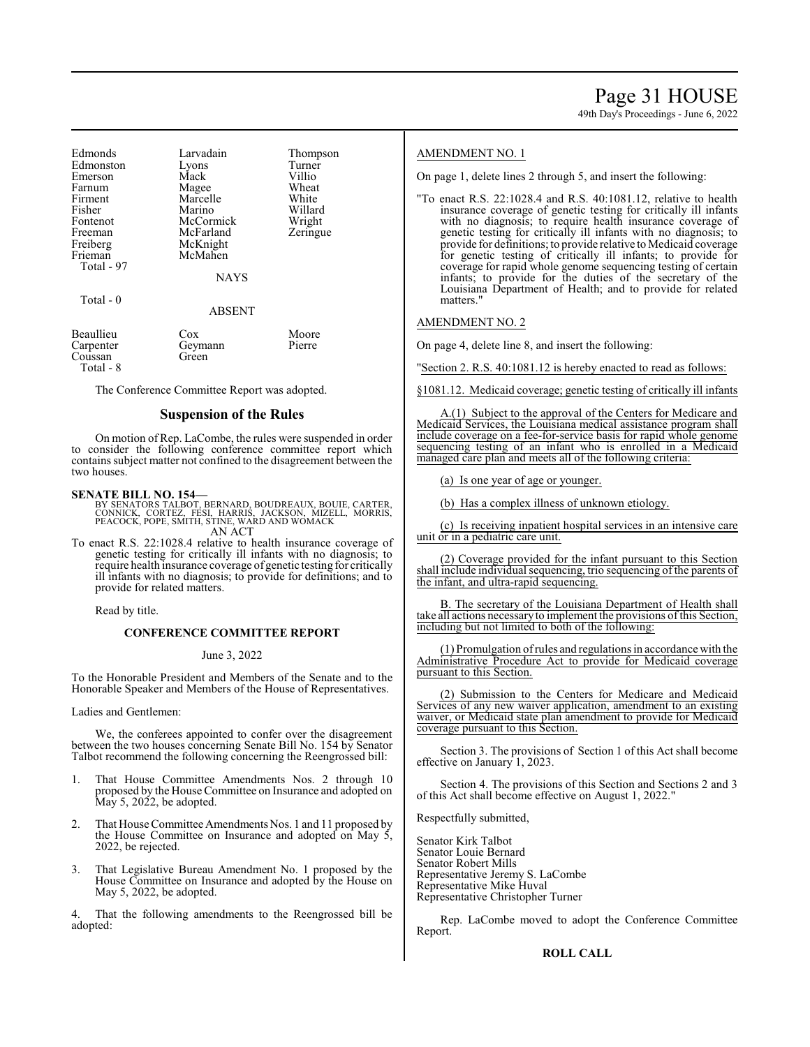| Edmonds | Larvadain | Thompson |
|---|---|---|
| Edmonston | Lyons | Turner |
| Emerson | Mack | Villio |
| Farnum | Magee | Wheat |
| Firment | Marcelle | White |
| Fisher | Marino | Willard |
| Fontenot | McCormick | Wright |
| Freeman | McFarland | Zeringue |
| Freiberg | McKnight | |
| Frieman | McMahen | |

Total - 97

NAYS

Total - 0

ABSENT

| Beaullieu | Cox | Moore |
|---|---|---|
| Carpenter | Geymann | Pierre |
| Coussan | Green | |

Total - 8

The Conference Committee Report was adopted.

## Suspension of the Rules

On motion of Rep. LaCombe, the rules were suspended in order to consider the following conference committee report which contains subject matter not confined to the disagreement between the two houses.

**SENATE BILL NO. 154—**
BY SENATORS TALBOT, BERNARD, BOUDREAUX, BOUIE, CARTER, CONNICK, CORTEZ, FESI, HARRIS, JACKSON, MIZELL, MORRIS, PEACOCK, POPE, SMITH, STINE, WARD AND WOMACK
AN ACT

To enact R.S. 22:1028.4 relative to health insurance coverage of genetic testing for critically ill infants with no diagnosis; to require health insurance coverage of genetic testing for critically ill infants with no diagnosis; to provide for definitions; and to provide for related matters.

Read by title.

### CONFERENCE COMMITTEE REPORT

June 3, 2022

To the Honorable President and Members of the Senate and to the Honorable Speaker and Members of the House of Representatives.

Ladies and Gentlemen:

We, the conferees appointed to confer over the disagreement between the two houses concerning Senate Bill No. 154 by Senator Talbot recommend the following concerning the Reengrossed bill:

1. That House Committee Amendments Nos. 2 through 10 proposed by the House Committee on Insurance and adopted on May 5, 2022, be adopted.

2. That House Committee Amendments Nos. 1 and 11 proposed by the House Committee on Insurance and adopted on May 5, 2022, be rejected.

3. That Legislative Bureau Amendment No. 1 proposed by the House Committee on Insurance and adopted by the House on May 5, 2022, be adopted.

4. That the following amendments to the Reengrossed bill be adopted:

AMENDMENT NO. 1

On page 1, delete lines 2 through 5, and insert the following:

"To enact R.S. 22:1028.4 and R.S. 40:1081.12, relative to health insurance coverage of genetic testing for critically ill infants with no diagnosis; to require health insurance coverage of genetic testing for critically ill infants with no diagnosis; to provide for definitions; to provide relative to Medicaid coverage for genetic testing of critically ill infants; to provide for coverage for rapid whole genome sequencing testing of certain infants; to provide for the duties of the secretary of the Louisiana Department of Health; and to provide for related matters."

AMENDMENT NO. 2

On page 4, delete line 8, and insert the following:

"Section 2. R.S. 40:1081.12 is hereby enacted to read as follows:

§1081.12. Medicaid coverage; genetic testing of critically ill infants

A.(1) Subject to the approval of the Centers for Medicare and Medicaid Services, the Louisiana medical assistance program shall include coverage on a fee-for-service basis for rapid whole genome sequencing testing of an infant who is enrolled in a Medicaid managed care plan and meets all of the following criteria:

(a) Is one year of age or younger.

(b) Has a complex illness of unknown etiology.

(c) Is receiving inpatient hospital services in an intensive care unit or in a pediatric care unit.

(2) Coverage provided for the infant pursuant to this Section shall include individual sequencing, trio sequencing of the parents of the infant, and ultra-rapid sequencing.

B. The secretary of the Louisiana Department of Health shall take all actions necessary to implement the provisions of this Section, including but not limited to both of the following:

(1) Promulgation of rules and regulations in accordance with the Administrative Procedure Act to provide for Medicaid coverage pursuant to this Section.

(2) Submission to the Centers for Medicare and Medicaid Services of any new waiver application, amendment to an existing waiver, or Medicaid state plan amendment to provide for Medicaid coverage pursuant to this Section.

Section 3. The provisions of Section 1 of this Act shall become effective on January 1, 2023.

Section 4. The provisions of this Section and Sections 2 and 3 of this Act shall become effective on August 1, 2022."

Respectfully submitted,

Senator Kirk Talbot
Senator Louie Bernard
Senator Robert Mills
Representative Jeremy S. LaCombe
Representative Mike Huval
Representative Christopher Turner

Rep. LaCombe moved to adopt the Conference Committee Report.

**ROLL CALL**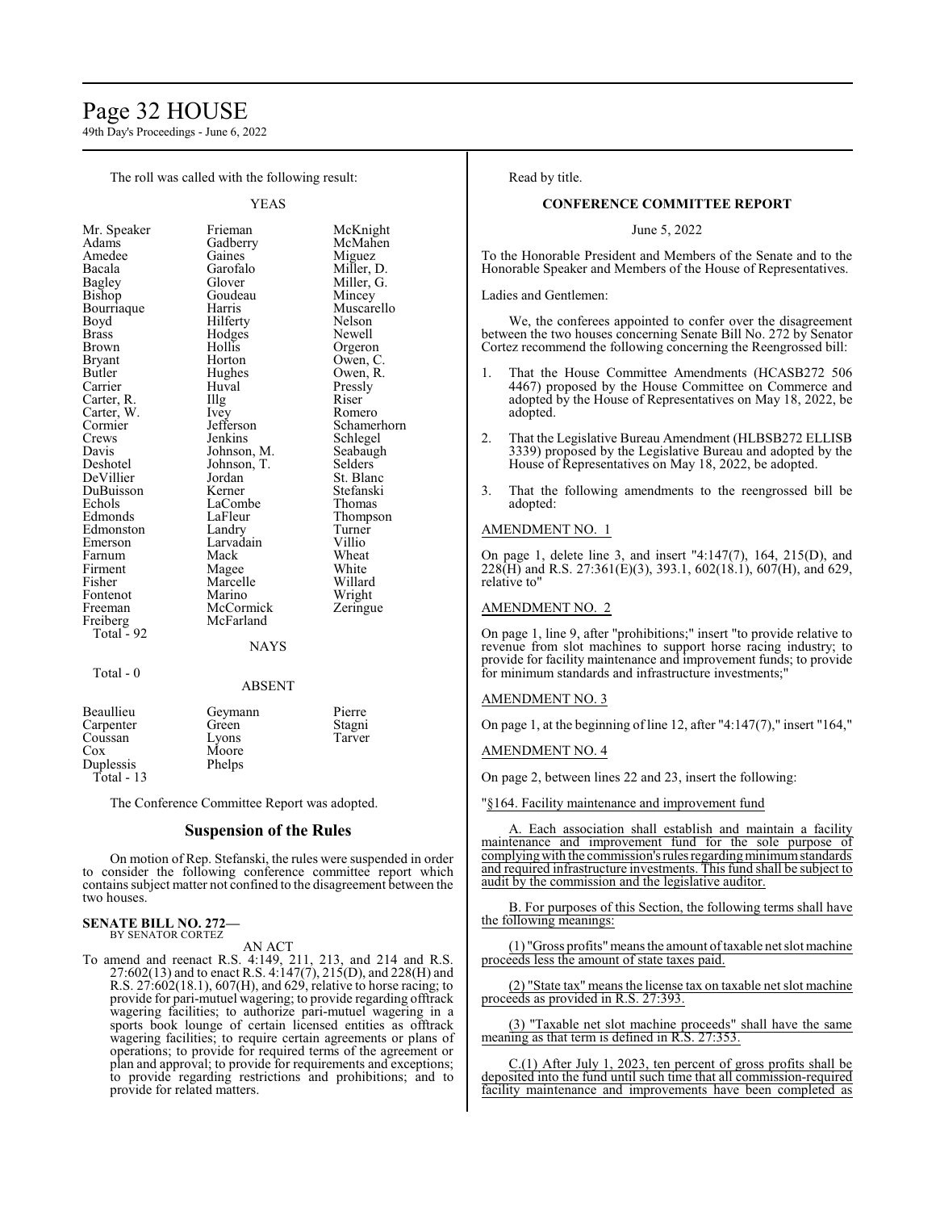The roll was called with the following result:

YEAS

| | | |
|---|---|---|
| Mr. Speaker | Frieman | McKnight |
| Adams | Gadberry | McMahen |
| Amedee | Gaines | Miguez |
| Bacala | Garofalo | Miller, D. |
| Bagley | Glover | Miller, G. |
| Bishop | Goudeau | Mincey |
| Bourriaque | Harris | Muscarello |
| Boyd | Hilferty | Nelson |
| Brass | Hodges | Newell |
| Brown | Hollis | Orgeron |
| Bryant | Horton | Owen, C. |
| Butler | Hughes | Owen, R. |
| Carrier | Huval | Pressly |
| Carter, R. | Illg | Riser |
| Carter, W. | Ivey | Romero |
| Cormier | Jefferson | Schamerhorn |
| Crews | Jenkins | Schlegel |
| Davis | Johnson, M. | Seabaugh |
| Deshotel | Johnson, T. | Selders |
| DeVillier | Jordan | St. Blanc |
| DuBuisson | Kerner | Stefanski |
| Echols | LaCombe | Thomas |
| Edmonds | LaFleur | Thompson |
| Edmonston | Landry | Turner |
| Emerson | Larvadain | Villio |
| Farnum | Mack | Wheat |
| Firment | Magee | White |
| Fisher | Marcelle | Willard |
| Fontenot | Marino | Wright |
| Freeman | McCormick | Zeringue |
| Freiberg | McFarland | |

Total - 92

NAYS

Total - 0

ABSENT

| | | |
|---|---|---|
| Beaullieu | Geymann | Pierre |
| Carpenter | Green | Stagni |
| Coussan | Lyons | Tarver |
| Cox | Moore | |
| Duplessis | Phelps | |

Total - 13

The Conference Committee Report was adopted.

## Suspension of the Rules

On motion of Rep. Stefanski, the rules were suspended in order to consider the following conference committee report which contains subject matter not confined to the disagreement between the two houses.

**SENATE BILL NO. 272—**
BY SENATOR CORTEZ

AN ACT

To amend and reenact R.S. 4:149, 211, 213, and 214 and R.S. 27:602(13) and to enact R.S. 4:147(7), 215(D), and 228(H) and R.S. 27:602(18.1), 607(H), and 629, relative to horse racing; to provide for pari-mutuel wagering; to provide regarding offtrack wagering facilities; to authorize pari-mutuel wagering in a sports book lounge of certain licensed entities as offtrack wagering facilities; to require certain agreements or plans of operations; to provide for required terms of the agreement or plan and approval; to provide for requirements and exceptions; to provide regarding restrictions and prohibitions; and to provide for related matters.

Read by title.

**CONFERENCE COMMITTEE REPORT**

June 5, 2022

To the Honorable President and Members of the Senate and to the Honorable Speaker and Members of the House of Representatives.

Ladies and Gentlemen:

We, the conferees appointed to confer over the disagreement between the two houses concerning Senate Bill No. 272 by Senator Cortez recommend the following concerning the Reengrossed bill:

1. That the House Committee Amendments (HCASB272 506 4467) proposed by the House Committee on Commerce and adopted by the House of Representatives on May 18, 2022, be adopted.

2. That the Legislative Bureau Amendment (HLBSB272 ELLISB 3339) proposed by the Legislative Bureau and adopted by the House of Representatives on May 18, 2022, be adopted.

3. That the following amendments to the reengrossed bill be adopted:

AMENDMENT NO. 1

On page 1, delete line 3, and insert "4:147(7), 164, 215(D), and 228(H) and R.S. 27:361(E)(3), 393.1, 602(18.1), 607(H), and 629, relative to"

AMENDMENT NO. 2

On page 1, line 9, after "prohibitions;" insert "to provide relative to revenue from slot machines to support horse racing industry; to provide for facility maintenance and improvement funds; to provide for minimum standards and infrastructure investments;"

AMENDMENT NO. 3

On page 1, at the beginning of line 12, after "4:147(7)," insert "164,"

AMENDMENT NO. 4

On page 2, between lines 22 and 23, insert the following:

"§164. Facility maintenance and improvement fund

A. Each association shall establish and maintain a facility maintenance and improvement fund for the sole purpose of complying with the commission's rules regarding minimum standards and required infrastructure investments. This fund shall be subject to audit by the commission and the legislative auditor.

B. For purposes of this Section, the following terms shall have the following meanings:

(1) "Gross profits" means the amount of taxable net slot machine proceeds less the amount of state taxes paid.

(2) "State tax" means the license tax on taxable net slot machine proceeds as provided in R.S. 27:393.

(3) "Taxable net slot machine proceeds" shall have the same meaning as that term is defined in R.S. 27:353.

C.(1) After July 1, 2023, ten percent of gross profits shall be deposited into the fund until such time that all commission-required facility maintenance and improvements have been completed as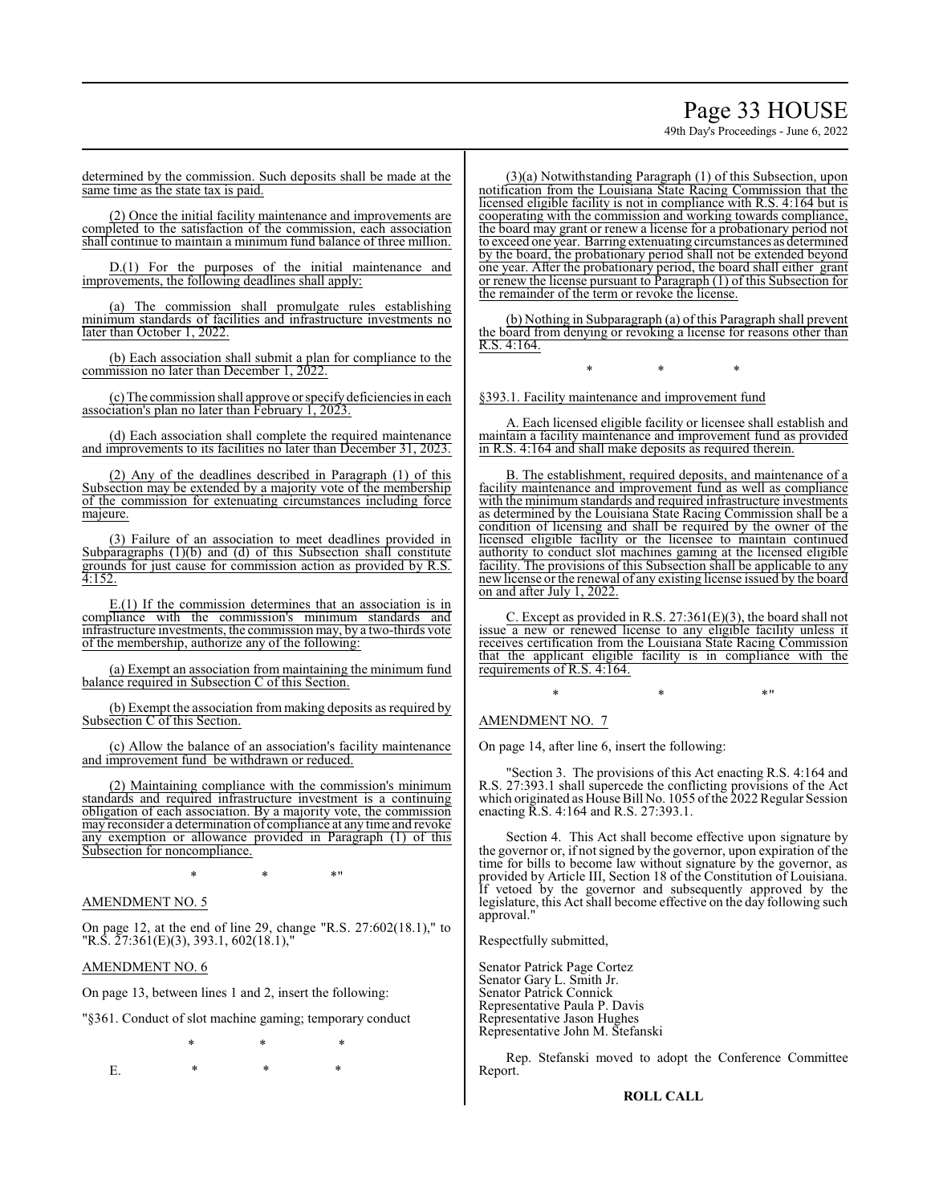determined by the commission. Such deposits shall be made at the same time as the state tax is paid.

(2) Once the initial facility maintenance and improvements are completed to the satisfaction of the commission, each association shall continue to maintain a minimum fund balance of three million.

D.(1) For the purposes of the initial maintenance and improvements, the following deadlines shall apply:

(a) The commission shall promulgate rules establishing minimum standards of facilities and infrastructure investments no later than October 1, 2022.

(b) Each association shall submit a plan for compliance to the commission no later than December 1, 2022.

(c) The commission shall approve or specify deficiencies in each association's plan no later than February 1, 2023.

(d) Each association shall complete the required maintenance and improvements to its facilities no later than December 31, 2023.

(2) Any of the deadlines described in Paragraph (1) of this Subsection may be extended by a majority vote of the membership of the commission for extenuating circumstances including force majeure.

(3) Failure of an association to meet deadlines provided in Subparagraphs (1)(b) and (d) of this Subsection shall constitute grounds for just cause for commission action as provided by R.S. 4:152.

E.(1) If the commission determines that an association is in compliance with the commission's minimum standards and infrastructure investments, the commission may, by a two-thirds vote of the membership, authorize any of the following:

(a) Exempt an association from maintaining the minimum fund balance required in Subsection C of this Section.

(b) Exempt the association from making deposits as required by Subsection C of this Section.

(c) Allow the balance of an association's facility maintenance and improvement fund be withdrawn or reduced.

(2) Maintaining compliance with the commission's minimum standards and required infrastructure investment is a continuing obligation of each association. By a majority vote, the commission may reconsider a determination of compliance at any time and revoke any exemption or allowance provided in Paragraph (1) of this Subsection for noncompliance.

\* \* \*"

AMENDMENT NO. 5

On page 12, at the end of line 29, change "R.S. 27:602(18.1)," to "R.S. 27:361(E)(3), 393.1, 602(18.1),"

AMENDMENT NO. 6

On page 13, between lines 1 and 2, insert the following:

"§361. Conduct of slot machine gaming; temporary conduct

\* \* \*

E. \* \* \*

(3)(a) Notwithstanding Paragraph (1) of this Subsection, upon notification from the Louisiana State Racing Commission that the licensed eligible facility is not in compliance with R.S. 4:164 but is cooperating with the commission and working towards compliance, the board may grant or renew a license for a probationary period not to exceed one year. Barring extenuating circumstances as determined by the board, the probationary period shall not be extended beyond one year. After the probationary period, the board shall either grant or renew the license pursuant to Paragraph (1) of this Subsection for the remainder of the term or revoke the license.

(b) Nothing in Subparagraph (a) of this Paragraph shall prevent the board from denying or revoking a license for reasons other than R.S. 4:164.

\* \* \*

§393.1. Facility maintenance and improvement fund

A. Each licensed eligible facility or licensee shall establish and maintain a facility maintenance and improvement fund as provided in R.S. 4:164 and shall make deposits as required therein.

B. The establishment, required deposits, and maintenance of a facility maintenance and improvement fund as well as compliance with the minimum standards and required infrastructure investments as determined by the Louisiana State Racing Commission shall be a condition of licensing and shall be required by the owner of the licensed eligible facility or the licensee to maintain continued authority to conduct slot machines gaming at the licensed eligible facility. The provisions of this Subsection shall be applicable to any new license or the renewal of any existing license issued by the board on and after July 1, 2022.

C. Except as provided in R.S. 27:361(E)(3), the board shall not issue a new or renewed license to any eligible facility unless it receives certification from the Louisiana State Racing Commission that the applicant eligible facility is in compliance with the requirements of R.S. 4:164.

\* \* \*"

AMENDMENT NO. 7

On page 14, after line 6, insert the following:

"Section 3. The provisions of this Act enacting R.S. 4:164 and R.S. 27:393.1 shall supercede the conflicting provisions of the Act which originated as House Bill No. 1055 of the 2022 Regular Session enacting R.S. 4:164 and R.S. 27:393.1.

Section 4. This Act shall become effective upon signature by the governor or, if not signed by the governor, upon expiration of the time for bills to become law without signature by the governor, as provided by Article III, Section 18 of the Constitution of Louisiana. If vetoed by the governor and subsequently approved by the legislature, this Act shall become effective on the day following such approval."

Respectfully submitted,

Senator Patrick Page Cortez
Senator Gary L. Smith Jr.
Senator Patrick Connick
Representative Paula P. Davis
Representative Jason Hughes
Representative John M. Stefanski

Rep. Stefanski moved to adopt the Conference Committee Report.

**ROLL CALL**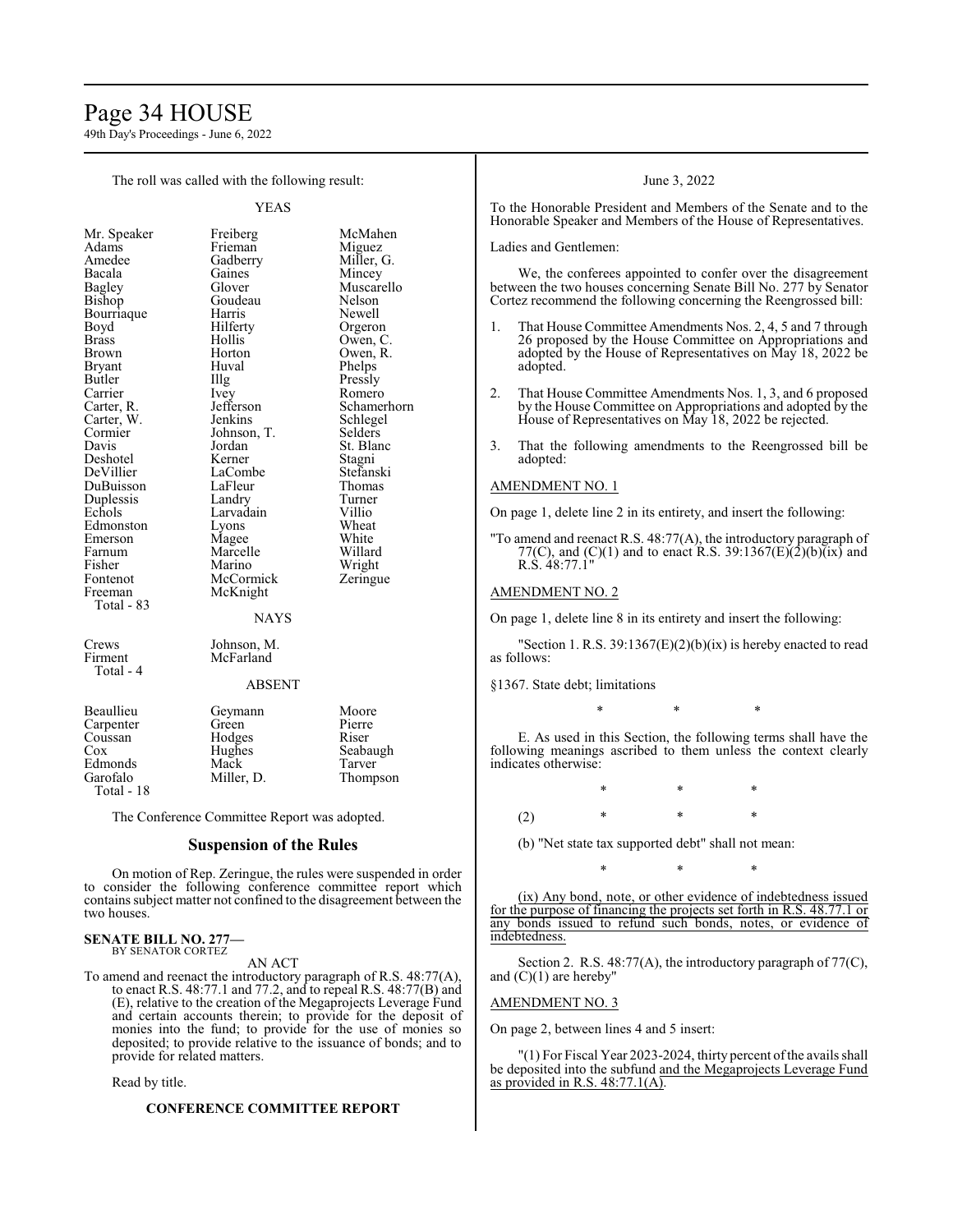The roll was called with the following result:

YEAS

| | | |
|---|---|---|
| Mr. Speaker | Freiberg | McMahen |
| Adams | Frieman | Miguez |
| Amedee | Gadberry | Miller, G. |
| Bacala | Gaines | Mincey |
| Bagley | Glover | Muscarello |
| Bishop | Goudeau | Nelson |
| Bourriaque | Harris | Newell |
| Boyd | Hilferty | Orgeron |
| Brass | Hollis | Owen, C. |
| Brown | Horton | Owen, R. |
| Bryant | Huval | Phelps |
| Butler | Illg | Pressly |
| Carrier | Ivey | Romero |
| Carter, R. | Jefferson | Schamerhorn |
| Carter, W. | Jenkins | Schlegel |
| Cormier | Johnson, T. | Selders |
| Davis | Jordan | St. Blanc |
| Deshotel | Kerner | Stagni |
| DeVillier | LaCombe | Stefanski |
| DuBuisson | LaFleur | Thomas |
| Duplessis | Landry | Turner |
| Echols | Larvadain | Villio |
| Edmonston | Lyons | Wheat |
| Emerson | Magee | White |
| Farnum | Marcelle | Willard |
| Fisher | Marino | Wright |
| Fontenot | McCormick | Zeringue |
| Freeman | McKnight | |

Total - 83

NAYS

| | |
|---|---|
| Crews | Johnson, M. |
| Firment | McFarland |

Total - 4

ABSENT

| | | |
|---|---|---|
| Beaullieu | Geymann | Moore |
| Carpenter | Green | Pierre |
| Coussan | Hodges | Riser |
| Cox | Hughes | Seabaugh |
| Edmonds | Mack | Tarver |
| Garofalo | Miller, D. | Thompson |

Total - 18

The Conference Committee Report was adopted.

## Suspension of the Rules

On motion of Rep. Zeringue, the rules were suspended in order to consider the following conference committee report which contains subject matter not confined to the disagreement between the two houses.

**SENATE BILL NO. 277—**
BY SENATOR CORTEZ

AN ACT

To amend and reenact the introductory paragraph of R.S. 48:77(A), to enact R.S. 48:77.1 and 77.2, and to repeal R.S. 48:77(B) and (E), relative to the creation of the Megaprojects Leverage Fund and certain accounts therein; to provide for the deposit of monies into the fund; to provide for the use of monies so deposited; to provide relative to the issuance of bonds; and to provide for related matters.

Read by title.

**CONFERENCE COMMITTEE REPORT**

June 3, 2022

To the Honorable President and Members of the Senate and to the Honorable Speaker and Members of the House of Representatives.

Ladies and Gentlemen:

We, the conferees appointed to confer over the disagreement between the two houses concerning Senate Bill No. 277 by Senator Cortez recommend the following concerning the Reengrossed bill:

1. That House Committee Amendments Nos. 2, 4, 5 and 7 through 26 proposed by the House Committee on Appropriations and adopted by the House of Representatives on May 18, 2022 be adopted.

2. That House Committee Amendments Nos. 1, 3, and 6 proposed by the House Committee on Appropriations and adopted by the House of Representatives on May 18, 2022 be rejected.

3. That the following amendments to the Reengrossed bill be adopted:

AMENDMENT NO. 1

On page 1, delete line 2 in its entirety, and insert the following:

"To amend and reenact R.S. 48:77(A), the introductory paragraph of 77(C), and (C)(1) and to enact R.S. 39:1367(E)(2)(b)(ix) and R.S. 48:77.1"

AMENDMENT NO. 2

On page 1, delete line 8 in its entirety and insert the following:

"Section 1. R.S. 39:1367(E)(2)(b)(ix) is hereby enacted to read as follows:

§1367. State debt; limitations

\* \* \*

E. As used in this Section, the following terms shall have the following meanings ascribed to them unless the context clearly indicates otherwise:

\* \* \*

(2) \* \* \*

(b) "Net state tax supported debt" shall not mean:

\* \* \*

(ix) Any bond, note, or other evidence of indebtedness issued for the purpose of financing the projects set forth in R.S. 48:77.1 or any bonds issued to refund such bonds, notes, or evidence of indebtedness.

Section 2. R.S. 48:77(A), the introductory paragraph of 77(C), and (C)(1) are hereby"

AMENDMENT NO. 3

On page 2, between lines 4 and 5 insert:

"(1) For Fiscal Year 2023-2024, thirty percent of the avails shall be deposited into the subfund and the Megaprojects Leverage Fund as provided in R.S. 48:77.1(A).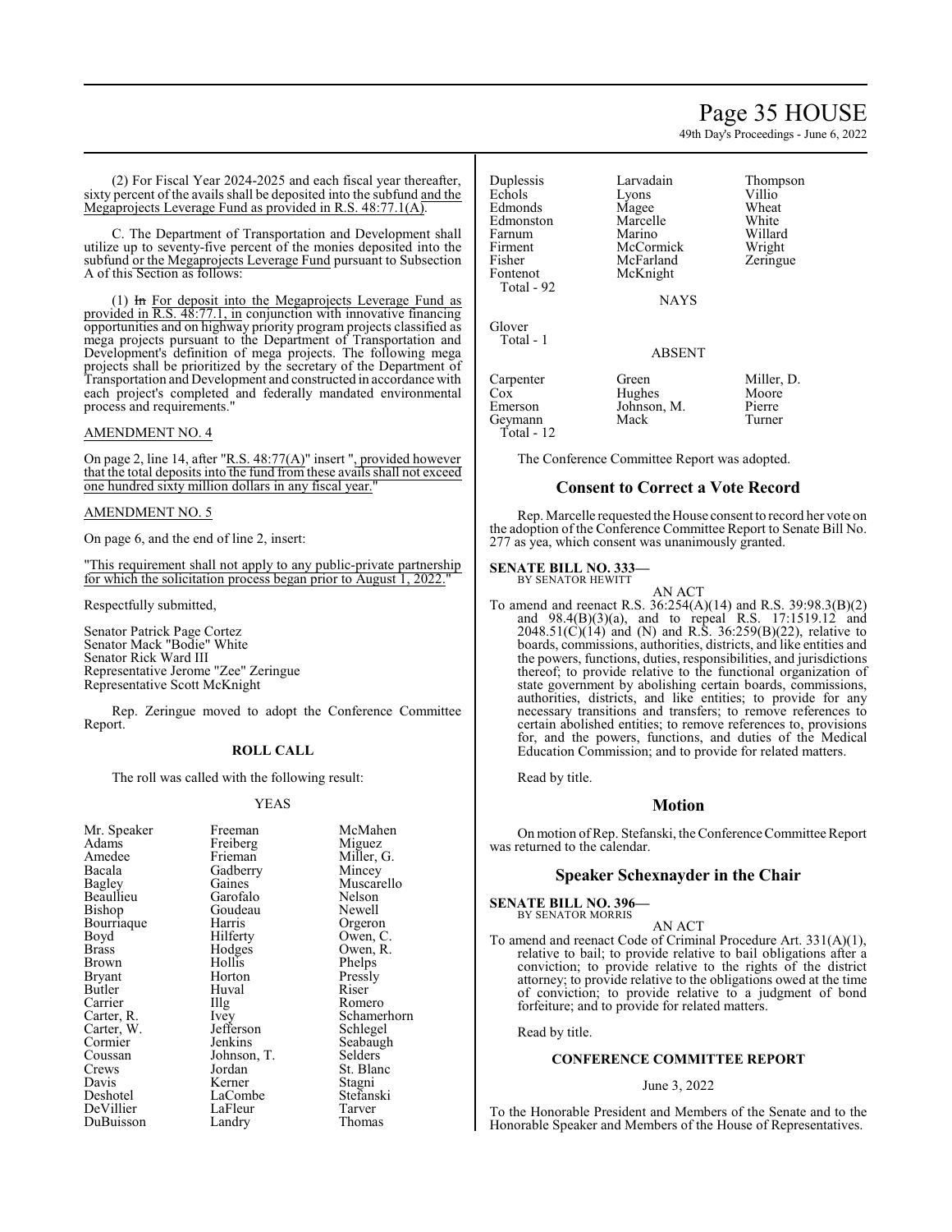(2) For Fiscal Year 2024-2025 and each fiscal year thereafter, sixty percent of the avails shall be deposited into the subfund and the Megaprojects Leverage Fund as provided in R.S. 48:77.1(A).

C. The Department of Transportation and Development shall utilize up to seventy-five percent of the monies deposited into the subfund or the Megaprojects Leverage Fund pursuant to Subsection A of this Section as follows:

(1) ~~In~~ For deposit into the Megaprojects Leverage Fund as provided in R.S. 48:77.1, in conjunction with innovative financing opportunities and on highway priority program projects classified as mega projects pursuant to the Department of Transportation and Development's definition of mega projects. The following mega projects shall be prioritized by the secretary of the Department of Transportation and Development and constructed in accordance with each project's completed and federally mandated environmental process and requirements."

AMENDMENT NO. 4

On page 2, line 14, after "R.S. 48:77(A)" insert ", provided however that the total deposits into the fund from these avails shall not exceed one hundred sixty million dollars in any fiscal year."

AMENDMENT NO. 5

On page 6, and the end of line 2, insert:

"This requirement shall not apply to any public-private partnership for which the solicitation process began prior to August 1, 2022."

Respectfully submitted,

Senator Patrick Page Cortez
Senator Mack "Bodie" White
Senator Rick Ward III
Representative Jerome "Zee" Zeringue
Representative Scott McKnight

Rep. Zeringue moved to adopt the Conference Committee Report.

**ROLL CALL**

The roll was called with the following result:

YEAS

| | | |
|---|---|---|
| Mr. Speaker | Freeman | McMahen |
| Adams | Freiberg | Miguez |
| Amedee | Frieman | Miller, G. |
| Bacala | Gadberry | Mincey |
| Bagley | Gaines | Muscarello |
| Beaullieu | Garofalo | Nelson |
| Bishop | Goudeau | Newell |
| Bourriaque | Harris | Orgeron |
| Boyd | Hilferty | Owen, C. |
| Brass | Hodges | Owen, R. |
| Brown | Hollis | Phelps |
| Bryant | Horton | Pressly |
| Butler | Huval | Riser |
| Carrier | Illg | Romero |
| Carter, R. | Ivey | Schamerhorn |
| Carter, W. | Jefferson | Schlegel |
| Cormier | Jenkins | Seabaugh |
| Coussan | Johnson, T. | Selders |
| Crews | Jordan | St. Blanc |
| Davis | Kerner | Stagni |
| Deshotel | LaCombe | Stefanski |
| DeVillier | LaFleur | Tarver |
| DuBuisson | Landry | Thomas |
| Duplessis | Larvadain | Thompson |
| Echols | Lyons | Villio |
| Edmonds | Magee | Wheat |
| Edmonston | Marcelle | White |
| Farnum | Marino | Willard |
| Firment | McCormick | Wright |
| Fisher | McFarland | Zeringue |
| Fontenot | McKnight | |

Total - 92

NAYS

Glover
Total - 1

ABSENT

| | | |
|---|---|---|
| Carpenter | Green | Miller, D. |
| Cox | Hughes | Moore |
| Emerson | Johnson, M. | Pierre |
| Geymann | Mack | Turner |

Total - 12

The Conference Committee Report was adopted.

## Consent to Correct a Vote Record

Rep. Marcelle requested the House consent to record her vote on the adoption of the Conference Committee Report to Senate Bill No. 277 as yea, which consent was unanimously granted.

**SENATE BILL NO. 333—**
BY SENATOR HEWITT

AN ACT

To amend and reenact R.S. 36:254(A)(14) and R.S. 39:98.3(B)(2) and 98.4(B)(3)(a), and to repeal R.S. 17:1519.12 and 2048.51(C)(14) and (N) and R.S. 36:259(B)(22), relative to boards, commissions, authorities, districts, and like entities and the powers, functions, duties, responsibilities, and jurisdictions thereof; to provide relative to the functional organization of state government by abolishing certain boards, commissions, authorities, districts, and like entities; to provide for any necessary transitions and transfers; to remove references to certain abolished entities; to remove references to, provisions for, and the powers, functions, and duties of the Medical Education Commission; and to provide for related matters.

Read by title.

## Motion

On motion of Rep. Stefanski, the Conference Committee Report was returned to the calendar.

## Speaker Schexnayder in the Chair

**SENATE BILL NO. 396—**
BY SENATOR MORRIS

AN ACT

To amend and reenact Code of Criminal Procedure Art. 331(A)(1), relative to bail; to provide relative to bail obligations after a conviction; to provide relative to the rights of the district attorney; to provide relative to the obligations owed at the time of conviction; to provide relative to a judgment of bond forfeiture; and to provide for related matters.

Read by title.

**CONFERENCE COMMITTEE REPORT**

June 3, 2022

To the Honorable President and Members of the Senate and to the Honorable Speaker and Members of the House of Representatives.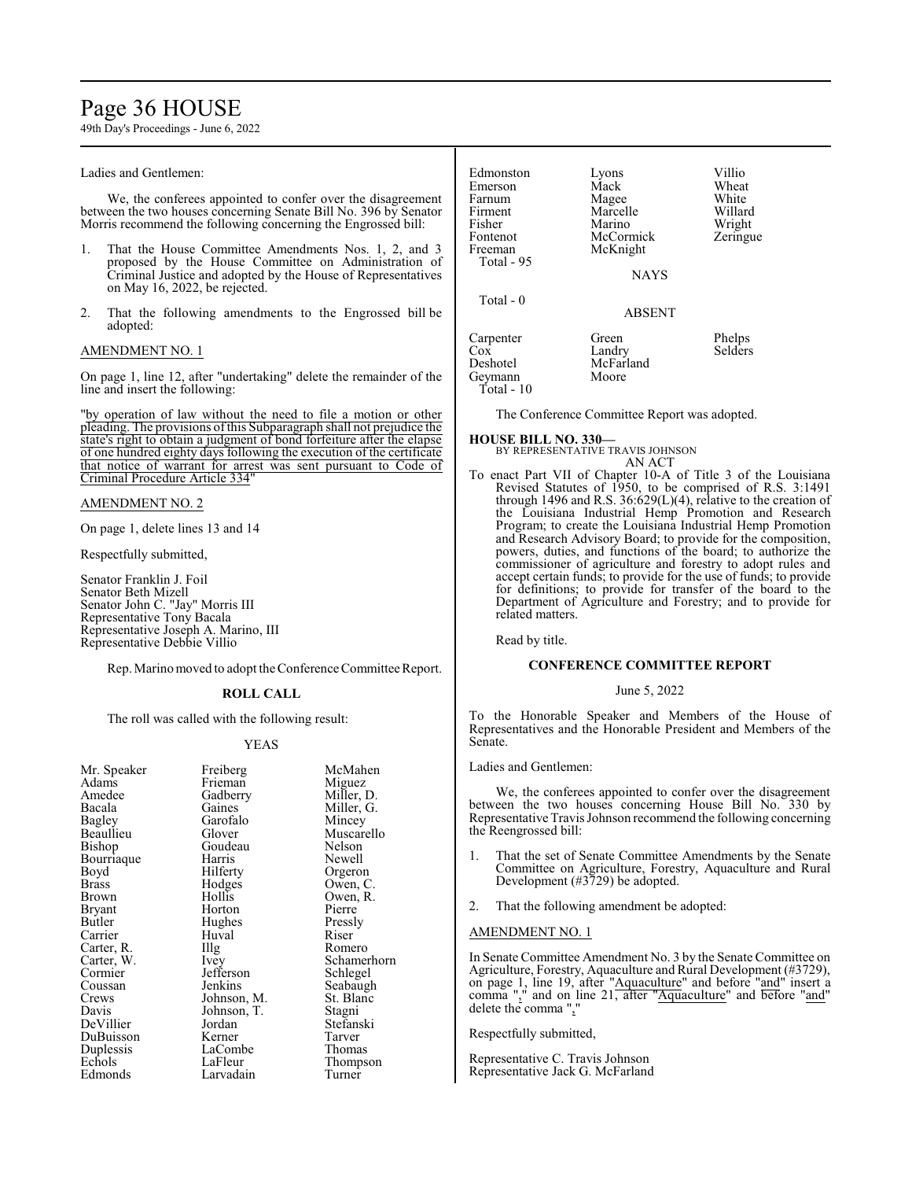Ladies and Gentlemen:

We, the conferees appointed to confer over the disagreement between the two houses concerning Senate Bill No. 396 by Senator Morris recommend the following concerning the Engrossed bill:

1. That the House Committee Amendments Nos. 1, 2, and 3 proposed by the House Committee on Administration of Criminal Justice and adopted by the House of Representatives on May 16, 2022, be rejected.

2. That the following amendments to the Engrossed bill be adopted:

AMENDMENT NO. 1

On page 1, line 12, after "undertaking" delete the remainder of the line and insert the following:

"by operation of law without the need to file a motion or other pleading. The provisions of this Subparagraph shall not prejudice the state's right to obtain a judgment of bond forfeiture after the elapse of one hundred eighty days following the execution of the certificate that notice of warrant for arrest was sent pursuant to Code of Criminal Procedure Article 334"

AMENDMENT NO. 2

On page 1, delete lines 13 and 14

Respectfully submitted,

Senator Franklin J. Foil
Senator Beth Mizell
Senator John C. "Jay" Morris III
Representative Tony Bacala
Representative Joseph A. Marino, III
Representative Debbie Villio

Rep. Marino moved to adopt the Conference Committee Report.

**ROLL CALL**

The roll was called with the following result:

YEAS

| | | |
|---|---|---|
| Mr. Speaker | Freiberg | McMahen |
| Adams | Frieman | Miguez |
| Amedee | Gadberry | Miller, D. |
| Bacala | Gaines | Miller, G. |
| Bagley | Garofalo | Mincey |
| Beaullieu | Glover | Muscarello |
| Bishop | Goudeau | Nelson |
| Bourriaque | Harris | Newell |
| Boyd | Hilferty | Orgeron |
| Brass | Hodges | Owen, C. |
| Brown | Hollis | Owen, R. |
| Bryant | Horton | Pierre |
| Butler | Hughes | Pressly |
| Carrier | Huval | Riser |
| Carter, R. | Illg | Romero |
| Carter, W. | Ivey | Schamerhorn |
| Cormier | Jefferson | Schlegel |
| Coussan | Jenkins | Seabaugh |
| Crews | Johnson, M. | St. Blanc |
| Davis | Johnson, T. | Stagni |
| DeVillier | Jordan | Stefanski |
| DuBuisson | Kerner | Tarver |
| Duplessis | LaCombe | Thomas |
| Echols | LaFleur | Thompson |
| Edmonds | Larvadain | Turner |
| Edmonston | Lyons | Villio |
| Emerson | Mack | Wheat |
| Farnum | Magee | White |
| Firment | Marcelle | Willard |
| Fisher | Marino | Wright |
| Fontenot | McCormick | Zeringue |
| Freeman | McKnight | |

Total - 95

NAYS

Total - 0

ABSENT

| | | |
|---|---|---|
| Carpenter | Green | Phelps |
| Cox | Landry | Selders |
| Deshotel | McFarland | |
| Geymann | Moore | |

Total - 10

The Conference Committee Report was adopted.

**HOUSE BILL NO. 330—**
BY REPRESENTATIVE TRAVIS JOHNSON
AN ACT

To enact Part VII of Chapter 10-A of Title 3 of the Louisiana Revised Statutes of 1950, to be comprised of R.S. 3:1491 through 1496 and R.S. 36:629(L)(4), relative to the creation of the Louisiana Industrial Hemp Promotion and Research Program; to create the Louisiana Industrial Hemp Promotion and Research Advisory Board; to provide for the composition, powers, duties, and functions of the board; to authorize the commissioner of agriculture and forestry to adopt rules and accept certain funds; to provide for the use of funds; to provide for definitions; to provide for transfer of the board to the Department of Agriculture and Forestry; and to provide for related matters.

Read by title.

**CONFERENCE COMMITTEE REPORT**

June 5, 2022

To the Honorable Speaker and Members of the House of Representatives and the Honorable President and Members of the Senate.

Ladies and Gentlemen:

We, the conferees appointed to confer over the disagreement between the two houses concerning House Bill No. 330 by Representative Travis Johnson recommend the following concerning the Reengrossed bill:

1. That the set of Senate Committee Amendments by the Senate Committee on Agriculture, Forestry, Aquaculture and Rural Development (#3729) be adopted.

2. That the following amendment be adopted:

AMENDMENT NO. 1

In Senate Committee Amendment No. 3 by the Senate Committee on Agriculture, Forestry, Aquaculture and Rural Development (#3729), on page 1, line 19, after "Aquaculture" and before "and" insert a comma "," and on line 21, after "Aquaculture" and before "and" delete the comma ","

Respectfully submitted,

Representative C. Travis Johnson
Representative Jack G. McFarland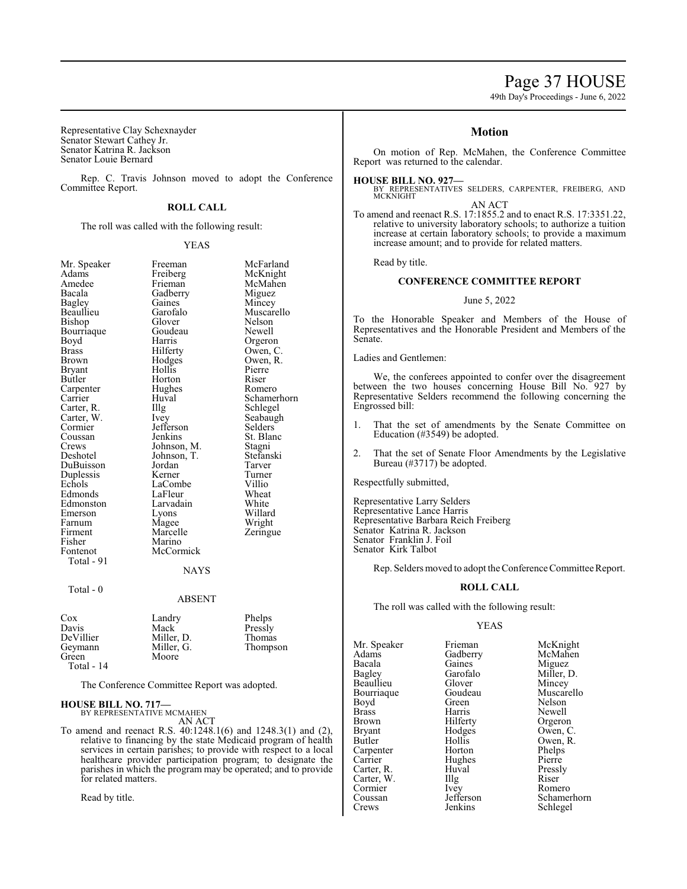Representative Clay Schexnayder
Senator Stewart Cathey Jr.
Senator Katrina R. Jackson
Senator Louie Bernard

Rep. C. Travis Johnson moved to adopt the Conference Committee Report.

## ROLL CALL

The roll was called with the following result:

YEAS

| | | |
|---|---|---|
| Mr. Speaker | Freeman | McFarland |
| Adams | Freiberg | McKnight |
| Amedee | Frieman | McMahen |
| Bacala | Gadberry | Miguez |
| Bagley | Gaines | Mincey |
| Beaullieu | Garofalo | Muscarello |
| Bishop | Glover | Nelson |
| Bourriaque | Goudeau | Newell |
| Boyd | Harris | Orgeron |
| Brass | Hilferty | Owen, C. |
| Brown | Hodges | Owen, R. |
| Bryant | Hollis | Pierre |
| Butler | Horton | Riser |
| Carpenter | Hughes | Romero |
| Carrier | Huval | Schamerhorn |
| Carter, R. | Illg | Schlegel |
| Carter, W. | Ivey | Seabaugh |
| Cormier | Jefferson | Selders |
| Coussan | Jenkins | St. Blanc |
| Crews | Johnson, M. | Stagni |
| Deshotel | Johnson, T. | Stefanski |
| DuBuisson | Jordan | Tarver |
| Duplessis | Kerner | Turner |
| Echols | LaCombe | Villio |
| Edmonds | LaFleur | Wheat |
| Edmonston | Larvadain | White |
| Emerson | Lyons | Willard |
| Farnum | Magee | Wright |
| Firment | Marcelle | Zeringue |
| Fisher | Marino | |
| Fontenot | McCormick | |

Total - 91

NAYS

Total - 0

ABSENT

| | | |
|---|---|---|
| Cox | Landry | Phelps |
| Davis | Mack | Pressly |
| DeVillier | Miller, D. | Thomas |
| Geymann | Miller, G. | Thompson |
| Green | Moore | |

Total - 14

The Conference Committee Report was adopted.

**HOUSE BILL NO. 717—**
BY REPRESENTATIVE MCMAHEN
AN ACT
To amend and reenact R.S. 40:1248.1(6) and 1248.3(1) and (2), relative to financing by the state Medicaid program of health services in certain parishes; to provide with respect to a local healthcare provider participation program; to designate the parishes in which the program may be operated; and to provide for related matters.

Read by title.

## Motion

On motion of Rep. McMahen, the Conference Committee Report was returned to the calendar.

**HOUSE BILL NO. 927—**
BY REPRESENTATIVES SELDERS, CARPENTER, FREIBERG, AND MCKNIGHT
AN ACT
To amend and reenact R.S. 17:1855.2 and to enact R.S. 17:3351.22, relative to university laboratory schools; to authorize a tuition increase at certain laboratory schools; to provide a maximum increase amount; and to provide for related matters.

Read by title.

## CONFERENCE COMMITTEE REPORT

June 5, 2022

To the Honorable Speaker and Members of the House of Representatives and the Honorable President and Members of the Senate.

Ladies and Gentlemen:

We, the conferees appointed to confer over the disagreement between the two houses concerning House Bill No. 927 by Representative Selders recommend the following concerning the Engrossed bill:

1. That the set of amendments by the Senate Committee on Education (#3549) be adopted.

2. That the set of Senate Floor Amendments by the Legislative Bureau (#3717) be adopted.

Respectfully submitted,

Representative Larry Selders
Representative Lance Harris
Representative Barbara Reich Freiberg
Senator Katrina R. Jackson
Senator Franklin J. Foil
Senator Kirk Talbot

Rep. Selders moved to adopt the Conference Committee Report.

## ROLL CALL

The roll was called with the following result:

YEAS

| | | |
|---|---|---|
| Mr. Speaker | Frieman | McKnight |
| Adams | Gadberry | McMahen |
| Bacala | Gaines | Miguez |
| Bagley | Garofalo | Miller, D. |
| Beaullieu | Glover | Mincey |
| Bourriaque | Goudeau | Muscarello |
| Boyd | Green | Nelson |
| Brass | Harris | Newell |
| Brown | Hilferty | Orgeron |
| Bryant | Hodges | Owen, C. |
| Butler | Hollis | Owen, R. |
| Carpenter | Horton | Phelps |
| Carrier | Hughes | Pierre |
| Carter, R. | Huval | Pressly |
| Carter, W. | Illg | Riser |
| Cormier | Ivey | Romero |
| Coussan | Jefferson | Schamerhorn |
| Crews | Jenkins | Schlegel |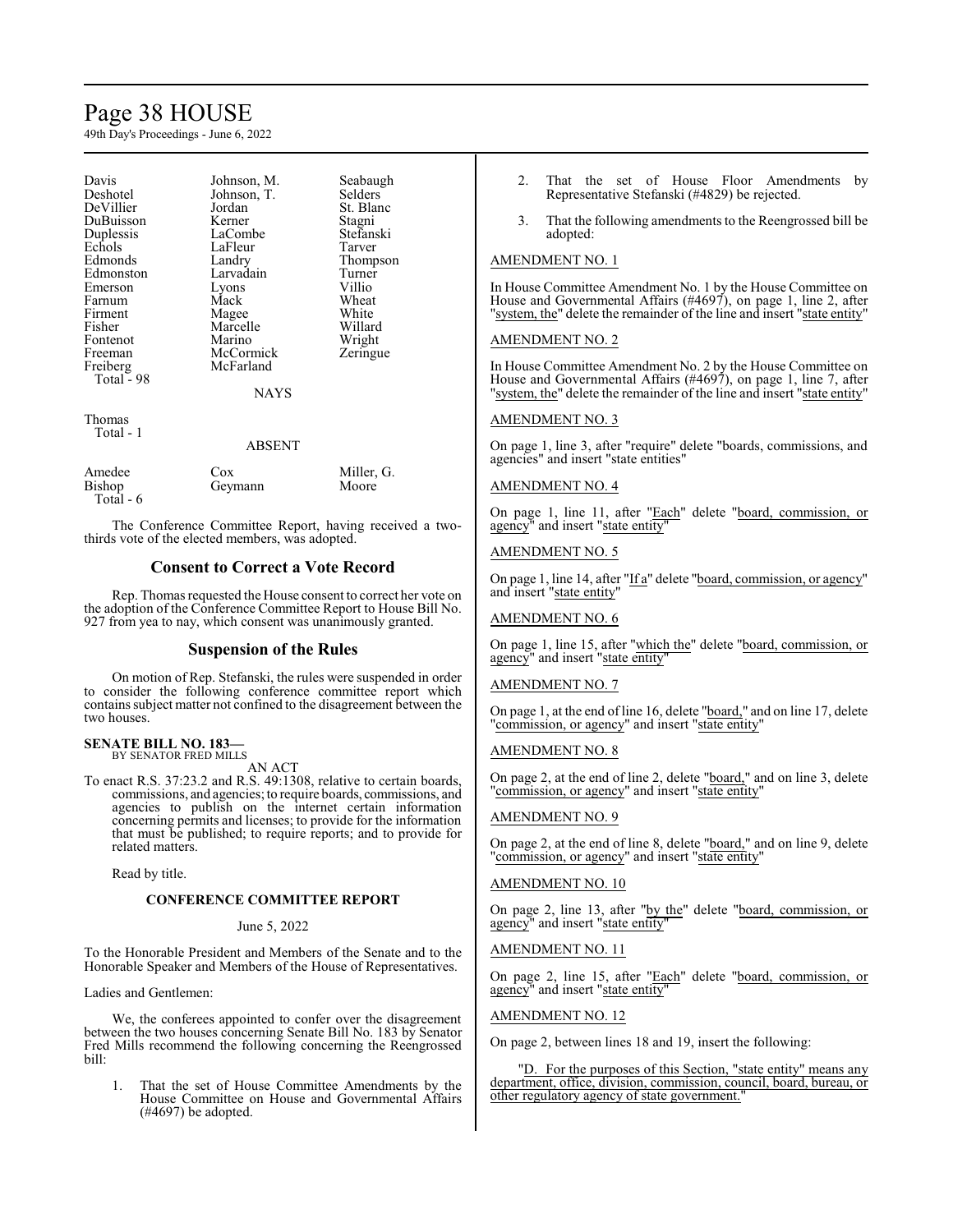| | | |
|---|---|---|
| Davis | Johnson, M. | Seabaugh |
| Deshotel | Johnson, T. | Selders |
| DeVillier | Jordan | St. Blanc |
| DuBuisson | Kerner | Stagni |
| Duplessis | LaCombe | Stefanski |
| Echols | LaFleur | Tarver |
| Edmonds | Landry | Thompson |
| Edmonston | Larvadain | Turner |
| Emerson | Lyons | Villio |
| Farnum | Mack | Wheat |
| Firment | Magee | White |
| Fisher | Marcelle | Willard |
| Fontenot | Marino | Wright |
| Freeman | McCormick | Zeringue |
| Freiberg | McFarland | |
| Total - 98 | | |

NAYS

Thomas
Total - 1

ABSENT

| | | |
|---|---|---|
| Amedee | Cox | Miller, G. |
| Bishop | Geymann | Moore |
| Total - 6 | | |

The Conference Committee Report, having received a two-thirds vote of the elected members, was adopted.

## Consent to Correct a Vote Record

Rep. Thomas requested the House consent to correct her vote on the adoption of the Conference Committee Report to House Bill No. 927 from yea to nay, which consent was unanimously granted.

## Suspension of the Rules

On motion of Rep. Stefanski, the rules were suspended in order to consider the following conference committee report which contains subject matter not confined to the disagreement between the two houses.

**SENATE BILL NO. 183—**
BY SENATOR FRED MILLS

AN ACT

To enact R.S. 37:23.2 and R.S. 49:1308, relative to certain boards, commissions, and agencies; to require boards, commissions, and agencies to publish on the internet certain information concerning permits and licenses; to provide for the information that must be published; to require reports; and to provide for related matters.

Read by title.

**CONFERENCE COMMITTEE REPORT**

June 5, 2022

To the Honorable President and Members of the Senate and to the Honorable Speaker and Members of the House of Representatives.

Ladies and Gentlemen:

We, the conferees appointed to confer over the disagreement between the two houses concerning Senate Bill No. 183 by Senator Fred Mills recommend the following concerning the Reengrossed bill:

1. That the set of House Committee Amendments by the House Committee on House and Governmental Affairs (#4697) be adopted.

2. That the set of House Floor Amendments by Representative Stefanski (#4829) be rejected.

3. That the following amendments to the Reengrossed bill be adopted:

AMENDMENT NO. 1

In House Committee Amendment No. 1 by the House Committee on House and Governmental Affairs (#4697), on page 1, line 2, after "system, the" delete the remainder of the line and insert "state entity"

AMENDMENT NO. 2

In House Committee Amendment No. 2 by the House Committee on House and Governmental Affairs (#4697), on page 1, line 7, after "system, the" delete the remainder of the line and insert "state entity"

AMENDMENT NO. 3

On page 1, line 3, after "require" delete "boards, commissions, and agencies" and insert "state entities"

AMENDMENT NO. 4

On page 1, line 11, after "Each" delete "board, commission, or agency" and insert "state entity"

AMENDMENT NO. 5

On page 1, line 14, after "If a" delete "board, commission, or agency" and insert "state entity"

AMENDMENT NO. 6

On page 1, line 15, after "which the" delete "board, commission, or agency" and insert "state entity"

AMENDMENT NO. 7

On page 1, at the end of line 16, delete "board," and on line 17, delete "commission, or agency" and insert "state entity"

AMENDMENT NO. 8

On page 2, at the end of line 2, delete "board," and on line 3, delete "commission, or agency" and insert "state entity"

AMENDMENT NO. 9

On page 2, at the end of line 8, delete "board," and on line 9, delete "commission, or agency" and insert "state entity"

AMENDMENT NO. 10

On page 2, line 13, after "by the" delete "board, commission, or agency" and insert "state entity"

AMENDMENT NO. 11

On page 2, line 15, after "Each" delete "board, commission, or agency" and insert "state entity"

AMENDMENT NO. 12

On page 2, between lines 18 and 19, insert the following:

"D. For the purposes of this Section, "state entity" means any department, office, division, commission, council, board, bureau, or other regulatory agency of state government."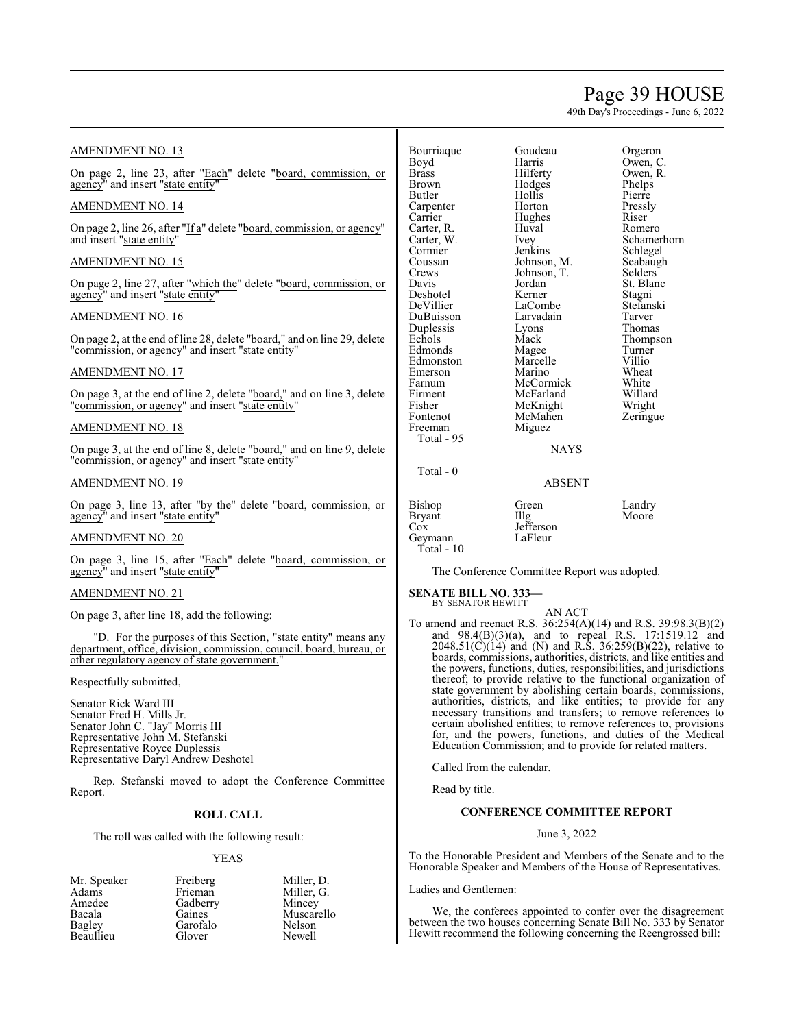AMENDMENT NO. 13

On page 2, line 23, after "Each" delete "board, commission, or agency" and insert "state entity"

AMENDMENT NO. 14

On page 2, line 26, after "If a" delete "board, commission, or agency" and insert "state entity"

AMENDMENT NO. 15

On page 2, line 27, after "which the" delete "board, commission, or agency" and insert "state entity"

AMENDMENT NO. 16

On page 2, at the end of line 28, delete "board," and on line 29, delete "commission, or agency" and insert "state entity"

AMENDMENT NO. 17

On page 3, at the end of line 2, delete "board," and on line 3, delete "commission, or agency" and insert "state entity"

AMENDMENT NO. 18

On page 3, at the end of line 8, delete "board," and on line 9, delete "commission, or agency" and insert "state entity"

AMENDMENT NO. 19

On page 3, line 13, after "by the" delete "board, commission, or agency" and insert "state entity"

AMENDMENT NO. 20

On page 3, line 15, after "Each" delete "board, commission, or agency" and insert "state entity"

AMENDMENT NO. 21

On page 3, after line 18, add the following:

"D. For the purposes of this Section, "state entity" means any department, office, division, commission, council, board, bureau, or other regulatory agency of state government."

Respectfully submitted,

Senator Rick Ward III
Senator Fred H. Mills Jr.
Senator John C. "Jay" Morris III
Representative John M. Stefanski
Representative Royce Duplessis
Representative Daryl Andrew Deshotel

Rep. Stefanski moved to adopt the Conference Committee Report.

**ROLL CALL**

The roll was called with the following result:

YEAS

| | | |
|---|---|---|
| Mr. Speaker | Freiberg | Miller, D. |
| Adams | Frieman | Miller, G. |
| Amedee | Gadberry | Mincey |
| Bacala | Gaines | Muscarello |
| Bagley | Garofalo | Nelson |
| Beaullieu | Glover | Newell |
| Bourriaque | Goudeau | Orgeron |
| Boyd | Harris | Owen, C. |
| Brass | Hilferty | Owen, R. |
| Brown | Hodges | Phelps |
| Butler | Hollis | Pierre |
| Carpenter | Horton | Pressly |
| Carrier | Hughes | Riser |
| Carter, R. | Huval | Romero |
| Carter, W. | Ivey | Schamerhorn |
| Cormier | Jenkins | Schlegel |
| Coussan | Johnson, M. | Seabaugh |
| Crews | Johnson, T. | Selders |
| Davis | Jordan | St. Blanc |
| Deshotel | Kerner | Stagni |
| DeVillier | LaCombe | Stefanski |
| DuBuisson | Larvadain | Tarver |
| Duplessis | Lyons | Thomas |
| Echols | Mack | Thompson |
| Edmonds | Magee | Turner |
| Edmonston | Marcelle | Villio |
| Emerson | Marino | Wheat |
| Farnum | McCormick | White |
| Firment | McFarland | Willard |
| Fisher | McKnight | Wright |
| Fontenot | McMahen | Zeringue |
| Freeman | Miguez | |

Total - 95

NAYS

Total - 0

ABSENT

| | | |
|---|---|---|
| Bishop | Green | Landry |
| Bryant | Illg | Moore |
| Cox | Jefferson | |
| Geymann | LaFleur | |

Total - 10

The Conference Committee Report was adopted.

**SENATE BILL NO. 333—**
BY SENATOR HEWITT

AN ACT

To amend and reenact R.S. 36:254(A)(14) and R.S. 39:98.3(B)(2) and 98.4(B)(3)(a), and to repeal R.S. 17:1519.12 and 2048.51(C)(14) and (N) and R.S. 36:259(B)(22), relative to boards, commissions, authorities, districts, and like entities and the powers, functions, duties, responsibilities, and jurisdictions thereof; to provide relative to the functional organization of state government by abolishing certain boards, commissions, authorities, districts, and like entities; to provide for any necessary transitions and transfers; to remove references to certain abolished entities; to remove references to, provisions for, and the powers, functions, and duties of the Medical Education Commission; and to provide for related matters.

Called from the calendar.

Read by title.

**CONFERENCE COMMITTEE REPORT**

June 3, 2022

To the Honorable President and Members of the Senate and to the Honorable Speaker and Members of the House of Representatives.

Ladies and Gentlemen:

We, the conferees appointed to confer over the disagreement between the two houses concerning Senate Bill No. 333 by Senator Hewitt recommend the following concerning the Reengrossed bill: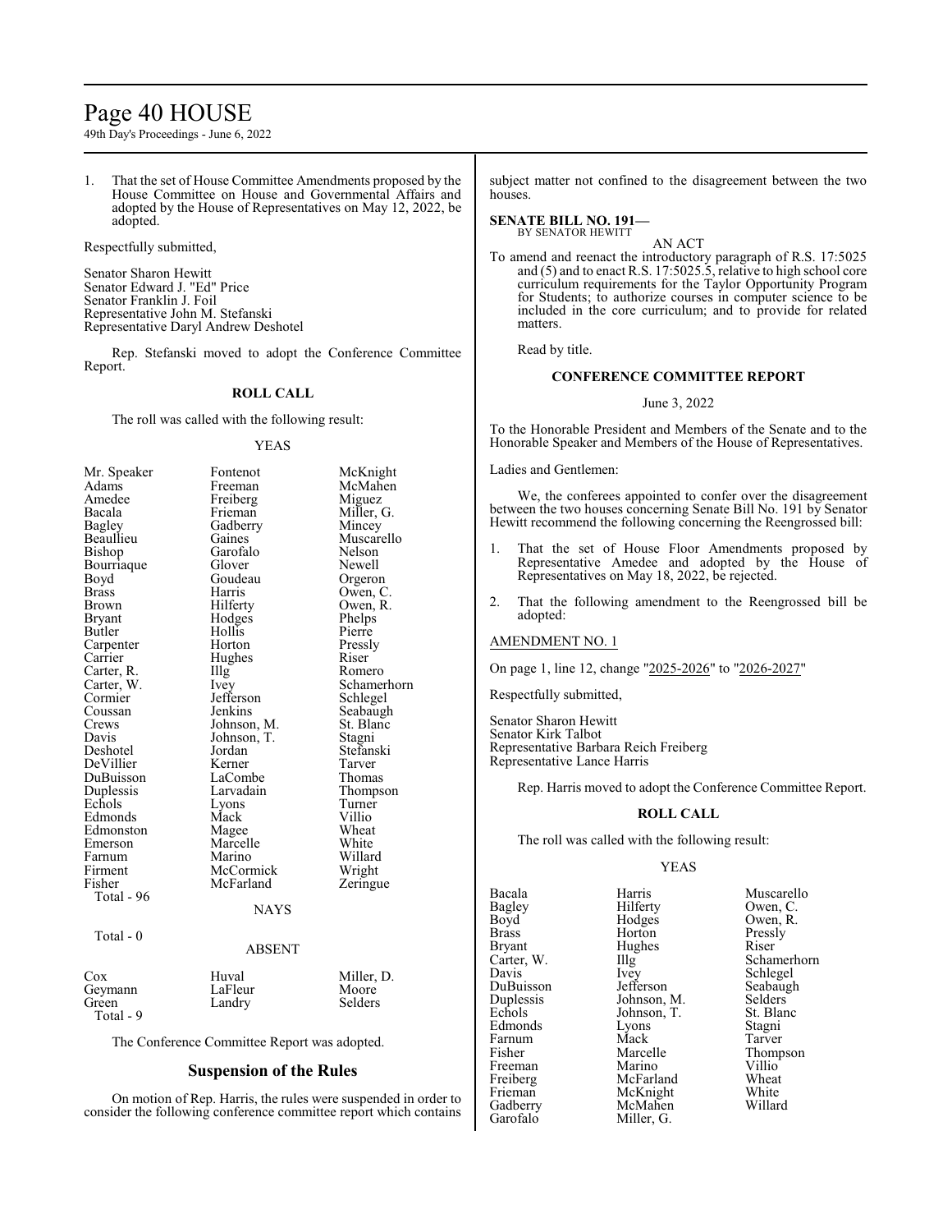1. That the set of House Committee Amendments proposed by the House Committee on House and Governmental Affairs and adopted by the House of Representatives on May 12, 2022, be adopted.

Respectfully submitted,

Senator Sharon Hewitt
Senator Edward J. "Ed" Price
Senator Franklin J. Foil
Representative John M. Stefanski
Representative Daryl Andrew Deshotel

Rep. Stefanski moved to adopt the Conference Committee Report.

**ROLL CALL**

The roll was called with the following result:

YEAS

| | | |
|---|---|---|
| Mr. Speaker | Fontenot | McKnight |
| Adams | Freeman | McMahen |
| Amedee | Freiberg | Miguez |
| Bacala | Frieman | Miller, G. |
| Bagley | Gadberry | Mincey |
| Beaullieu | Gaines | Muscarello |
| Bishop | Garofalo | Nelson |
| Bourriaque | Glover | Newell |
| Boyd | Goudeau | Orgeron |
| Brass | Harris | Owen, C. |
| Brown | Hilferty | Owen, R. |
| Bryant | Hodges | Phelps |
| Butler | Hollis | Pierre |
| Carpenter | Horton | Pressly |
| Carrier | Hughes | Riser |
| Carter, R. | Illg | Romero |
| Carter, W. | Ivey | Schamerhorn |
| Cormier | Jefferson | Schlegel |
| Coussan | Jenkins | Seabaugh |
| Crews | Johnson, M. | St. Blanc |
| Davis | Johnson, T. | Stagni |
| Deshotel | Jordan | Stefanski |
| DeVillier | Kerner | Tarver |
| DuBuisson | LaCombe | Thomas |
| Duplessis | Larvadain | Thompson |
| Echols | Lyons | Turner |
| Edmonds | Mack | Villio |
| Edmonston | Magee | Wheat |
| Emerson | Marcelle | White |
| Farnum | Marino | Willard |
| Firment | McCormick | Wright |
| Fisher | McFarland | Zeringue |

Total - 96

NAYS

Total - 0

ABSENT

| | | |
|---|---|---|
| Cox | Huval | Miller, D. |
| Geymann | LaFleur | Moore |
| Green | Landry | Selders |

Total - 9

The Conference Committee Report was adopted.

## Suspension of the Rules

On motion of Rep. Harris, the rules were suspended in order to consider the following conference committee report which contains subject matter not confined to the disagreement between the two houses.

**SENATE BILL NO. 191—**
BY SENATOR HEWITT

AN ACT

To amend and reenact the introductory paragraph of R.S. 17:5025 and (5) and to enact R.S. 17:5025.5, relative to high school core curriculum requirements for the Taylor Opportunity Program for Students; to authorize courses in computer science to be included in the core curriculum; and to provide for related matters.

Read by title.

**CONFERENCE COMMITTEE REPORT**

June 3, 2022

To the Honorable President and Members of the Senate and to the Honorable Speaker and Members of the House of Representatives.

Ladies and Gentlemen:

We, the conferees appointed to confer over the disagreement between the two houses concerning Senate Bill No. 191 by Senator Hewitt recommend the following concerning the Reengrossed bill:

1. That the set of House Floor Amendments proposed by Representative Amedee and adopted by the House of Representatives on May 18, 2022, be rejected.

2. That the following amendment to the Reengrossed bill be adopted:

AMENDMENT NO. 1

On page 1, line 12, change "2025-2026" to "2026-2027"

Respectfully submitted,

Senator Sharon Hewitt
Senator Kirk Talbot
Representative Barbara Reich Freiberg
Representative Lance Harris

Rep. Harris moved to adopt the Conference Committee Report.

**ROLL CALL**

The roll was called with the following result:

YEAS

| | | |
|---|---|---|
| Bacala | Harris | Muscarello |
| Bagley | Hilferty | Owen, C. |
| Boyd | Hodges | Owen, R. |
| Brass | Horton | Pressly |
| Bryant | Hughes | Riser |
| Carter, W. | Illg | Schamerhorn |
| Davis | Ivey | Schlegel |
| DuBuisson | Jefferson | Seabaugh |
| Duplessis | Johnson, M. | Selders |
| Echols | Johnson, T. | St. Blanc |
| Edmonds | Lyons | Stagni |
| Farnum | Mack | Tarver |
| Fisher | Marcelle | Thompson |
| Freeman | Marino | Villio |
| Freiberg | McFarland | Wheat |
| Frieman | McKnight | White |
| Gadberry | McMahen | Willard |
| Garofalo | Miller, G. | |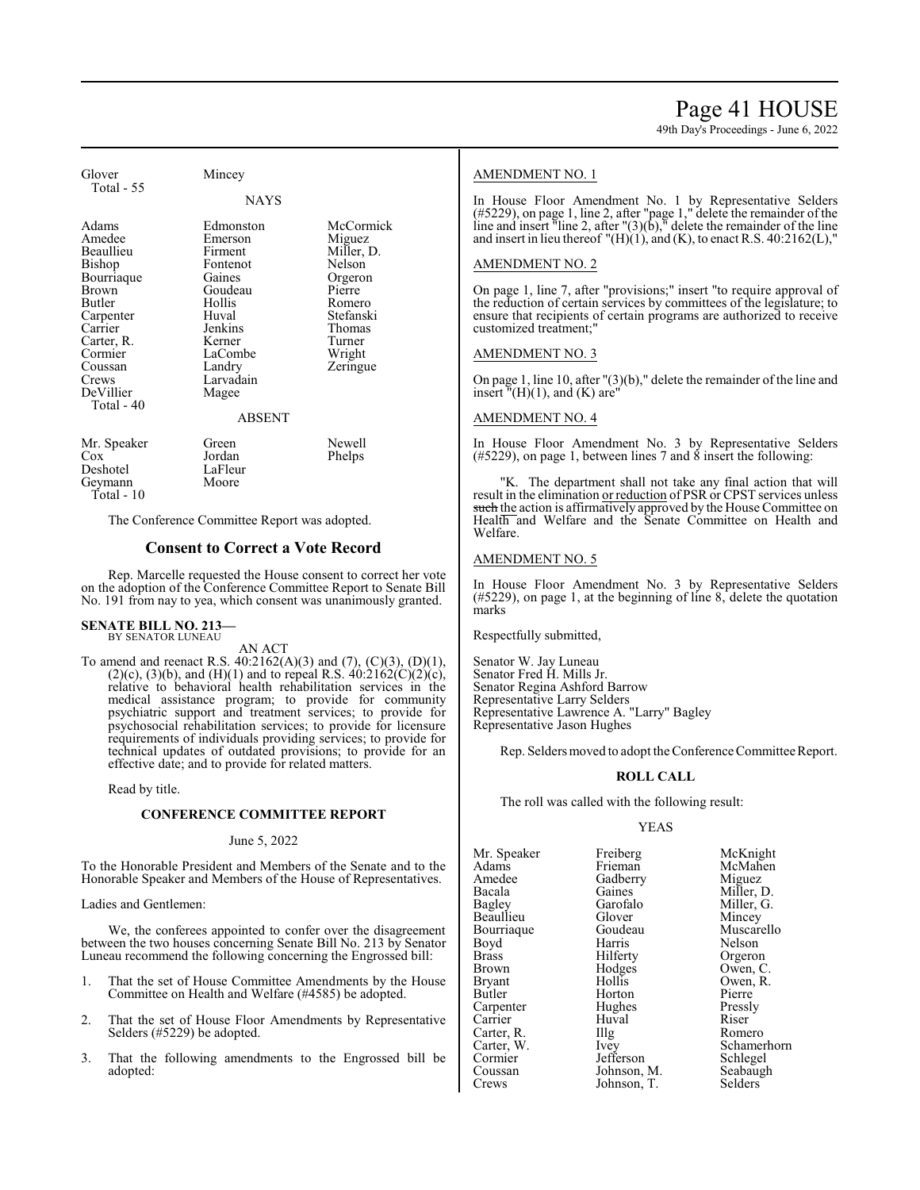| Glover | Mincey | |
|---|---|---|
| Total - 55 | | |

NAYS

| | | |
|---|---|---|
| Adams | Edmonston | McCormick |
| Amedee | Emerson | Miguez |
| Beaullieu | Firment | Miller, D. |
| Bishop | Fontenot | Nelson |
| Bourriaque | Gaines | Orgeron |
| Brown | Goudeau | Pierre |
| Butler | Hollis | Romero |
| Carpenter | Huval | Stefanski |
| Carrier | Jenkins | Thomas |
| Carter, R. | Kerner | Turner |
| Cormier | LaCombe | Wright |
| Coussan | Landry | Zeringue |
| Crews | Larvadain | |
| DeVillier | Magee | |
| Total - 40 | | |

ABSENT

| | | |
|---|---|---|
| Mr. Speaker | Green | Newell |
| Cox | Jordan | Phelps |
| Deshotel | LaFleur | |
| Geymann | Moore | |
| Total - 10 | | |

The Conference Committee Report was adopted.

## Consent to Correct a Vote Record

Rep. Marcelle requested the House consent to correct her vote on the adoption of the Conference Committee Report to Senate Bill No. 191 from nay to yea, which consent was unanimously granted.

**SENATE BILL NO. 213—**
BY SENATOR LUNEAU

AN ACT

To amend and reenact R.S. 40:2162(A)(3) and (7), (C)(3), (D)(1), (2)(c), (3)(b), and (H)(1) and to repeal R.S. 40:2162(C)(2)(c), relative to behavioral health rehabilitation services in the medical assistance program; to provide for community psychiatric support and treatment services; to provide for psychosocial rehabilitation services; to provide for licensure requirements of individuals providing services; to provide for technical updates of outdated provisions; to provide for an effective date; and to provide for related matters.

Read by title.

### CONFERENCE COMMITTEE REPORT

June 5, 2022

To the Honorable President and Members of the Senate and to the Honorable Speaker and Members of the House of Representatives.

Ladies and Gentlemen:

We, the conferees appointed to confer over the disagreement between the two houses concerning Senate Bill No. 213 by Senator Luneau recommend the following concerning the Engrossed bill:

1. That the set of House Committee Amendments by the House Committee on Health and Welfare (#4585) be adopted.
2. That the set of House Floor Amendments by Representative Selders (#5229) be adopted.
3. That the following amendments to the Engrossed bill be adopted:

AMENDMENT NO. 1

In House Floor Amendment No. 1 by Representative Selders (#5229), on page 1, line 2, after "page 1," delete the remainder of the line and insert "line 2, after "(3)(b)," delete the remainder of the line and insert in lieu thereof "(H)(1), and (K), to enact R.S. 40:2162(L),"

AMENDMENT NO. 2

On page 1, line 7, after "provisions;" insert "to require approval of the reduction of certain services by committees of the legislature; to ensure that recipients of certain programs are authorized to receive customized treatment;"

AMENDMENT NO. 3

On page 1, line 10, after "(3)(b)," delete the remainder of the line and insert "(H)(1), and (K) are"

AMENDMENT NO. 4

In House Floor Amendment No. 3 by Representative Selders (#5229), on page 1, between lines 7 and 8 insert the following:

"K. The department shall not take any final action that will result in the elimination or reduction of PSR or CPST services unless ~~such~~ the action is affirmatively approved by the House Committee on Health and Welfare and the Senate Committee on Health and Welfare.

AMENDMENT NO. 5

In House Floor Amendment No. 3 by Representative Selders (#5229), on page 1, at the beginning of line 8, delete the quotation marks

Respectfully submitted,

Senator W. Jay Luneau
Senator Fred H. Mills Jr.
Senator Regina Ashford Barrow
Representative Larry Selders
Representative Lawrence A. "Larry" Bagley
Representative Jason Hughes

Rep. Selders moved to adopt the Conference Committee Report.

### ROLL CALL

The roll was called with the following result:

YEAS

| | | |
|---|---|---|
| Mr. Speaker | Freiberg | McKnight |
| Adams | Frieman | McMahen |
| Amedee | Gadberry | Miguez |
| Bacala | Gaines | Miller, D. |
| Bagley | Garofalo | Miller, G. |
| Beaullieu | Glover | Mincey |
| Bourriaque | Goudeau | Muscarello |
| Boyd | Harris | Nelson |
| Brass | Hilferty | Orgeron |
| Brown | Hodges | Owen, C. |
| Bryant | Hollis | Owen, R. |
| Butler | Horton | Pierre |
| Carpenter | Hughes | Pressly |
| Carrier | Huval | Riser |
| Carter, R. | Illg | Romero |
| Carter, W. | Ivey | Schamerhorn |
| Cormier | Jefferson | Schlegel |
| Coussan | Johnson, M. | Seabaugh |
| Crews | Johnson, T. | Selders |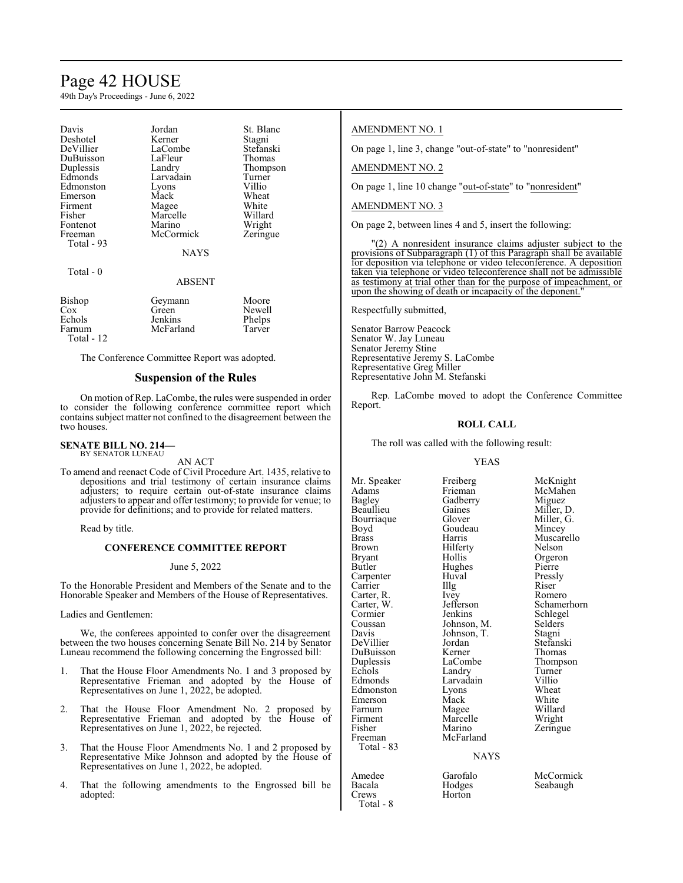| | | |
|---|---|---|
| Davis | Jordan | St. Blanc |
| Deshotel | Kerner | Stagni |
| DeVillier | LaCombe | Stefanski |
| DuBuisson | LaFleur | Thomas |
| Duplessis | Landry | Thompson |
| Edmonds | Larvadain | Turner |
| Edmonston | Lyons | Villio |
| Emerson | Mack | Wheat |
| Firment | Magee | White |
| Fisher | Marcelle | Willard |
| Fontenot | Marino | Wright |
| Freeman | McCormick | Zeringue |

Total - 93

NAYS

Total - 0

ABSENT

| | | |
|---|---|---|
| Bishop | Geymann | Moore |
| Cox | Green | Newell |
| Echols | Jenkins | Phelps |
| Farnum | McFarland | Tarver |

Total - 12

The Conference Committee Report was adopted.

## Suspension of the Rules

On motion of Rep. LaCombe, the rules were suspended in order to consider the following conference committee report which contains subject matter not confined to the disagreement between the two houses.

**SENATE BILL NO. 214—**
BY SENATOR LUNEAU

AN ACT

To amend and reenact Code of Civil Procedure Art. 1435, relative to depositions and trial testimony of certain insurance claims adjusters; to require certain out-of-state insurance claims adjusters to appear and offer testimony; to provide for venue; to provide for definitions; and to provide for related matters.

Read by title.

**CONFERENCE COMMITTEE REPORT**

June 5, 2022

To the Honorable President and Members of the Senate and to the Honorable Speaker and Members of the House of Representatives.

Ladies and Gentlemen:

We, the conferees appointed to confer over the disagreement between the two houses concerning Senate Bill No. 214 by Senator Luneau recommend the following concerning the Engrossed bill:

1. That the House Floor Amendments No. 1 and 3 proposed by Representative Frieman and adopted by the House of Representatives on June 1, 2022, be adopted.

2. That the House Floor Amendment No. 2 proposed by Representative Frieman and adopted by the House of Representatives on June 1, 2022, be rejected.

3. That the House Floor Amendments No. 1 and 2 proposed by Representative Mike Johnson and adopted by the House of Representatives on June 1, 2022, be adopted.

4. That the following amendments to the Engrossed bill be adopted:

AMENDMENT NO. 1

On page 1, line 3, change "out-of-state" to "nonresident"

AMENDMENT NO. 2

On page 1, line 10 change "out-of-state" to "nonresident"

AMENDMENT NO. 3

On page 2, between lines 4 and 5, insert the following:

"(2) A nonresident insurance claims adjuster subject to the provisions of Subparagraph (1) of this Paragraph shall be available for deposition via telephone or video teleconference. A deposition taken via telephone or video teleconference shall not be admissible as testimony at trial other than for the purpose of impeachment, or upon the showing of death or incapacity of the deponent."

Respectfully submitted,

Senator Barrow Peacock
Senator W. Jay Luneau
Senator Jeremy Stine
Representative Jeremy S. LaCombe
Representative Greg Miller
Representative John M. Stefanski

Rep. LaCombe moved to adopt the Conference Committee Report.

**ROLL CALL**

The roll was called with the following result:

YEAS

| | | |
|---|---|---|
| Mr. Speaker | Freiberg | McKnight |
| Adams | Frieman | McMahen |
| Bagley | Gadberry | Miguez |
| Beaullieu | Gaines | Miller, D. |
| Bourriaque | Glover | Miller, G. |
| Boyd | Goudeau | Mincey |
| Brass | Harris | Muscarello |
| Brown | Hilferty | Nelson |
| Bryant | Hollis | Orgeron |
| Butler | Hughes | Pierre |
| Carpenter | Huval | Pressly |
| Carrier | Illg | Riser |
| Carter, R. | Ivey | Romero |
| Carter, W. | Jefferson | Schamerhorn |
| Cormier | Jenkins | Schlegel |
| Coussan | Johnson, M. | Selders |
| Davis | Johnson, T. | Stagni |
| DeVillier | Jordan | Stefanski |
| DuBuisson | Kerner | Thomas |
| Duplessis | LaCombe | Thompson |
| Echols | Landry | Turner |
| Edmonds | Larvadain | Villio |
| Edmonston | Lyons | Wheat |
| Emerson | Mack | White |
| Farnum | Magee | Willard |
| Firment | Marcelle | Wright |
| Fisher | Marino | Zeringue |
| Freeman | McFarland | |

Total - 83

NAYS

| | | |
|---|---|---|
| Amedee | Garofalo | McCormick |
| Bacala | Hodges | Seabaugh |
| Crews | Horton | |

Total - 8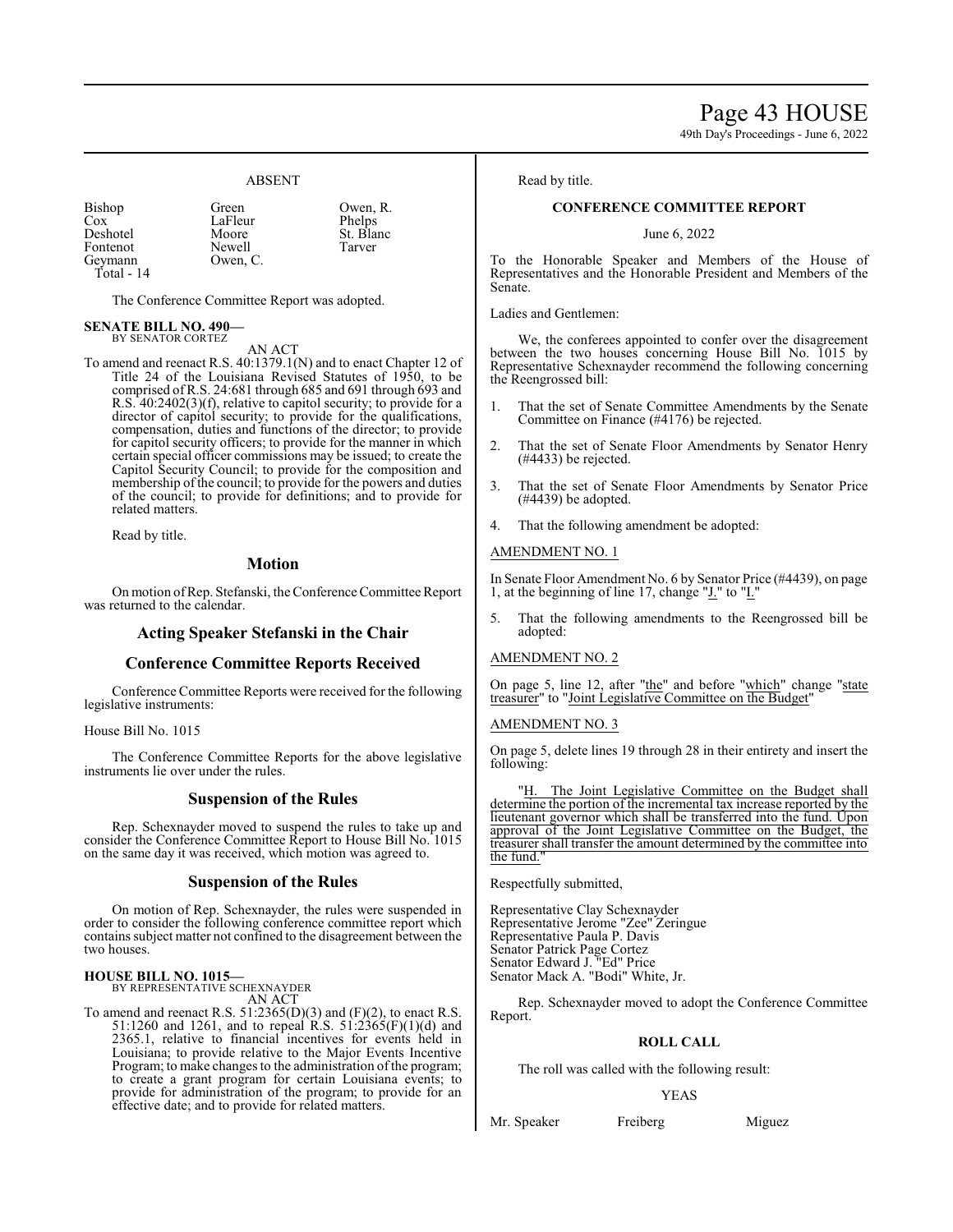ABSENT

| | | |
|---|---|---|
| Bishop | Green | Owen, R. |
| Cox | LaFleur | Phelps |
| Deshotel | Moore | St. Blanc |
| Fontenot | Newell | Tarver |
| Geymann | Owen, C. | |
| Total - 14 | | |

The Conference Committee Report was adopted.

**SENATE BILL NO. 490—**
BY SENATOR CORTEZ

AN ACT

To amend and reenact R.S. 40:1379.1(N) and to enact Chapter 12 of Title 24 of the Louisiana Revised Statutes of 1950, to be comprised of R.S. 24:681 through 685 and 691 through 693 and R.S. 40:2402(3)(f), relative to capitol security; to provide for a director of capitol security; to provide for the qualifications, compensation, duties and functions of the director; to provide for capitol security officers; to provide for the manner in which certain special officer commissions may be issued; to create the Capitol Security Council; to provide for the composition and membership of the council; to provide for the powers and duties of the council; to provide for definitions; and to provide for related matters.

Read by title.

## Motion

On motion of Rep. Stefanski, the Conference Committee Report was returned to the calendar.

## Acting Speaker Stefanski in the Chair

## Conference Committee Reports Received

Conference Committee Reports were received for the following legislative instruments:

House Bill No. 1015

The Conference Committee Reports for the above legislative instruments lie over under the rules.

## Suspension of the Rules

Rep. Schexnayder moved to suspend the rules to take up and consider the Conference Committee Report to House Bill No. 1015 on the same day it was received, which motion was agreed to.

## Suspension of the Rules

On motion of Rep. Schexnayder, the rules were suspended in order to consider the following conference committee report which contains subject matter not confined to the disagreement between the two houses.

**HOUSE BILL NO. 1015—**
BY REPRESENTATIVE SCHEXNAYDER

AN ACT

To amend and reenact R.S. 51:2365(D)(3) and (F)(2), to enact R.S. 51:1260 and 1261, and to repeal R.S. 51:2365(F)(1)(d) and 2365.1, relative to financial incentives for events held in Louisiana; to provide relative to the Major Events Incentive Program; to make changes to the administration of the program; to create a grant program for certain Louisiana events; to provide for administration of the program; to provide for an effective date; and to provide for related matters.

Read by title.

### CONFERENCE COMMITTEE REPORT

June 6, 2022

To the Honorable Speaker and Members of the House of Representatives and the Honorable President and Members of the Senate.

Ladies and Gentlemen:

We, the conferees appointed to confer over the disagreement between the two houses concerning House Bill No. 1015 by Representative Schexnayder recommend the following concerning the Reengrossed bill:

1. That the set of Senate Committee Amendments by the Senate Committee on Finance (#4176) be rejected.
2. That the set of Senate Floor Amendments by Senator Henry (#4433) be rejected.
3. That the set of Senate Floor Amendments by Senator Price (#4439) be adopted.
4. That the following amendment be adopted:

AMENDMENT NO. 1

In Senate Floor Amendment No. 6 by Senator Price (#4439), on page 1, at the beginning of line 17, change "J." to "I."

5. That the following amendments to the Reengrossed bill be adopted:

AMENDMENT NO. 2

On page 5, line 12, after "the" and before "which" change "state treasurer" to "Joint Legislative Committee on the Budget"

AMENDMENT NO. 3

On page 5, delete lines 19 through 28 in their entirety and insert the following:

"H. The Joint Legislative Committee on the Budget shall determine the portion of the incremental tax increase reported by the lieutenant governor which shall be transferred into the fund. Upon approval of the Joint Legislative Committee on the Budget, the treasurer shall transfer the amount determined by the committee into the fund."

Respectfully submitted,

Representative Clay Schexnayder
Representative Jerome "Zee" Zeringue
Representative Paula P. Davis
Senator Patrick Page Cortez
Senator Edward J. "Ed" Price
Senator Mack A. "Bodi" White, Jr.

Rep. Schexnayder moved to adopt the Conference Committee Report.

### ROLL CALL

The roll was called with the following result:

YEAS

| | | |
|---|---|---|
| Mr. Speaker | Freiberg | Miguez |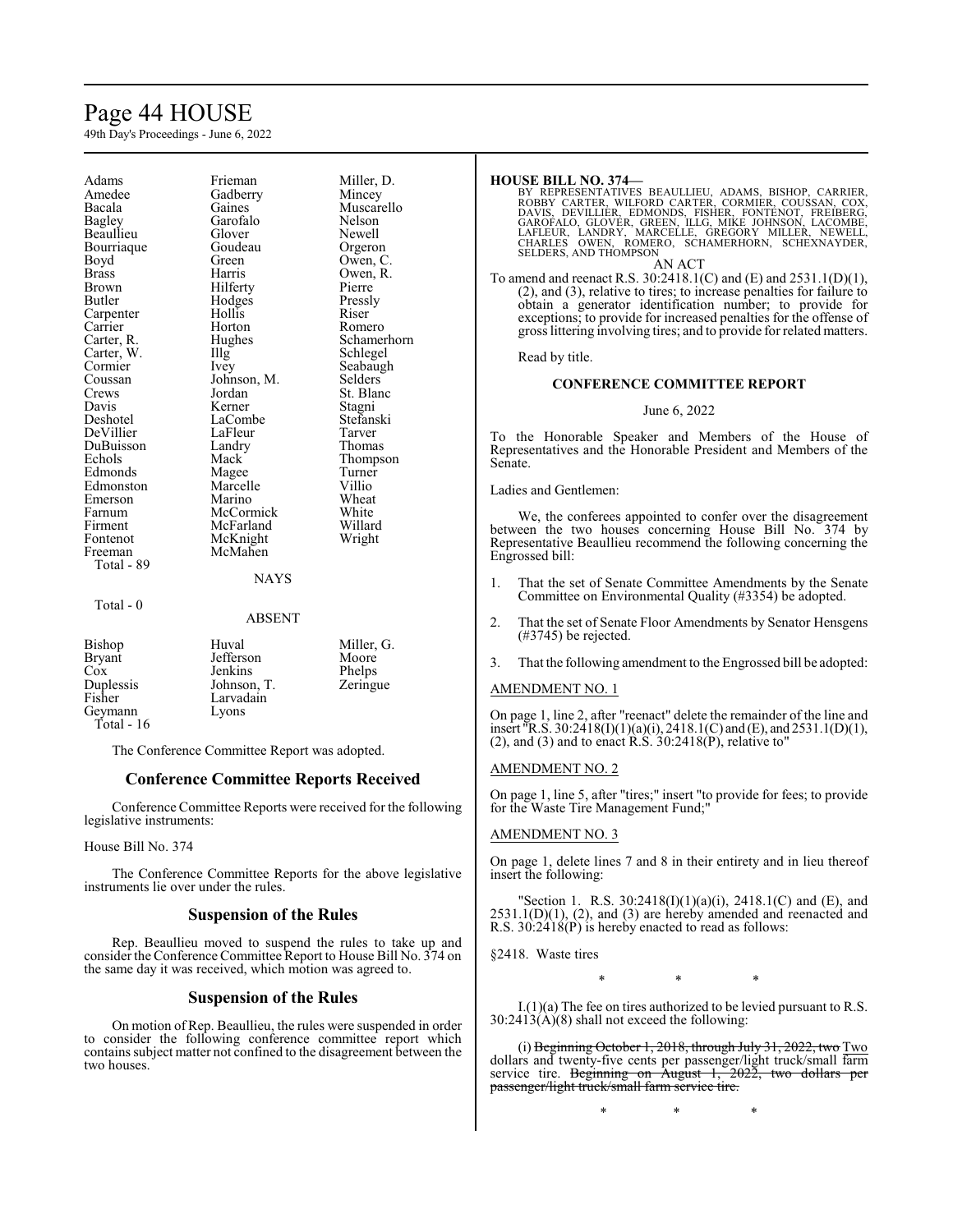| Adams | Frieman | Miller, D. |
|---|---|---|
| Amedee | Gadberry | Mincey |
| Bacala | Gaines | Muscarello |
| Bagley | Garofalo | Nelson |
| Beaullieu | Glover | Newell |
| Bourriaque | Goudeau | Orgeron |
| Boyd | Green | Owen, C. |
| Brass | Harris | Owen, R. |
| Brown | Hilferty | Pierre |
| Butler | Hodges | Pressly |
| Carpenter | Hollis | Riser |
| Carrier | Horton | Romero |
| Carter, R. | Hughes | Schamerhorn |
| Carter, W. | Illg | Schlegel |
| Cormier | Ivey | Seabaugh |
| Coussan | Johnson, M. | Selders |
| Crews | Jordan | St. Blanc |
| Davis | Kerner | Stagni |
| Deshotel | LaCombe | Stefanski |
| DeVillier | LaFleur | Tarver |
| DuBuisson | Landry | Thomas |
| Echols | Mack | Thompson |
| Edmonds | Magee | Turner |
| Edmonston | Marcelle | Villio |
| Emerson | Marino | Wheat |
| Farnum | McCormick | White |
| Firment | McFarland | Willard |
| Fontenot | McKnight | Wright |
| Freeman | McMahen | |

Total - 89

NAYS

Total - 0

ABSENT

| Bishop | Huval | Miller, G. |
|---|---|---|
| Bryant | Jefferson | Moore |
| Cox | Jenkins | Phelps |
| Duplessis | Johnson, T. | Zeringue |
| Fisher | Larvadain | |
| Geymann | Lyons | |

Total - 16

The Conference Committee Report was adopted.

## Conference Committee Reports Received

Conference Committee Reports were received for the following legislative instruments:

House Bill No. 374

The Conference Committee Reports for the above legislative instruments lie over under the rules.

## Suspension of the Rules

Rep. Beaullieu moved to suspend the rules to take up and consider the Conference Committee Report to House Bill No. 374 on the same day it was received, which motion was agreed to.

## Suspension of the Rules

On motion of Rep. Beaullieu, the rules were suspended in order to consider the following conference committee report which contains subject matter not confined to the disagreement between the two houses.

**HOUSE BILL NO. 374—**

BY REPRESENTATIVES BEAULLIEU, ADAMS, BISHOP, CARRIER, ROBBY CARTER, WILFORD CARTER, CORMIER, COUSSAN, COX, DAVIS, DEVILLIER, EDMONDS, FISHER, FONTENOT, FREIBERG, GAROFALO, GLOVER, GREEN, ILLG, MIKE JOHNSON, LACOMBE, LAFLEUR, LANDRY, MARCELLE, GREGORY MILLER, NEWELL, CHARLES OWEN, ROMERO, SCHAMERHORN, SCHEXNAYDER, SELDERS, AND THOMPSON

AN ACT

To amend and reenact R.S. 30:2418.1(C) and (E) and 2531.1(D)(1), (2), and (3), relative to tires; to increase penalties for failure to obtain a generator identification number; to provide for exceptions; to provide for increased penalties for the offense of gross littering involving tires; and to provide for related matters.

Read by title.

### CONFERENCE COMMITTEE REPORT

June 6, 2022

To the Honorable Speaker and Members of the House of Representatives and the Honorable President and Members of the Senate.

Ladies and Gentlemen:

We, the conferees appointed to confer over the disagreement between the two houses concerning House Bill No. 374 by Representative Beaullieu recommend the following concerning the Engrossed bill:

1. That the set of Senate Committee Amendments by the Senate Committee on Environmental Quality (#3354) be adopted.
2. That the set of Senate Floor Amendments by Senator Hensgens (#3745) be rejected.
3. That the following amendment to the Engrossed bill be adopted:

AMENDMENT NO. 1

On page 1, line 2, after "reenact" delete the remainder of the line and insert "R.S. 30:2418(I)(1)(a)(i), 2418.1(C) and (E), and 2531.1(D)(1), (2), and (3) and to enact R.S. 30:2418(P), relative to"

AMENDMENT NO. 2

On page 1, line 5, after "tires;" insert "to provide for fees; to provide for the Waste Tire Management Fund;"

AMENDMENT NO. 3

On page 1, delete lines 7 and 8 in their entirety and in lieu thereof insert the following:

"Section 1. R.S. 30:2418(I)(1)(a)(i), 2418.1(C) and (E), and 2531.1(D)(1), (2), and (3) are hereby amended and reenacted and R.S. 30:2418(P) is hereby enacted to read as follows:

§2418. Waste tires

\* \* \*

I.(1)(a) The fee on tires authorized to be levied pursuant to R.S. 30:2413(A)(8) shall not exceed the following:

(i) ~~Beginning October 1, 2018, through July 31, 2022, two~~ Two dollars and twenty-five cents per passenger/light truck/small farm service tire. ~~Beginning on August 1, 2022, two dollars per passenger/light truck/small farm service tire.~~

\* \* \*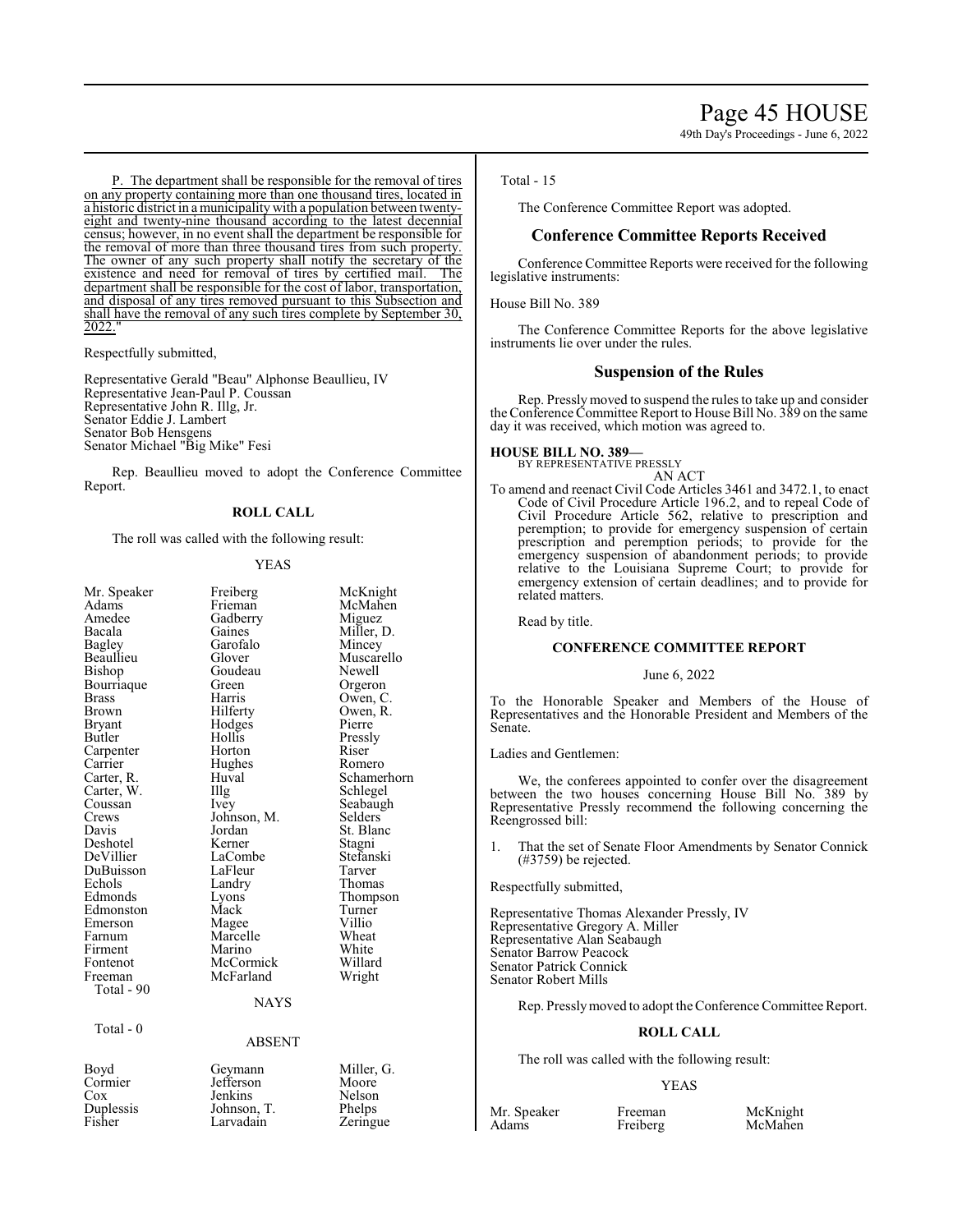P. The department shall be responsible for the removal of tires on any property containing more than one thousand tires, located in a historic district in a municipality with a population between twenty-eight and twenty-nine thousand according to the latest decennial census; however, in no event shall the department be responsible for the removal of more than three thousand tires from such property. The owner of any such property shall notify the secretary of the existence and need for removal of tires by certified mail. The department shall be responsible for the cost of labor, transportation, and disposal of any tires removed pursuant to this Subsection and shall have the removal of any such tires complete by September 30, 2022."

Respectfully submitted,

Representative Gerald "Beau" Alphonse Beaullieu, IV
Representative Jean-Paul P. Coussan
Representative John R. Illg, Jr.
Senator Eddie J. Lambert
Senator Bob Hensgens
Senator Michael "Big Mike" Fesi

Rep. Beaullieu moved to adopt the Conference Committee Report.

**ROLL CALL**

The roll was called with the following result:

YEAS

| | | |
|---|---|---|
| Mr. Speaker | Freiberg | McKnight |
| Adams | Frieman | McMahen |
| Amedee | Gadberry | Miguez |
| Bacala | Gaines | Miller, D. |
| Bagley | Garofalo | Mincey |
| Beaullieu | Glover | Muscarello |
| Bishop | Goudeau | Newell |
| Bourriaque | Green | Orgeron |
| Brass | Harris | Owen, C. |
| Brown | Hilferty | Owen, R. |
| Bryant | Hodges | Pierre |
| Butler | Hollis | Pressly |
| Carpenter | Horton | Riser |
| Carrier | Hughes | Romero |
| Carter, R. | Huval | Schamerhorn |
| Carter, W. | Illg | Schlegel |
| Coussan | Ivey | Seabaugh |
| Crews | Johnson, M. | Selders |
| Davis | Jordan | St. Blanc |
| Deshotel | Kerner | Stagni |
| DeVillier | LaCombe | Stefanski |
| DuBuisson | LaFleur | Tarver |
| Echols | Landry | Thomas |
| Edmonds | Lyons | Thompson |
| Edmonston | Mack | Turner |
| Emerson | Magee | Villio |
| Farnum | Marcelle | Wheat |
| Firment | Marino | White |
| Fontenot | McCormick | Willard |
| Freeman | McFarland | Wright |

Total - 90

NAYS

Total - 0

ABSENT

| | | |
|---|---|---|
| Boyd | Geymann | Miller, G. |
| Cormier | Jefferson | Moore |
| Cox | Jenkins | Nelson |
| Duplessis | Johnson, T. | Phelps |
| Fisher | Larvadain | Zeringue |

Total - 15

The Conference Committee Report was adopted.

## Conference Committee Reports Received

Conference Committee Reports were received for the following legislative instruments:

House Bill No. 389

The Conference Committee Reports for the above legislative instruments lie over under the rules.

## Suspension of the Rules

Rep. Pressly moved to suspend the rules to take up and consider the Conference Committee Report to House Bill No. 389 on the same day it was received, which motion was agreed to.

**HOUSE BILL NO. 389—**
BY REPRESENTATIVE PRESSLY
AN ACT

To amend and reenact Civil Code Articles 3461 and 3472.1, to enact Code of Civil Procedure Article 196.2, and to repeal Code of Civil Procedure Article 562, relative to prescription and peremption; to provide for emergency suspension of certain prescription and peremption periods; to provide for the emergency suspension of abandonment periods; to provide relative to the Louisiana Supreme Court; to provide for emergency extension of certain deadlines; and to provide for related matters.

Read by title.

**CONFERENCE COMMITTEE REPORT**

June 6, 2022

To the Honorable Speaker and Members of the House of Representatives and the Honorable President and Members of the Senate.

Ladies and Gentlemen:

We, the conferees appointed to confer over the disagreement between the two houses concerning House Bill No. 389 by Representative Pressly recommend the following concerning the Reengrossed bill:

1. That the set of Senate Floor Amendments by Senator Connick (#3759) be rejected.

Respectfully submitted,

Representative Thomas Alexander Pressly, IV
Representative Gregory A. Miller
Representative Alan Seabaugh
Senator Barrow Peacock
Senator Patrick Connick
Senator Robert Mills

Rep. Pressly moved to adopt the Conference Committee Report.

**ROLL CALL**

The roll was called with the following result:

YEAS

| | | |
|---|---|---|
| Mr. Speaker | Freeman | McKnight |
| Adams | Freiberg | McMahen |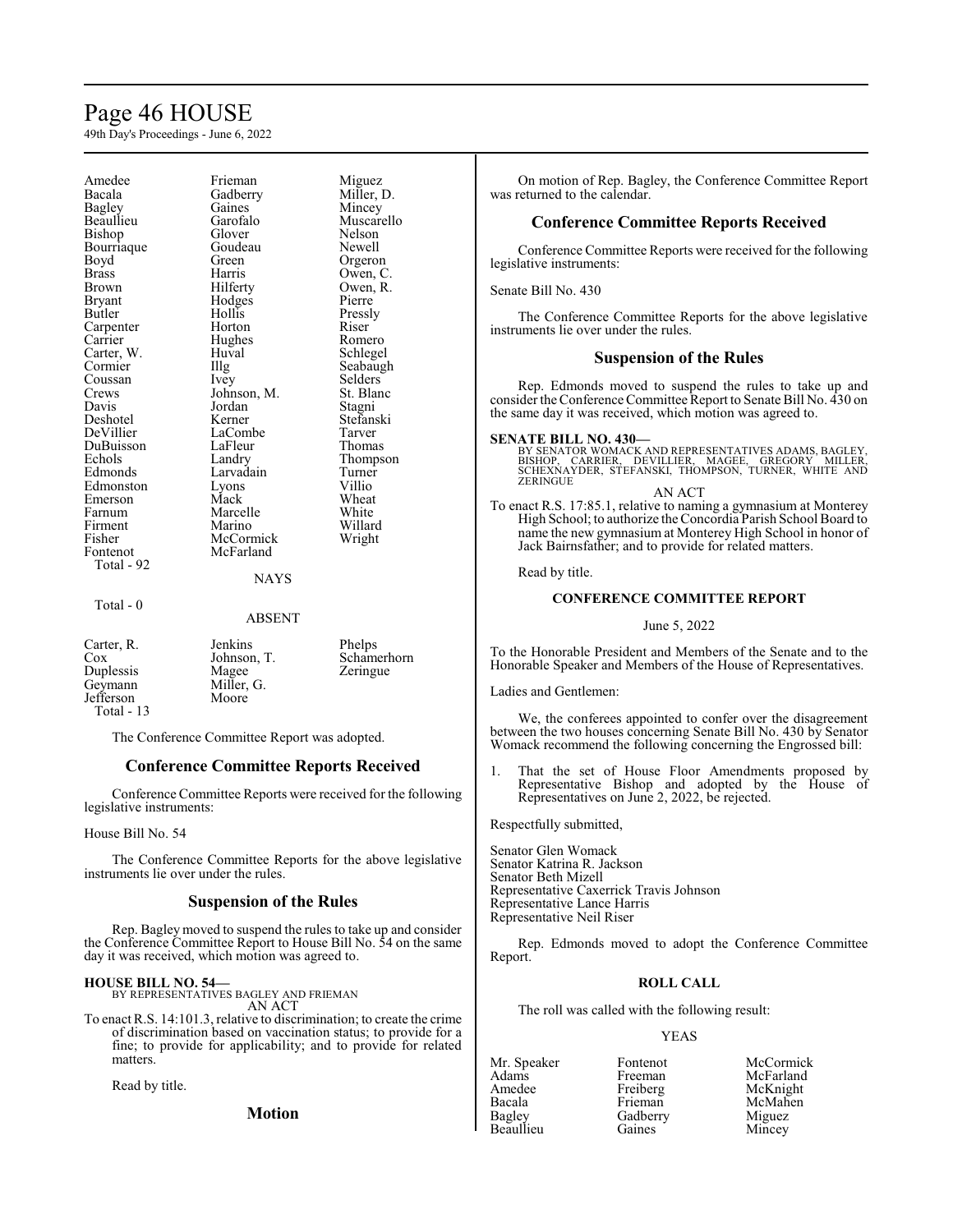| | | |
|---|---|---|
| Amedee | Frieman | Miguez |
| Bacala | Gadberry | Miller, D. |
| Bagley | Gaines | Mincey |
| Beaullieu | Garofalo | Muscarello |
| Bishop | Glover | Nelson |
| Bourriaque | Goudeau | Newell |
| Boyd | Green | Orgeron |
| Brass | Harris | Owen, C. |
| Brown | Hilferty | Owen, R. |
| Bryant | Hodges | Pierre |
| Butler | Hollis | Pressly |
| Carpenter | Horton | Riser |
| Carrier | Hughes | Romero |
| Carter, W. | Huval | Schlegel |
| Cormier | Illg | Seabaugh |
| Coussan | Ivey | Selders |
| Crews | Johnson, M. | St. Blanc |
| Davis | Jordan | Stagni |
| Deshotel | Kerner | Stefanski |
| DeVillier | LaCombe | Tarver |
| DuBuisson | LaFleur | Thomas |
| Echols | Landry | Thompson |
| Edmonds | Larvadain | Turner |
| Edmonston | Lyons | Villio |
| Emerson | Mack | Wheat |
| Farnum | Marcelle | White |
| Firment | Marino | Willard |
| Fisher | McCormick | Wright |
| Fontenot | McFarland | |

Total - 92

NAYS

Total - 0

ABSENT

| | | |
|---|---|---|
| Carter, R. | Jenkins | Phelps |
| Cox | Johnson, T. | Schamerhorn |
| Duplessis | Magee | Zeringue |
| Geymann | Miller, G. | |
| Jefferson | Moore | |

Total - 13

The Conference Committee Report was adopted.

## Conference Committee Reports Received

Conference Committee Reports were received for the following legislative instruments:

House Bill No. 54

The Conference Committee Reports for the above legislative instruments lie over under the rules.

## Suspension of the Rules

Rep. Bagley moved to suspend the rules to take up and consider the Conference Committee Report to House Bill No. 54 on the same day it was received, which motion was agreed to.

**HOUSE BILL NO. 54—**
BY REPRESENTATIVES BAGLEY AND FRIEMAN
AN ACT
To enact R.S. 14:101.3, relative to discrimination; to create the crime of discrimination based on vaccination status; to provide for a fine; to provide for applicability; and to provide for related matters.

Read by title.

## Motion

On motion of Rep. Bagley, the Conference Committee Report was returned to the calendar.

## Conference Committee Reports Received

Conference Committee Reports were received for the following legislative instruments:

Senate Bill No. 430

The Conference Committee Reports for the above legislative instruments lie over under the rules.

## Suspension of the Rules

Rep. Edmonds moved to suspend the rules to take up and consider the Conference Committee Report to Senate Bill No. 430 on the same day it was received, which motion was agreed to.

**SENATE BILL NO. 430—**
BY SENATOR WOMACK AND REPRESENTATIVES ADAMS, BAGLEY, BISHOP, CARRIER, DEVILLIER, MAGEE, GREGORY MILLER, SCHEXNAYDER, STEFANSKI, THOMPSON, TURNER, WHITE AND ZERINGUE
AN ACT
To enact R.S. 17:85.1, relative to naming a gymnasium at Monterey High School; to authorize the Concordia Parish School Board to name the new gymnasium at Monterey High School in honor of Jack Bairnsfather; and to provide for related matters.

Read by title.

### CONFERENCE COMMITTEE REPORT

June 5, 2022

To the Honorable President and Members of the Senate and to the Honorable Speaker and Members of the House of Representatives.

Ladies and Gentlemen:

We, the conferees appointed to confer over the disagreement between the two houses concerning Senate Bill No. 430 by Senator Womack recommend the following concerning the Engrossed bill:

1. That the set of House Floor Amendments proposed by Representative Bishop and adopted by the House of Representatives on June 2, 2022, be rejected.

Respectfully submitted,

Senator Glen Womack
Senator Katrina R. Jackson
Senator Beth Mizell
Representative Caxerrick Travis Johnson
Representative Lance Harris
Representative Neil Riser

Rep. Edmonds moved to adopt the Conference Committee Report.

### ROLL CALL

The roll was called with the following result:

YEAS

| | | |
|---|---|---|
| Mr. Speaker | Fontenot | McCormick |
| Adams | Freeman | McFarland |
| Amedee | Freiberg | McKnight |
| Bacala | Frieman | McMahen |
| Bagley | Gadberry | Miguez |
| Beaullieu | Gaines | Mincey |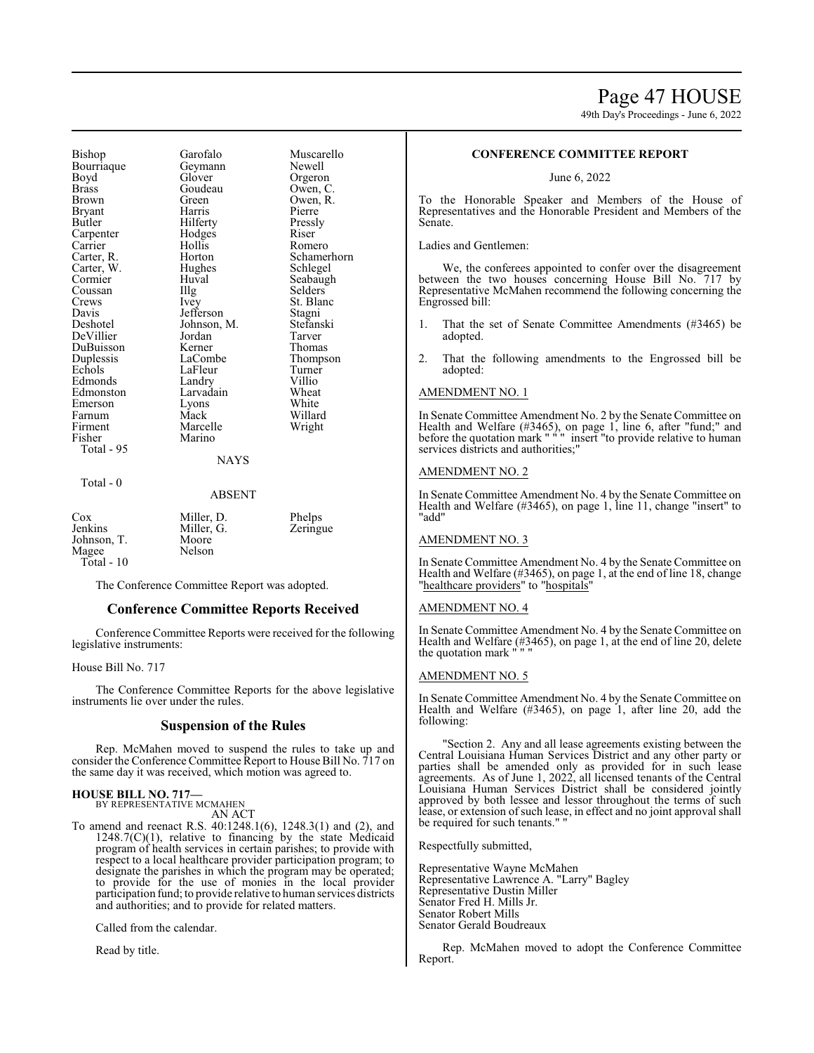| | | |
|---|---|---|
| Bishop | Garofalo | Muscarello |
| Bourriaque | Geymann | Newell |
| Boyd | Glover | Orgeron |
| Brass | Goudeau | Owen, C. |
| Brown | Green | Owen, R. |
| Bryant | Harris | Pierre |
| Butler | Hilferty | Pressly |
| Carpenter | Hodges | Riser |
| Carrier | Hollis | Romero |
| Carter, R. | Horton | Schamerhorn |
| Carter, W. | Hughes | Schlegel |
| Cormier | Huval | Seabaugh |
| Coussan | Illg | Selders |
| Crews | Ivey | St. Blanc |
| Davis | Jefferson | Stagni |
| Deshotel | Johnson, M. | Stefanski |
| DeVillier | Jordan | Tarver |
| DuBuisson | Kerner | Thomas |
| Duplessis | LaCombe | Thompson |
| Echols | LaFleur | Turner |
| Edmonds | Landry | Villio |
| Edmonston | Larvadain | Wheat |
| Emerson | Lyons | White |
| Farnum | Mack | Willard |
| Firment | Marcelle | Wright |
| Fisher | Marino | |

Total - 95

NAYS

Total - 0

ABSENT

| | | |
|---|---|---|
| Cox | Miller, D. | Phelps |
| Jenkins | Miller, G. | Zeringue |
| Johnson, T. | Moore | |
| Magee | Nelson | |

Total - 10

The Conference Committee Report was adopted.

## Conference Committee Reports Received

Conference Committee Reports were received for the following legislative instruments:

House Bill No. 717

The Conference Committee Reports for the above legislative instruments lie over under the rules.

## Suspension of the Rules

Rep. McMahen moved to suspend the rules to take up and consider the Conference Committee Report to House Bill No. 717 on the same day it was received, which motion was agreed to.

**HOUSE BILL NO. 717—**
BY REPRESENTATIVE MCMAHEN
AN ACT

To amend and reenact R.S. 40:1248.1(6), 1248.3(1) and (2), and 1248.7(C)(1), relative to financing by the state Medicaid program of health services in certain parishes; to provide with respect to a local healthcare provider participation program; to designate the parishes in which the program may be operated; to provide for the use of monies in the local provider participation fund; to provide relative to human services districts and authorities; and to provide for related matters.

Called from the calendar.

Read by title.

**CONFERENCE COMMITTEE REPORT**

June 6, 2022

To the Honorable Speaker and Members of the House of Representatives and the Honorable President and Members of the Senate.

Ladies and Gentlemen:

We, the conferees appointed to confer over the disagreement between the two houses concerning House Bill No. 717 by Representative McMahen recommend the following concerning the Engrossed bill:

1. That the set of Senate Committee Amendments (#3465) be adopted.

2. That the following amendments to the Engrossed bill be adopted:

AMENDMENT NO. 1

In Senate Committee Amendment No. 2 by the Senate Committee on Health and Welfare (#3465), on page 1, line 6, after "fund;" and before the quotation mark " " " insert "to provide relative to human services districts and authorities;"

AMENDMENT NO. 2

In Senate Committee Amendment No. 4 by the Senate Committee on Health and Welfare (#3465), on page 1, line 11, change "insert" to "add"

AMENDMENT NO. 3

In Senate Committee Amendment No. 4 by the Senate Committee on Health and Welfare (#3465), on page 1, at the end of line 18, change "healthcare providers" to "hospitals"

AMENDMENT NO. 4

In Senate Committee Amendment No. 4 by the Senate Committee on Health and Welfare (#3465), on page 1, at the end of line 20, delete the quotation mark " " "

AMENDMENT NO. 5

In Senate Committee Amendment No. 4 by the Senate Committee on Health and Welfare (#3465), on page 1, after line 20, add the following:

"Section 2. Any and all lease agreements existing between the Central Louisiana Human Services District and any other party or parties shall be amended only as provided for in such lease agreements. As of June 1, 2022, all licensed tenants of the Central Louisiana Human Services District shall be considered jointly approved by both lessee and lessor throughout the terms of such lease, or extension of such lease, in effect and no joint approval shall be required for such tenants." "

Respectfully submitted,

Representative Wayne McMahen
Representative Lawrence A. "Larry" Bagley
Representative Dustin Miller
Senator Fred H. Mills Jr.
Senator Robert Mills
Senator Gerald Boudreaux

Rep. McMahen moved to adopt the Conference Committee Report.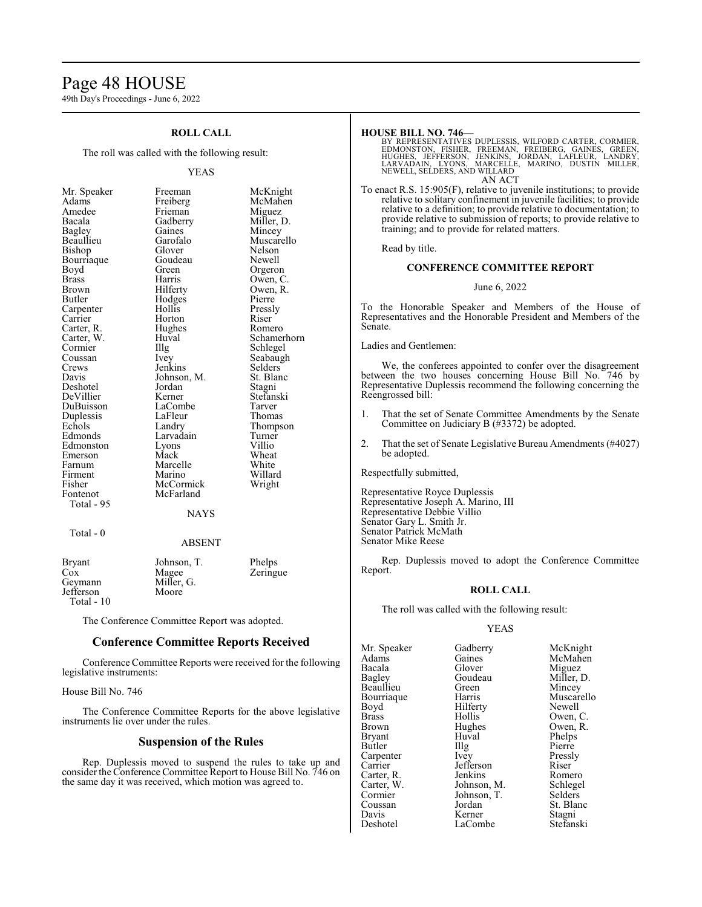### ROLL CALL

The roll was called with the following result:

YEAS

| | | |
|---|---|---|
| Mr. Speaker | Freeman | McKnight |
| Adams | Freiberg | McMahen |
| Amedee | Frieman | Miguez |
| Bacala | Gadberry | Miller, D. |
| Bagley | Gaines | Mincey |
| Beaullieu | Garofalo | Muscarello |
| Bishop | Glover | Nelson |
| Bourriaque | Goudeau | Newell |
| Boyd | Green | Orgeron |
| Brass | Harris | Owen, C. |
| Brown | Hilferty | Owen, R. |
| Butler | Hodges | Pierre |
| Carpenter | Hollis | Pressly |
| Carrier | Horton | Riser |
| Carter, R. | Hughes | Romero |
| Carter, W. | Huval | Schamerhorn |
| Cormier | Illg | Schlegel |
| Coussan | Ivey | Seabaugh |
| Crews | Jenkins | Selders |
| Davis | Johnson, M. | St. Blanc |
| Deshotel | Jordan | Stagni |
| DeVillier | Kerner | Stefanski |
| DuBuisson | LaCombe | Tarver |
| Duplessis | LaFleur | Thomas |
| Echols | Landry | Thompson |
| Edmonds | Larvadain | Turner |
| Edmonston | Lyons | Villio |
| Emerson | Mack | Wheat |
| Farnum | Marcelle | White |
| Firment | Marino | Willard |
| Fisher | McCormick | Wright |
| Fontenot | McFarland | |

Total - 95

NAYS

Total - 0

ABSENT

| | | |
|---|---|---|
| Bryant | Johnson, T. | Phelps |
| Cox | Magee | Zeringue |
| Geymann | Miller, G. | |
| Jefferson | Moore | |

Total - 10

The Conference Committee Report was adopted.

## Conference Committee Reports Received

Conference Committee Reports were received for the following legislative instruments:

House Bill No. 746

The Conference Committee Reports for the above legislative instruments lie over under the rules.

## Suspension of the Rules

Rep. Duplessis moved to suspend the rules to take up and consider the Conference Committee Report to House Bill No. 746 on the same day it was received, which motion was agreed to.

**HOUSE BILL NO. 746—**

BY REPRESENTATIVES DUPLESSIS, WILFORD CARTER, CORMIER, EDMONSTON, FISHER, FREEMAN, FREIBERG, GAINES, GREEN, HUGHES, JEFFERSON, JENKINS, JORDAN, LAFLEUR, LANDRY, LARVADAIN, LYONS, MARCELLE, MARINO, DUSTIN MILLER, NEWELL, SELDERS, AND WILLARD

AN ACT

To enact R.S. 15:905(F), relative to juvenile institutions; to provide relative to solitary confinement in juvenile facilities; to provide relative to a definition; to provide relative to documentation; to provide relative to submission of reports; to provide relative to training; and to provide for related matters.

Read by title.

### CONFERENCE COMMITTEE REPORT

June 6, 2022

To the Honorable Speaker and Members of the House of Representatives and the Honorable President and Members of the Senate.

Ladies and Gentlemen:

We, the conferees appointed to confer over the disagreement between the two houses concerning House Bill No. 746 by Representative Duplessis recommend the following concerning the Reengrossed bill:

1. That the set of Senate Committee Amendments by the Senate Committee on Judiciary B (#3372) be adopted.

2. That the set of Senate Legislative Bureau Amendments (#4027) be adopted.

Respectfully submitted,

Representative Royce Duplessis
Representative Joseph A. Marino, III
Representative Debbie Villio
Senator Gary L. Smith Jr.
Senator Patrick McMath
Senator Mike Reese

Rep. Duplessis moved to adopt the Conference Committee Report.

### ROLL CALL

The roll was called with the following result:

YEAS

| | | |
|---|---|---|
| Mr. Speaker | Gadberry | McKnight |
| Adams | Gaines | McMahen |
| Bacala | Glover | Miguez |
| Bagley | Goudeau | Miller, D. |
| Beaullieu | Green | Mincey |
| Bourriaque | Harris | Muscarello |
| Boyd | Hilferty | Newell |
| Brass | Hollis | Owen, C. |
| Brown | Hughes | Owen, R. |
| Bryant | Huval | Phelps |
| Butler | Illg | Pierre |
| Carpenter | Ivey | Pressly |
| Carrier | Jefferson | Riser |
| Carter, R. | Jenkins | Romero |
| Carter, W. | Johnson, M. | Schlegel |
| Cormier | Johnson, T. | Selders |
| Coussan | Jordan | St. Blanc |
| Davis | Kerner | Stagni |
| Deshotel | LaCombe | Stefanski |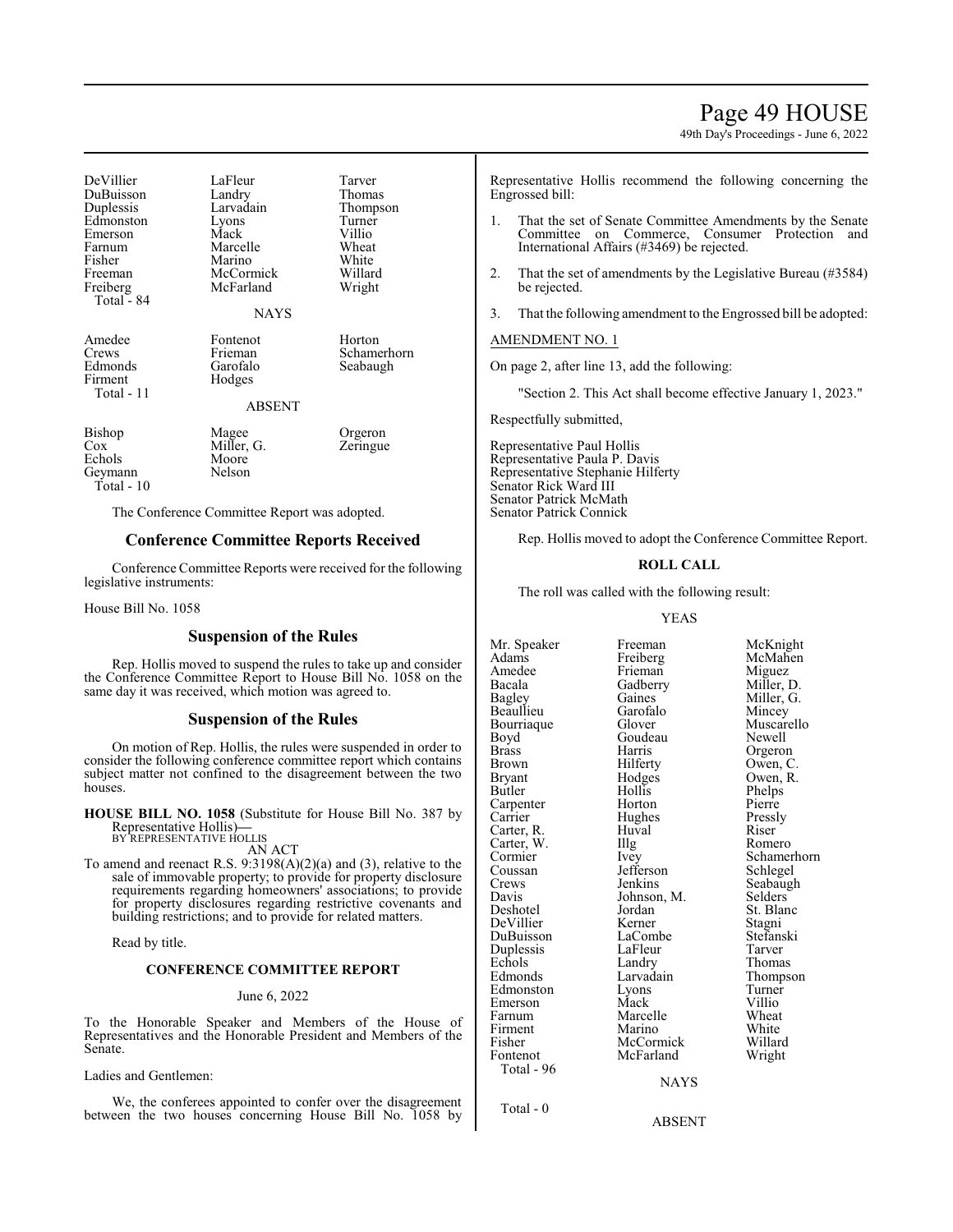| | | |
|---|---|---|
| DeVillier | LaFleur | Tarver |
| DuBuisson | Landry | Thomas |
| Duplessis | Larvadain | Thompson |
| Edmonston | Lyons | Turner |
| Emerson | Mack | Villio |
| Farnum | Marcelle | Wheat |
| Fisher | Marino | White |
| Freeman | McCormick | Willard |
| Freiberg | McFarland | Wright |
| Total - 84 | | |

NAYS

| | | |
|---|---|---|
| Amedee | Fontenot | Horton |
| Crews | Frieman | Schamerhorn |
| Edmonds | Garofalo | Seabaugh |
| Firment | Hodges | |
| Total - 11 | | |

ABSENT

| | | |
|---|---|---|
| Bishop | Magee | Orgeron |
| Cox | Miller, G. | Zeringue |
| Echols | Moore | |
| Geymann | Nelson | |
| Total - 10 | | |

The Conference Committee Report was adopted.

## Conference Committee Reports Received

Conference Committee Reports were received for the following legislative instruments:

House Bill No. 1058

## Suspension of the Rules

Rep. Hollis moved to suspend the rules to take up and consider the Conference Committee Report to House Bill No. 1058 on the same day it was received, which motion was agreed to.

## Suspension of the Rules

On motion of Rep. Hollis, the rules were suspended in order to consider the following conference committee report which contains subject matter not confined to the disagreement between the two houses.

**HOUSE BILL NO. 1058** (Substitute for House Bill No. 387 by Representative Hollis)—
BY REPRESENTATIVE HOLLIS

AN ACT

To amend and reenact R.S. 9:3198(A)(2)(a) and (3), relative to the sale of immovable property; to provide for property disclosure requirements regarding homeowners' associations; to provide for property disclosures regarding restrictive covenants and building restrictions; and to provide for related matters.

Read by title.

### CONFERENCE COMMITTEE REPORT

June 6, 2022

To the Honorable Speaker and Members of the House of Representatives and the Honorable President and Members of the Senate.

Ladies and Gentlemen:

We, the conferees appointed to confer over the disagreement between the two houses concerning House Bill No. 1058 by Representative Hollis recommend the following concerning the Engrossed bill:

1. That the set of Senate Committee Amendments by the Senate Committee on Commerce, Consumer Protection and International Affairs (#3469) be rejected.
2. That the set of amendments by the Legislative Bureau (#3584) be rejected.
3. That the following amendment to the Engrossed bill be adopted:

AMENDMENT NO. 1

On page 2, after line 13, add the following:

"Section 2. This Act shall become effective January 1, 2023."

Respectfully submitted,

Representative Paul Hollis
Representative Paula P. Davis
Representative Stephanie Hilferty
Senator Rick Ward III
Senator Patrick McMath
Senator Patrick Connick

Rep. Hollis moved to adopt the Conference Committee Report.

### ROLL CALL

The roll was called with the following result:

YEAS

| | | |
|---|---|---|
| Mr. Speaker | Freeman | McKnight |
| Adams | Freiberg | McMahen |
| Amedee | Frieman | Miguez |
| Bacala | Gadberry | Miller, D. |
| Bagley | Gaines | Miller, G. |
| Beaullieu | Garofalo | Mincey |
| Bourriaque | Glover | Muscarello |
| Boyd | Goudeau | Newell |
| Brass | Harris | Orgeron |
| Brown | Hilferty | Owen, C. |
| Bryant | Hodges | Owen, R. |
| Butler | Hollis | Phelps |
| Carpenter | Horton | Pierre |
| Carrier | Hughes | Pressly |
| Carter, R. | Huval | Riser |
| Carter, W. | Illg | Romero |
| Cormier | Ivey | Schamerhorn |
| Coussan | Jefferson | Schlegel |
| Crews | Jenkins | Seabaugh |
| Davis | Johnson, M. | Selders |
| Deshotel | Jordan | St. Blanc |
| DeVillier | Kerner | Stagni |
| DuBuisson | LaCombe | Stefanski |
| Duplessis | LaFleur | Tarver |
| Echols | Landry | Thomas |
| Edmonds | Larvadain | Thompson |
| Edmonston | Lyons | Turner |
| Emerson | Mack | Villio |
| Farnum | Marcelle | Wheat |
| Firment | Marino | White |
| Fisher | McCormick | Willard |
| Fontenot | McFarland | Wright |
| Total - 96 | | |

NAYS

Total - 0

ABSENT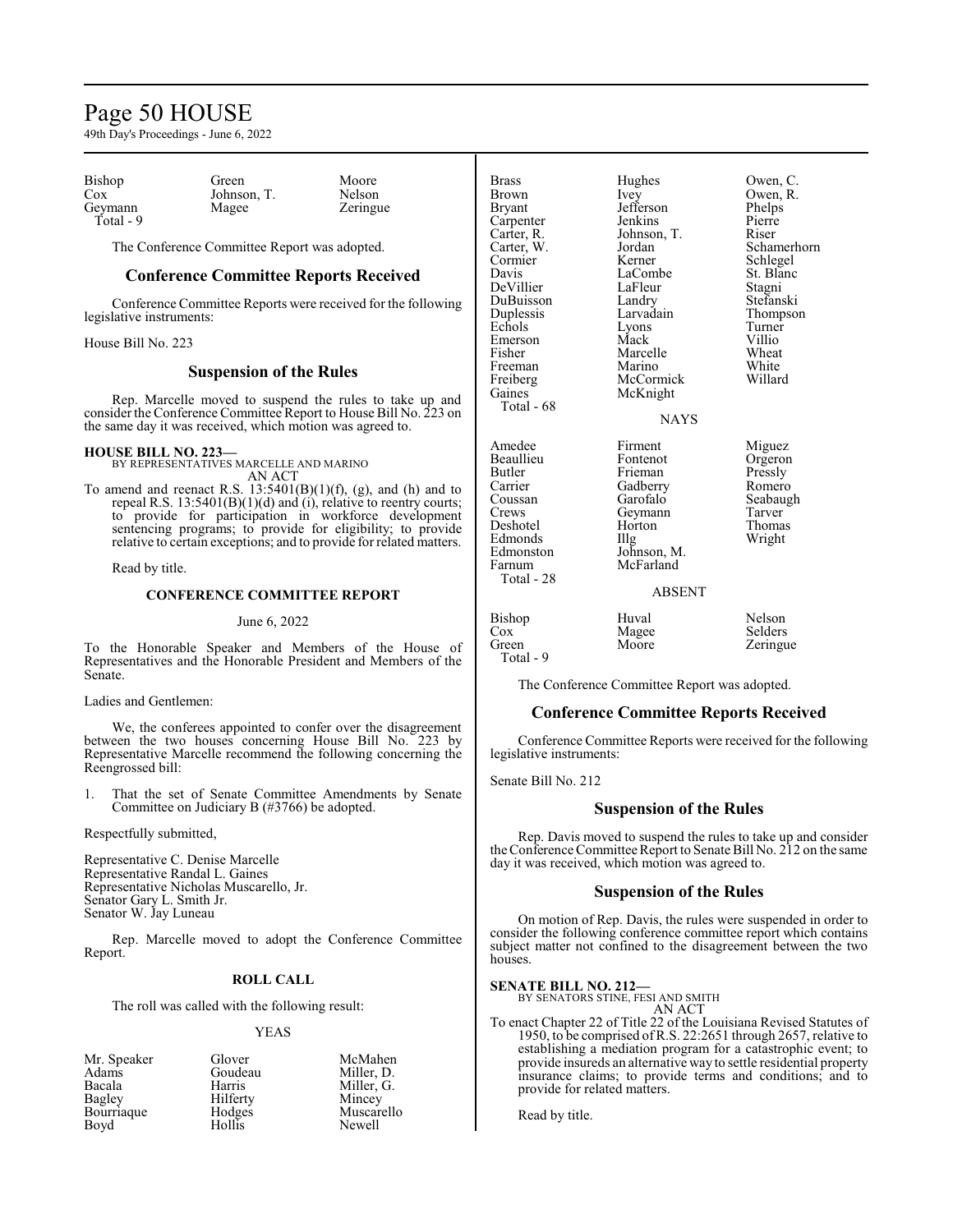| | | |
|---|---|---|
| Bishop | Green | Moore |
| Cox | Johnson, T. | Nelson |
| Geymann | Magee | Zeringue |
| Total - 9 | | |

The Conference Committee Report was adopted.

## Conference Committee Reports Received

Conference Committee Reports were received for the following legislative instruments:

House Bill No. 223

## Suspension of the Rules

Rep. Marcelle moved to suspend the rules to take up and consider the Conference Committee Report to House Bill No. 223 on the same day it was received, which motion was agreed to.

**HOUSE BILL NO. 223—**
BY REPRESENTATIVES MARCELLE AND MARINO
AN ACT

To amend and reenact R.S. 13:5401(B)(1)(f), (g), and (h) and to repeal R.S. 13:5401(B)(1)(d) and (i), relative to reentry courts; to provide for participation in workforce development sentencing programs; to provide for eligibility; to provide relative to certain exceptions; and to provide for related matters.

Read by title.

### CONFERENCE COMMITTEE REPORT

June 6, 2022

To the Honorable Speaker and Members of the House of Representatives and the Honorable President and Members of the Senate.

Ladies and Gentlemen:

We, the conferees appointed to confer over the disagreement between the two houses concerning House Bill No. 223 by Representative Marcelle recommend the following concerning the Reengrossed bill:

1. That the set of Senate Committee Amendments by Senate Committee on Judiciary B (#3766) be adopted.

Respectfully submitted,

Representative C. Denise Marcelle
Representative Randal L. Gaines
Representative Nicholas Muscarello, Jr.
Senator Gary L. Smith Jr.
Senator W. Jay Luneau

Rep. Marcelle moved to adopt the Conference Committee Report.

### ROLL CALL

The roll was called with the following result:

YEAS

| | | |
|---|---|---|
| Mr. Speaker | Glover | McMahen |
| Adams | Goudeau | Miller, D. |
| Bacala | Harris | Miller, G. |
| Bagley | Hilferty | Mincey |
| Bourriaque | Hodges | Muscarello |
| Boyd | Hollis | Newell |
| Brass | Hughes | Owen, C. |
| Brown | Ivey | Owen, R. |
| Bryant | Jefferson | Phelps |
| Carpenter | Jenkins | Pierre |
| Carter, R. | Johnson, T. | Riser |
| Carter, W. | Jordan | Schamerhorn |
| Cormier | Kerner | Schlegel |
| Davis | LaCombe | St. Blanc |
| DeVillier | LaFleur | Stagni |
| DuBuisson | Landry | Stefanski |
| Duplessis | Larvadain | Thompson |
| Echols | Lyons | Turner |
| Emerson | Mack | Villio |
| Fisher | Marcelle | Wheat |
| Freeman | Marino | White |
| Freiberg | McCormick | Willard |
| Gaines | McKnight | |
| Total - 68 | | |

NAYS

| | | |
|---|---|---|
| Amedee | Firment | Miguez |
| Beaullieu | Fontenot | Orgeron |
| Butler | Frieman | Pressly |
| Carrier | Gadberry | Romero |
| Coussan | Garofalo | Seabaugh |
| Crews | Geymann | Tarver |
| Deshotel | Horton | Thomas |
| Edmonds | Illg | Wright |
| Edmonston | Johnson, M. | |
| Farnum | McFarland | |
| Total - 28 | | |

ABSENT

| | | |
|---|---|---|
| Bishop | Huval | Nelson |
| Cox | Magee | Selders |
| Green | Moore | Zeringue |
| Total - 9 | | |

The Conference Committee Report was adopted.

## Conference Committee Reports Received

Conference Committee Reports were received for the following legislative instruments:

Senate Bill No. 212

## Suspension of the Rules

Rep. Davis moved to suspend the rules to take up and consider the Conference Committee Report to Senate Bill No. 212 on the same day it was received, which motion was agreed to.

## Suspension of the Rules

On motion of Rep. Davis, the rules were suspended in order to consider the following conference committee report which contains subject matter not confined to the disagreement between the two houses.

**SENATE BILL NO. 212—**
BY SENATORS STINE, FESI AND SMITH
AN ACT

To enact Chapter 22 of Title 22 of the Louisiana Revised Statutes of 1950, to be comprised of R.S. 22:2651 through 2657, relative to establishing a mediation program for a catastrophic event; to provide insureds an alternative way to settle residential property insurance claims; to provide terms and conditions; and to provide for related matters.

Read by title.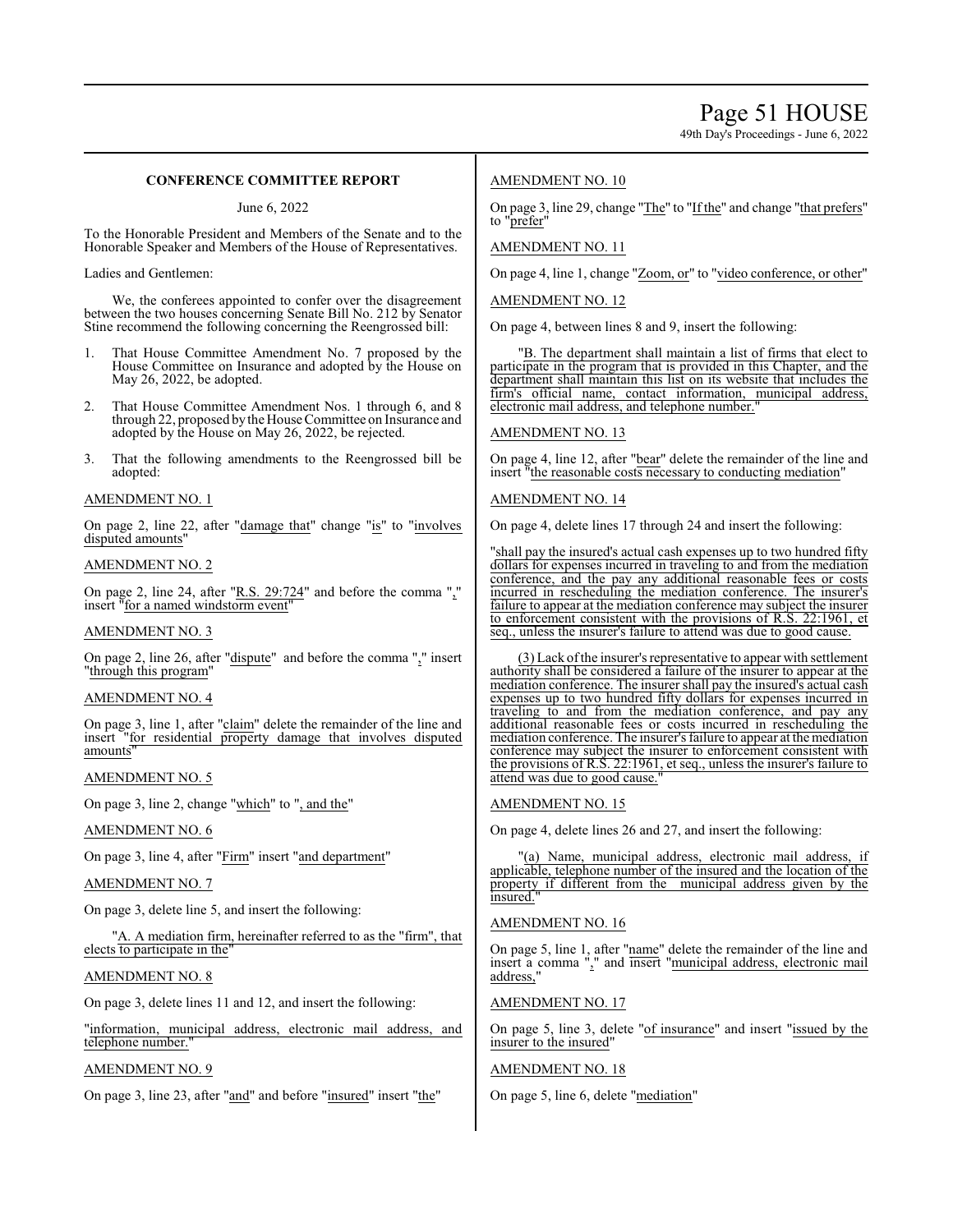**CONFERENCE COMMITTEE REPORT**

June 6, 2022

To the Honorable President and Members of the Senate and to the Honorable Speaker and Members of the House of Representatives.

Ladies and Gentlemen:

We, the conferees appointed to confer over the disagreement between the two houses concerning Senate Bill No. 212 by Senator Stine recommend the following concerning the Reengrossed bill:

1. That House Committee Amendment No. 7 proposed by the House Committee on Insurance and adopted by the House on May 26, 2022, be adopted.

2. That House Committee Amendment Nos. 1 through 6, and 8 through 22, proposed by the House Committee on Insurance and adopted by the House on May 26, 2022, be rejected.

3. That the following amendments to the Reengrossed bill be adopted:

AMENDMENT NO. 1

On page 2, line 22, after "damage that" change "is" to "involves disputed amounts"

AMENDMENT NO. 2

On page 2, line 24, after "R.S. 29:724" and before the comma "," insert "for a named windstorm event"

AMENDMENT NO. 3

On page 2, line 26, after "dispute" and before the comma "," insert "through this program"

AMENDMENT NO. 4

On page 3, line 1, after "claim" delete the remainder of the line and insert "for residential property damage that involves disputed amounts"

AMENDMENT NO. 5

On page 3, line 2, change "which" to ", and the"

AMENDMENT NO. 6

On page 3, line 4, after "Firm" insert "and department"

AMENDMENT NO. 7

On page 3, delete line 5, and insert the following:

"A. A mediation firm, hereinafter referred to as the "firm", that elects to participate in the"

AMENDMENT NO. 8

On page 3, delete lines 11 and 12, and insert the following:

"information, municipal address, electronic mail address, and telephone number."

AMENDMENT NO. 9

On page 3, line 23, after "and" and before "insured" insert "the"

AMENDMENT NO. 10

On page 3, line 29, change "The" to "If the" and change "that prefers" to "prefer"

AMENDMENT NO. 11

On page 4, line 1, change "Zoom, or" to "video conference, or other"

AMENDMENT NO. 12

On page 4, between lines 8 and 9, insert the following:

"B. The department shall maintain a list of firms that elect to participate in the program that is provided in this Chapter, and the department shall maintain this list on its website that includes the firm's official name, contact information, municipal address, electronic mail address, and telephone number."

AMENDMENT NO. 13

On page 4, line 12, after "bear" delete the remainder of the line and insert "the reasonable costs necessary to conducting mediation"

AMENDMENT NO. 14

On page 4, delete lines 17 through 24 and insert the following:

"shall pay the insured's actual cash expenses up to two hundred fifty dollars for expenses incurred in traveling to and from the mediation conference, and the pay any additional reasonable fees or costs incurred in rescheduling the mediation conference. The insurer's failure to appear at the mediation conference may subject the insurer to enforcement consistent with the provisions of R.S. 22:1961, et seq., unless the insurer's failure to attend was due to good cause.

(3) Lack of the insurer's representative to appear with settlement authority shall be considered a failure of the insurer to appear at the mediation conference. The insurer shall pay the insured's actual cash expenses up to two hundred fifty dollars for expenses incurred in traveling to and from the mediation conference, and pay any additional reasonable fees or costs incurred in rescheduling the mediation conference. The insurer's failure to appear at the mediation conference may subject the insurer to enforcement consistent with the provisions of R.S. 22:1961, et seq., unless the insurer's failure to attend was due to good cause."

AMENDMENT NO. 15

On page 4, delete lines 26 and 27, and insert the following:

"(a) Name, municipal address, electronic mail address, if applicable, telephone number of the insured and the location of the property if different from the municipal address given by the insured."

AMENDMENT NO. 16

On page 5, line 1, after "name" delete the remainder of the line and insert a comma "," and insert "municipal address, electronic mail address,"

AMENDMENT NO. 17

On page 5, line 3, delete "of insurance" and insert "issued by the insurer to the insured"

AMENDMENT NO. 18

On page 5, line 6, delete "mediation"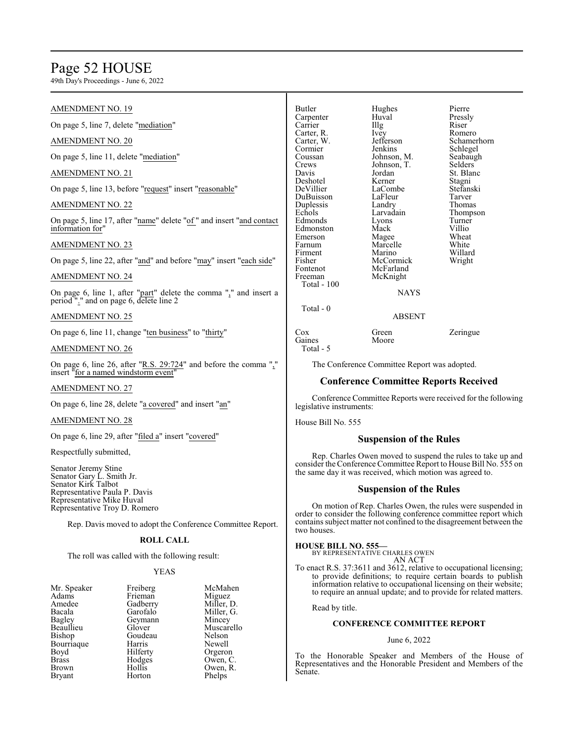AMENDMENT NO. 19

On page 5, line 7, delete "mediation"

AMENDMENT NO. 20

On page 5, line 11, delete "mediation"

AMENDMENT NO. 21

On page 5, line 13, before "request" insert "reasonable"

AMENDMENT NO. 22

On page 5, line 17, after "name" delete "of " and insert "and contact information for"

AMENDMENT NO. 23

On page 5, line 22, after "and" and before "may" insert "each side"

AMENDMENT NO. 24

On page 6, line 1, after "part" delete the comma "," and insert a period "." and on page 6, delete line 2

AMENDMENT NO. 25

On page 6, line 11, change "ten business" to "thirty"

AMENDMENT NO. 26

On page 6, line 26, after "R.S. 29:724" and before the comma "," insert "for a named windstorm event"

AMENDMENT NO. 27

On page 6, line 28, delete "a covered" and insert "an"

AMENDMENT NO. 28

On page 6, line 29, after "filed a" insert "covered"

Respectfully submitted,

Senator Jeremy Stine
Senator Gary L. Smith Jr.
Senator Kirk Talbot
Representative Paula P. Davis
Representative Mike Huval
Representative Troy D. Romero

Rep. Davis moved to adopt the Conference Committee Report.

**ROLL CALL**

The roll was called with the following result:

YEAS

| | | |
|---|---|---|
| Mr. Speaker | Freiberg | McMahen |
| Adams | Frieman | Miguez |
| Amedee | Gadberry | Miller, D. |
| Bacala | Garofalo | Miller, G. |
| Bagley | Geymann | Mincey |
| Beaullieu | Glover | Muscarello |
| Bishop | Goudeau | Nelson |
| Bourriaque | Harris | Newell |
| Boyd | Hilferty | Orgeron |
| Brass | Hodges | Owen, C. |
| Brown | Hollis | Owen, R. |
| Bryant | Horton | Phelps |
| Butler | Hughes | Pierre |
| Carpenter | Huval | Pressly |
| Carrier | Illg | Riser |
| Carter, R. | Ivey | Romero |
| Carter, W. | Jefferson | Schamerhorn |
| Cormier | Jenkins | Schlegel |
| Coussan | Johnson, M. | Seabaugh |
| Crews | Johnson, T. | Selders |
| Davis | Jordan | St. Blanc |
| Deshotel | Kerner | Stagni |
| DeVillier | LaCombe | Stefanski |
| DuBuisson | LaFleur | Tarver |
| Duplessis | Landry | Thomas |
| Echols | Larvadain | Thompson |
| Edmonds | Lyons | Turner |
| Edmonston | Mack | Villio |
| Emerson | Magee | Wheat |
| Farnum | Marcelle | White |
| Firment | Marino | Willard |
| Fisher | McCormick | Wright |
| Fontenot | McFarland | |
| Freeman | McKnight | |

Total - 100

NAYS

Total - 0

ABSENT

| | | |
|---|---|---|
| Cox | Green | Zeringue |
| Gaines | Moore | |

Total - 5

The Conference Committee Report was adopted.

## Conference Committee Reports Received

Conference Committee Reports were received for the following legislative instruments:

House Bill No. 555

## Suspension of the Rules

Rep. Charles Owen moved to suspend the rules to take up and consider the Conference Committee Report to House Bill No. 555 on the same day it was received, which motion was agreed to.

## Suspension of the Rules

On motion of Rep. Charles Owen, the rules were suspended in order to consider the following conference committee report which contains subject matter not confined to the disagreement between the two houses.

**HOUSE BILL NO. 555—**
BY REPRESENTATIVE CHARLES OWEN
AN ACT

To enact R.S. 37:3611 and 3612, relative to occupational licensing; to provide definitions; to require certain boards to publish information relative to occupational licensing on their website; to require an annual update; and to provide for related matters.

Read by title.

**CONFERENCE COMMITTEE REPORT**

June 6, 2022

To the Honorable Speaker and Members of the House of Representatives and the Honorable President and Members of the Senate.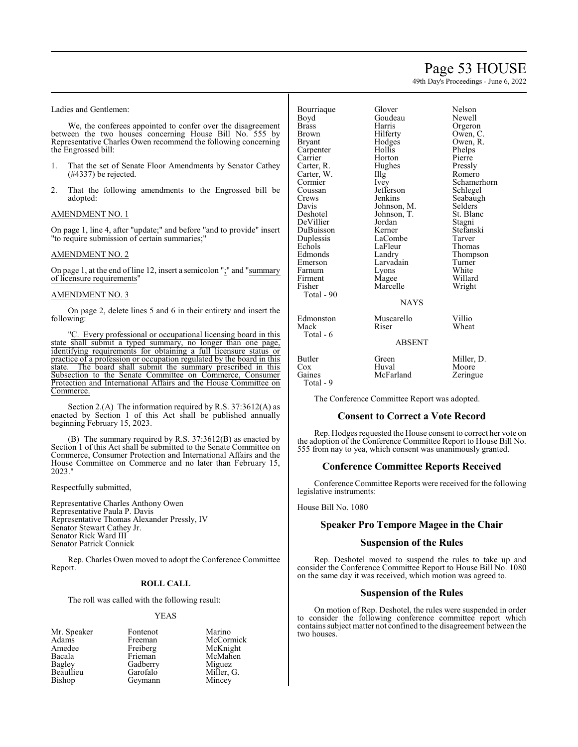Ladies and Gentlemen:

We, the conferees appointed to confer over the disagreement between the two houses concerning House Bill No. 555 by Representative Charles Owen recommend the following concerning the Engrossed bill:

1. That the set of Senate Floor Amendments by Senator Cathey (#4337) be rejected.

2. That the following amendments to the Engrossed bill be adopted:

AMENDMENT NO. 1

On page 1, line 4, after "update;" and before "and to provide" insert "to require submission of certain summaries;"

AMENDMENT NO. 2

On page 1, at the end of line 12, insert a semicolon ";" and "summary of licensure requirements"

AMENDMENT NO. 3

On page 2, delete lines 5 and 6 in their entirety and insert the following:

"C. Every professional or occupational licensing board in this state shall submit a typed summary, no longer than one page, identifying requirements for obtaining a full licensure status or practice of a profession or occupation regulated by the board in this state. The board shall submit the summary prescribed in this Subsection to the Senate Committee on Commerce, Consumer Protection and International Affairs and the House Committee on Commerce.

Section 2.(A) The information required by R.S. 37:3612(A) as enacted by Section 1 of this Act shall be published annually beginning February 15, 2023.

(B) The summary required by R.S. 37:3612(B) as enacted by Section 1 of this Act shall be submitted to the Senate Committee on Commerce, Consumer Protection and International Affairs and the House Committee on Commerce and no later than February 15, 2023."

Respectfully submitted,

Representative Charles Anthony Owen
Representative Paula P. Davis
Representative Thomas Alexander Pressly, IV
Senator Stewart Cathey Jr.
Senator Rick Ward III
Senator Patrick Connick

Rep. Charles Owen moved to adopt the Conference Committee Report.

**ROLL CALL**

The roll was called with the following result:

YEAS

| | | |
|---|---|---|
| Mr. Speaker | Fontenot | Marino |
| Adams | Freeman | McCormick |
| Amedee | Freiberg | McKnight |
| Bacala | Frieman | McMahen |
| Bagley | Gadberry | Miguez |
| Beaullieu | Garofalo | Miller, G. |
| Bishop | Geymann | Mincey |
| Bourriaque | Glover | Nelson |
| Boyd | Goudeau | Newell |
| Brass | Harris | Orgeron |
| Brown | Hilferty | Owen, C. |
| Bryant | Hodges | Owen, R. |
| Carpenter | Hollis | Phelps |
| Carrier | Horton | Pierre |
| Carter, R. | Hughes | Pressly |
| Carter, W. | Illg | Romero |
| Cormier | Ivey | Schamerhorn |
| Coussan | Jefferson | Schlegel |
| Crews | Jenkins | Seabaugh |
| Davis | Johnson, M. | Selders |
| Deshotel | Johnson, T. | St. Blanc |
| DeVillier | Jordan | Stagni |
| DuBuisson | Kerner | Stefanski |
| Duplessis | LaCombe | Tarver |
| Echols | LaFleur | Thomas |
| Edmonds | Landry | Thompson |
| Emerson | Larvadain | Turner |
| Farnum | Lyons | White |
| Firment | Magee | Willard |
| Fisher | Marcelle | Wright |

Total - 90

NAYS

| | | |
|---|---|---|
| Edmonston | Muscarello | Villio |
| Mack | Riser | Wheat |

Total - 6

ABSENT

| | | |
|---|---|---|
| Butler | Green | Miller, D. |
| Cox | Huval | Moore |
| Gaines | McFarland | Zeringue |

Total - 9

The Conference Committee Report was adopted.

## Consent to Correct a Vote Record

Rep. Hodges requested the House consent to correct her vote on the adoption of the Conference Committee Report to House Bill No. 555 from nay to yea, which consent was unanimously granted.

## Conference Committee Reports Received

Conference Committee Reports were received for the following legislative instruments:

House Bill No. 1080

## Speaker Pro Tempore Magee in the Chair

## Suspension of the Rules

Rep. Deshotel moved to suspend the rules to take up and consider the Conference Committee Report to House Bill No. 1080 on the same day it was received, which motion was agreed to.

## Suspension of the Rules

On motion of Rep. Deshotel, the rules were suspended in order to consider the following conference committee report which contains subject matter not confined to the disagreement between the two houses.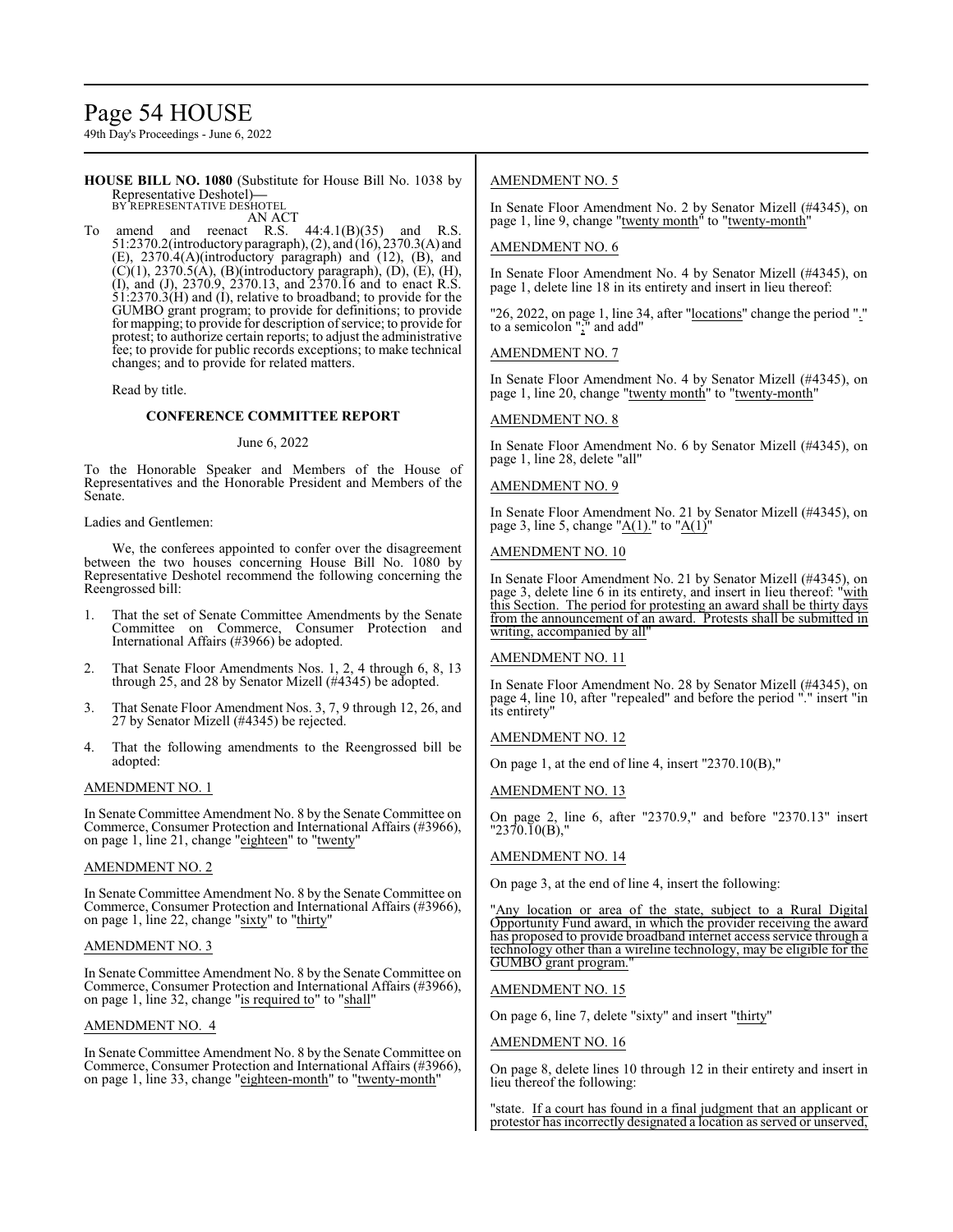**HOUSE BILL NO. 1080** (Substitute for House Bill No. 1038 by Representative Deshotel)—
BY REPRESENTATIVE DESHOTEL
AN ACT

To amend and reenact R.S. 44:4.1(B)(35) and R.S. 51:2370.2(introductory paragraph), (2), and (16), 2370.3(A) and (E), 2370.4(A)(introductory paragraph) and (12), (B), and (C)(1), 2370.5(A), (B)(introductory paragraph), (D), (E), (H), (I), and (J), 2370.9, 2370.13, and 2370.16 and to enact R.S. 51:2370.3(H) and (I), relative to broadband; to provide for the GUMBO grant program; to provide for definitions; to provide for mapping; to provide for description of service; to provide for protest; to authorize certain reports; to adjust the administrative fee; to provide for public records exceptions; to make technical changes; and to provide for related matters.

Read by title.

**CONFERENCE COMMITTEE REPORT**

June 6, 2022

To the Honorable Speaker and Members of the House of Representatives and the Honorable President and Members of the Senate.

Ladies and Gentlemen:

We, the conferees appointed to confer over the disagreement between the two houses concerning House Bill No. 1080 by Representative Deshotel recommend the following concerning the Reengrossed bill:

1. That the set of Senate Committee Amendments by the Senate Committee on Commerce, Consumer Protection and International Affairs (#3966) be adopted.

2. That Senate Floor Amendments Nos. 1, 2, 4 through 6, 8, 13 through 25, and 28 by Senator Mizell (#4345) be adopted.

3. That Senate Floor Amendment Nos. 3, 7, 9 through 12, 26, and 27 by Senator Mizell (#4345) be rejected.

4. That the following amendments to the Reengrossed bill be adopted:

AMENDMENT NO. 1

In Senate Committee Amendment No. 8 by the Senate Committee on Commerce, Consumer Protection and International Affairs (#3966), on page 1, line 21, change "eighteen" to "twenty"

AMENDMENT NO. 2

In Senate Committee Amendment No. 8 by the Senate Committee on Commerce, Consumer Protection and International Affairs (#3966), on page 1, line 22, change "sixty" to "thirty"

AMENDMENT NO. 3

In Senate Committee Amendment No. 8 by the Senate Committee on Commerce, Consumer Protection and International Affairs (#3966), on page 1, line 32, change "is required to" to "shall"

AMENDMENT NO. 4

In Senate Committee Amendment No. 8 by the Senate Committee on Commerce, Consumer Protection and International Affairs (#3966), on page 1, line 33, change "eighteen-month" to "twenty-month"

AMENDMENT NO. 5

In Senate Floor Amendment No. 2 by Senator Mizell (#4345), on page 1, line 9, change "twenty month" to "twenty-month"

AMENDMENT NO. 6

In Senate Floor Amendment No. 4 by Senator Mizell (#4345), on page 1, delete line 18 in its entirety and insert in lieu thereof:

"26, 2022, on page 1, line 34, after "locations" change the period "." to a semicolon ";" and add"

AMENDMENT NO. 7

In Senate Floor Amendment No. 4 by Senator Mizell (#4345), on page 1, line 20, change "twenty month" to "twenty-month"

AMENDMENT NO. 8

In Senate Floor Amendment No. 6 by Senator Mizell (#4345), on page 1, line 28, delete "all"

AMENDMENT NO. 9

In Senate Floor Amendment No. 21 by Senator Mizell (#4345), on page 3, line 5, change "A(1)." to "A(1)"

AMENDMENT NO. 10

In Senate Floor Amendment No. 21 by Senator Mizell (#4345), on page 3, delete line 6 in its entirety, and insert in lieu thereof: "with this Section. The period for protesting an award shall be thirty days from the announcement of an award. Protests shall be submitted in writing, accompanied by all"

AMENDMENT NO. 11

In Senate Floor Amendment No. 28 by Senator Mizell (#4345), on page 4, line 10, after "repealed" and before the period "." insert "in its entirety"

AMENDMENT NO. 12

On page 1, at the end of line 4, insert "2370.10(B),"

AMENDMENT NO. 13

On page 2, line 6, after "2370.9," and before "2370.13" insert "2370.10(B),"

AMENDMENT NO. 14

On page 3, at the end of line 4, insert the following:

"Any location or area of the state, subject to a Rural Digital Opportunity Fund award, in which the provider receiving the award has proposed to provide broadband internet access service through a technology other than a wireline technology, may be eligible for the GUMBO grant program."

AMENDMENT NO. 15

On page 6, line 7, delete "sixty" and insert "thirty"

AMENDMENT NO. 16

On page 8, delete lines 10 through 12 in their entirety and insert in lieu thereof the following:

"state. If a court has found in a final judgment that an applicant or protestor has incorrectly designated a location as served or unserved,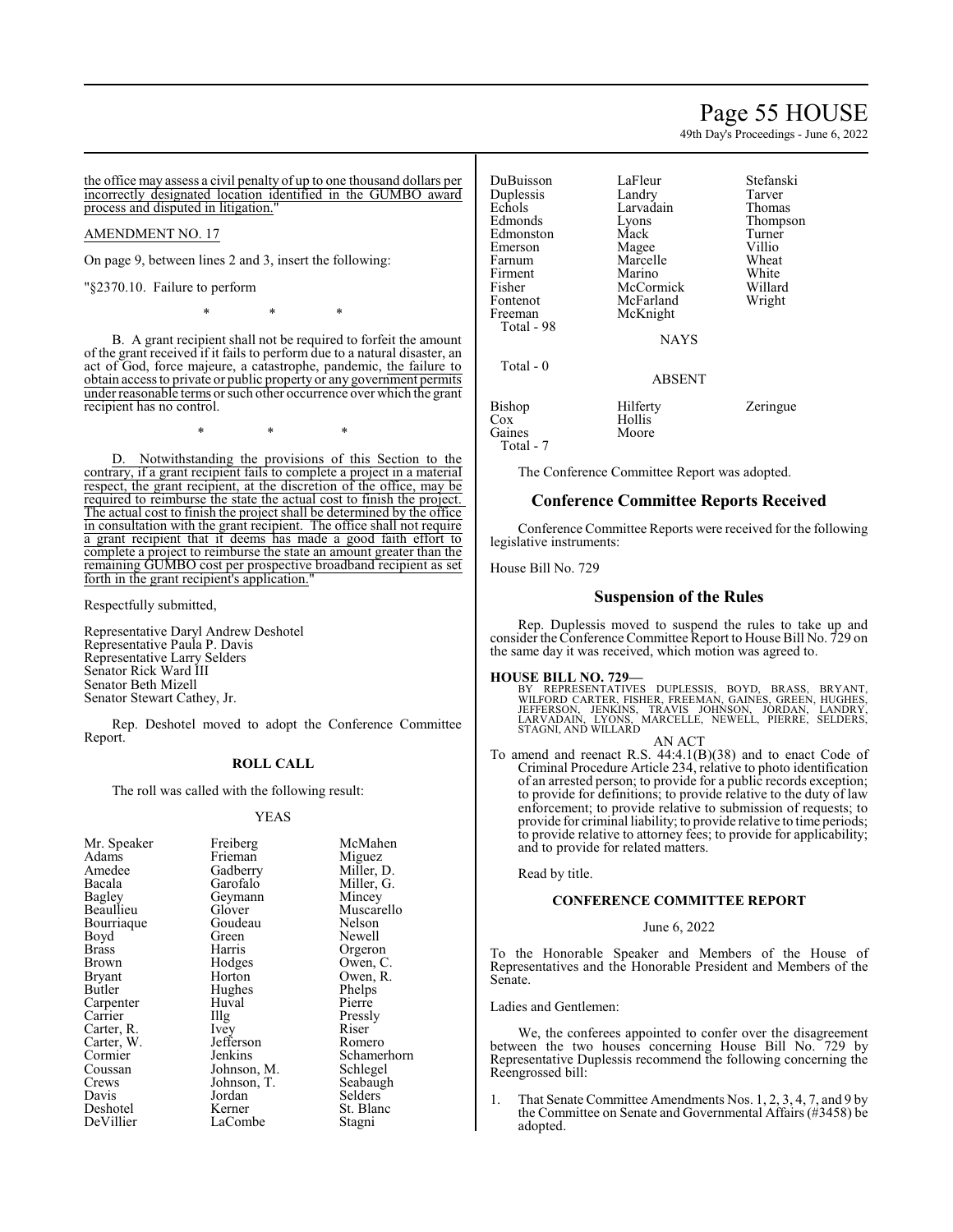the office may assess a civil penalty of up to one thousand dollars per incorrectly designated location identified in the GUMBO award process and disputed in litigation."

AMENDMENT NO. 17

On page 9, between lines 2 and 3, insert the following:

"§2370.10. Failure to perform

\* \* \*

B. A grant recipient shall not be required to forfeit the amount of the grant received if it fails to perform due to a natural disaster, an act of God, force majeure, a catastrophe, pandemic, the failure to obtain access to private or public property or any government permits under reasonable terms or such other occurrence over which the grant recipient has no control.

\* \* \*

D. Notwithstanding the provisions of this Section to the contrary, if a grant recipient fails to complete a project in a material respect, the grant recipient, at the discretion of the office, may be required to reimburse the state the actual cost to finish the project. The actual cost to finish the project shall be determined by the office in consultation with the grant recipient. The office shall not require a grant recipient that it deems has made a good faith effort to complete a project to reimburse the state an amount greater than the remaining GUMBO cost per prospective broadband recipient as set forth in the grant recipient's application."

Respectfully submitted,

Representative Daryl Andrew Deshotel
Representative Paula P. Davis
Representative Larry Selders
Senator Rick Ward III
Senator Beth Mizell
Senator Stewart Cathey, Jr.

Rep. Deshotel moved to adopt the Conference Committee Report.

**ROLL CALL**

The roll was called with the following result:

YEAS

| | | |
|---|---|---|
| Mr. Speaker | Freiberg | McMahen |
| Adams | Frieman | Miguez |
| Amedee | Gadberry | Miller, D. |
| Bacala | Garofalo | Miller, G. |
| Bagley | Geymann | Mincey |
| Beaullieu | Glover | Muscarello |
| Bourriaque | Goudeau | Nelson |
| Boyd | Green | Newell |
| Brass | Harris | Orgeron |
| Brown | Hodges | Owen, C. |
| Bryant | Horton | Owen, R. |
| Butler | Hughes | Phelps |
| Carpenter | Huval | Pierre |
| Carrier | Illg | Pressly |
| Carter, R. | Ivey | Riser |
| Carter, W. | Jefferson | Romero |
| Cormier | Jenkins | Schamerhorn |
| Coussan | Johnson, M. | Schlegel |
| Crews | Johnson, T. | Seabaugh |
| Davis | Jordan | Selders |
| Deshotel | Kerner | St. Blanc |
| DeVillier | LaCombe | Stagni |
| DuBuisson | LaFleur | Stefanski |
| Duplessis | Landry | Tarver |
| Echols | Larvadain | Thomas |
| Edmonds | Lyons | Thompson |
| Edmonston | Mack | Turner |
| Emerson | Magee | Villio |
| Farnum | Marcelle | Wheat |
| Firment | Marino | White |
| Fisher | McCormick | Willard |
| Fontenot | McFarland | Wright |
| Freeman | McKnight | |

Total - 98

NAYS

Total - 0

ABSENT

| | | |
|---|---|---|
| Bishop | Hilferty | Zeringue |
| Cox | Hollis | |
| Gaines | Moore | |

Total - 7

The Conference Committee Report was adopted.

## Conference Committee Reports Received

Conference Committee Reports were received for the following legislative instruments:

House Bill No. 729

## Suspension of the Rules

Rep. Duplessis moved to suspend the rules to take up and consider the Conference Committee Report to House Bill No. 729 on the same day it was received, which motion was agreed to.

**HOUSE BILL NO. 729—**

BY REPRESENTATIVES DUPLESSIS, BOYD, BRASS, BRYANT, WILFORD CARTER, FISHER, FREEMAN, GAINES, GREEN, HUGHES, JEFFERSON, JENKINS, TRAVIS JOHNSON, JORDAN, LANDRY, LARVADAIN, LYONS, MARCELLE, NEWELL, PIERRE, SELDERS, STAGNI, AND WILLARD

AN ACT

To amend and reenact R.S. 44:4.1(B)(38) and to enact Code of Criminal Procedure Article 234, relative to photo identification of an arrested person; to provide for a public records exception; to provide for definitions; to provide relative to the duty of law enforcement; to provide relative to submission of requests; to provide for criminal liability; to provide relative to time periods; to provide relative to attorney fees; to provide for applicability; and to provide for related matters.

Read by title.

**CONFERENCE COMMITTEE REPORT**

June 6, 2022

To the Honorable Speaker and Members of the House of Representatives and the Honorable President and Members of the Senate.

Ladies and Gentlemen:

We, the conferees appointed to confer over the disagreement between the two houses concerning House Bill No. 729 by Representative Duplessis recommend the following concerning the Reengrossed bill:

1. That Senate Committee Amendments Nos. 1, 2, 3, 4, 7, and 9 by the Committee on Senate and Governmental Affairs (#3458) be adopted.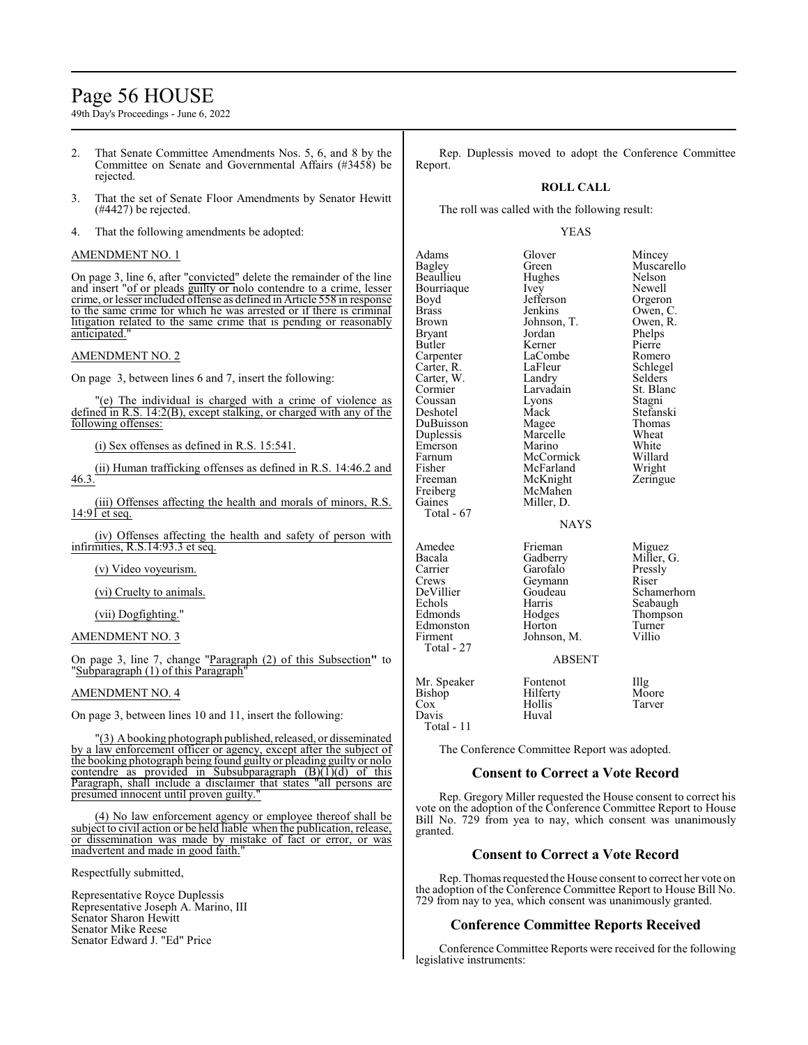2. That Senate Committee Amendments Nos. 5, 6, and 8 by the Committee on Senate and Governmental Affairs (#3458) be rejected.

3. That the set of Senate Floor Amendments by Senator Hewitt (#4427) be rejected.

4. That the following amendments be adopted:

AMENDMENT NO. 1

On page 3, line 6, after "convicted" delete the remainder of the line and insert "of or pleads guilty or nolo contendre to a crime, lesser crime, or lesser included offense as defined in Article 558 in response to the same crime for which he was arrested or if there is criminal litigation related to the same crime that is pending or reasonably anticipated."

AMENDMENT NO. 2

On page 3, between lines 6 and 7, insert the following:

"(e) The individual is charged with a crime of violence as defined in R.S. 14:2(B), except stalking, or charged with any of the following offenses:

(i) Sex offenses as defined in R.S. 15:541.

(ii) Human trafficking offenses as defined in R.S. 14:46.2 and 46.3.

(iii) Offenses affecting the health and morals of minors, R.S. 14:91 et seq.

(iv) Offenses affecting the health and safety of person with infirmities, R.S.14:93.3 et seq.

(v) Video voyeurism.

(vi) Cruelty to animals.

(vii) Dogfighting."

AMENDMENT NO. 3

On page 3, line 7, change "Paragraph (2) of this Subsection" to "Subparagraph (1) of this Paragraph"

AMENDMENT NO. 4

On page 3, between lines 10 and 11, insert the following:

"(3) A booking photograph published, released, or disseminated by a law enforcement officer or agency, except after the subject of the booking photograph being found guilty or pleading guilty or nolo contendre as provided in Subsubparagraph (B)(1)(d) of this Paragraph, shall include a disclaimer that states "all persons are presumed innocent until proven guilty."

(4) No law enforcement agency or employee thereof shall be subject to civil action or be held liable when the publication, release, or dissemination was made by mistake of fact or error, or was inadvertent and made in good faith."

Respectfully submitted,

Representative Royce Duplessis
Representative Joseph A. Marino, III
Senator Sharon Hewitt
Senator Mike Reese
Senator Edward J. "Ed" Price

Rep. Duplessis moved to adopt the Conference Committee Report.

**ROLL CALL**

The roll was called with the following result:

YEAS

| | | |
|---|---|---|
| Adams | Glover | Mincey |
| Bagley | Green | Muscarello |
| Beaullieu | Hughes | Nelson |
| Bourriaque | Ivey | Newell |
| Boyd | Jefferson | Orgeron |
| Brass | Jenkins | Owen, C. |
| Brown | Johnson, T. | Owen, R. |
| Bryant | Jordan | Phelps |
| Butler | Kerner | Pierre |
| Carpenter | LaCombe | Romero |
| Carter, R. | LaFleur | Schlegel |
| Carter, W. | Landry | Selders |
| Cormier | Larvadain | St. Blanc |
| Coussan | Lyons | Stagni |
| Deshotel | Mack | Stefanski |
| DuBuisson | Magee | Thomas |
| Duplessis | Marcelle | Wheat |
| Emerson | Marino | White |
| Farnum | McCormick | Willard |
| Fisher | McFarland | Wright |
| Freeman | McKnight | Zeringue |
| Freiberg | McMahen | |
| Gaines | Miller, D. | |

Total - 67

NAYS

| | | |
|---|---|---|
| Amedee | Frieman | Miguez |
| Bacala | Gadberry | Miller, G. |
| Carrier | Garofalo | Pressly |
| Crews | Geymann | Riser |
| DeVillier | Goudeau | Schamerhorn |
| Echols | Harris | Seabaugh |
| Edmonds | Hodges | Thompson |
| Edmonston | Horton | Turner |
| Firment | Johnson, M. | Villio |

Total - 27

ABSENT

| | | |
|---|---|---|
| Mr. Speaker | Fontenot | Illg |
| Bishop | Hilferty | Moore |
| Cox | Hollis | Tarver |
| Davis | Huval | |

Total - 11

The Conference Committee Report was adopted.

## Consent to Correct a Vote Record

Rep. Gregory Miller requested the House consent to correct his vote on the adoption of the Conference Committee Report to House Bill No. 729 from yea to nay, which consent was unanimously granted.

## Consent to Correct a Vote Record

Rep. Thomas requested the House consent to correct her vote on the adoption of the Conference Committee Report to House Bill No. 729 from nay to yea, which consent was unanimously granted.

## Conference Committee Reports Received

Conference Committee Reports were received for the following legislative instruments: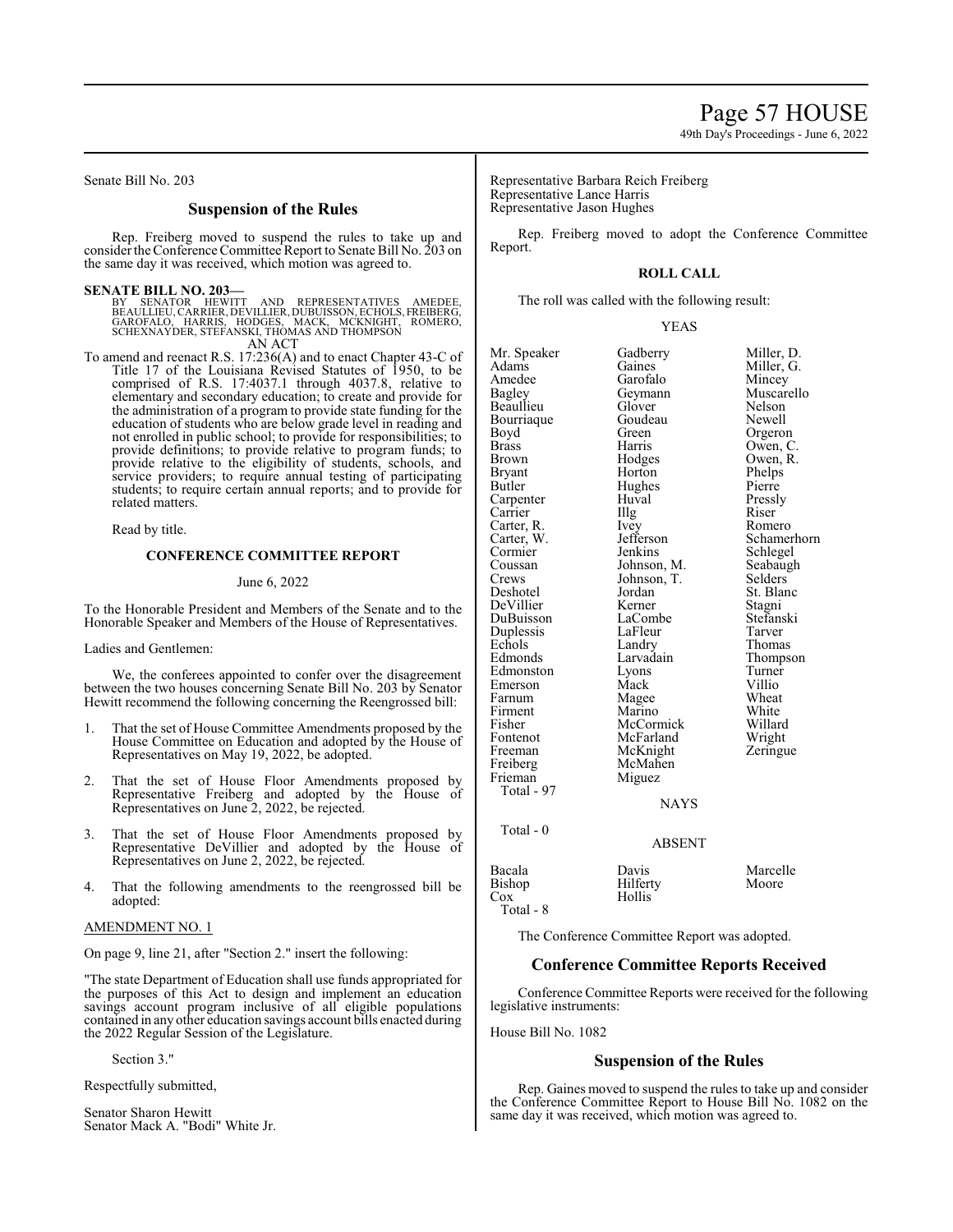Senate Bill No. 203

## Suspension of the Rules

Rep. Freiberg moved to suspend the rules to take up and consider the Conference Committee Report to Senate Bill No. 203 on the same day it was received, which motion was agreed to.

**SENATE BILL NO. 203—**
BY SENATOR HEWITT AND REPRESENTATIVES AMEDEE, BEAULLIEU, CARRIER, DEVILLIER, DUBUISSON, ECHOLS, FREIBERG, GAROFALO, HARRIS, HODGES, MACK, MCKNIGHT, ROMERO, SCHEXNAYDER, STEFANSKI, THOMAS AND THOMPSON

AN ACT

To amend and reenact R.S. 17:236(A) and to enact Chapter 43-C of Title 17 of the Louisiana Revised Statutes of 1950, to be comprised of R.S. 17:4037.1 through 4037.8, relative to elementary and secondary education; to create and provide for the administration of a program to provide state funding for the education of students who are below grade level in reading and not enrolled in public school; to provide for responsibilities; to provide definitions; to provide relative to program funds; to provide relative to the eligibility of students, schools, and service providers; to require annual testing of participating students; to require certain annual reports; and to provide for related matters.

Read by title.

### CONFERENCE COMMITTEE REPORT

June 6, 2022

To the Honorable President and Members of the Senate and to the Honorable Speaker and Members of the House of Representatives.

Ladies and Gentlemen:

We, the conferees appointed to confer over the disagreement between the two houses concerning Senate Bill No. 203 by Senator Hewitt recommend the following concerning the Reengrossed bill:

1. That the set of House Committee Amendments proposed by the House Committee on Education and adopted by the House of Representatives on May 19, 2022, be adopted.
2. That the set of House Floor Amendments proposed by Representative Freiberg and adopted by the House of Representatives on June 2, 2022, be rejected.
3. That the set of House Floor Amendments proposed by Representative DeVillier and adopted by the House of Representatives on June 2, 2022, be rejected.
4. That the following amendments to the reengrossed bill be adopted:

AMENDMENT NO. 1

On page 9, line 21, after "Section 2." insert the following:

"The state Department of Education shall use funds appropriated for the purposes of this Act to design and implement an education savings account program inclusive of all eligible populations contained in any other education savings account bills enacted during the 2022 Regular Session of the Legislature.

Section 3."

Respectfully submitted,

Senator Sharon Hewitt
Senator Mack A. "Bodi" White Jr.
Representative Barbara Reich Freiberg
Representative Lance Harris
Representative Jason Hughes

Rep. Freiberg moved to adopt the Conference Committee Report.

### ROLL CALL

The roll was called with the following result:

YEAS

| | | |
|---|---|---|
| Mr. Speaker | Gadberry | Miller, D. |
| Adams | Gaines | Miller, G. |
| Amedee | Garofalo | Mincey |
| Bagley | Geymann | Muscarello |
| Beaullieu | Glover | Nelson |
| Bourriaque | Goudeau | Newell |
| Boyd | Green | Orgeron |
| Brass | Harris | Owen, C. |
| Brown | Hodges | Owen, R. |
| Bryant | Horton | Phelps |
| Butler | Hughes | Pierre |
| Carpenter | Huval | Pressly |
| Carrier | Illg | Riser |
| Carter, R. | Ivey | Romero |
| Carter, W. | Jefferson | Schamerhorn |
| Cormier | Jenkins | Schlegel |
| Coussan | Johnson, M. | Seabaugh |
| Crews | Johnson, T. | Selders |
| Deshotel | Jordan | St. Blanc |
| DeVillier | Kerner | Stagni |
| DuBuisson | LaCombe | Stefanski |
| Duplessis | LaFleur | Tarver |
| Echols | Landry | Thomas |
| Edmonds | Larvadain | Thompson |
| Edmonston | Lyons | Turner |
| Emerson | Mack | Villio |
| Farnum | Magee | Wheat |
| Firment | Marino | White |
| Fisher | McCormick | Willard |
| Fontenot | McFarland | Wright |
| Freeman | McKnight | Zeringue |
| Freiberg | McMahen | |
| Frieman | Miguez | |

Total - 97

NAYS

Total - 0

ABSENT

| | | |
|---|---|---|
| Bacala | Davis | Marcelle |
| Bishop | Hilferty | Moore |
| Cox | Hollis | |

Total - 8

The Conference Committee Report was adopted.

## Conference Committee Reports Received

Conference Committee Reports were received for the following legislative instruments:

House Bill No. 1082

## Suspension of the Rules

Rep. Gaines moved to suspend the rules to take up and consider the Conference Committee Report to House Bill No. 1082 on the same day it was received, which motion was agreed to.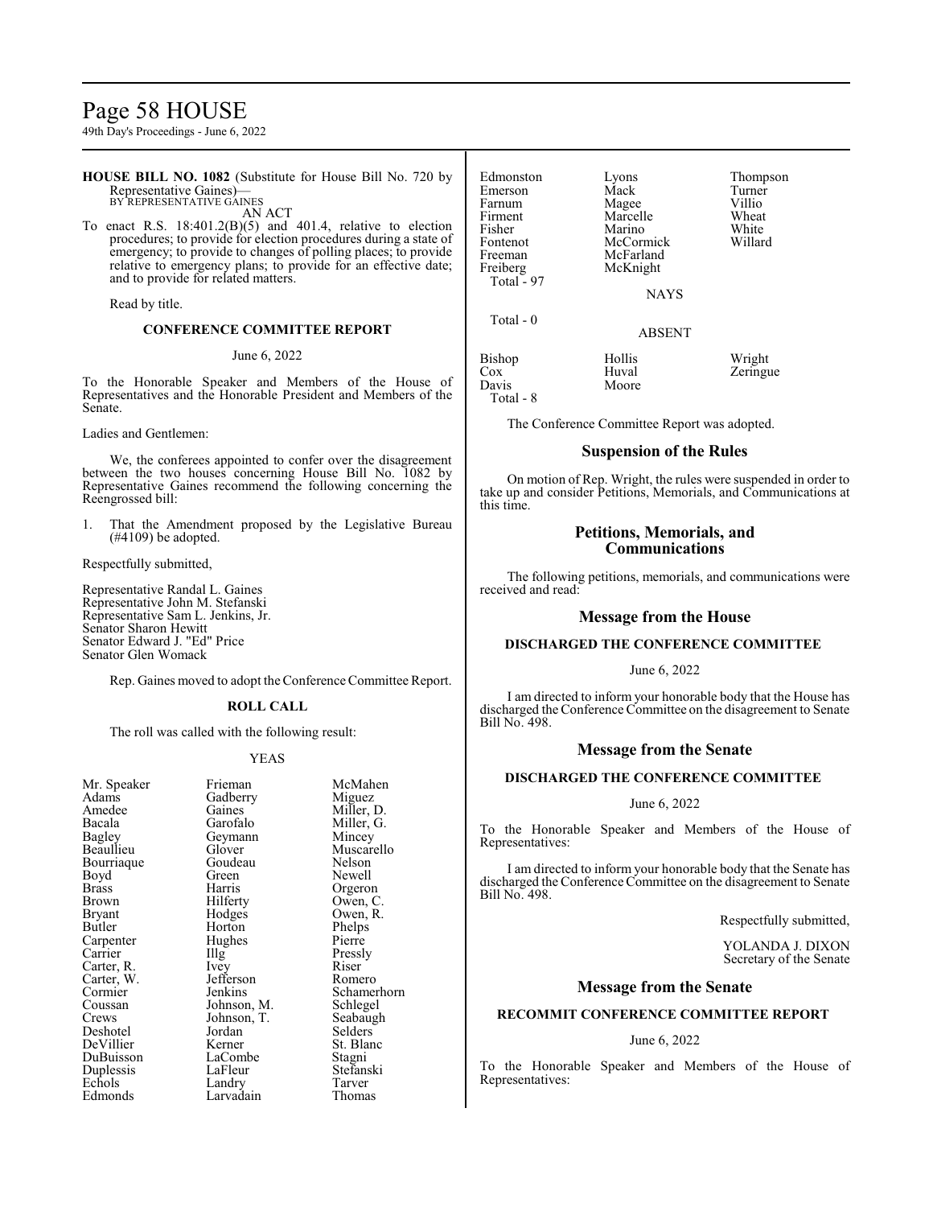**HOUSE BILL NO. 1082** (Substitute for House Bill No. 720 by Representative Gaines)—
BY REPRESENTATIVE GAINES
AN ACT

To enact R.S. 18:401.2(B)(5) and 401.4, relative to election procedures; to provide for election procedures during a state of emergency; to provide to changes of polling places; to provide relative to emergency plans; to provide for an effective date; and to provide for related matters.

Read by title.

**CONFERENCE COMMITTEE REPORT**

June 6, 2022

To the Honorable Speaker and Members of the House of Representatives and the Honorable President and Members of the Senate.

Ladies and Gentlemen:

We, the conferees appointed to confer over the disagreement between the two houses concerning House Bill No. 1082 by Representative Gaines recommend the following concerning the Reengrossed bill:

1. That the Amendment proposed by the Legislative Bureau (#4109) be adopted.

Respectfully submitted,

Representative Randal L. Gaines
Representative John M. Stefanski
Representative Sam L. Jenkins, Jr.
Senator Sharon Hewitt
Senator Edward J. "Ed" Price
Senator Glen Womack

Rep. Gaines moved to adopt the Conference Committee Report.

**ROLL CALL**

The roll was called with the following result:

YEAS

| | | |
|---|---|---|
| Mr. Speaker | Frieman | McMahen |
| Adams | Gadberry | Miguez |
| Amedee | Gaines | Miller, D. |
| Bacala | Garofalo | Miller, G. |
| Bagley | Geymann | Mincey |
| Beaullieu | Glover | Muscarello |
| Bourriaque | Goudeau | Nelson |
| Boyd | Green | Newell |
| Brass | Harris | Orgeron |
| Brown | Hilferty | Owen, C. |
| Bryant | Hodges | Owen, R. |
| Butler | Horton | Phelps |
| Carpenter | Hughes | Pierre |
| Carrier | Illg | Pressly |
| Carter, R. | Ivey | Riser |
| Carter, W. | Jefferson | Romero |
| Cormier | Jenkins | Schamerhorn |
| Coussan | Johnson, M. | Schlegel |
| Crews | Johnson, T. | Seabaugh |
| Deshotel | Jordan | Selders |
| DeVillier | Kerner | St. Blanc |
| DuBuisson | LaCombe | Stagni |
| Duplessis | LaFleur | Stefanski |
| Echols | Landry | Tarver |
| Edmonds | Larvadain | Thomas |
| Edmonston | Lyons | Thompson |
| Emerson | Mack | Turner |
| Farnum | Magee | Villio |
| Firment | Marcelle | Wheat |
| Fisher | Marino | White |
| Fontenot | McCormick | Willard |
| Freeman | McFarland | |
| Freiberg | McKnight | |

Total - 97

NAYS

Total - 0

ABSENT

| | | |
|---|---|---|
| Bishop | Hollis | Wright |
| Cox | Huval | Zeringue |
| Davis | Moore | |

Total - 8

The Conference Committee Report was adopted.

## Suspension of the Rules

On motion of Rep. Wright, the rules were suspended in order to take up and consider Petitions, Memorials, and Communications at this time.

## Petitions, Memorials, and Communications

The following petitions, memorials, and communications were received and read:

## Message from the House

**DISCHARGED THE CONFERENCE COMMITTEE**

June 6, 2022

I am directed to inform your honorable body that the House has discharged the Conference Committee on the disagreement to Senate Bill No. 498.

## Message from the Senate

**DISCHARGED THE CONFERENCE COMMITTEE**

June 6, 2022

To the Honorable Speaker and Members of the House of Representatives:

I am directed to inform your honorable body that the Senate has discharged the Conference Committee on the disagreement to Senate Bill No. 498.

Respectfully submitted,

YOLANDA J. DIXON
Secretary of the Senate

## Message from the Senate

**RECOMMIT CONFERENCE COMMITTEE REPORT**

June 6, 2022

To the Honorable Speaker and Members of the House of Representatives: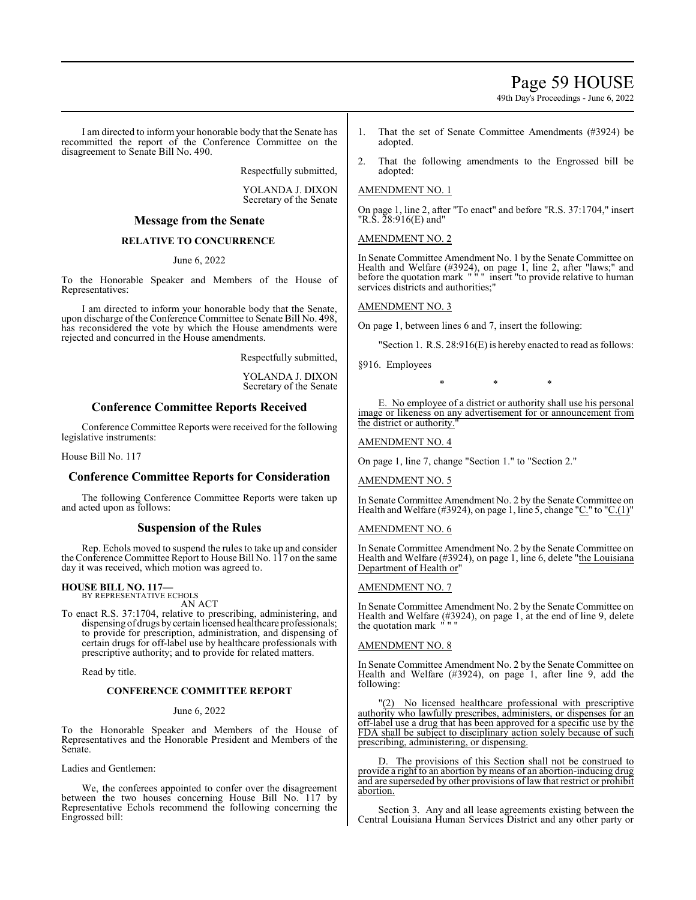I am directed to inform your honorable body that the Senate has recommitted the report of the Conference Committee on the disagreement to Senate Bill No. 490.

Respectfully submitted,

YOLANDA J. DIXON
Secretary of the Senate

## Message from the Senate

### RELATIVE TO CONCURRENCE

June 6, 2022

To the Honorable Speaker and Members of the House of Representatives:

I am directed to inform your honorable body that the Senate, upon discharge of the Conference Committee to Senate Bill No. 498, has reconsidered the vote by which the House amendments were rejected and concurred in the House amendments.

Respectfully submitted,

YOLANDA J. DIXON
Secretary of the Senate

## Conference Committee Reports Received

Conference Committee Reports were received for the following legislative instruments:

House Bill No. 117

## Conference Committee Reports for Consideration

The following Conference Committee Reports were taken up and acted upon as follows:

## Suspension of the Rules

Rep. Echols moved to suspend the rules to take up and consider the Conference Committee Report to House Bill No. 117 on the same day it was received, which motion was agreed to.

**HOUSE BILL NO. 117—**
BY REPRESENTATIVE ECHOLS
AN ACT

To enact R.S. 37:1704, relative to prescribing, administering, and dispensing of drugs by certain licensed healthcare professionals; to provide for prescription, administration, and dispensing of certain drugs for off-label use by healthcare professionals with prescriptive authority; and to provide for related matters.

Read by title.

### CONFERENCE COMMITTEE REPORT

June 6, 2022

To the Honorable Speaker and Members of the House of Representatives and the Honorable President and Members of the Senate.

Ladies and Gentlemen:

We, the conferees appointed to confer over the disagreement between the two houses concerning House Bill No. 117 by Representative Echols recommend the following concerning the Engrossed bill:

1. That the set of Senate Committee Amendments (#3924) be adopted.

2. That the following amendments to the Engrossed bill be adopted:

AMENDMENT NO. 1

On page 1, line 2, after "To enact" and before "R.S. 37:1704," insert "R.S. 28:916(E) and"

AMENDMENT NO. 2

In Senate Committee Amendment No. 1 by the Senate Committee on Health and Welfare (#3924), on page 1, line 2, after "laws;" and before the quotation mark " " " insert "to provide relative to human services districts and authorities;"

AMENDMENT NO. 3

On page 1, between lines 6 and 7, insert the following:

"Section 1. R.S. 28:916(E) is hereby enacted to read as follows:

§916. Employees

\* \* \*

E. No employee of a district or authority shall use his personal image or likeness on any advertisement for or announcement from the district or authority."

AMENDMENT NO. 4

On page 1, line 7, change "Section 1." to "Section 2."

AMENDMENT NO. 5

In Senate Committee Amendment No. 2 by the Senate Committee on Health and Welfare (#3924), on page 1, line 5, change "C." to "C.(1)"

AMENDMENT NO. 6

In Senate Committee Amendment No. 2 by the Senate Committee on Health and Welfare (#3924), on page 1, line 6, delete "the Louisiana Department of Health or"

AMENDMENT NO. 7

In Senate Committee Amendment No. 2 by the Senate Committee on Health and Welfare (#3924), on page 1, at the end of line 9, delete the quotation mark " " "

AMENDMENT NO. 8

In Senate Committee Amendment No. 2 by the Senate Committee on Health and Welfare (#3924), on page 1, after line 9, add the following:

"(2) No licensed healthcare professional with prescriptive authority who lawfully prescribes, administers, or dispenses for an off-label use a drug that has been approved for a specific use by the FDA shall be subject to disciplinary action solely because of such prescribing, administering, or dispensing.

D. The provisions of this Section shall not be construed to provide a right to an abortion by means of an abortion-inducing drug and are superseded by other provisions of law that restrict or prohibit abortion.

Section 3. Any and all lease agreements existing between the Central Louisiana Human Services District and any other party or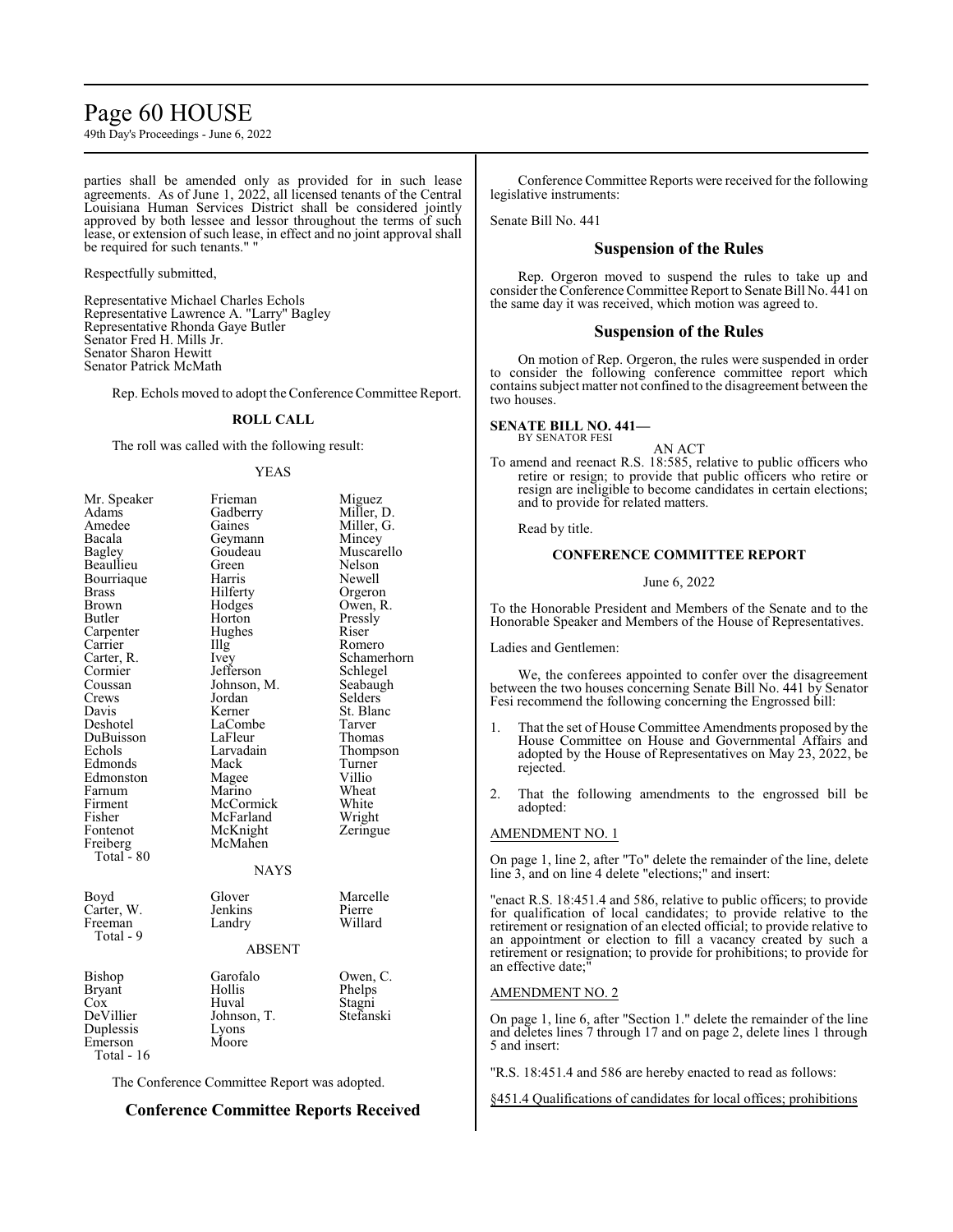parties shall be amended only as provided for in such lease agreements. As of June 1, 2022, all licensed tenants of the Central Louisiana Human Services District shall be considered jointly approved by both lessee and lessor throughout the terms of such lease, or extension of such lease, in effect and no joint approval shall be required for such tenants." "

Respectfully submitted,

Representative Michael Charles Echols
Representative Lawrence A. "Larry" Bagley
Representative Rhonda Gaye Butler
Senator Fred H. Mills Jr.
Senator Sharon Hewitt
Senator Patrick McMath

Rep. Echols moved to adopt the Conference Committee Report.

**ROLL CALL**

The roll was called with the following result:

YEAS

| | | |
|---|---|---|
| Mr. Speaker | Frieman | Miguez |
| Adams | Gadberry | Miller, D. |
| Amedee | Gaines | Miller, G. |
| Bacala | Geymann | Mincey |
| Bagley | Goudeau | Muscarello |
| Beaullieu | Green | Nelson |
| Bourriaque | Harris | Newell |
| Brass | Hilferty | Orgeron |
| Brown | Hodges | Owen, R. |
| Butler | Horton | Pressly |
| Carpenter | Hughes | Riser |
| Carrier | Illg | Romero |
| Carter, R. | Ivey | Schamerhorn |
| Cormier | Jefferson | Schlegel |
| Coussan | Johnson, M. | Seabaugh |
| Crews | Jordan | Selders |
| Davis | Kerner | St. Blanc |
| Deshotel | LaCombe | Tarver |
| DuBuisson | LaFleur | Thomas |
| Echols | Larvadain | Thompson |
| Edmonds | Mack | Turner |
| Edmonston | Magee | Villio |
| Farnum | Marino | Wheat |
| Firment | McCormick | White |
| Fisher | McFarland | Wright |
| Fontenot | McKnight | Zeringue |
| Freiberg | McMahen | |
| Total - 80 | | |

NAYS

| | | |
|---|---|---|
| Boyd | Glover | Marcelle |
| Carter, W. | Jenkins | Pierre |
| Freeman | Landry | Willard |
| Total - 9 | | |

ABSENT

| | | |
|---|---|---|
| Bishop | Garofalo | Owen, C. |
| Bryant | Hollis | Phelps |
| Cox | Huval | Stagni |
| DeVillier | Johnson, T. | Stefanski |
| Duplessis | Lyons | |
| Emerson | Moore | |
| Total - 16 | | |

The Conference Committee Report was adopted.

## Conference Committee Reports Received

Conference Committee Reports were received for the following legislative instruments:

Senate Bill No. 441

## Suspension of the Rules

Rep. Orgeron moved to suspend the rules to take up and consider the Conference Committee Report to Senate Bill No. 441 on the same day it was received, which motion was agreed to.

## Suspension of the Rules

On motion of Rep. Orgeron, the rules were suspended in order to consider the following conference committee report which contains subject matter not confined to the disagreement between the two houses.

**SENATE BILL NO. 441—**
BY SENATOR FESI

AN ACT

To amend and reenact R.S. 18:585, relative to public officers who retire or resign; to provide that public officers who retire or resign are ineligible to become candidates in certain elections; and to provide for related matters.

Read by title.

**CONFERENCE COMMITTEE REPORT**

June 6, 2022

To the Honorable President and Members of the Senate and to the Honorable Speaker and Members of the House of Representatives.

Ladies and Gentlemen:

We, the conferees appointed to confer over the disagreement between the two houses concerning Senate Bill No. 441 by Senator Fesi recommend the following concerning the Engrossed bill:

1. That the set of House Committee Amendments proposed by the House Committee on House and Governmental Affairs and adopted by the House of Representatives on May 23, 2022, be rejected.

2. That the following amendments to the engrossed bill be adopted:

AMENDMENT NO. 1

On page 1, line 2, after "To" delete the remainder of the line, delete line 3, and on line 4 delete "elections;" and insert:

"enact R.S. 18:451.4 and 586, relative to public officers; to provide for qualification of local candidates; to provide relative to the retirement or resignation of an elected official; to provide relative to an appointment or election to fill a vacancy created by such a retirement or resignation; to provide for prohibitions; to provide for an effective date;"

AMENDMENT NO. 2

On page 1, line 6, after "Section 1." delete the remainder of the line and deletes lines 7 through 17 and on page 2, delete lines 1 through 5 and insert:

"R.S. 18:451.4 and 586 are hereby enacted to read as follows:

§451.4 Qualifications of candidates for local offices; prohibitions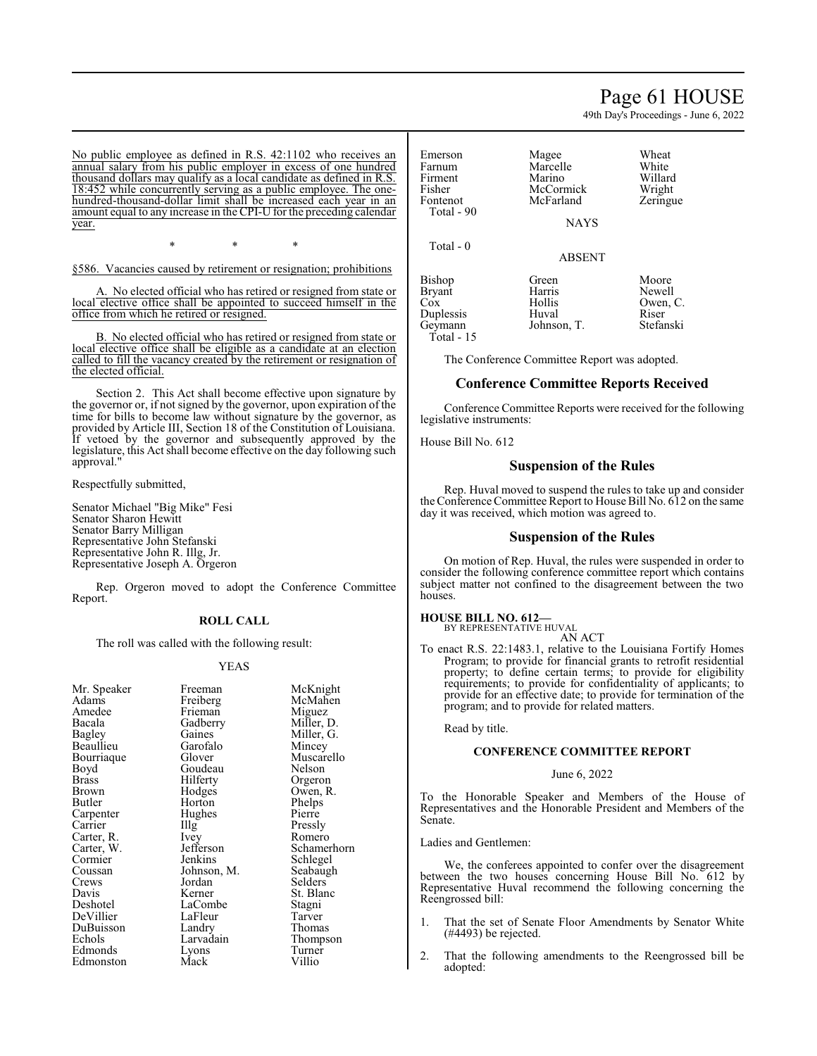No public employee as defined in R.S. 42:1102 who receives an annual salary from his public employer in excess of one hundred thousand dollars may qualify as a local candidate as defined in R.S. 18:452 while concurrently serving as a public employee. The one-hundred-thousand-dollar limit shall be increased each year in an amount equal to any increase in the CPI-U for the preceding calendar year.

\* \* \*

§586. Vacancies caused by retirement or resignation; prohibitions

A. No elected official who has retired or resigned from state or local elective office shall be appointed to succeed himself in the office from which he retired or resigned.

B. No elected official who has retired or resigned from state or local elective office shall be eligible as a candidate at an election called to fill the vacancy created by the retirement or resignation of the elected official.

Section 2. This Act shall become effective upon signature by the governor or, if not signed by the governor, upon expiration of the time for bills to become law without signature by the governor, as provided by Article III, Section 18 of the Constitution of Louisiana. If vetoed by the governor and subsequently approved by the legislature, this Act shall become effective on the day following such approval."

Respectfully submitted,

Senator Michael "Big Mike" Fesi
Senator Sharon Hewitt
Senator Barry Milligan
Representative John Stefanski
Representative John R. Illg, Jr.
Representative Joseph A. Orgeron

Rep. Orgeron moved to adopt the Conference Committee Report.

**ROLL CALL**

The roll was called with the following result:

YEAS

| | | |
|---|---|---|
| Mr. Speaker | Freeman | McKnight |
| Adams | Freiberg | McMahen |
| Amedee | Frieman | Miguez |
| Bacala | Gadberry | Miller, D. |
| Bagley | Gaines | Miller, G. |
| Beaullieu | Garofalo | Mincey |
| Bourriaque | Glover | Muscarello |
| Boyd | Goudeau | Nelson |
| Brass | Hilferty | Orgeron |
| Brown | Hodges | Owen, R. |
| Butler | Horton | Phelps |
| Carpenter | Hughes | Pierre |
| Carrier | Illg | Pressly |
| Carter, R. | Ivey | Romero |
| Carter, W. | Jefferson | Schamerhorn |
| Cormier | Jenkins | Schlegel |
| Coussan | Johnson, M. | Seabaugh |
| Crews | Jordan | Selders |
| Davis | Kerner | St. Blanc |
| Deshotel | LaCombe | Stagni |
| DeVillier | LaFleur | Tarver |
| DuBuisson | Landry | Thomas |
| Echols | Larvadain | Thompson |
| Edmonds | Lyons | Turner |
| Edmonston | Mack | Villio |
| Emerson | Magee | Wheat |
| Farnum | Marcelle | White |
| Firment | Marino | Willard |
| Fisher | McCormick | Wright |
| Fontenot | McFarland | Zeringue |

Total - 90

NAYS

Total - 0

ABSENT

| | | |
|---|---|---|
| Bishop | Green | Moore |
| Bryant | Harris | Newell |
| Cox | Hollis | Owen, C. |
| Duplessis | Huval | Riser |
| Geymann | Johnson, T. | Stefanski |

Total - 15

The Conference Committee Report was adopted.

## Conference Committee Reports Received

Conference Committee Reports were received for the following legislative instruments:

House Bill No. 612

## Suspension of the Rules

Rep. Huval moved to suspend the rules to take up and consider the Conference Committee Report to House Bill No. 612 on the same day it was received, which motion was agreed to.

## Suspension of the Rules

On motion of Rep. Huval, the rules were suspended in order to consider the following conference committee report which contains subject matter not confined to the disagreement between the two houses.

**HOUSE BILL NO. 612—**
BY REPRESENTATIVE HUVAL

AN ACT

To enact R.S. 22:1483.1, relative to the Louisiana Fortify Homes Program; to provide for financial grants to retrofit residential property; to define certain terms; to provide for eligibility requirements; to provide for confidentiality of applicants; to provide for an effective date; to provide for termination of the program; and to provide for related matters.

Read by title.

**CONFERENCE COMMITTEE REPORT**

June 6, 2022

To the Honorable Speaker and Members of the House of Representatives and the Honorable President and Members of the Senate.

Ladies and Gentlemen:

We, the conferees appointed to confer over the disagreement between the two houses concerning House Bill No. 612 by Representative Huval recommend the following concerning the Reengrossed bill:

1. That the set of Senate Floor Amendments by Senator White (#4493) be rejected.
2. That the following amendments to the Reengrossed bill be adopted: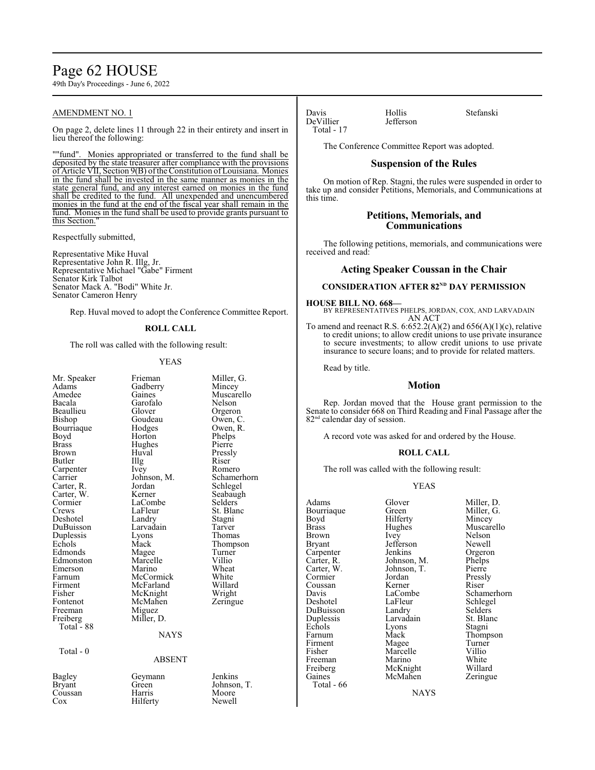## AMENDMENT NO. 1

On page 2, delete lines 11 through 22 in their entirety and insert in lieu thereof the following:

""fund". Monies appropriated or transferred to the fund shall be deposited by the state treasurer after compliance with the provisions of Article VII, Section 9(B) of the Constitution of Louisiana. Monies in the fund shall be invested in the same manner as monies in the state general fund, and any interest earned on monies in the fund shall be credited to the fund. All unexpended and unencumbered monies in the fund at the end of the fiscal year shall remain in the fund. Monies in the fund shall be used to provide grants pursuant to this Section."

Respectfully submitted,

Representative Mike Huval
Representative John R. Illg, Jr.
Representative Michael "Gabe" Firment
Senator Kirk Talbot
Senator Mack A. "Bodi" White Jr.
Senator Cameron Henry

Rep. Huval moved to adopt the Conference Committee Report.

### ROLL CALL

The roll was called with the following result:

YEAS

| | | |
|---|---|---|
| Mr. Speaker | Frieman | Miller, G. |
| Adams | Gadberry | Mincey |
| Amedee | Gaines | Muscarello |
| Bacala | Garofalo | Nelson |
| Beaullieu | Glover | Orgeron |
| Bishop | Goudeau | Owen, C. |
| Bourriaque | Hodges | Owen, R. |
| Boyd | Horton | Phelps |
| Brass | Hughes | Pierre |
| Brown | Huval | Pressly |
| Butler | Illg | Riser |
| Carpenter | Ivey | Romero |
| Carrier | Johnson, M. | Schamerhorn |
| Carter, R. | Jordan | Schlegel |
| Carter, W. | Kerner | Seabaugh |
| Cormier | LaCombe | Selders |
| Crews | LaFleur | St. Blanc |
| Deshotel | Landry | Stagni |
| DuBuisson | Larvadain | Tarver |
| Duplessis | Lyons | Thomas |
| Echols | Mack | Thompson |
| Edmonds | Magee | Turner |
| Edmonston | Marcelle | Villio |
| Emerson | Marino | Wheat |
| Farnum | McCormick | White |
| Firment | McFarland | Willard |
| Fisher | McKnight | Wright |
| Fontenot | McMahen | Zeringue |
| Freeman | Miguez | |
| Freiberg | Miller, D. | |
| Total - 88 | | |

NAYS

Total - 0

ABSENT

| | | |
|---|---|---|
| Bagley | Geymann | Jenkins |
| Bryant | Green | Johnson, T. |
| Coussan | Harris | Moore |
| Cox | Hilferty | Newell |
| Davis | Hollis | Stefanski |
| DeVillier | Jefferson | |
| Total - 17 | | |

The Conference Committee Report was adopted.

## Suspension of the Rules

On motion of Rep. Stagni, the rules were suspended in order to take up and consider Petitions, Memorials, and Communications at this time.

## Petitions, Memorials, and Communications

The following petitions, memorials, and communications were received and read:

## Acting Speaker Coussan in the Chair

### CONSIDERATION AFTER 82ND DAY PERMISSION

**HOUSE BILL NO. 668—**
BY REPRESENTATIVES PHELPS, JORDAN, COX, AND LARVADAIN
AN ACT

To amend and reenact R.S. 6:652.2(A)(2) and 656(A)(1)(c), relative to credit unions; to allow credit unions to use private insurance to secure investments; to allow credit unions to use private insurance to secure loans; and to provide for related matters.

Read by title.

## Motion

Rep. Jordan moved that the House grant permission to the Senate to consider 668 on Third Reading and Final Passage after the 82nd calendar day of session.

A record vote was asked for and ordered by the House.

### ROLL CALL

The roll was called with the following result:

YEAS

| | | |
|---|---|---|
| Adams | Glover | Miller, D. |
| Bourriaque | Green | Miller, G. |
| Boyd | Hilferty | Mincey |
| Brass | Hughes | Muscarello |
| Brown | Ivey | Nelson |
| Bryant | Jefferson | Newell |
| Carpenter | Jenkins | Orgeron |
| Carter, R. | Johnson, M. | Phelps |
| Carter, W. | Johnson, T. | Pierre |
| Cormier | Jordan | Pressly |
| Coussan | Kerner | Riser |
| Davis | LaCombe | Schamerhorn |
| Deshotel | LaFleur | Schlegel |
| DuBuisson | Landry | Selders |
| Duplessis | Larvadain | St. Blanc |
| Echols | Lyons | Stagni |
| Farnum | Mack | Thompson |
| Firment | Magee | Turner |
| Fisher | Marcelle | Villio |
| Freeman | Marino | White |
| Freiberg | McKnight | Willard |
| Gaines | McMahen | Zeringue |
| Total - 66 | | |

NAYS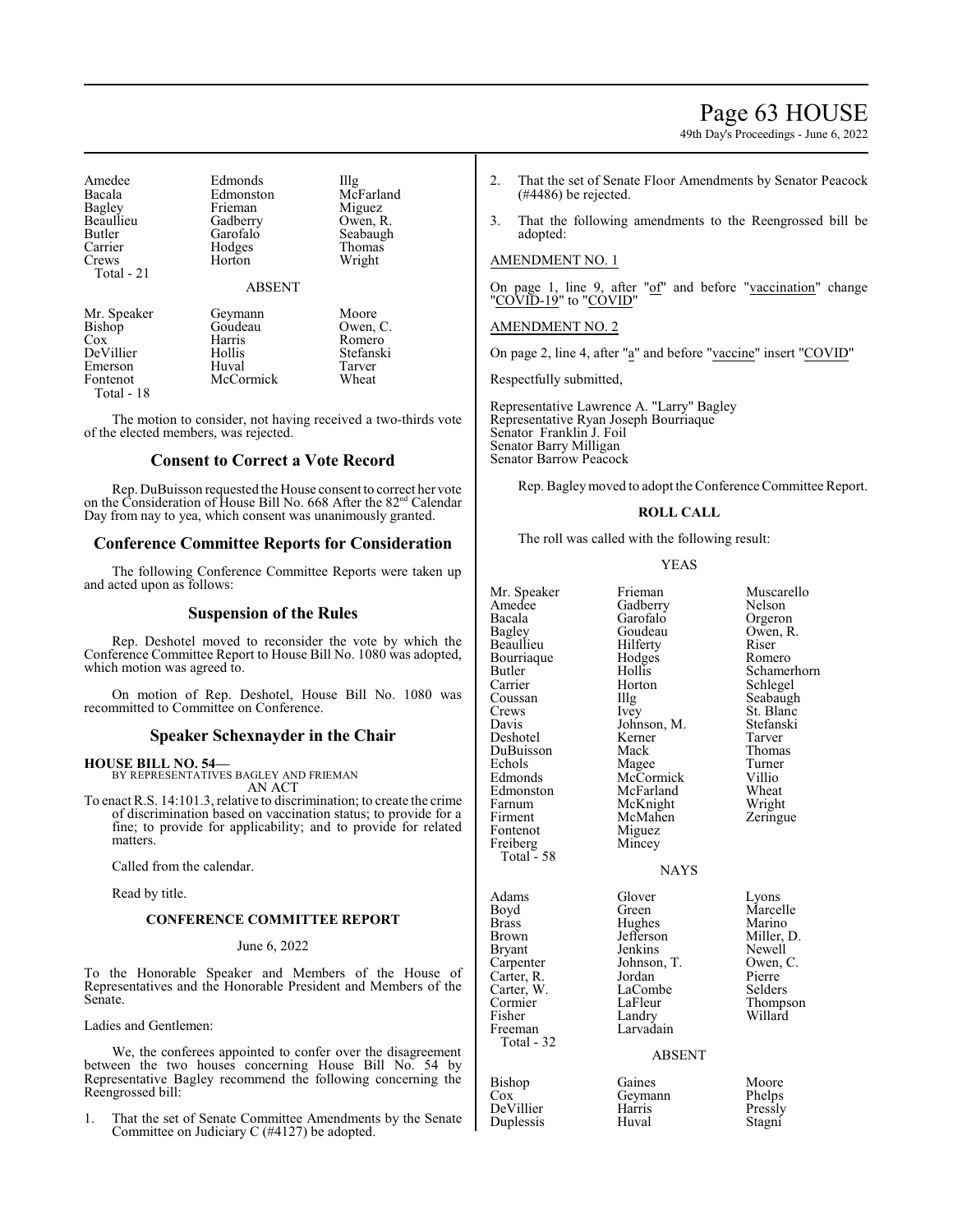| | | |
|---|---|---|
| Amedee | Edmonds | Illg |
| Bacala | Edmonston | McFarland |
| Bagley | Frieman | Miguez |
| Beaullieu | Gadberry | Owen, R. |
| Butler | Garofalo | Seabaugh |
| Carrier | Hodges | Thomas |
| Crews | Horton | Wright |
| Total - 21 | | |

ABSENT

| | | |
|---|---|---|
| Mr. Speaker | Geymann | Moore |
| Bishop | Goudeau | Owen, C. |
| Cox | Harris | Romero |
| DeVillier | Hollis | Stefanski |
| Emerson | Huval | Tarver |
| Fontenot | McCormick | Wheat |
| Total - 18 | | |

The motion to consider, not having received a two-thirds vote of the elected members, was rejected.

## Consent to Correct a Vote Record

Rep. DuBuisson requested the House consent to correct her vote on the Consideration of House Bill No. 668 After the 82nd Calendar Day from nay to yea, which consent was unanimously granted.

## Conference Committee Reports for Consideration

The following Conference Committee Reports were taken up and acted upon as follows:

## Suspension of the Rules

Rep. Deshotel moved to reconsider the vote by which the Conference Committee Report to House Bill No. 1080 was adopted, which motion was agreed to.

On motion of Rep. Deshotel, House Bill No. 1080 was recommitted to Committee on Conference.

## Speaker Schexnayder in the Chair

**HOUSE BILL NO. 54—**
BY REPRESENTATIVES BAGLEY AND FRIEMAN
AN ACT

To enact R.S. 14:101.3, relative to discrimination; to create the crime of discrimination based on vaccination status; to provide for a fine; to provide for applicability; and to provide for related matters.

Called from the calendar.

Read by title.

### CONFERENCE COMMITTEE REPORT

June 6, 2022

To the Honorable Speaker and Members of the House of Representatives and the Honorable President and Members of the Senate.

Ladies and Gentlemen:

We, the conferees appointed to confer over the disagreement between the two houses concerning House Bill No. 54 by Representative Bagley recommend the following concerning the Reengrossed bill:

1. That the set of Senate Committee Amendments by the Senate Committee on Judiciary C (#4127) be adopted.
2. That the set of Senate Floor Amendments by Senator Peacock (#4486) be rejected.
3. That the following amendments to the Reengrossed bill be adopted:

AMENDMENT NO. 1

On page 1, line 9, after "of" and before "vaccination" change "COVID-19" to "COVID"

AMENDMENT NO. 2

On page 2, line 4, after "a" and before "vaccine" insert "COVID"

Respectfully submitted,

Representative Lawrence A. "Larry" Bagley
Representative Ryan Joseph Bourriaque
Senator Franklin J. Foil
Senator Barry Milligan
Senator Barrow Peacock

Rep. Bagley moved to adopt the Conference Committee Report.

### ROLL CALL

The roll was called with the following result:

YEAS

| | | |
|---|---|---|
| Mr. Speaker | Frieman | Muscarello |
| Amedee | Gadberry | Nelson |
| Bacala | Garofalo | Orgeron |
| Bagley | Goudeau | Owen, R. |
| Beaullieu | Hilferty | Riser |
| Bourriaque | Hodges | Romero |
| Butler | Hollis | Schamerhorn |
| Carrier | Horton | Schlegel |
| Coussan | Illg | Seabaugh |
| Crews | Ivey | St. Blanc |
| Davis | Johnson, M. | Stefanski |
| Deshotel | Kerner | Tarver |
| DuBuisson | Mack | Thomas |
| Echols | Magee | Turner |
| Edmonds | McCormick | Villio |
| Edmonston | McFarland | Wheat |
| Farnum | McKnight | Wright |
| Firment | McMahen | Zeringue |
| Fontenot | Miguez | |
| Freiberg | Mincey | |
| Total - 58 | | |

NAYS

| | | |
|---|---|---|
| Adams | Glover | Lyons |
| Boyd | Green | Marcelle |
| Brass | Hughes | Marino |
| Brown | Jefferson | Miller, D. |
| Bryant | Jenkins | Newell |
| Carpenter | Johnson, T. | Owen, C. |
| Carter, R. | Jordan | Pierre |
| Carter, W. | LaCombe | Selders |
| Cormier | LaFleur | Thompson |
| Fisher | Landry | Willard |
| Freeman | Larvadain | |
| Total - 32 | | |

ABSENT

| | | |
|---|---|---|
| Bishop | Gaines | Moore |
| Cox | Geymann | Phelps |
| DeVillier | Harris | Pressly |
| Duplessis | Huval | Stagni |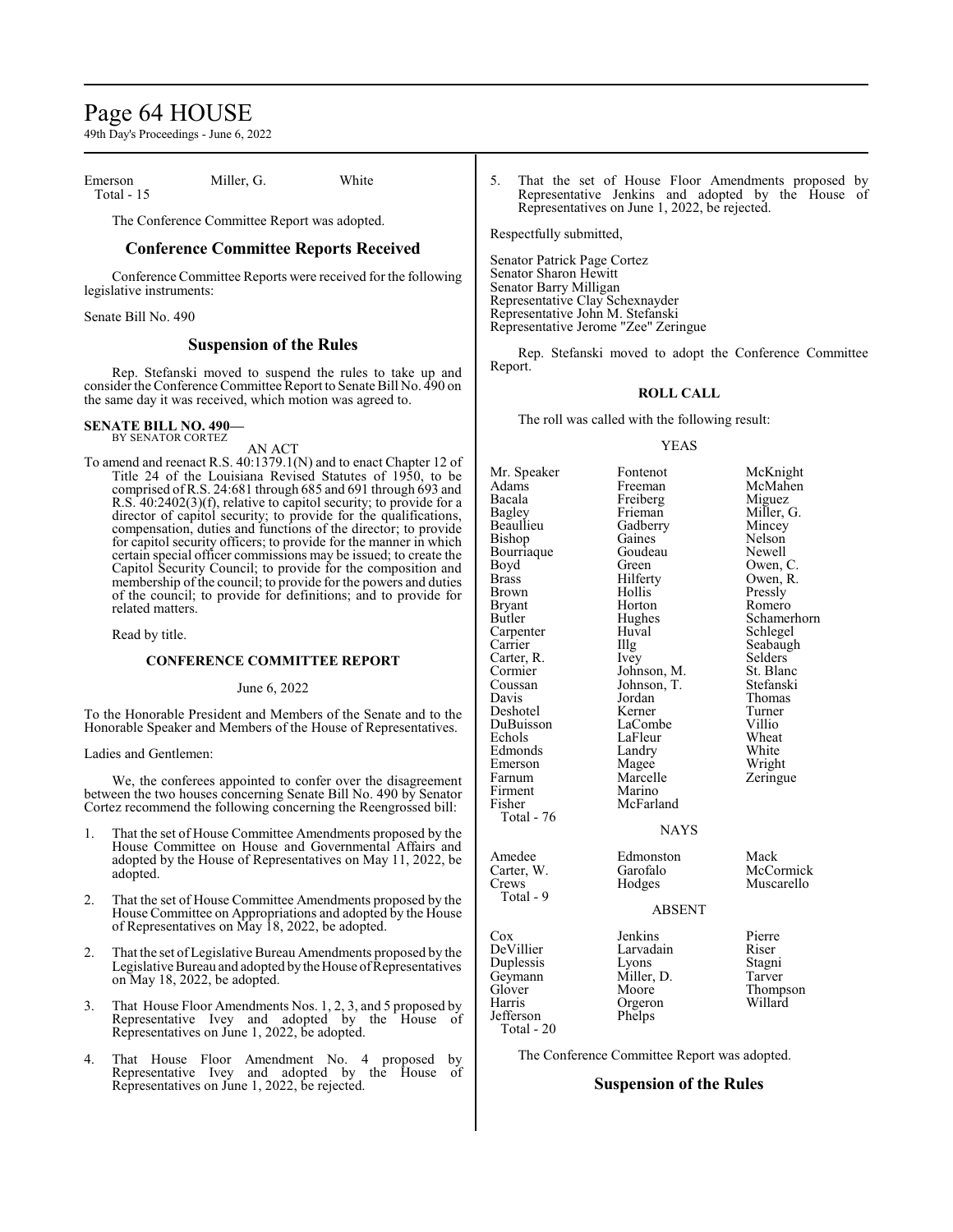| Emerson | Miller, G. | White |
|---|---|---|
| Total - 15 | | |

The Conference Committee Report was adopted.

## Conference Committee Reports Received

Conference Committee Reports were received for the following legislative instruments:

Senate Bill No. 490

## Suspension of the Rules

Rep. Stefanski moved to suspend the rules to take up and consider the Conference Committee Report to Senate Bill No. 490 on the same day it was received, which motion was agreed to.

**SENATE BILL NO. 490—**
BY SENATOR CORTEZ

AN ACT

To amend and reenact R.S. 40:1379.1(N) and to enact Chapter 12 of Title 24 of the Louisiana Revised Statutes of 1950, to be comprised of R.S. 24:681 through 685 and 691 through 693 and R.S. 40:2402(3)(f), relative to capitol security; to provide for a director of capitol security; to provide for the qualifications, compensation, duties and functions of the director; to provide for capitol security officers; to provide for the manner in which certain special officer commissions may be issued; to create the Capitol Security Council; to provide for the composition and membership of the council; to provide for the powers and duties of the council; to provide for definitions; and to provide for related matters.

Read by title.

### CONFERENCE COMMITTEE REPORT

June 6, 2022

To the Honorable President and Members of the Senate and to the Honorable Speaker and Members of the House of Representatives.

Ladies and Gentlemen:

We, the conferees appointed to confer over the disagreement between the two houses concerning Senate Bill No. 490 by Senator Cortez recommend the following concerning the Reengrossed bill:

1. That the set of House Committee Amendments proposed by the House Committee on House and Governmental Affairs and adopted by the House of Representatives on May 11, 2022, be adopted.

2. That the set of House Committee Amendments proposed by the House Committee on Appropriations and adopted by the House of Representatives on May 18, 2022, be adopted.

2. That the set of Legislative Bureau Amendments proposed by the Legislative Bureau and adopted by the House of Representatives on May 18, 2022, be adopted.

3. That House Floor Amendments Nos. 1, 2, 3, and 5 proposed by Representative Ivey and adopted by the House of Representatives on June 1, 2022, be adopted.

4. That House Floor Amendment No. 4 proposed by Representative Ivey and adopted by the House of Representatives on June 1, 2022, be rejected.

5. That the set of House Floor Amendments proposed by Representative Jenkins and adopted by the House of Representatives on June 1, 2022, be rejected.

Respectfully submitted,

Senator Patrick Page Cortez
Senator Sharon Hewitt
Senator Barry Milligan
Representative Clay Schexnayder
Representative John M. Stefanski
Representative Jerome "Zee" Zeringue

Rep. Stefanski moved to adopt the Conference Committee Report.

### ROLL CALL

The roll was called with the following result:

YEAS

| | | |
|---|---|---|
| Mr. Speaker | Fontenot | McKnight |
| Adams | Freeman | McMahen |
| Bacala | Freiberg | Miguez |
| Bagley | Frieman | Miller, G. |
| Beaullieu | Gadberry | Mincey |
| Bishop | Gaines | Nelson |
| Bourriaque | Goudeau | Newell |
| Boyd | Green | Owen, C. |
| Brass | Hilferty | Owen, R. |
| Brown | Hollis | Pressly |
| Bryant | Horton | Romero |
| Butler | Hughes | Schamerhorn |
| Carpenter | Huval | Schlegel |
| Carrier | Illg | Seabaugh |
| Carter, R. | Ivey | Selders |
| Cormier | Johnson, M. | St. Blanc |
| Coussan | Johnson, T. | Stefanski |
| Davis | Jordan | Thomas |
| Deshotel | Kerner | Turner |
| DuBuisson | LaCombe | Villio |
| Echols | LaFleur | Wheat |
| Edmonds | Landry | White |
| Emerson | Magee | Wright |
| Farnum | Marcelle | Zeringue |
| Firment | Marino | |
| Fisher | McFarland | |
| Total - 76 | | |

NAYS

| | | |
|---|---|---|
| Amedee | Edmonston | Mack |
| Carter, W. | Garofalo | McCormick |
| Crews | Hodges | Muscarello |
| Total - 9 | | |

ABSENT

| | | |
|---|---|---|
| Cox | Jenkins | Pierre |
| DeVillier | Larvadain | Riser |
| Duplessis | Lyons | Stagni |
| Geymann | Miller, D. | Tarver |
| Glover | Moore | Thompson |
| Harris | Orgeron | Willard |
| Jefferson | Phelps | |
| Total - 20 | | |

The Conference Committee Report was adopted.

## Suspension of the Rules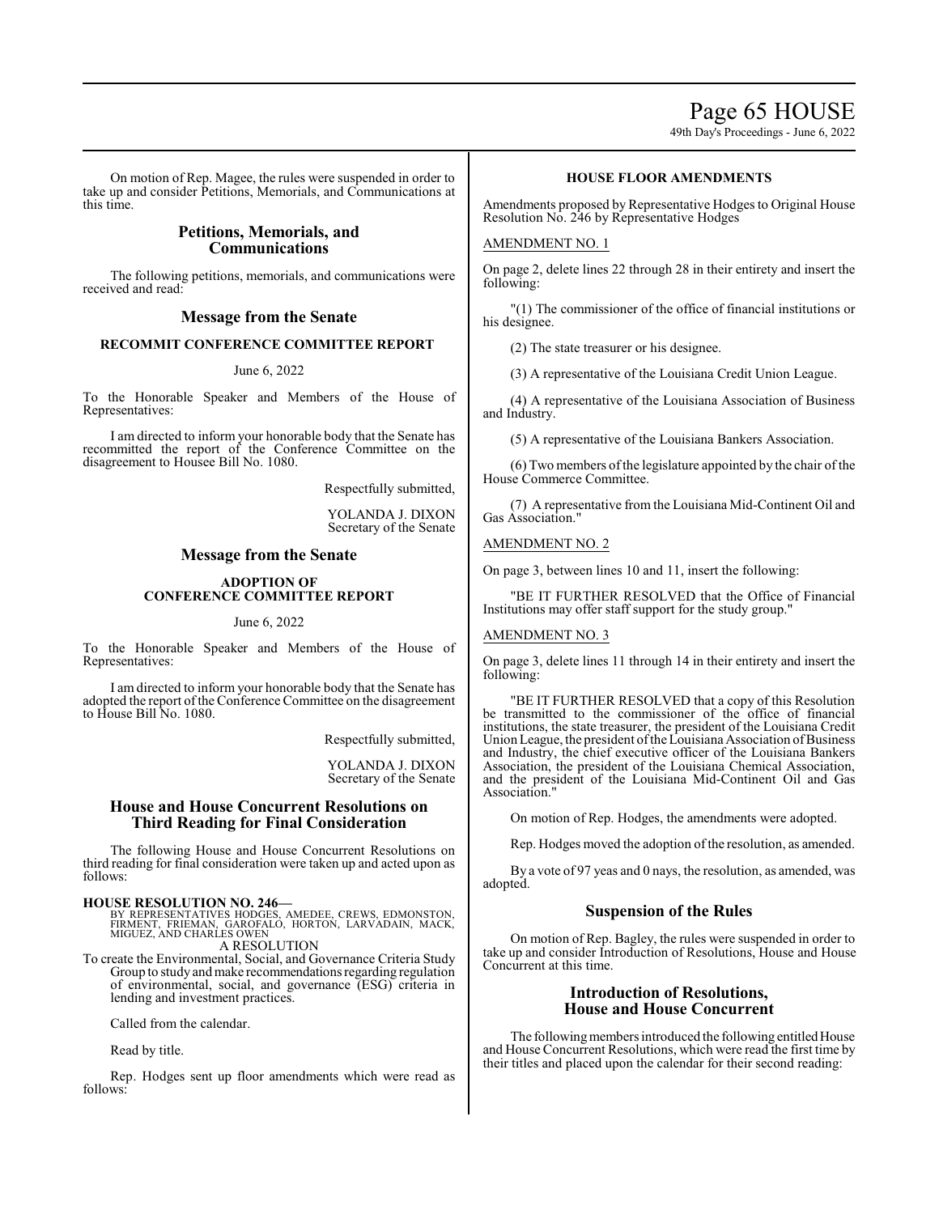On motion of Rep. Magee, the rules were suspended in order to take up and consider Petitions, Memorials, and Communications at this time.

## Petitions, Memorials, and Communications

The following petitions, memorials, and communications were received and read:

## Message from the Senate

### RECOMMIT CONFERENCE COMMITTEE REPORT

June 6, 2022

To the Honorable Speaker and Members of the House of Representatives:

I am directed to inform your honorable body that the Senate has recommitted the report of the Conference Committee on the disagreement to Housee Bill No. 1080.

Respectfully submitted,

YOLANDA J. DIXON
Secretary of the Senate

## Message from the Senate

### ADOPTION OF CONFERENCE COMMITTEE REPORT

June 6, 2022

To the Honorable Speaker and Members of the House of Representatives:

I am directed to inform your honorable body that the Senate has adopted the report of the Conference Committee on the disagreement to House Bill No. 1080.

Respectfully submitted,

YOLANDA J. DIXON
Secretary of the Senate

## House and House Concurrent Resolutions on Third Reading for Final Consideration

The following House and House Concurrent Resolutions on third reading for final consideration were taken up and acted upon as follows:

**HOUSE RESOLUTION NO. 246—**
BY REPRESENTATIVES HODGES, AMEDEE, CREWS, EDMONSTON, FIRMENT, FRIEMAN, GAROFALO, HORTON, LARVADAIN, MACK, MIGUEZ, AND CHARLES OWEN

A RESOLUTION

To create the Environmental, Social, and Governance Criteria Study Group to study and make recommendations regarding regulation of environmental, social, and governance (ESG) criteria in lending and investment practices.

Called from the calendar.

Read by title.

Rep. Hodges sent up floor amendments which were read as follows:

### HOUSE FLOOR AMENDMENTS

Amendments proposed by Representative Hodges to Original House Resolution No. 246 by Representative Hodges

AMENDMENT NO. 1

On page 2, delete lines 22 through 28 in their entirety and insert the following:

"(1) The commissioner of the office of financial institutions or his designee.

(2) The state treasurer or his designee.

(3) A representative of the Louisiana Credit Union League.

(4) A representative of the Louisiana Association of Business and Industry.

(5) A representative of the Louisiana Bankers Association.

(6) Two members of the legislature appointed by the chair of the House Commerce Committee.

(7) A representative from the Louisiana Mid-Continent Oil and Gas Association."

AMENDMENT NO. 2

On page 3, between lines 10 and 11, insert the following:

"BE IT FURTHER RESOLVED that the Office of Financial Institutions may offer staff support for the study group."

AMENDMENT NO. 3

On page 3, delete lines 11 through 14 in their entirety and insert the following:

"BE IT FURTHER RESOLVED that a copy of this Resolution be transmitted to the commissioner of the office of financial institutions, the state treasurer, the president of the Louisiana Credit Union League, the president of the Louisiana Association of Business and Industry, the chief executive officer of the Louisiana Bankers Association, the president of the Louisiana Chemical Association, and the president of the Louisiana Mid-Continent Oil and Gas Association."

On motion of Rep. Hodges, the amendments were adopted.

Rep. Hodges moved the adoption of the resolution, as amended.

By a vote of 97 yeas and 0 nays, the resolution, as amended, was adopted.

## Suspension of the Rules

On motion of Rep. Bagley, the rules were suspended in order to take up and consider Introduction of Resolutions, House and House Concurrent at this time.

## Introduction of Resolutions, House and House Concurrent

The following members introduced the following entitled House and House Concurrent Resolutions, which were read the first time by their titles and placed upon the calendar for their second reading: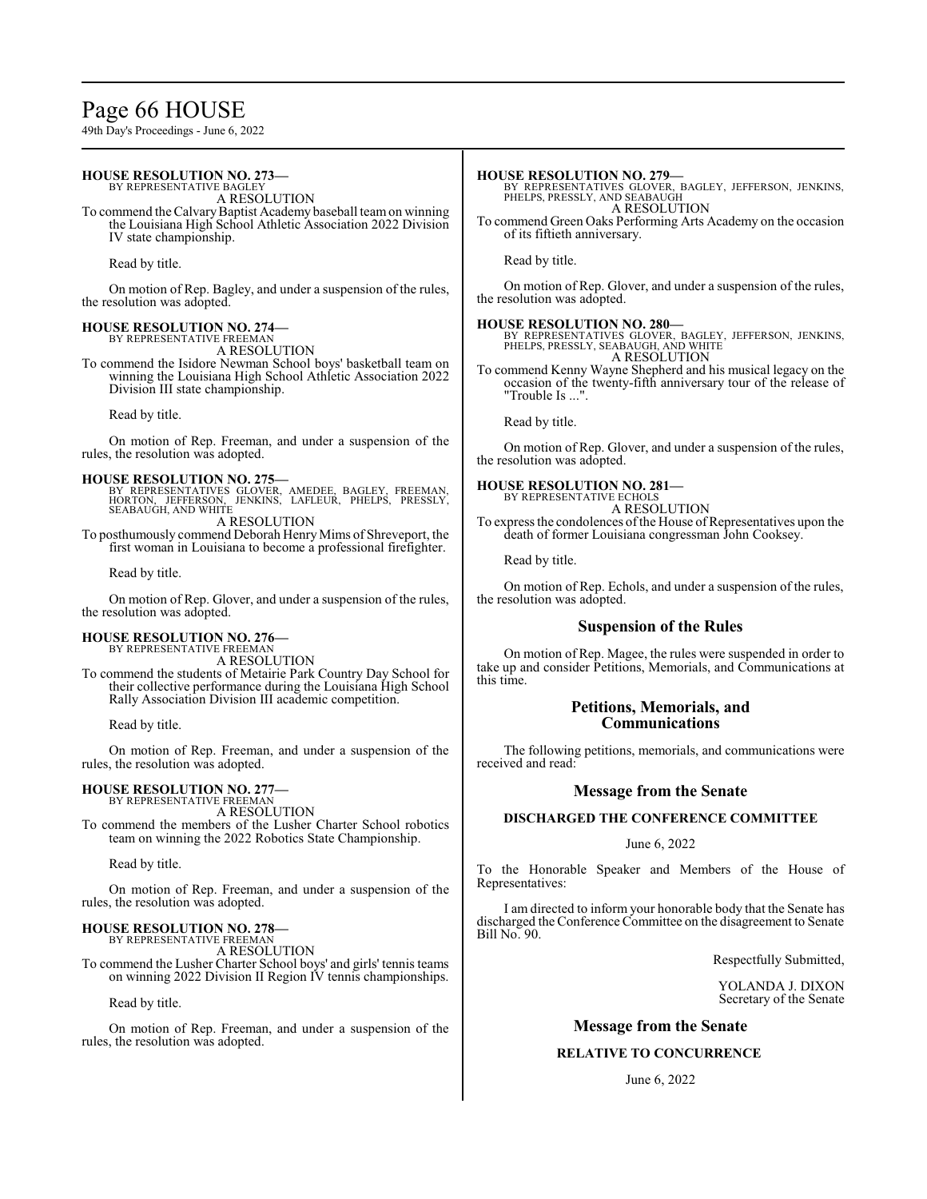**HOUSE RESOLUTION NO. 273—**
BY REPRESENTATIVE BAGLEY
A RESOLUTION

To commend the Calvary Baptist Academy baseball team on winning the Louisiana High School Athletic Association 2022 Division IV state championship.

Read by title.

On motion of Rep. Bagley, and under a suspension of the rules, the resolution was adopted.

**HOUSE RESOLUTION NO. 274—**
BY REPRESENTATIVE FREEMAN
A RESOLUTION

To commend the Isidore Newman School boys' basketball team on winning the Louisiana High School Athletic Association 2022 Division III state championship.

Read by title.

On motion of Rep. Freeman, and under a suspension of the rules, the resolution was adopted.

**HOUSE RESOLUTION NO. 275—**
BY REPRESENTATIVES GLOVER, AMEDEE, BAGLEY, FREEMAN, HORTON, JEFFERSON, JENKINS, LAFLEUR, PHELPS, PRESSLY, SEABAUGH, AND WHITE
A RESOLUTION

To posthumously commend Deborah Henry Mims of Shreveport, the first woman in Louisiana to become a professional firefighter.

Read by title.

On motion of Rep. Glover, and under a suspension of the rules, the resolution was adopted.

**HOUSE RESOLUTION NO. 276—**
BY REPRESENTATIVE FREEMAN
A RESOLUTION

To commend the students of Metairie Park Country Day School for their collective performance during the Louisiana High School Rally Association Division III academic competition.

Read by title.

On motion of Rep. Freeman, and under a suspension of the rules, the resolution was adopted.

**HOUSE RESOLUTION NO. 277—**
BY REPRESENTATIVE FREEMAN
A RESOLUTION

To commend the members of the Lusher Charter School robotics team on winning the 2022 Robotics State Championship.

Read by title.

On motion of Rep. Freeman, and under a suspension of the rules, the resolution was adopted.

**HOUSE RESOLUTION NO. 278—**
BY REPRESENTATIVE FREEMAN
A RESOLUTION

To commend the Lusher Charter School boys' and girls' tennis teams on winning 2022 Division II Region IV tennis championships.

Read by title.

On motion of Rep. Freeman, and under a suspension of the rules, the resolution was adopted.

**HOUSE RESOLUTION NO. 279—**
BY REPRESENTATIVES GLOVER, BAGLEY, JEFFERSON, JENKINS, PHELPS, PRESSLY, AND SEABAUGH
A RESOLUTION

To commend Green Oaks Performing Arts Academy on the occasion of its fiftieth anniversary.

Read by title.

On motion of Rep. Glover, and under a suspension of the rules, the resolution was adopted.

**HOUSE RESOLUTION NO. 280—**
BY REPRESENTATIVES GLOVER, BAGLEY, JEFFERSON, JENKINS, PHELPS, PRESSLY, SEABAUGH, AND WHITE
A RESOLUTION

To commend Kenny Wayne Shepherd and his musical legacy on the occasion of the twenty-fifth anniversary tour of the release of "Trouble Is ...".

Read by title.

On motion of Rep. Glover, and under a suspension of the rules, the resolution was adopted.

**HOUSE RESOLUTION NO. 281—**
BY REPRESENTATIVE ECHOLS
A RESOLUTION

To express the condolences of the House of Representatives upon the death of former Louisiana congressman John Cooksey.

Read by title.

On motion of Rep. Echols, and under a suspension of the rules, the resolution was adopted.

## Suspension of the Rules

On motion of Rep. Magee, the rules were suspended in order to take up and consider Petitions, Memorials, and Communications at this time.

## Petitions, Memorials, and Communications

The following petitions, memorials, and communications were received and read:

## Message from the Senate

**DISCHARGED THE CONFERENCE COMMITTEE**

June 6, 2022

To the Honorable Speaker and Members of the House of Representatives:

I am directed to inform your honorable body that the Senate has discharged the Conference Committee on the disagreement to Senate Bill No. 90.

Respectfully Submitted,

YOLANDA J. DIXON
Secretary of the Senate

## Message from the Senate

**RELATIVE TO CONCURRENCE**

June 6, 2022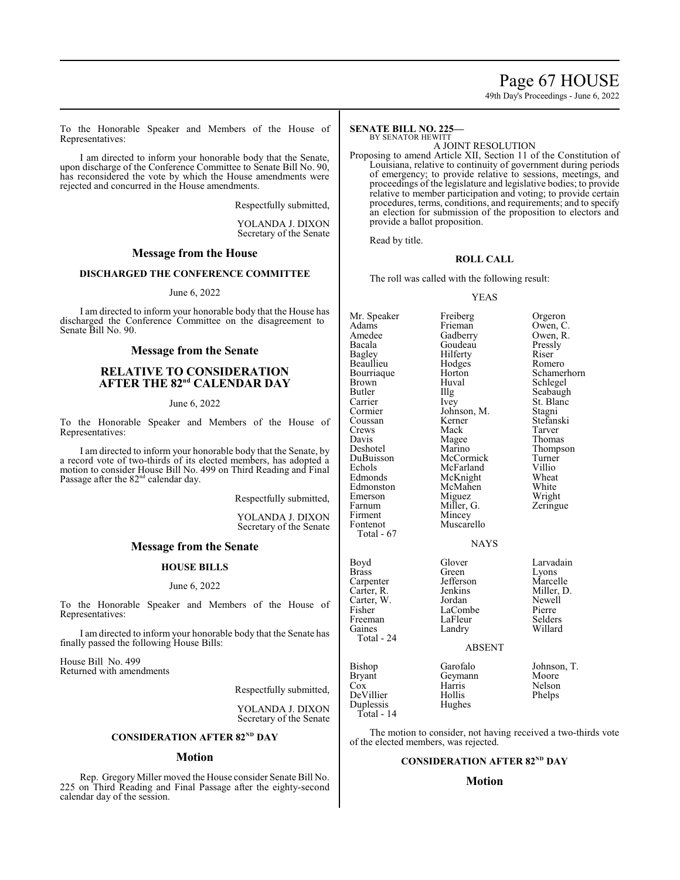To the Honorable Speaker and Members of the House of Representatives:

I am directed to inform your honorable body that the Senate, upon discharge of the Conference Committee to Senate Bill No. 90, has reconsidered the vote by which the House amendments were rejected and concurred in the House amendments.

Respectfully submitted,

YOLANDA J. DIXON
Secretary of the Senate

## Message from the House

### DISCHARGED THE CONFERENCE COMMITTEE

June 6, 2022

I am directed to inform your honorable body that the House has discharged the Conference Committee on the disagreement to Senate Bill No. 90.

## Message from the Senate

### RELATIVE TO CONSIDERATION AFTER THE 82nd CALENDAR DAY

June 6, 2022

To the Honorable Speaker and Members of the House of Representatives:

I am directed to inform your honorable body that the Senate, by a record vote of two-thirds of its elected members, has adopted a motion to consider House Bill No. 499 on Third Reading and Final Passage after the 82nd calendar day.

Respectfully submitted,

YOLANDA J. DIXON
Secretary of the Senate

## Message from the Senate

### HOUSE BILLS

June 6, 2022

To the Honorable Speaker and Members of the House of Representatives:

I am directed to inform your honorable body that the Senate has finally passed the following House Bills:

House Bill No. 499
Returned with amendments

Respectfully submitted,

YOLANDA J. DIXON
Secretary of the Senate

### CONSIDERATION AFTER 82ND DAY

## Motion

Rep. Gregory Miller moved the House consider Senate Bill No. 225 on Third Reading and Final Passage after the eighty-second calendar day of the session.

**SENATE BILL NO. 225—**
BY SENATOR HEWITT
A JOINT RESOLUTION

Proposing to amend Article XII, Section 11 of the Constitution of Louisiana, relative to continuity of government during periods of emergency; to provide relative to sessions, meetings, and proceedings of the legislature and legislative bodies; to provide relative to member participation and voting; to provide certain procedures, terms, conditions, and requirements; and to specify an election for submission of the proposition to electors and provide a ballot proposition.

Read by title.

### ROLL CALL

The roll was called with the following result:

YEAS

| | | |
|---|---|---|
| Mr. Speaker | Freiberg | Orgeron |
| Adams | Frieman | Owen, C. |
| Amedee | Gadberry | Owen, R. |
| Bacala | Goudeau | Pressly |
| Bagley | Hilferty | Riser |
| Beaullieu | Hodges | Romero |
| Bourriaque | Horton | Schamerhorn |
| Brown | Huval | Schlegel |
| Butler | Illg | Seabaugh |
| Carrier | Ivey | St. Blanc |
| Cormier | Johnson, M. | Stagni |
| Coussan | Kerner | Stefanski |
| Crews | Mack | Tarver |
| Davis | Magee | Thomas |
| Deshotel | Marino | Thompson |
| DuBuisson | McCormick | Turner |
| Echols | McFarland | Villio |
| Edmonds | McKnight | Wheat |
| Edmonston | McMahen | White |
| Emerson | Miguez | Wright |
| Farnum | Miller, G. | Zeringue |
| Firment | Mincey | |
| Fontenot | Muscarello | |

Total - 67

NAYS

| | | |
|---|---|---|
| Boyd | Glover | Larvadain |
| Brass | Green | Lyons |
| Carpenter | Jefferson | Marcelle |
| Carter, R. | Jenkins | Miller, D. |
| Carter, W. | Jordan | Newell |
| Fisher | LaCombe | Pierre |
| Freeman | LaFleur | Selders |
| Gaines | Landry | Willard |

Total - 24

ABSENT

| | | |
|---|---|---|
| Bishop | Garofalo | Johnson, T. |
| Bryant | Geymann | Moore |
| Cox | Harris | Nelson |
| DeVillier | Hollis | Phelps |
| Duplessis | Hughes | |

Total - 14

The motion to consider, not having received a two-thirds vote of the elected members, was rejected.

### CONSIDERATION AFTER 82ND DAY

## Motion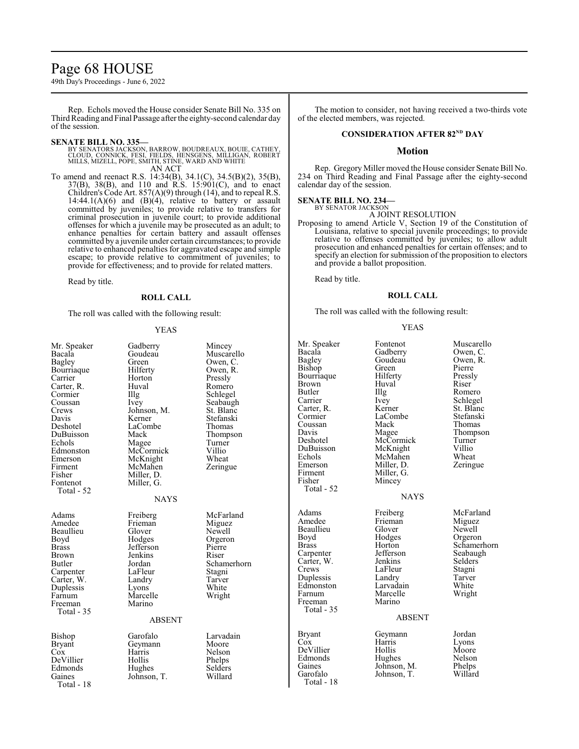Rep. Echols moved the House consider Senate Bill No. 335 on Third Reading and Final Passage after the eighty-second calendar day of the session.

**SENATE BILL NO. 335—**
BY SENATORS JACKSON, BARROW, BOUDREAUX, BOUIE, CATHEY, CLOUD, CONNICK, FESI, FIELDS, HENSGENS, MILLIGAN, ROBERT MILLS, MIZELL, POPE, SMITH, STINE, WARD AND WHITE

AN ACT

To amend and reenact R.S. 14:34(B), 34.1(C), 34.5(B)(2), 35(B), 37(B), 38(B), and 110 and R.S. 15:901(C), and to enact Children's Code Art. 857(A)(9) through (14), and to repeal R.S. 14:44.1(A)(6) and (B)(4), relative to battery or assault committed by juveniles; to provide relative to transfers for criminal prosecution in juvenile court; to provide additional offenses for which a juvenile may be prosecuted as an adult; to enhance penalties for certain battery and assault offenses committed by a juvenile under certain circumstances; to provide relative to enhanced penalties for aggravated escape and simple escape; to provide relative to commitment of juveniles; to provide for effectiveness; and to provide for related matters.

Read by title.

**ROLL CALL**

The roll was called with the following result:

YEAS

| | | |
|---|---|---|
| Mr. Speaker | Gadberry | Mincey |
| Bacala | Goudeau | Muscarello |
| Bagley | Green | Owen, C. |
| Bourriaque | Hilferty | Owen, R. |
| Carrier | Horton | Pressly |
| Carter, R. | Huval | Romero |
| Cormier | Illg | Schlegel |
| Coussan | Ivey | Seabaugh |
| Crews | Johnson, M. | St. Blanc |
| Davis | Kerner | Stefanski |
| Deshotel | LaCombe | Thomas |
| DuBuisson | Mack | Thompson |
| Echols | Magee | Turner |
| Edmonston | McCormick | Villio |
| Emerson | McKnight | Wheat |
| Firment | McMahen | Zeringue |
| Fisher | Miller, D. | |
| Fontenot | Miller, G. | |
| Total - 52 | | |

NAYS

| | | |
|---|---|---|
| Adams | Freiberg | McFarland |
| Amedee | Frieman | Miguez |
| Beaullieu | Glover | Newell |
| Boyd | Hodges | Orgeron |
| Brass | Jefferson | Pierre |
| Brown | Jenkins | Riser |
| Butler | Jordan | Schamerhorn |
| Carpenter | LaFleur | Stagni |
| Carter, W. | Landry | Tarver |
| Duplessis | Lyons | White |
| Farnum | Marcelle | Wright |
| Freeman | Marino | |
| Total - 35 | | |

ABSENT

| | | |
|---|---|---|
| Bishop | Garofalo | Larvadain |
| Bryant | Geymann | Moore |
| Cox | Harris | Nelson |
| DeVillier | Hollis | Phelps |
| Edmonds | Hughes | Selders |
| Gaines | Johnson, T. | Willard |
| Total - 18 | | |

The motion to consider, not having received a two-thirds vote of the elected members, was rejected.

**CONSIDERATION AFTER 82ND DAY**

## Motion

Rep. Gregory Miller moved the House consider Senate Bill No. 234 on Third Reading and Final Passage after the eighty-second calendar day of the session.

**SENATE BILL NO. 234—**
BY SENATOR JACKSON

A JOINT RESOLUTION

Proposing to amend Article V, Section 19 of the Constitution of Louisiana, relative to special juvenile proceedings; to provide relative to offenses committed by juveniles; to allow adult prosecution and enhanced penalties for certain offenses; and to specify an election for submission of the proposition to electors and provide a ballot proposition.

Read by title.

**ROLL CALL**

The roll was called with the following result:

YEAS

| | | |
|---|---|---|
| Mr. Speaker | Fontenot | Muscarello |
| Bacala | Gadberry | Owen, C. |
| Bagley | Goudeau | Owen, R. |
| Bishop | Green | Pierre |
| Bourriaque | Hilferty | Pressly |
| Brown | Huval | Riser |
| Butler | Illg | Romero |
| Carrier | Ivey | Schlegel |
| Carter, R. | Kerner | St. Blanc |
| Cormier | LaCombe | Stefanski |
| Coussan | Mack | Thomas |
| Davis | Magee | Thompson |
| Deshotel | McCormick | Turner |
| DuBuisson | McKnight | Villio |
| Echols | McMahen | Wheat |
| Emerson | Miller, D. | Zeringue |
| Firment | Miller, G. | |
| Fisher | Mincey | |
| Total - 52 | | |

NAYS

| | | |
|---|---|---|
| Adams | Freiberg | McFarland |
| Amedee | Frieman | Miguez |
| Beaullieu | Glover | Newell |
| Boyd | Hodges | Orgeron |
| Brass | Horton | Schamerhorn |
| Carpenter | Jefferson | Seabaugh |
| Carter, W. | Jenkins | Selders |
| Crews | LaFleur | Stagni |
| Duplessis | Landry | Tarver |
| Edmonston | Larvadain | White |
| Farnum | Marcelle | Wright |
| Freeman | Marino | |
| Total - 35 | | |

ABSENT

| | | |
|---|---|---|
| Bryant | Geymann | Jordan |
| Cox | Harris | Lyons |
| DeVillier | Hollis | Moore |
| Edmonds | Hughes | Nelson |
| Gaines | Johnson, M. | Phelps |
| Garofalo | Johnson, T. | Willard |
| Total - 18 | | |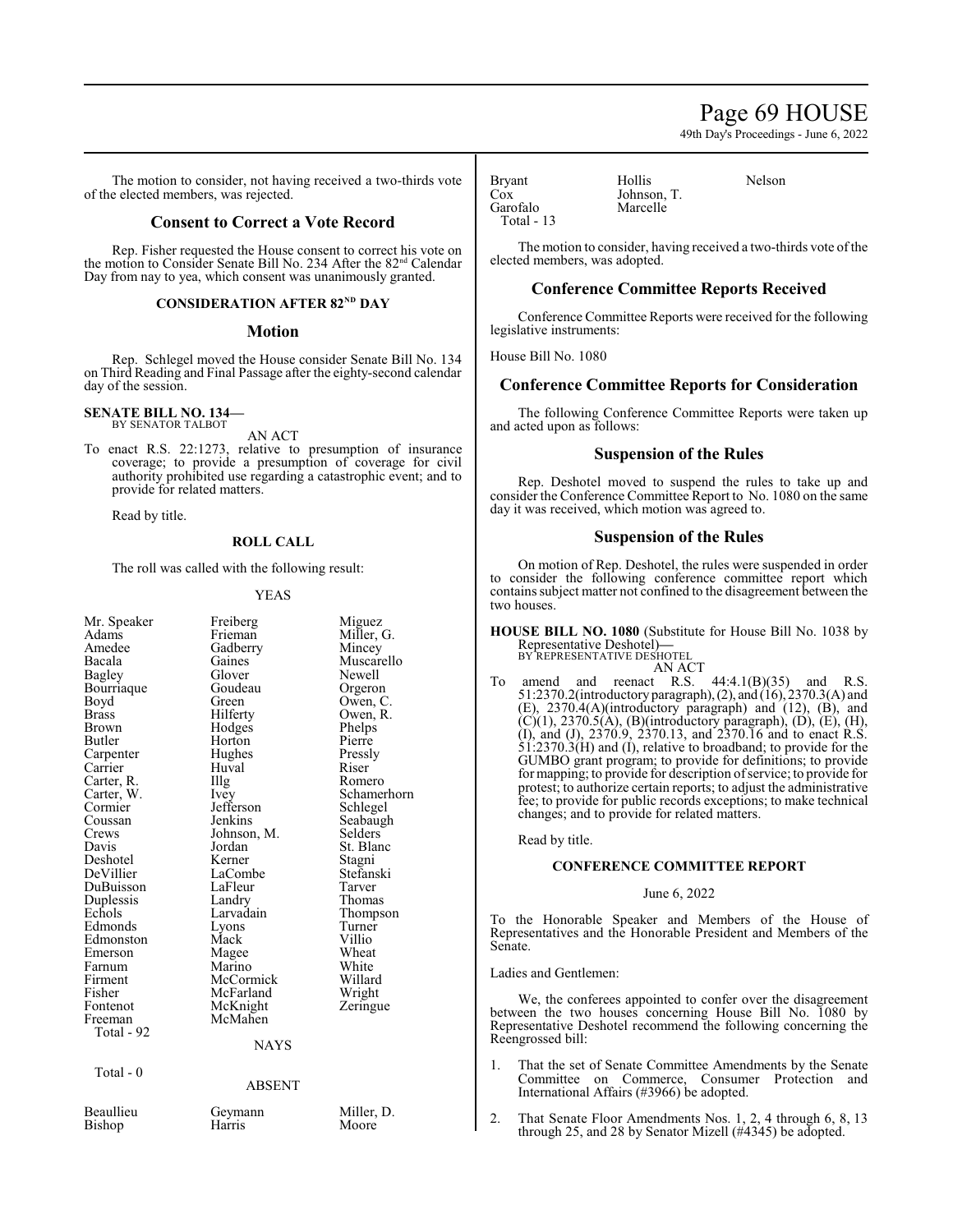The motion to consider, not having received a two-thirds vote of the elected members, was rejected.

## Consent to Correct a Vote Record

Rep. Fisher requested the House consent to correct his vote on the motion to Consider Senate Bill No. 234 After the 82nd Calendar Day from nay to yea, which consent was unanimously granted.

### CONSIDERATION AFTER 82ND DAY

## Motion

Rep. Schlegel moved the House consider Senate Bill No. 134 on Third Reading and Final Passage after the eighty-second calendar day of the session.

**SENATE BILL NO. 134—**
BY SENATOR TALBOT

AN ACT

To enact R.S. 22:1273, relative to presumption of insurance coverage; to provide a presumption of coverage for civil authority prohibited use regarding a catastrophic event; and to provide for related matters.

Read by title.

### ROLL CALL

The roll was called with the following result:

YEAS

| | | |
|---|---|---|
| Mr. Speaker | Freiberg | Miguez |
| Adams | Frieman | Miller, G. |
| Amedee | Gadberry | Mincey |
| Bacala | Gaines | Muscarello |
| Bagley | Glover | Newell |
| Bourriaque | Goudeau | Orgeron |
| Boyd | Green | Owen, C. |
| Brass | Hilferty | Owen, R. |
| Brown | Hodges | Phelps |
| Butler | Horton | Pierre |
| Carpenter | Hughes | Pressly |
| Carrier | Huval | Riser |
| Carter, R. | Illg | Romero |
| Carter, W. | Ivey | Schamerhorn |
| Cormier | Jefferson | Schlegel |
| Coussan | Jenkins | Seabaugh |
| Crews | Johnson, M. | Selders |
| Davis | Jordan | St. Blanc |
| Deshotel | Kerner | Stagni |
| DeVillier | LaCombe | Stefanski |
| DuBuisson | LaFleur | Tarver |
| Duplessis | Landry | Thomas |
| Echols | Larvadain | Thompson |
| Edmonds | Lyons | Turner |
| Edmonston | Mack | Villio |
| Emerson | Magee | Wheat |
| Farnum | Marino | White |
| Firment | McCormick | Willard |
| Fisher | McFarland | Wright |
| Fontenot | McKnight | Zeringue |
| Freeman | McMahen | |

Total - 92

NAYS

Total - 0

ABSENT

| | | |
|---|---|---|
| Beaullieu | Geymann | Miller, D. |
| Bishop | Harris | Moore |
| Bryant | Hollis | Nelson |
| Cox | Johnson, T. | |
| Garofalo | Marcelle | |

Total - 13

The motion to consider, having received a two-thirds vote of the elected members, was adopted.

## Conference Committee Reports Received

Conference Committee Reports were received for the following legislative instruments:

House Bill No. 1080

## Conference Committee Reports for Consideration

The following Conference Committee Reports were taken up and acted upon as follows:

## Suspension of the Rules

Rep. Deshotel moved to suspend the rules to take up and consider the Conference Committee Report to No. 1080 on the same day it was received, which motion was agreed to.

## Suspension of the Rules

On motion of Rep. Deshotel, the rules were suspended in order to consider the following conference committee report which contains subject matter not confined to the disagreement between the two houses.

**HOUSE BILL NO. 1080** (Substitute for House Bill No. 1038 by Representative Deshotel)**—**
BY REPRESENTATIVE DESHOTEL

AN ACT

To amend and reenact R.S. 44:4.1(B)(35) and R.S. 51:2370.2(introductory paragraph), (2), and (16), 2370.3(A) and (E), 2370.4(A)(introductory paragraph) and (12), (B), and (C)(1), 2370.5(A), (B)(introductory paragraph), (D), (E), (H), (I), and (J), 2370.9, 2370.13, and 2370.16 and to enact R.S. 51:2370.3(H) and (I), relative to broadband; to provide for the GUMBO grant program; to provide for definitions; to provide for mapping; to provide for description of service; to provide for protest; to authorize certain reports; to adjust the administrative fee; to provide for public records exceptions; to make technical changes; and to provide for related matters.

Read by title.

### CONFERENCE COMMITTEE REPORT

June 6, 2022

To the Honorable Speaker and Members of the House of Representatives and the Honorable President and Members of the Senate.

Ladies and Gentlemen:

We, the conferees appointed to confer over the disagreement between the two houses concerning House Bill No. 1080 by Representative Deshotel recommend the following concerning the Reengrossed bill:

1. That the set of Senate Committee Amendments by the Senate Committee on Commerce, Consumer Protection and International Affairs (#3966) be adopted.

2. That Senate Floor Amendments Nos. 1, 2, 4 through 6, 8, 13 through 25, and 28 by Senator Mizell (#4345) be adopted.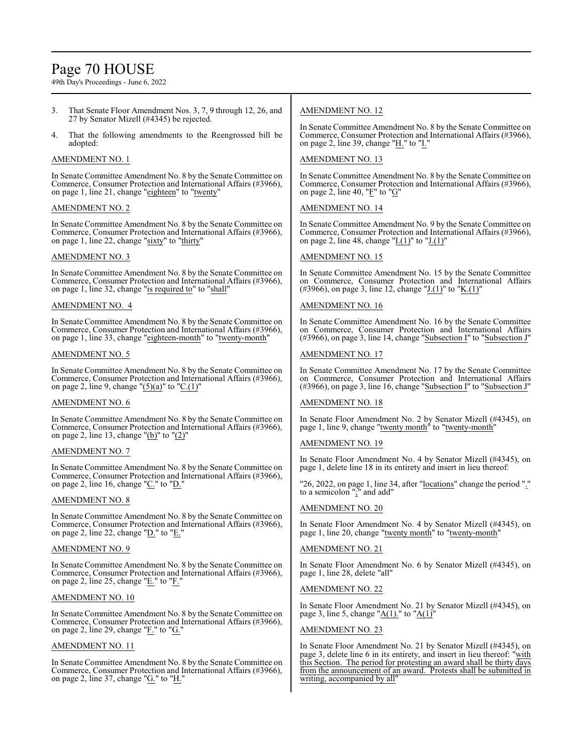3. That Senate Floor Amendment Nos. 3, 7, 9 through 12, 26, and 27 by Senator Mizell (#4345) be rejected.

4. That the following amendments to the Reengrossed bill be adopted:

AMENDMENT NO. 1

In Senate Committee Amendment No. 8 by the Senate Committee on Commerce, Consumer Protection and International Affairs (#3966), on page 1, line 21, change "eighteen" to "twenty"

AMENDMENT NO. 2

In Senate Committee Amendment No. 8 by the Senate Committee on Commerce, Consumer Protection and International Affairs (#3966), on page 1, line 22, change "sixty" to "thirty"

AMENDMENT NO. 3

In Senate Committee Amendment No. 8 by the Senate Committee on Commerce, Consumer Protection and International Affairs (#3966), on page 1, line 32, change "is required to" to "shall"

AMENDMENT NO. 4

In Senate Committee Amendment No. 8 by the Senate Committee on Commerce, Consumer Protection and International Affairs (#3966), on page 1, line 33, change "eighteen-month" to "twenty-month"

AMENDMENT NO. 5

In Senate Committee Amendment No. 8 by the Senate Committee on Commerce, Consumer Protection and International Affairs (#3966), on page 2, line 9, change "(5)(a)" to "C.(1)"

AMENDMENT NO. 6

In Senate Committee Amendment No. 8 by the Senate Committee on Commerce, Consumer Protection and International Affairs (#3966), on page 2, line 13, change "(b)" to "(2)"

AMENDMENT NO. 7

In Senate Committee Amendment No. 8 by the Senate Committee on Commerce, Consumer Protection and International Affairs (#3966), on page 2, line 16, change "C." to "D."

AMENDMENT NO. 8

In Senate Committee Amendment No. 8 by the Senate Committee on Commerce, Consumer Protection and International Affairs (#3966), on page 2, line 22, change "D." to "E."

AMENDMENT NO. 9

In Senate Committee Amendment No. 8 by the Senate Committee on Commerce, Consumer Protection and International Affairs (#3966), on page 2, line 25, change "E." to "F."

AMENDMENT NO. 10

In Senate Committee Amendment No. 8 by the Senate Committee on Commerce, Consumer Protection and International Affairs (#3966), on page 2, line 29, change "F." to "G."

AMENDMENT NO. 11

In Senate Committee Amendment No. 8 by the Senate Committee on Commerce, Consumer Protection and International Affairs (#3966), on page 2, line 37, change "G." to "H."

AMENDMENT NO. 12

In Senate Committee Amendment No. 8 by the Senate Committee on Commerce, Consumer Protection and International Affairs (#3966), on page 2, line 39, change "H." to "I."

AMENDMENT NO. 13

In Senate Committee Amendment No. 8 by the Senate Committee on Commerce, Consumer Protection and International Affairs (#3966), on page 2, line 40, "F" to "G"

AMENDMENT NO. 14

In Senate Committee Amendment No. 9 by the Senate Committee on Commerce, Consumer Protection and International Affairs (#3966), on page 2, line 48, change "I.(1)" to "J.(1)"

AMENDMENT NO. 15

In Senate Committee Amendment No. 15 by the Senate Committee on Commerce, Consumer Protection and International Affairs (#3966), on page 3, line 12, change "J.(1)" to "K.(1)"

AMENDMENT NO. 16

In Senate Committee Amendment No. 16 by the Senate Committee on Commerce, Consumer Protection and International Affairs (#3966), on page 3, line 14, change "Subsection I" to "Subsection J"

AMENDMENT NO. 17

In Senate Committee Amendment No. 17 by the Senate Committee on Commerce, Consumer Protection and International Affairs (#3966), on page 3, line 16, change "Subsection I" to "Subsection J"

AMENDMENT NO. 18

In Senate Floor Amendment No. 2 by Senator Mizell (#4345), on page 1, line 9, change "twenty month" to "twenty-month"

AMENDMENT NO. 19

In Senate Floor Amendment No. 4 by Senator Mizell (#4345), on page 1, delete line 18 in its entirety and insert in lieu thereof:

"26, 2022, on page 1, line 34, after "locations" change the period "." to a semicolon ";" and add"

AMENDMENT NO. 20

In Senate Floor Amendment No. 4 by Senator Mizell (#4345), on page 1, line 20, change "twenty month" to "twenty-month"

AMENDMENT NO. 21

In Senate Floor Amendment No. 6 by Senator Mizell (#4345), on page 1, line 28, delete "all"

AMENDMENT NO. 22

In Senate Floor Amendment No. 21 by Senator Mizell (#4345), on page 3, line 5, change "A(1)." to "A(1)"

AMENDMENT NO. 23

In Senate Floor Amendment No. 21 by Senator Mizell (#4345), on page 3, delete line 6 in its entirety, and insert in lieu thereof: "with this Section. The period for protesting an award shall be thirty days from the announcement of an award. Protests shall be submitted in writing, accompanied by all"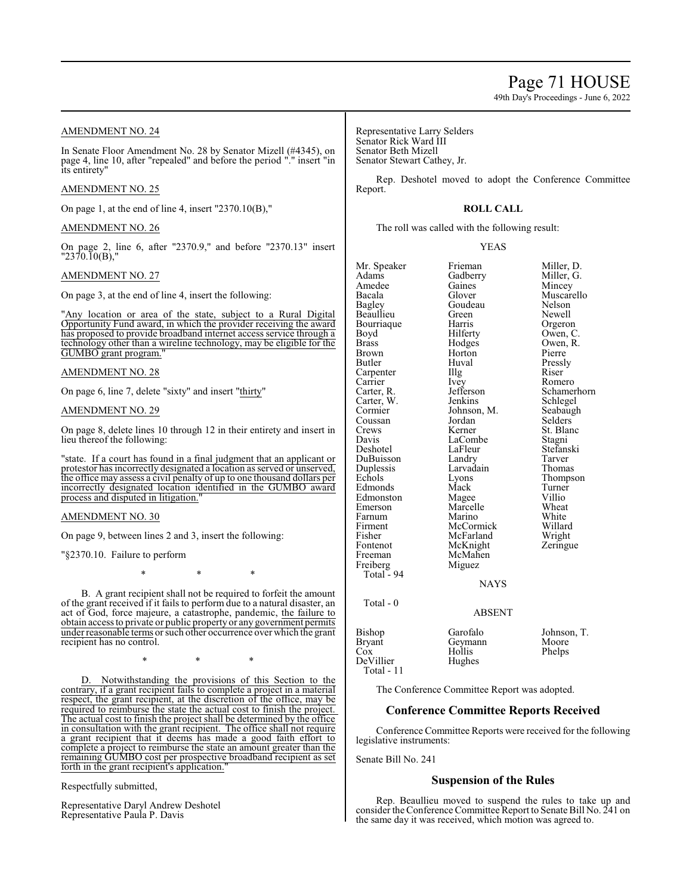AMENDMENT NO. 24

In Senate Floor Amendment No. 28 by Senator Mizell (#4345), on page 4, line 10, after "repealed" and before the period "." insert "in its entirety"

AMENDMENT NO. 25

On page 1, at the end of line 4, insert "2370.10(B),"

AMENDMENT NO. 26

On page 2, line 6, after "2370.9," and before "2370.13" insert "2370.10(B),"

AMENDMENT NO. 27

On page 3, at the end of line 4, insert the following:

"Any location or area of the state, subject to a Rural Digital Opportunity Fund award, in which the provider receiving the award has proposed to provide broadband internet access service through a technology other than a wireline technology, may be eligible for the GUMBO grant program."

AMENDMENT NO. 28

On page 6, line 7, delete "sixty" and insert "thirty"

AMENDMENT NO. 29

On page 8, delete lines 10 through 12 in their entirety and insert in lieu thereof the following:

"state. If a court has found in a final judgment that an applicant or protestor has incorrectly designated a location as served or unserved, the office may assess a civil penalty of up to one thousand dollars per incorrectly designated location identified in the GUMBO award process and disputed in litigation."

AMENDMENT NO. 30

On page 9, between lines 2 and 3, insert the following:

"§2370.10. Failure to perform

\* \* \*

B. A grant recipient shall not be required to forfeit the amount of the grant received if it fails to perform due to a natural disaster, an act of God, force majeure, a catastrophe, pandemic, the failure to obtain access to private or public property or any government permits under reasonable terms or such other occurrence over which the grant recipient has no control.

\* \* \*

D. Notwithstanding the provisions of this Section to the contrary, if a grant recipient fails to complete a project in a material respect, the grant recipient, at the discretion of the office, may be required to reimburse the state the actual cost to finish the project. The actual cost to finish the project shall be determined by the office in consultation with the grant recipient. The office shall not require a grant recipient that it deems has made a good faith effort to complete a project to reimburse the state an amount greater than the remaining GUMBO cost per prospective broadband recipient as set forth in the grant recipient's application."

Respectfully submitted,

Representative Daryl Andrew Deshotel
Representative Paula P. Davis
Representative Larry Selders
Senator Rick Ward III
Senator Beth Mizell
Senator Stewart Cathey, Jr.

Rep. Deshotel moved to adopt the Conference Committee Report.

**ROLL CALL**

The roll was called with the following result:

YEAS

| | | |
|---|---|---|
| Mr. Speaker | Frieman | Miller, D. |
| Adams | Gadberry | Miller, G. |
| Amedee | Gaines | Mincey |
| Bacala | Glover | Muscarello |
| Bagley | Goudeau | Nelson |
| Beaullieu | Green | Newell |
| Bourriaque | Harris | Orgeron |
| Boyd | Hilferty | Owen, C. |
| Brass | Hodges | Owen, R. |
| Brown | Horton | Pierre |
| Butler | Huval | Pressly |
| Carpenter | Illg | Riser |
| Carrier | Ivey | Romero |
| Carter, R. | Jefferson | Schamerhorn |
| Carter, W. | Jenkins | Schlegel |
| Cormier | Johnson, M. | Seabaugh |
| Coussan | Jordan | Selders |
| Crews | Kerner | St. Blanc |
| Davis | LaCombe | Stagni |
| Deshotel | LaFleur | Stefanski |
| DuBuisson | Landry | Tarver |
| Duplessis | Larvadain | Thomas |
| Echols | Lyons | Thompson |
| Edmonds | Mack | Turner |
| Edmonston | Magee | Villio |
| Emerson | Marcelle | Wheat |
| Farnum | Marino | White |
| Firment | McCormick | Willard |
| Fisher | McFarland | Wright |
| Fontenot | McKnight | Zeringue |
| Freeman | McMahen | |
| Freiberg | Miguez | |

Total - 94

NAYS

Total - 0

ABSENT

| | | |
|---|---|---|
| Bishop | Garofalo | Johnson, T. |
| Bryant | Geymann | Moore |
| Cox | Hollis | Phelps |
| DeVillier | Hughes | |

Total - 11

The Conference Committee Report was adopted.

## Conference Committee Reports Received

Conference Committee Reports were received for the following legislative instruments:

Senate Bill No. 241

## Suspension of the Rules

Rep. Beaullieu moved to suspend the rules to take up and consider the Conference Committee Report to Senate Bill No. 241 on the same day it was received, which motion was agreed to.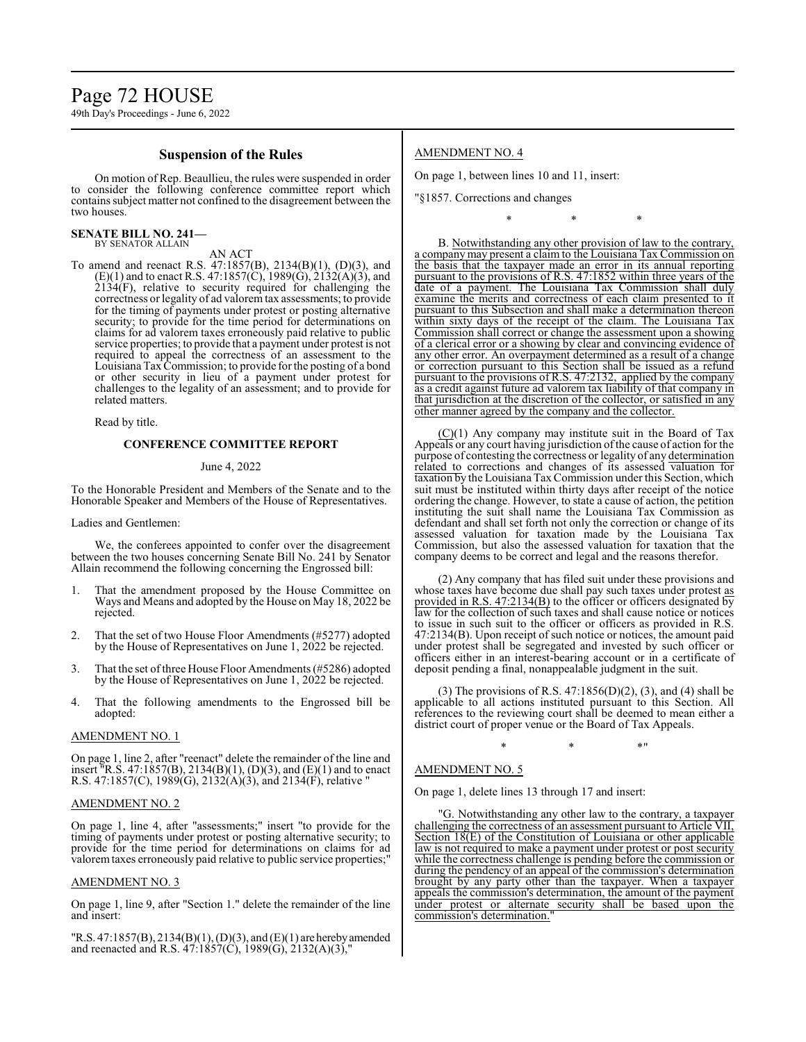## Suspension of the Rules

On motion of Rep. Beaullieu, the rules were suspended in order to consider the following conference committee report which contains subject matter not confined to the disagreement between the two houses.

**SENATE BILL NO. 241—**
BY SENATOR ALLAIN

AN ACT

To amend and reenact R.S. 47:1857(B), 2134(B)(1), (D)(3), and (E)(1) and to enact R.S. 47:1857(C), 1989(G), 2132(A)(3), and 2134(F), relative to security required for challenging the correctness or legality of ad valorem tax assessments; to provide for the timing of payments under protest or posting alternative security; to provide for the time period for determinations on claims for ad valorem taxes erroneously paid relative to public service properties; to provide that a payment under protest is not required to appeal the correctness of an assessment to the Louisiana Tax Commission; to provide for the posting of a bond or other security in lieu of a payment under protest for challenges to the legality of an assessment; and to provide for related matters.

Read by title.

### CONFERENCE COMMITTEE REPORT

June 4, 2022

To the Honorable President and Members of the Senate and to the Honorable Speaker and Members of the House of Representatives.

Ladies and Gentlemen:

We, the conferees appointed to confer over the disagreement between the two houses concerning Senate Bill No. 241 by Senator Allain recommend the following concerning the Engrossed bill:

1. That the amendment proposed by the House Committee on Ways and Means and adopted by the House on May 18, 2022 be rejected.

2. That the set of two House Floor Amendments (#5277) adopted by the House of Representatives on June 1, 2022 be rejected.

3. That the set of three House Floor Amendments (#5286) adopted by the House of Representatives on June 1, 2022 be rejected.

4. That the following amendments to the Engrossed bill be adopted:

AMENDMENT NO. 1

On page 1, line 2, after "reenact" delete the remainder of the line and insert "R.S. 47:1857(B), 2134(B)(1), (D)(3), and (E)(1) and to enact R.S. 47:1857(C), 1989(G), 2132(A)(3), and 2134(F), relative "

AMENDMENT NO. 2

On page 1, line 4, after "assessments;" insert "to provide for the timing of payments under protest or posting alternative security; to provide for the time period for determinations on claims for ad valorem taxes erroneously paid relative to public service properties;"

AMENDMENT NO. 3

On page 1, line 9, after "Section 1." delete the remainder of the line and insert:

"R.S. 47:1857(B), 2134(B)(1), (D)(3), and (E)(1) are hereby amended and reenacted and R.S. 47:1857(C), 1989(G), 2132(A)(3),"

AMENDMENT NO. 4

On page 1, between lines 10 and 11, insert:

"§1857. Corrections and changes

\* \* \*

B. Notwithstanding any other provision of law to the contrary, a company may present a claim to the Louisiana Tax Commission on the basis that the taxpayer made an error in its annual reporting pursuant to the provisions of R.S. 47:1852 within three years of the date of a payment. The Louisiana Tax Commission shall duly examine the merits and correctness of each claim presented to it pursuant to this Subsection and shall make a determination thereon within sixty days of the receipt of the claim. The Louisiana Tax Commission shall correct or change the assessment upon a showing of a clerical error or a showing by clear and convincing evidence of any other error. An overpayment determined as a result of a change or correction pursuant to this Section shall be issued as a refund pursuant to the provisions of R.S. 47:2132, applied by the company as a credit against future ad valorem tax liability of that company in that jurisdiction at the discretion of the collector, or satisfied in any other manner agreed by the company and the collector.

(C)(1) Any company may institute suit in the Board of Tax Appeals or any court having jurisdiction of the cause of action for the purpose of contesting the correctness or legality of any determination related to corrections and changes of its assessed valuation for taxation by the Louisiana Tax Commission under this Section, which suit must be instituted within thirty days after receipt of the notice ordering the change. However, to state a cause of action, the petition instituting the suit shall name the Louisiana Tax Commission as defendant and shall set forth not only the correction or change of its assessed valuation for taxation made by the Louisiana Tax Commission, but also the assessed valuation for taxation that the company deems to be correct and legal and the reasons therefor.

(2) Any company that has filed suit under these provisions and whose taxes have become due shall pay such taxes under protest as provided in R.S. 47:2134(B) to the officer or officers designated by law for the collection of such taxes and shall cause notice or notices to issue in such suit to the officer or officers as provided in R.S. 47:2134(B). Upon receipt of such notice or notices, the amount paid under protest shall be segregated and invested by such officer or officers either in an interest-bearing account or in a certificate of deposit pending a final, nonappealable judgment in the suit.

(3) The provisions of R.S. 47:1856(D)(2), (3), and (4) shall be applicable to all actions instituted pursuant to this Section. All references to the reviewing court shall be deemed to mean either a district court of proper venue or the Board of Tax Appeals.

\* \* \*"

AMENDMENT NO. 5

On page 1, delete lines 13 through 17 and insert:

"G. Notwithstanding any other law to the contrary, a taxpayer challenging the correctness of an assessment pursuant to Article VII, Section 18(E) of the Constitution of Louisiana or other applicable law is not required to make a payment under protest or post security while the correctness challenge is pending before the commission or during the pendency of an appeal of the commission's determination brought by any party other than the taxpayer. When a taxpayer appeals the commission's determination, the amount of the payment under protest or alternate security shall be based upon the commission's determination."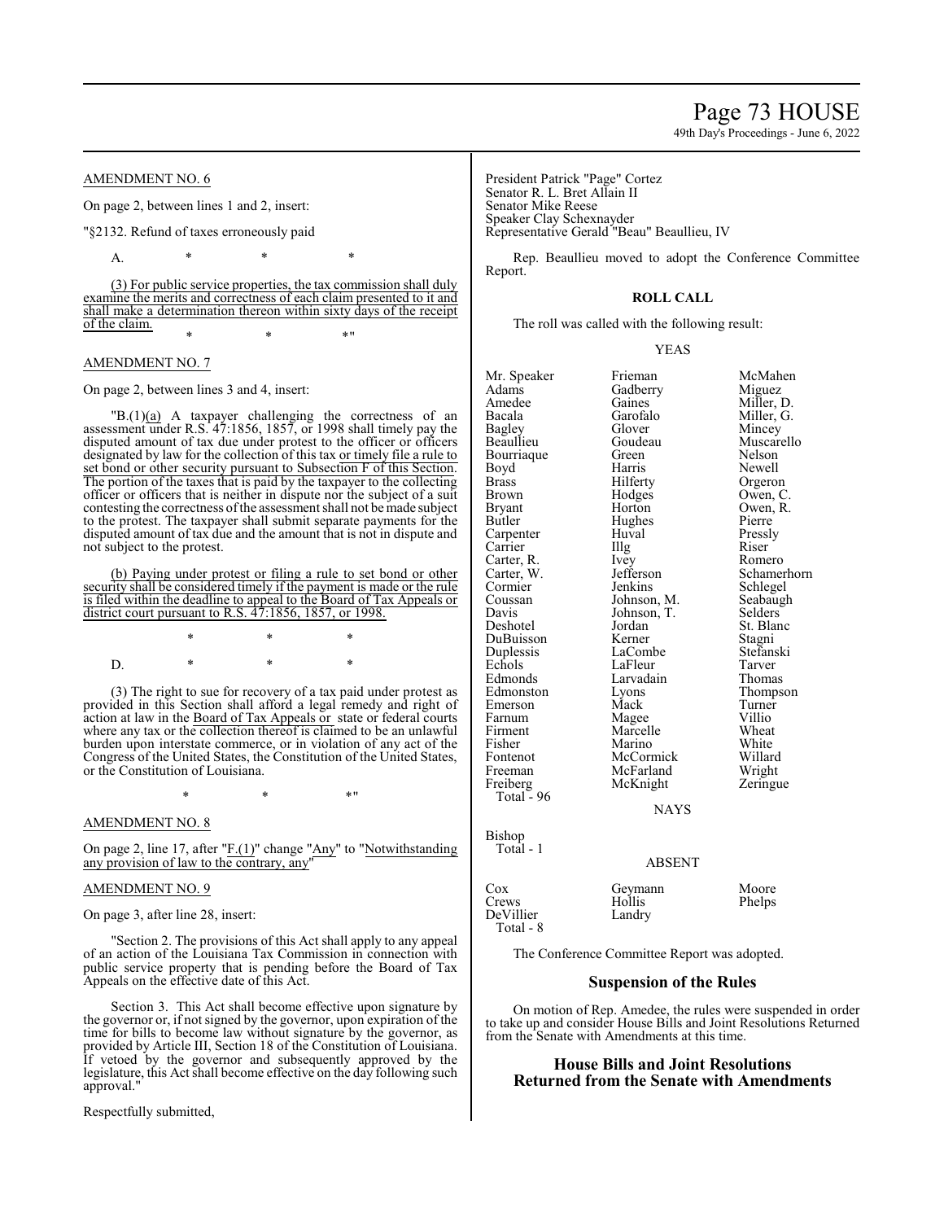AMENDMENT NO. 6

On page 2, between lines 1 and 2, insert:

"§2132. Refund of taxes erroneously paid

A. * * *

(3) For public service properties, the tax commission shall duly examine the merits and correctness of each claim presented to it and shall make a determination thereon within sixty days of the receipt of the claim.

\* \* \*"

AMENDMENT NO. 7

On page 2, between lines 3 and 4, insert:

"B.(1)(a) A taxpayer challenging the correctness of an assessment under R.S. 47:1856, 1857, or 1998 shall timely pay the disputed amount of tax due under protest to the officer or officers designated by law for the collection of this tax or timely file a rule to set bond or other security pursuant to Subsection F of this Section. The portion of the taxes that is paid by the taxpayer to the collecting officer or officers that is neither in dispute nor the subject of a suit contesting the correctness of the assessment shall not be made subject to the protest. The taxpayer shall submit separate payments for the disputed amount of tax due and the amount that is not in dispute and not subject to the protest.

(b) Paying under protest or filing a rule to set bond or other security shall be considered timely if the payment is made or the rule is filed within the deadline to appeal to the Board of Tax Appeals or district court pursuant to R.S. 47:1856, 1857, or 1998.

\* \* \*

D. * * *

(3) The right to sue for recovery of a tax paid under protest as provided in this Section shall afford a legal remedy and right of action at law in the Board of Tax Appeals or state or federal courts where any tax or the collection thereof is claimed to be an unlawful burden upon interstate commerce, or in violation of any act of the Congress of the United States, the Constitution of the United States, or the Constitution of Louisiana.

\* \* \*"

AMENDMENT NO. 8

On page 2, line 17, after "F.(1)" change "Any" to "Notwithstanding any provision of law to the contrary, any"

AMENDMENT NO. 9

On page 3, after line 28, insert:

"Section 2. The provisions of this Act shall apply to any appeal of an action of the Louisiana Tax Commission in connection with public service property that is pending before the Board of Tax Appeals on the effective date of this Act.

Section 3. This Act shall become effective upon signature by the governor or, if not signed by the governor, upon expiration of the time for bills to become law without signature by the governor, as provided by Article III, Section 18 of the Constitution of Louisiana. If vetoed by the governor and subsequently approved by the legislature, this Act shall become effective on the day following such approval."

Respectfully submitted,

President Patrick "Page" Cortez
Senator R. L. Bret Allain II
Senator Mike Reese
Speaker Clay Schexnayder
Representative Gerald "Beau" Beaullieu, IV

Rep. Beaullieu moved to adopt the Conference Committee Report.

**ROLL CALL**

The roll was called with the following result:

YEAS

| | | |
|---|---|---|
| Mr. Speaker | Frieman | McMahen |
| Adams | Gadberry | Miguez |
| Amedee | Gaines | Miller, D. |
| Bacala | Garofalo | Miller, G. |
| Bagley | Glover | Mincey |
| Beaullieu | Goudeau | Muscarello |
| Bourriaque | Green | Nelson |
| Boyd | Harris | Newell |
| Brass | Hilferty | Orgeron |
| Brown | Hodges | Owen, C. |
| Bryant | Horton | Owen, R. |
| Butler | Hughes | Pierre |
| Carpenter | Huval | Pressly |
| Carrier | Illg | Riser |
| Carter, R. | Ivey | Romero |
| Carter, W. | Jefferson | Schamerhorn |
| Cormier | Jenkins | Schlegel |
| Coussan | Johnson, M. | Seabaugh |
| Davis | Johnson, T. | Selders |
| Deshotel | Jordan | St. Blanc |
| DuBuisson | Kerner | Stagni |
| Duplessis | LaCombe | Stefanski |
| Echols | LaFleur | Tarver |
| Edmonds | Larvadain | Thomas |
| Edmonston | Lyons | Thompson |
| Emerson | Mack | Turner |
| Farnum | Magee | Villio |
| Firment | Marcelle | Wheat |
| Fisher | Marino | White |
| Fontenot | McCormick | Willard |
| Freeman | McFarland | Wright |
| Freiberg | McKnight | Zeringue |

Total - 96

NAYS

Bishop
Total - 1

ABSENT

| | | |
|---|---|---|
| Cox | Geymann | Moore |
| Crews | Hollis | Phelps |
| DeVillier | Landry | |

Total - 8

The Conference Committee Report was adopted.

## Suspension of the Rules

On motion of Rep. Amedee, the rules were suspended in order to take up and consider House Bills and Joint Resolutions Returned from the Senate with Amendments at this time.

## House Bills and Joint Resolutions Returned from the Senate with Amendments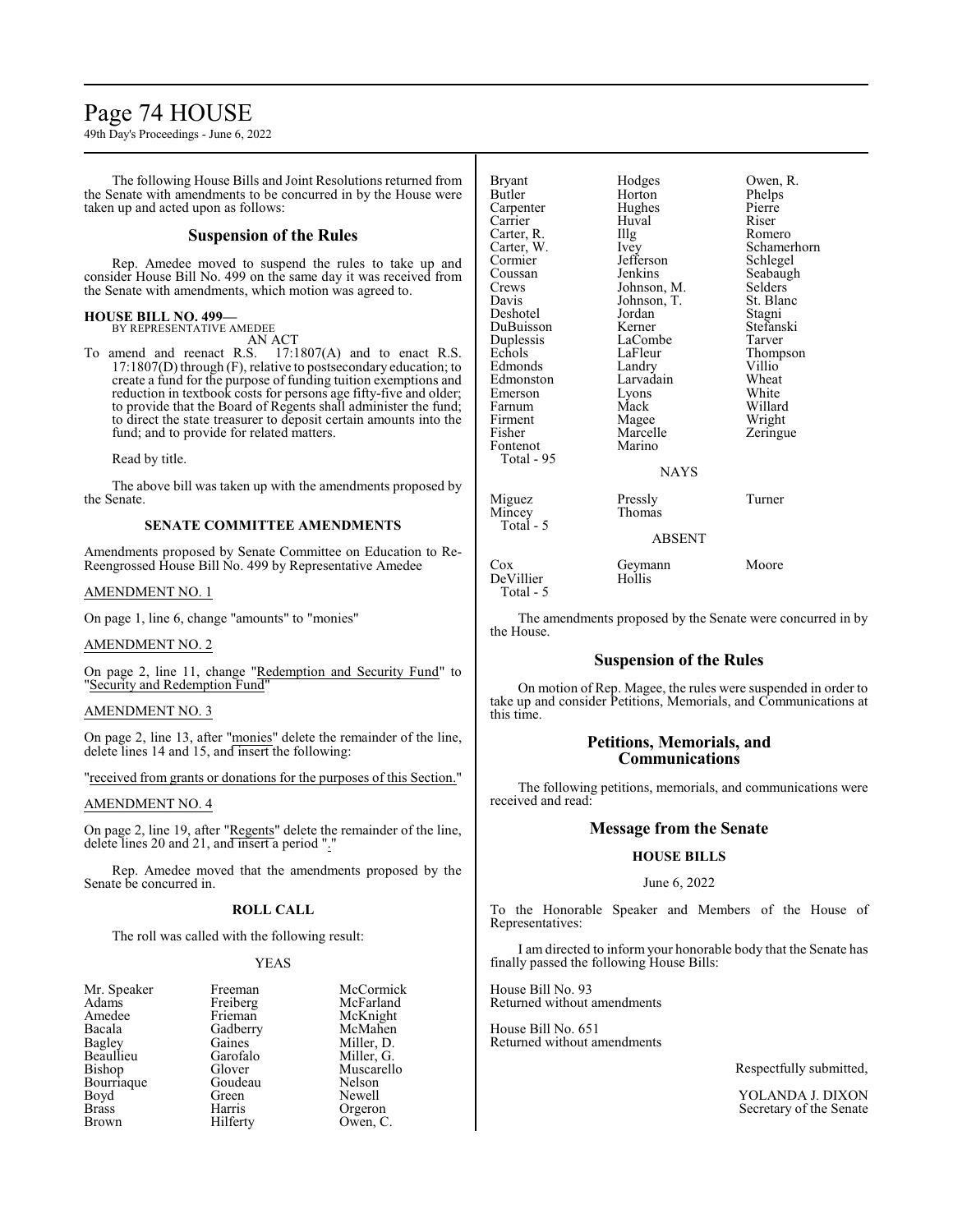The following House Bills and Joint Resolutions returned from the Senate with amendments to be concurred in by the House were taken up and acted upon as follows:

## Suspension of the Rules

Rep. Amedee moved to suspend the rules to take up and consider House Bill No. 499 on the same day it was received from the Senate with amendments, which motion was agreed to.

**HOUSE BILL NO. 499—**
BY REPRESENTATIVE AMEDEE
AN ACT

To amend and reenact R.S. 17:1807(A) and to enact R.S. 17:1807(D) through (F), relative to postsecondary education; to create a fund for the purpose of funding tuition exemptions and reduction in textbook costs for persons age fifty-five and older; to provide that the Board of Regents shall administer the fund; to direct the state treasurer to deposit certain amounts into the fund; and to provide for related matters.

Read by title.

The above bill was taken up with the amendments proposed by the Senate.

### SENATE COMMITTEE AMENDMENTS

Amendments proposed by Senate Committee on Education to Re-Reengrossed House Bill No. 499 by Representative Amedee

AMENDMENT NO. 1

On page 1, line 6, change "amounts" to "monies"

AMENDMENT NO. 2

On page 2, line 11, change "Redemption and Security Fund" to "Security and Redemption Fund"

AMENDMENT NO. 3

On page 2, line 13, after "monies" delete the remainder of the line, delete lines 14 and 15, and insert the following:

"received from grants or donations for the purposes of this Section."

AMENDMENT NO. 4

On page 2, line 19, after "Regents" delete the remainder of the line, delete lines 20 and 21, and insert a period "."

Rep. Amedee moved that the amendments proposed by the Senate be concurred in.

### ROLL CALL

The roll was called with the following result:

YEAS

| | | |
|---|---|---|
| Mr. Speaker | Freeman | McCormick |
| Adams | Freiberg | McFarland |
| Amedee | Frieman | McKnight |
| Bacala | Gadberry | McMahen |
| Bagley | Gaines | Miller, D. |
| Beaullieu | Garofalo | Miller, G. |
| Bishop | Glover | Muscarello |
| Bourriaque | Goudeau | Nelson |
| Boyd | Green | Newell |
| Brass | Harris | Orgeron |
| Brown | Hilferty | Owen, C. |
| Bryant | Hodges | Owen, R. |
| Butler | Horton | Phelps |
| Carpenter | Hughes | Pierre |
| Carrier | Huval | Riser |
| Carter, R. | Illg | Romero |
| Carter, W. | Ivey | Schamerhorn |
| Cormier | Jefferson | Schlegel |
| Coussan | Jenkins | Seabaugh |
| Crews | Johnson, M. | Selders |
| Davis | Johnson, T. | St. Blanc |
| Deshotel | Jordan | Stagni |
| DuBuisson | Kerner | Stefanski |
| Duplessis | LaCombe | Tarver |
| Echols | LaFleur | Thompson |
| Edmonds | Landry | Villio |
| Edmonston | Larvadain | Wheat |
| Emerson | Lyons | White |
| Farnum | Mack | Willard |
| Firment | Magee | Wright |
| Fisher | Marcelle | Zeringue |
| Fontenot | Marino | |
| Total - 95 | | |

NAYS

| | | |
|---|---|---|
| Miguez | Pressly | Turner |
| Mincey | Thomas | |
| Total - 5 | | |

ABSENT

| | | |
|---|---|---|
| Cox | Geymann | Moore |
| DeVillier | Hollis | |
| Total - 5 | | |

The amendments proposed by the Senate were concurred in by the House.

## Suspension of the Rules

On motion of Rep. Magee, the rules were suspended in order to take up and consider Petitions, Memorials, and Communications at this time.

## Petitions, Memorials, and Communications

The following petitions, memorials, and communications were received and read:

## Message from the Senate

### HOUSE BILLS

June 6, 2022

To the Honorable Speaker and Members of the House of Representatives:

I am directed to inform your honorable body that the Senate has finally passed the following House Bills:

House Bill No. 93
Returned without amendments

House Bill No. 651
Returned without amendments

Respectfully submitted,

YOLANDA J. DIXON
Secretary of the Senate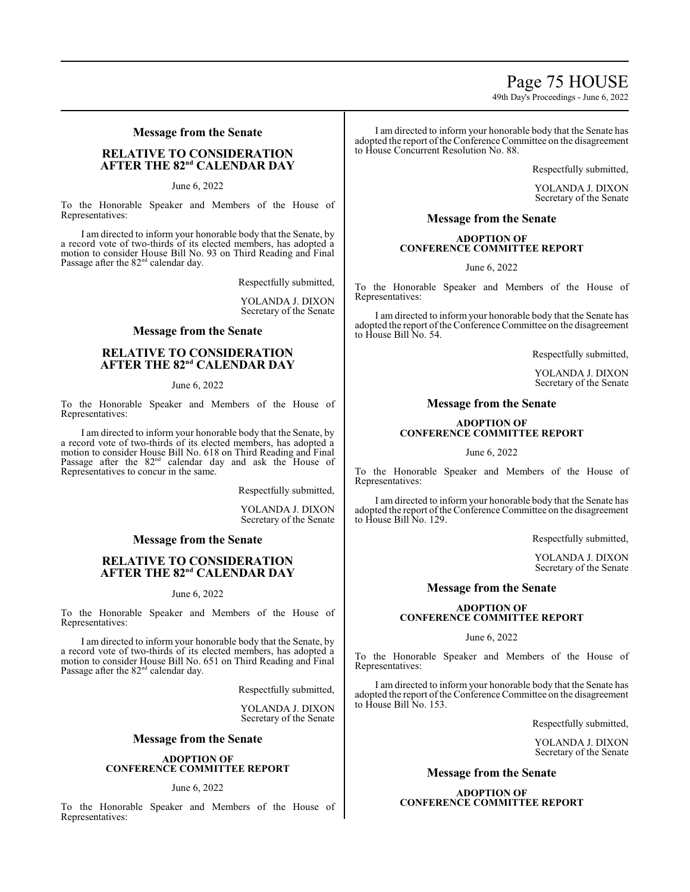### Message from the Senate

**RELATIVE TO CONSIDERATION AFTER THE 82nd CALENDAR DAY**

June 6, 2022

To the Honorable Speaker and Members of the House of Representatives:

I am directed to inform your honorable body that the Senate, by a record vote of two-thirds of its elected members, has adopted a motion to consider House Bill No. 93 on Third Reading and Final Passage after the 82nd calendar day.

Respectfully submitted,

YOLANDA J. DIXON
Secretary of the Senate

### Message from the Senate

**RELATIVE TO CONSIDERATION AFTER THE 82nd CALENDAR DAY**

June 6, 2022

To the Honorable Speaker and Members of the House of Representatives:

I am directed to inform your honorable body that the Senate, by a record vote of two-thirds of its elected members, has adopted a motion to consider House Bill No. 618 on Third Reading and Final Passage after the 82nd calendar day and ask the House of Representatives to concur in the same.

Respectfully submitted,

YOLANDA J. DIXON
Secretary of the Senate

### Message from the Senate

**RELATIVE TO CONSIDERATION AFTER THE 82nd CALENDAR DAY**

June 6, 2022

To the Honorable Speaker and Members of the House of Representatives:

I am directed to inform your honorable body that the Senate, by a record vote of two-thirds of its elected members, has adopted a motion to consider House Bill No. 651 on Third Reading and Final Passage after the 82nd calendar day.

Respectfully submitted,

YOLANDA J. DIXON
Secretary of the Senate

### Message from the Senate

**ADOPTION OF CONFERENCE COMMITTEE REPORT**

June 6, 2022

To the Honorable Speaker and Members of the House of Representatives:

I am directed to inform your honorable body that the Senate has adopted the report of the Conference Committee on the disagreement to House Concurrent Resolution No. 88.

Respectfully submitted,

YOLANDA J. DIXON
Secretary of the Senate

### Message from the Senate

**ADOPTION OF CONFERENCE COMMITTEE REPORT**

June 6, 2022

To the Honorable Speaker and Members of the House of Representatives:

I am directed to inform your honorable body that the Senate has adopted the report of the Conference Committee on the disagreement to House Bill No. 54.

Respectfully submitted,

YOLANDA J. DIXON
Secretary of the Senate

### Message from the Senate

**ADOPTION OF CONFERENCE COMMITTEE REPORT**

June 6, 2022

To the Honorable Speaker and Members of the House of Representatives:

I am directed to inform your honorable body that the Senate has adopted the report of the Conference Committee on the disagreement to House Bill No. 129.

Respectfully submitted,

YOLANDA J. DIXON
Secretary of the Senate

### Message from the Senate

**ADOPTION OF CONFERENCE COMMITTEE REPORT**

June 6, 2022

To the Honorable Speaker and Members of the House of Representatives:

I am directed to inform your honorable body that the Senate has adopted the report of the Conference Committee on the disagreement to House Bill No. 153.

Respectfully submitted,

YOLANDA J. DIXON
Secretary of the Senate

### Message from the Senate

**ADOPTION OF CONFERENCE COMMITTEE REPORT**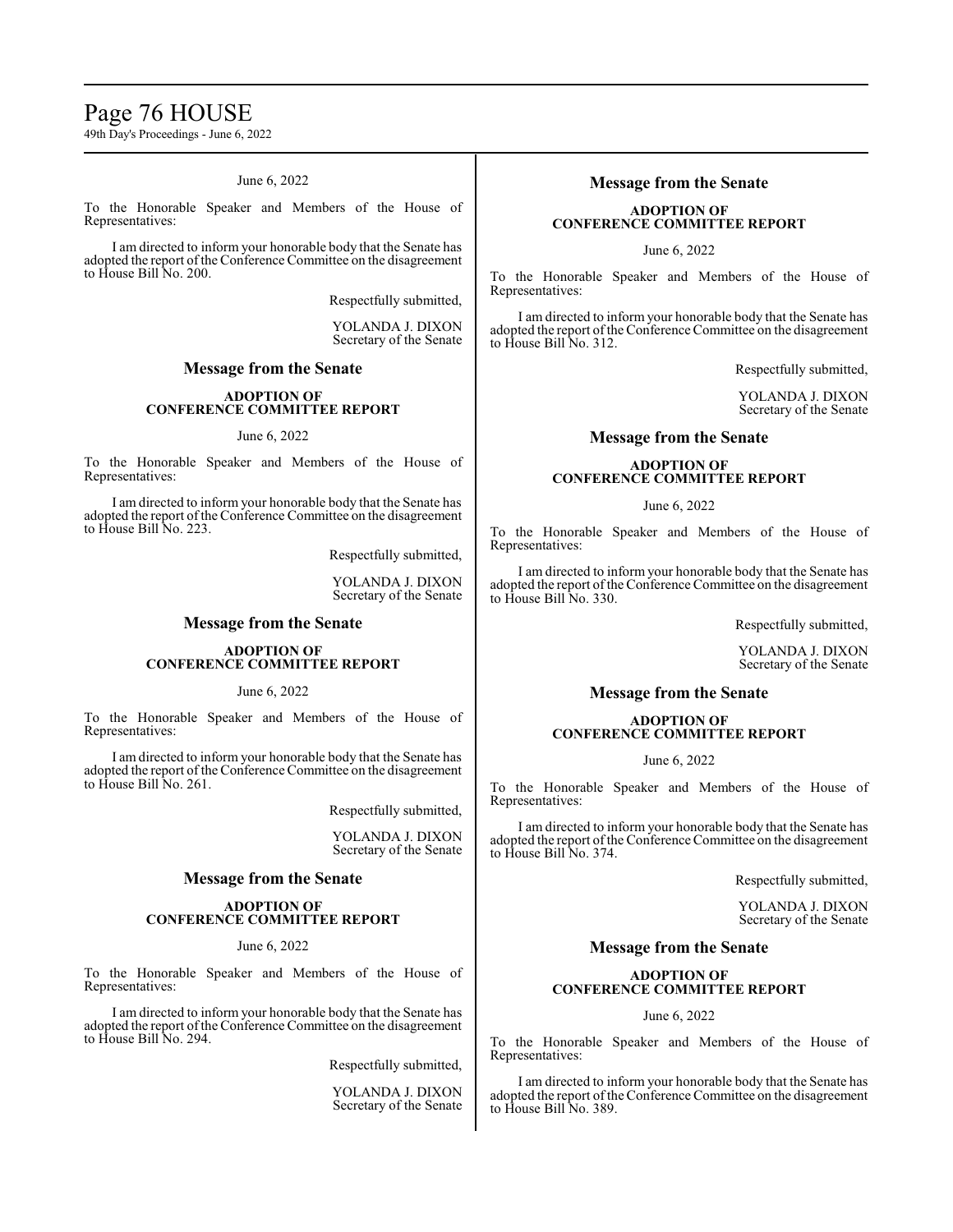June 6, 2022

To the Honorable Speaker and Members of the House of Representatives:

I am directed to inform your honorable body that the Senate has adopted the report of the Conference Committee on the disagreement to House Bill No. 200.

Respectfully submitted,

YOLANDA J. DIXON
Secretary of the Senate

## Message from the Senate

**ADOPTION OF CONFERENCE COMMITTEE REPORT**

June 6, 2022

To the Honorable Speaker and Members of the House of Representatives:

I am directed to inform your honorable body that the Senate has adopted the report of the Conference Committee on the disagreement to House Bill No. 223.

Respectfully submitted,

YOLANDA J. DIXON
Secretary of the Senate

## Message from the Senate

**ADOPTION OF CONFERENCE COMMITTEE REPORT**

June 6, 2022

To the Honorable Speaker and Members of the House of Representatives:

I am directed to inform your honorable body that the Senate has adopted the report of the Conference Committee on the disagreement to House Bill No. 261.

Respectfully submitted,

YOLANDA J. DIXON
Secretary of the Senate

## Message from the Senate

**ADOPTION OF CONFERENCE COMMITTEE REPORT**

June 6, 2022

To the Honorable Speaker and Members of the House of Representatives:

I am directed to inform your honorable body that the Senate has adopted the report of the Conference Committee on the disagreement to House Bill No. 294.

Respectfully submitted,

YOLANDA J. DIXON
Secretary of the Senate

## Message from the Senate

**ADOPTION OF CONFERENCE COMMITTEE REPORT**

June 6, 2022

To the Honorable Speaker and Members of the House of Representatives:

I am directed to inform your honorable body that the Senate has adopted the report of the Conference Committee on the disagreement to House Bill No. 312.

Respectfully submitted,

YOLANDA J. DIXON
Secretary of the Senate

## Message from the Senate

**ADOPTION OF CONFERENCE COMMITTEE REPORT**

June 6, 2022

To the Honorable Speaker and Members of the House of Representatives:

I am directed to inform your honorable body that the Senate has adopted the report of the Conference Committee on the disagreement to House Bill No. 330.

Respectfully submitted,

YOLANDA J. DIXON
Secretary of the Senate

## Message from the Senate

**ADOPTION OF CONFERENCE COMMITTEE REPORT**

June 6, 2022

To the Honorable Speaker and Members of the House of Representatives:

I am directed to inform your honorable body that the Senate has adopted the report of the Conference Committee on the disagreement to House Bill No. 374.

Respectfully submitted,

YOLANDA J. DIXON
Secretary of the Senate

## Message from the Senate

**ADOPTION OF CONFERENCE COMMITTEE REPORT**

June 6, 2022

To the Honorable Speaker and Members of the House of Representatives:

I am directed to inform your honorable body that the Senate has adopted the report of the Conference Committee on the disagreement to House Bill No. 389.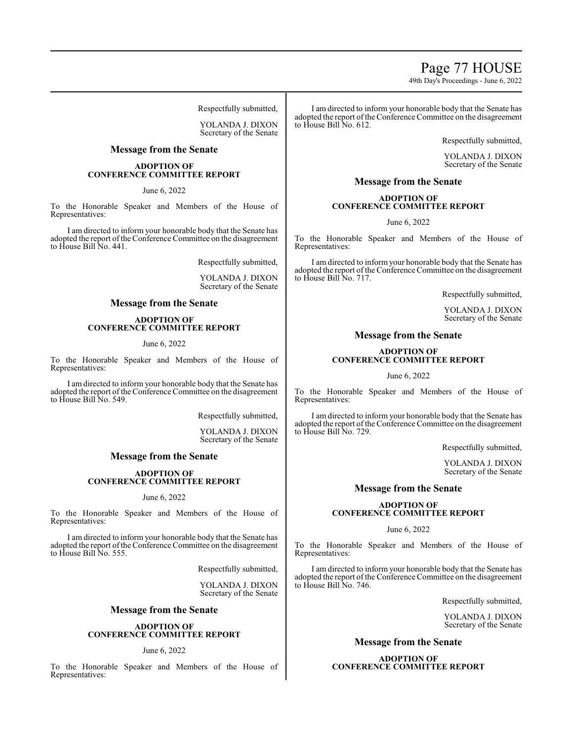Respectfully submitted,

YOLANDA J. DIXON
Secretary of the Senate

## Message from the Senate

**ADOPTION OF**
**CONFERENCE COMMITTEE REPORT**

June 6, 2022

To the Honorable Speaker and Members of the House of Representatives:

I am directed to inform your honorable body that the Senate has adopted the report of the Conference Committee on the disagreement to House Bill No. 441.

Respectfully submitted,

YOLANDA J. DIXON
Secretary of the Senate

## Message from the Senate

**ADOPTION OF**
**CONFERENCE COMMITTEE REPORT**

June 6, 2022

To the Honorable Speaker and Members of the House of Representatives:

I am directed to inform your honorable body that the Senate has adopted the report of the Conference Committee on the disagreement to House Bill No. 549.

Respectfully submitted,

YOLANDA J. DIXON
Secretary of the Senate

## Message from the Senate

**ADOPTION OF**
**CONFERENCE COMMITTEE REPORT**

June 6, 2022

To the Honorable Speaker and Members of the House of Representatives:

I am directed to inform your honorable body that the Senate has adopted the report of the Conference Committee on the disagreement to House Bill No. 555.

Respectfully submitted,

YOLANDA J. DIXON
Secretary of the Senate

## Message from the Senate

**ADOPTION OF**
**CONFERENCE COMMITTEE REPORT**

June 6, 2022

To the Honorable Speaker and Members of the House of Representatives:

I am directed to inform your honorable body that the Senate has adopted the report of the Conference Committee on the disagreement to House Bill No. 612.

Respectfully submitted,

YOLANDA J. DIXON
Secretary of the Senate

## Message from the Senate

**ADOPTION OF**
**CONFERENCE COMMITTEE REPORT**

June 6, 2022

To the Honorable Speaker and Members of the House of Representatives:

I am directed to inform your honorable body that the Senate has adopted the report of the Conference Committee on the disagreement to House Bill No. 717.

Respectfully submitted,

YOLANDA J. DIXON
Secretary of the Senate

## Message from the Senate

**ADOPTION OF**
**CONFERENCE COMMITTEE REPORT**

June 6, 2022

To the Honorable Speaker and Members of the House of Representatives:

I am directed to inform your honorable body that the Senate has adopted the report of the Conference Committee on the disagreement to House Bill No. 729.

Respectfully submitted,

YOLANDA J. DIXON
Secretary of the Senate

## Message from the Senate

**ADOPTION OF**
**CONFERENCE COMMITTEE REPORT**

June 6, 2022

To the Honorable Speaker and Members of the House of Representatives:

I am directed to inform your honorable body that the Senate has adopted the report of the Conference Committee on the disagreement to House Bill No. 746.

Respectfully submitted,

YOLANDA J. DIXON
Secretary of the Senate

## Message from the Senate

**ADOPTION OF**
**CONFERENCE COMMITTEE REPORT**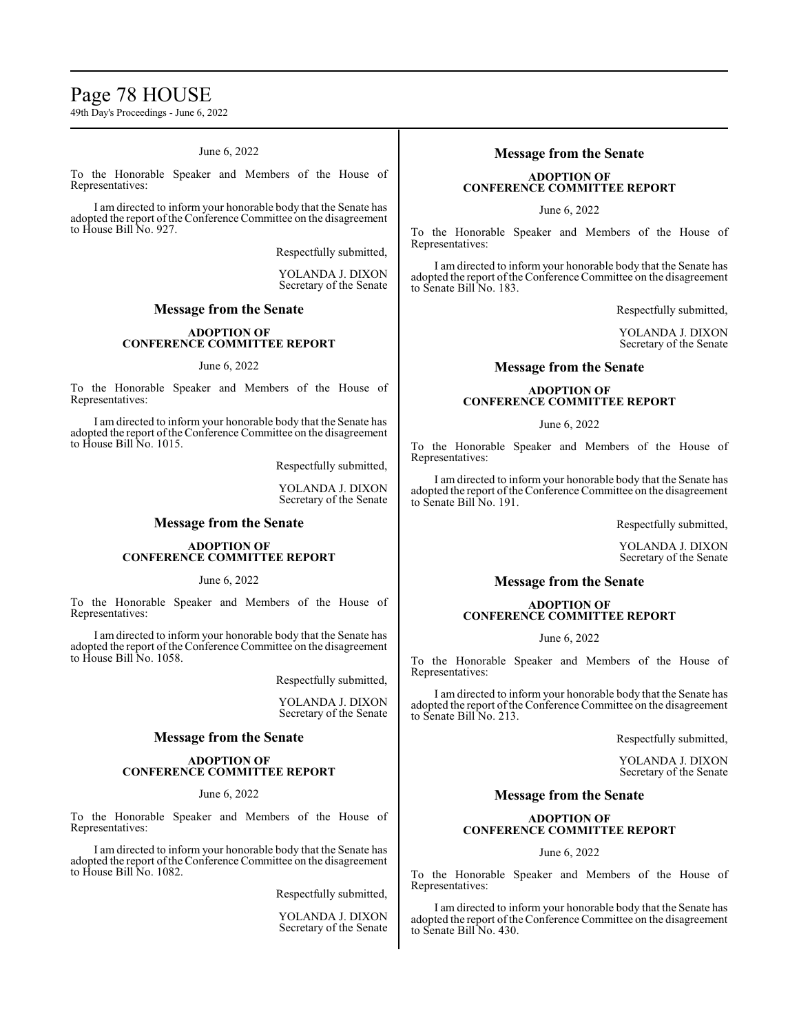June 6, 2022

To the Honorable Speaker and Members of the House of Representatives:

I am directed to inform your honorable body that the Senate has adopted the report of the Conference Committee on the disagreement to House Bill No. 927.

Respectfully submitted,

YOLANDA J. DIXON
Secretary of the Senate

## Message from the Senate

**ADOPTION OF CONFERENCE COMMITTEE REPORT**

June 6, 2022

To the Honorable Speaker and Members of the House of Representatives:

I am directed to inform your honorable body that the Senate has adopted the report of the Conference Committee on the disagreement to House Bill No. 1015.

Respectfully submitted,

YOLANDA J. DIXON
Secretary of the Senate

## Message from the Senate

**ADOPTION OF CONFERENCE COMMITTEE REPORT**

June 6, 2022

To the Honorable Speaker and Members of the House of Representatives:

I am directed to inform your honorable body that the Senate has adopted the report of the Conference Committee on the disagreement to House Bill No. 1058.

Respectfully submitted,

YOLANDA J. DIXON
Secretary of the Senate

## Message from the Senate

**ADOPTION OF CONFERENCE COMMITTEE REPORT**

June 6, 2022

To the Honorable Speaker and Members of the House of Representatives:

I am directed to inform your honorable body that the Senate has adopted the report of the Conference Committee on the disagreement to House Bill No. 1082.

Respectfully submitted,

YOLANDA J. DIXON
Secretary of the Senate

## Message from the Senate

**ADOPTION OF CONFERENCE COMMITTEE REPORT**

June 6, 2022

To the Honorable Speaker and Members of the House of Representatives:

I am directed to inform your honorable body that the Senate has adopted the report of the Conference Committee on the disagreement to Senate Bill No. 183.

Respectfully submitted,

YOLANDA J. DIXON
Secretary of the Senate

## Message from the Senate

**ADOPTION OF CONFERENCE COMMITTEE REPORT**

June 6, 2022

To the Honorable Speaker and Members of the House of Representatives:

I am directed to inform your honorable body that the Senate has adopted the report of the Conference Committee on the disagreement to Senate Bill No. 191.

Respectfully submitted,

YOLANDA J. DIXON
Secretary of the Senate

## Message from the Senate

**ADOPTION OF CONFERENCE COMMITTEE REPORT**

June 6, 2022

To the Honorable Speaker and Members of the House of Representatives:

I am directed to inform your honorable body that the Senate has adopted the report of the Conference Committee on the disagreement to Senate Bill No. 213.

Respectfully submitted,

YOLANDA J. DIXON
Secretary of the Senate

## Message from the Senate

**ADOPTION OF CONFERENCE COMMITTEE REPORT**

June 6, 2022

To the Honorable Speaker and Members of the House of Representatives:

I am directed to inform your honorable body that the Senate has adopted the report of the Conference Committee on the disagreement to Senate Bill No. 430.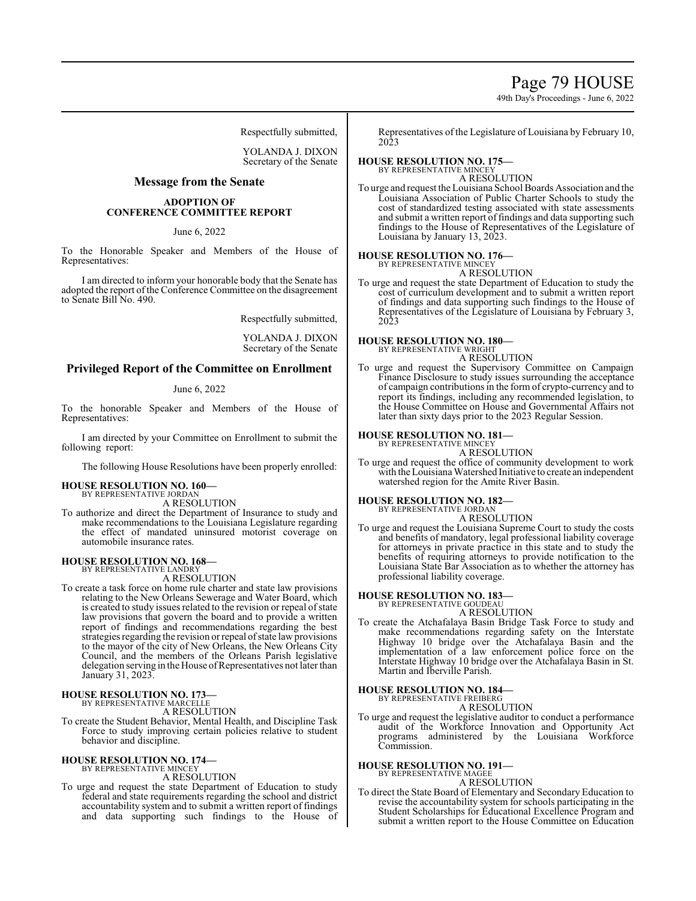Respectfully submitted,

YOLANDA J. DIXON
Secretary of the Senate

## Message from the Senate

### ADOPTION OF CONFERENCE COMMITTEE REPORT

June 6, 2022

To the Honorable Speaker and Members of the House of Representatives:

I am directed to inform your honorable body that the Senate has adopted the report of the Conference Committee on the disagreement to Senate Bill No. 490.

Respectfully submitted,

YOLANDA J. DIXON
Secretary of the Senate

## Privileged Report of the Committee on Enrollment

June 6, 2022

To the honorable Speaker and Members of the House of Representatives:

I am directed by your Committee on Enrollment to submit the following report:

The following House Resolutions have been properly enrolled:

**HOUSE RESOLUTION NO. 160—**
BY REPRESENTATIVE JORDAN
A RESOLUTION
To authorize and direct the Department of Insurance to study and make recommendations to the Louisiana Legislature regarding the effect of mandated uninsured motorist coverage on automobile insurance rates.

**HOUSE RESOLUTION NO. 168—**
BY REPRESENTATIVE LANDRY
A RESOLUTION
To create a task force on home rule charter and state law provisions relating to the New Orleans Sewerage and Water Board, which is created to study issues related to the revision or repeal of state law provisions that govern the board and to provide a written report of findings and recommendations regarding the best strategies regarding the revision or repeal of state law provisions to the mayor of the city of New Orleans, the New Orleans City Council, and the members of the Orleans Parish legislative delegation serving in the House of Representatives not later than January 31, 2023.

**HOUSE RESOLUTION NO. 173—**
BY REPRESENTATIVE MARCELLE
A RESOLUTION
To create the Student Behavior, Mental Health, and Discipline Task Force to study improving certain policies relative to student behavior and discipline.

**HOUSE RESOLUTION NO. 174—**
BY REPRESENTATIVE MINCEY
A RESOLUTION
To urge and request the state Department of Education to study federal and state requirements regarding the school and district accountability system and to submit a written report of findings and data supporting such findings to the House of Representatives of the Legislature of Louisiana by February 10, 2023

**HOUSE RESOLUTION NO. 175—**
BY REPRESENTATIVE MINCEY
A RESOLUTION
To urge and request the Louisiana School Boards Association and the Louisiana Association of Public Charter Schools to study the cost of standardized testing associated with state assessments and submit a written report of findings and data supporting such findings to the House of Representatives of the Legislature of Louisiana by January 13, 2023.

**HOUSE RESOLUTION NO. 176—**
BY REPRESENTATIVE MINCEY
A RESOLUTION
To urge and request the state Department of Education to study the cost of curriculum development and to submit a written report of findings and data supporting such findings to the House of Representatives of the Legislature of Louisiana by February 3, 2023

**HOUSE RESOLUTION NO. 180—**
BY REPRESENTATIVE WRIGHT
A RESOLUTION
To urge and request the Supervisory Committee on Campaign Finance Disclosure to study issues surrounding the acceptance of campaign contributions in the form of crypto-currency and to report its findings, including any recommended legislation, to the House Committee on House and Governmental Affairs not later than sixty days prior to the 2023 Regular Session.

**HOUSE RESOLUTION NO. 181—**
BY REPRESENTATIVE MINCEY
A RESOLUTION
To urge and request the office of community development to work with the Louisiana Watershed Initiative to create an independent watershed region for the Amite River Basin.

**HOUSE RESOLUTION NO. 182—**
BY REPRESENTATIVE JORDAN
A RESOLUTION
To urge and request the Louisiana Supreme Court to study the costs and benefits of mandatory, legal professional liability coverage for attorneys in private practice in this state and to study the benefits of requiring attorneys to provide notification to the Louisiana State Bar Association as to whether the attorney has professional liability coverage.

**HOUSE RESOLUTION NO. 183—**
BY REPRESENTATIVE GOUDEAU
A RESOLUTION
To create the Atchafalaya Basin Bridge Task Force to study and make recommendations regarding safety on the Interstate Highway 10 bridge over the Atchafalaya Basin and the implementation of a law enforcement police force on the Interstate Highway 10 bridge over the Atchafalaya Basin in St. Martin and Iberville Parish.

**HOUSE RESOLUTION NO. 184—**
BY REPRESENTATIVE FREIBERG
A RESOLUTION
To urge and request the legislative auditor to conduct a performance audit of the Workforce Innovation and Opportunity Act programs administered by the Louisiana Workforce Commission.

**HOUSE RESOLUTION NO. 191—**
BY REPRESENTATIVE MAGEE
A RESOLUTION
To direct the State Board of Elementary and Secondary Education to revise the accountability system for schools participating in the Student Scholarships for Educational Excellence Program and submit a written report to the House Committee on Education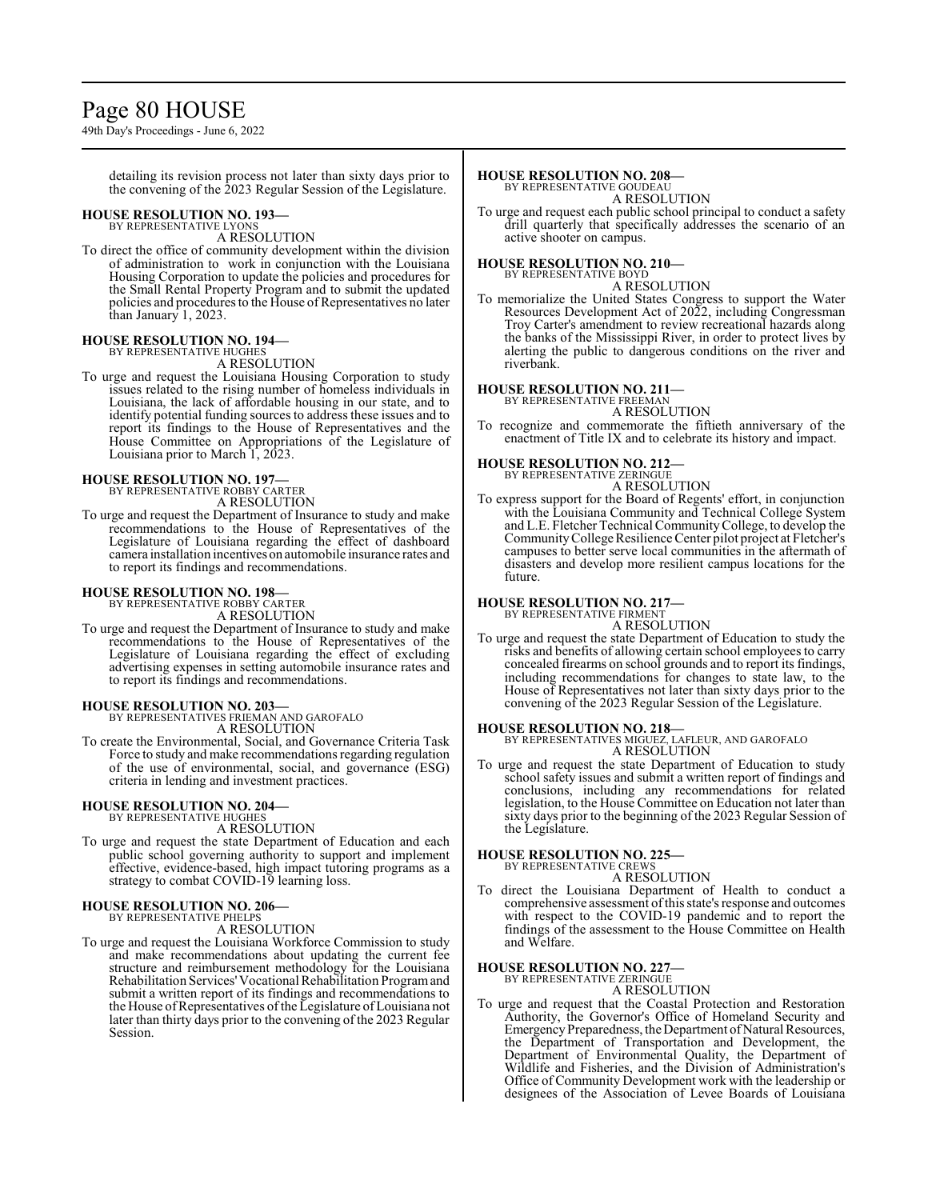detailing its revision process not later than sixty days prior to the convening of the 2023 Regular Session of the Legislature.

**HOUSE RESOLUTION NO. 193—**
BY REPRESENTATIVE LYONS
A RESOLUTION

To direct the office of community development within the division of administration to work in conjunction with the Louisiana Housing Corporation to update the policies and procedures for the Small Rental Property Program and to submit the updated policies and procedures to the House of Representatives no later than January 1, 2023.

**HOUSE RESOLUTION NO. 194—**
BY REPRESENTATIVE HUGHES
A RESOLUTION

To urge and request the Louisiana Housing Corporation to study issues related to the rising number of homeless individuals in Louisiana, the lack of affordable housing in our state, and to identify potential funding sources to address these issues and to report its findings to the House of Representatives and the House Committee on Appropriations of the Legislature of Louisiana prior to March 1, 2023.

**HOUSE RESOLUTION NO. 197—**
BY REPRESENTATIVE ROBBY CARTER
A RESOLUTION

To urge and request the Department of Insurance to study and make recommendations to the House of Representatives of the Legislature of Louisiana regarding the effect of dashboard camera installation incentives on automobile insurance rates and to report its findings and recommendations.

**HOUSE RESOLUTION NO. 198—**
BY REPRESENTATIVE ROBBY CARTER
A RESOLUTION

To urge and request the Department of Insurance to study and make recommendations to the House of Representatives of the Legislature of Louisiana regarding the effect of excluding advertising expenses in setting automobile insurance rates and to report its findings and recommendations.

**HOUSE RESOLUTION NO. 203—**
BY REPRESENTATIVES FRIEMAN AND GAROFALO
A RESOLUTION

To create the Environmental, Social, and Governance Criteria Task Force to study and make recommendations regarding regulation of the use of environmental, social, and governance (ESG) criteria in lending and investment practices.

**HOUSE RESOLUTION NO. 204—**
BY REPRESENTATIVE HUGHES
A RESOLUTION

To urge and request the state Department of Education and each public school governing authority to support and implement effective, evidence-based, high impact tutoring programs as a strategy to combat COVID-19 learning loss.

**HOUSE RESOLUTION NO. 206—**
BY REPRESENTATIVE PHELPS
A RESOLUTION

To urge and request the Louisiana Workforce Commission to study and make recommendations about updating the current fee structure and reimbursement methodology for the Louisiana Rehabilitation Services' Vocational Rehabilitation Program and submit a written report of its findings and recommendations to the House of Representatives of the Legislature of Louisiana not later than thirty days prior to the convening of the 2023 Regular Session.

**HOUSE RESOLUTION NO. 208—**
BY REPRESENTATIVE GOUDEAU
A RESOLUTION

To urge and request each public school principal to conduct a safety drill quarterly that specifically addresses the scenario of an active shooter on campus.

**HOUSE RESOLUTION NO. 210—**
BY REPRESENTATIVE BOYD
A RESOLUTION

To memorialize the United States Congress to support the Water Resources Development Act of 2022, including Congressman Troy Carter's amendment to review recreational hazards along the banks of the Mississippi River, in order to protect lives by alerting the public to dangerous conditions on the river and riverbank.

**HOUSE RESOLUTION NO. 211—**
BY REPRESENTATIVE FREEMAN
A RESOLUTION

To recognize and commemorate the fiftieth anniversary of the enactment of Title IX and to celebrate its history and impact.

**HOUSE RESOLUTION NO. 212—**
BY REPRESENTATIVE ZERINGUE
A RESOLUTION

To express support for the Board of Regents' effort, in conjunction with the Louisiana Community and Technical College System and L.E. Fletcher Technical Community College, to develop the Community College Resilience Center pilot project at Fletcher's campuses to better serve local communities in the aftermath of disasters and develop more resilient campus locations for the future.

**HOUSE RESOLUTION NO. 217—**
BY REPRESENTATIVE FIRMENT
A RESOLUTION

To urge and request the state Department of Education to study the risks and benefits of allowing certain school employees to carry concealed firearms on school grounds and to report its findings, including recommendations for changes to state law, to the House of Representatives not later than sixty days prior to the convening of the 2023 Regular Session of the Legislature.

**HOUSE RESOLUTION NO. 218—**
BY REPRESENTATIVES MIGUEZ, LAFLEUR, AND GAROFALO
A RESOLUTION

To urge and request the state Department of Education to study school safety issues and submit a written report of findings and conclusions, including any recommendations for related legislation, to the House Committee on Education not later than sixty days prior to the beginning of the 2023 Regular Session of the Legislature.

**HOUSE RESOLUTION NO. 225—**
BY REPRESENTATIVE CREWS
A RESOLUTION

To direct the Louisiana Department of Health to conduct a comprehensive assessment of this state's response and outcomes with respect to the COVID-19 pandemic and to report the findings of the assessment to the House Committee on Health and Welfare.

**HOUSE RESOLUTION NO. 227—**
BY REPRESENTATIVE ZERINGUE
A RESOLUTION

To urge and request that the Coastal Protection and Restoration Authority, the Governor's Office of Homeland Security and Emergency Preparedness, the Department of Natural Resources, the Department of Transportation and Development, the Department of Environmental Quality, the Department of Wildlife and Fisheries, and the Division of Administration's Office of Community Development work with the leadership or designees of the Association of Levee Boards of Louisiana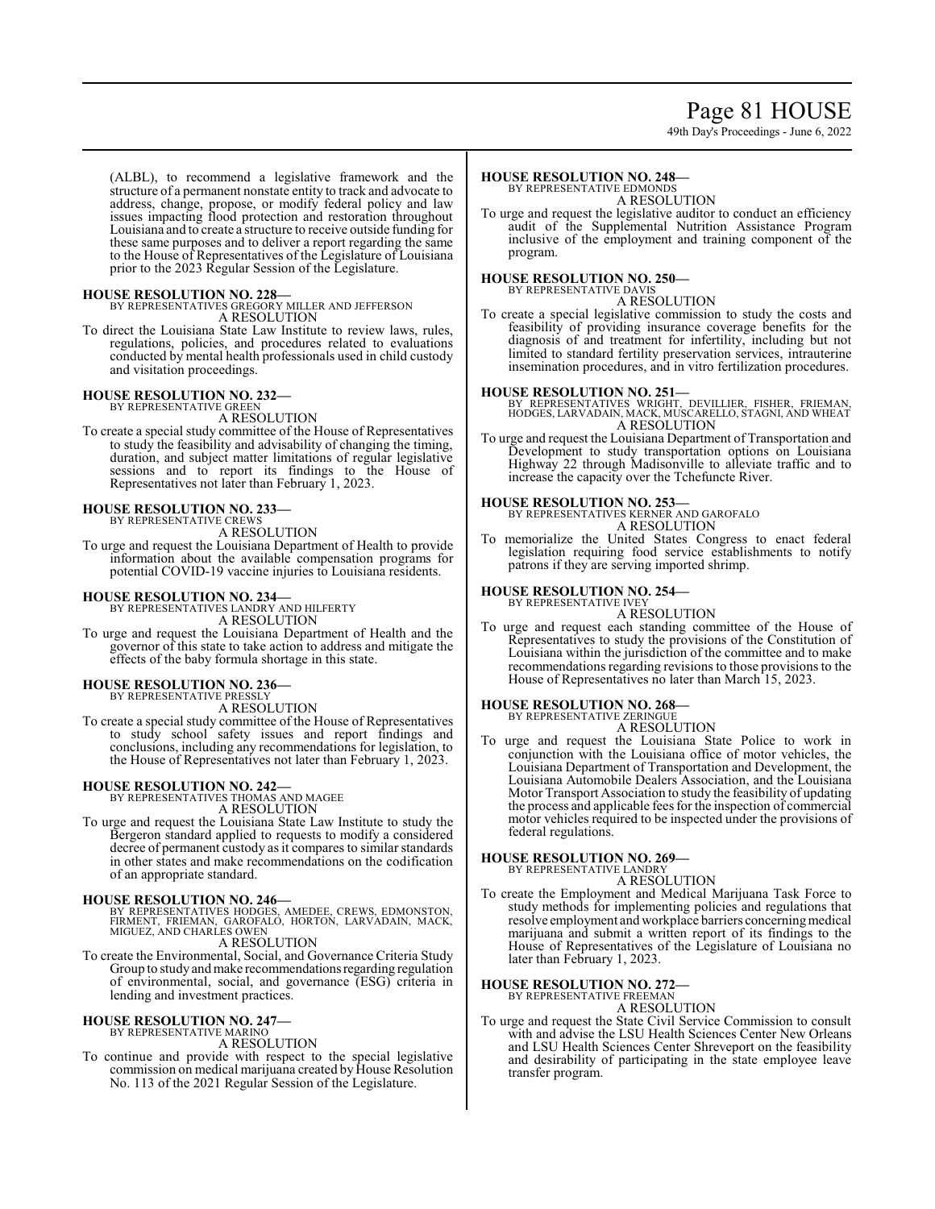(ALBL), to recommend a legislative framework and the structure of a permanent nonstate entity to track and advocate to address, change, propose, or modify federal policy and law issues impacting flood protection and restoration throughout Louisiana and to create a structure to receive outside funding for these same purposes and to deliver a report regarding the same to the House of Representatives of the Legislature of Louisiana prior to the 2023 Regular Session of the Legislature.

**HOUSE RESOLUTION NO. 228—**
BY REPRESENTATIVES GREGORY MILLER AND JEFFERSON
A RESOLUTION

To direct the Louisiana State Law Institute to review laws, rules, regulations, policies, and procedures related to evaluations conducted by mental health professionals used in child custody and visitation proceedings.

**HOUSE RESOLUTION NO. 232—**
BY REPRESENTATIVE GREEN
A RESOLUTION

To create a special study committee of the House of Representatives to study the feasibility and advisability of changing the timing, duration, and subject matter limitations of regular legislative sessions and to report its findings to the House of Representatives not later than February 1, 2023.

**HOUSE RESOLUTION NO. 233—**
BY REPRESENTATIVE CREWS
A RESOLUTION

To urge and request the Louisiana Department of Health to provide information about the available compensation programs for potential COVID-19 vaccine injuries to Louisiana residents.

**HOUSE RESOLUTION NO. 234—**
BY REPRESENTATIVES LANDRY AND HILFERTY
A RESOLUTION

To urge and request the Louisiana Department of Health and the governor of this state to take action to address and mitigate the effects of the baby formula shortage in this state.

**HOUSE RESOLUTION NO. 236—**
BY REPRESENTATIVE PRESSLY
A RESOLUTION

To create a special study committee of the House of Representatives to study school safety issues and report findings and conclusions, including any recommendations for legislation, to the House of Representatives not later than February 1, 2023.

**HOUSE RESOLUTION NO. 242—**
BY REPRESENTATIVES THOMAS AND MAGEE
A RESOLUTION

To urge and request the Louisiana State Law Institute to study the Bergeron standard applied to requests to modify a considered decree of permanent custody as it compares to similar standards in other states and make recommendations on the codification of an appropriate standard.

**HOUSE RESOLUTION NO. 246—**
BY REPRESENTATIVES HODGES, AMEDEE, CREWS, EDMONSTON, FIRMENT, FRIEMAN, GAROFALO, HORTON, LARVADAIN, MACK, MIGUEZ, AND CHARLES OWEN
A RESOLUTION

To create the Environmental, Social, and Governance Criteria Study Group to study and make recommendations regarding regulation of environmental, social, and governance (ESG) criteria in lending and investment practices.

**HOUSE RESOLUTION NO. 247—**
BY REPRESENTATIVE MARINO
A RESOLUTION

To continue and provide with respect to the special legislative commission on medical marijuana created by House Resolution No. 113 of the 2021 Regular Session of the Legislature.

**HOUSE RESOLUTION NO. 248—**
BY REPRESENTATIVE EDMONDS
A RESOLUTION

To urge and request the legislative auditor to conduct an efficiency audit of the Supplemental Nutrition Assistance Program inclusive of the employment and training component of the program.

**HOUSE RESOLUTION NO. 250—**
BY REPRESENTATIVE DAVIS
A RESOLUTION

To create a special legislative commission to study the costs and feasibility of providing insurance coverage benefits for the diagnosis of and treatment for infertility, including but not limited to standard fertility preservation services, intrauterine insemination procedures, and in vitro fertilization procedures.

**HOUSE RESOLUTION NO. 251—**
BY REPRESENTATIVES WRIGHT, DEVILLIER, FISHER, FRIEMAN, HODGES, LARVADAIN, MACK, MUSCARELLO, STAGNI, AND WHEAT
A RESOLUTION

To urge and request the Louisiana Department of Transportation and Development to study transportation options on Louisiana Highway 22 through Madisonville to alleviate traffic and to increase the capacity over the Tchefuncte River.

**HOUSE RESOLUTION NO. 253—**
BY REPRESENTATIVES KERNER AND GAROFALO
A RESOLUTION

To memorialize the United States Congress to enact federal legislation requiring food service establishments to notify patrons if they are serving imported shrimp.

**HOUSE RESOLUTION NO. 254—**
BY REPRESENTATIVE IVEY
A RESOLUTION

To urge and request each standing committee of the House of Representatives to study the provisions of the Constitution of Louisiana within the jurisdiction of the committee and to make recommendations regarding revisions to those provisions to the House of Representatives no later than March 15, 2023.

**HOUSE RESOLUTION NO. 268—**
BY REPRESENTATIVE ZERINGUE
A RESOLUTION

To urge and request the Louisiana State Police to work in conjunction with the Louisiana office of motor vehicles, the Louisiana Department of Transportation and Development, the Louisiana Automobile Dealers Association, and the Louisiana Motor Transport Association to study the feasibility of updating the process and applicable fees for the inspection of commercial motor vehicles required to be inspected under the provisions of federal regulations.

**HOUSE RESOLUTION NO. 269—**
BY REPRESENTATIVE LANDRY
A RESOLUTION

To create the Employment and Medical Marijuana Task Force to study methods for implementing policies and regulations that resolve employment and workplace barriers concerning medical marijuana and submit a written report of its findings to the House of Representatives of the Legislature of Louisiana no later than February 1, 2023.

**HOUSE RESOLUTION NO. 272—**
BY REPRESENTATIVE FREEMAN
A RESOLUTION

To urge and request the State Civil Service Commission to consult with and advise the LSU Health Sciences Center New Orleans and LSU Health Sciences Center Shreveport on the feasibility and desirability of participating in the state employee leave transfer program.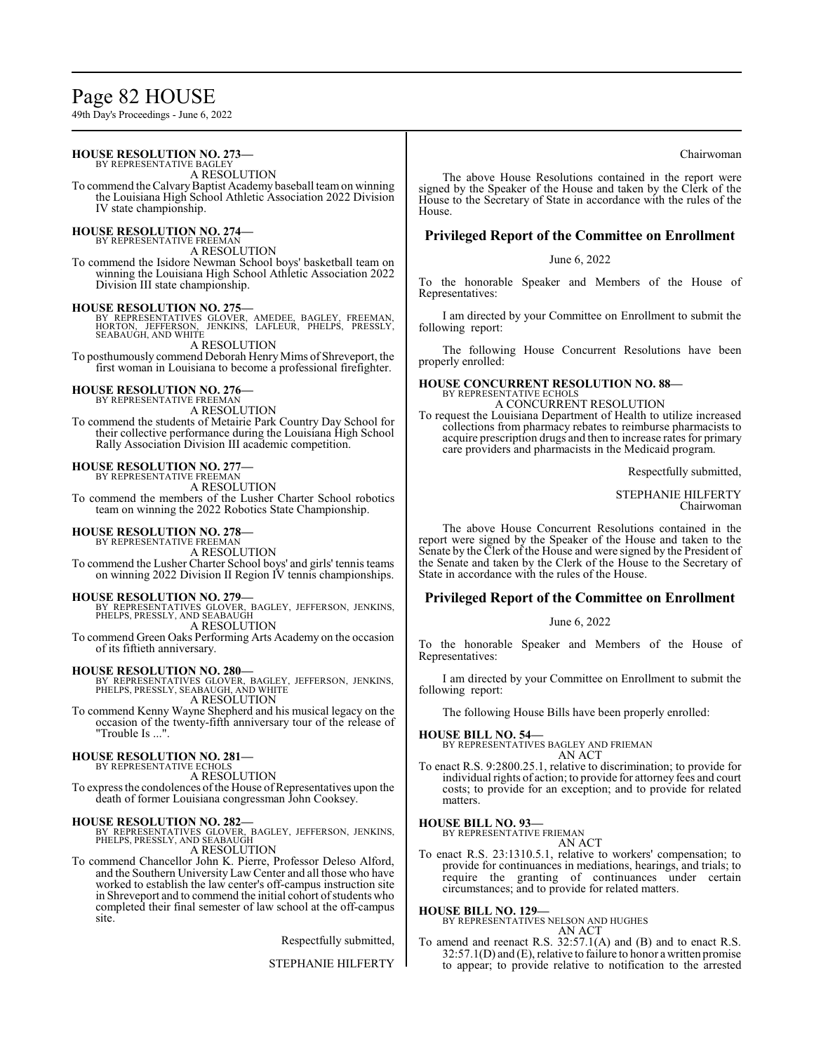**HOUSE RESOLUTION NO. 273—**
BY REPRESENTATIVE BAGLEY
A RESOLUTION
To commend the Calvary Baptist Academy baseball team on winning the Louisiana High School Athletic Association 2022 Division IV state championship.

**HOUSE RESOLUTION NO. 274—**
BY REPRESENTATIVE FREEMAN
A RESOLUTION
To commend the Isidore Newman School boys' basketball team on winning the Louisiana High School Athletic Association 2022 Division III state championship.

**HOUSE RESOLUTION NO. 275—**
BY REPRESENTATIVES GLOVER, AMEDEE, BAGLEY, FREEMAN, HORTON, JEFFERSON, JENKINS, LAFLEUR, PHELPS, PRESSLY, SEABAUGH, AND WHITE
A RESOLUTION
To posthumously commend Deborah Henry Mims of Shreveport, the first woman in Louisiana to become a professional firefighter.

**HOUSE RESOLUTION NO. 276—**
BY REPRESENTATIVE FREEMAN
A RESOLUTION
To commend the students of Metairie Park Country Day School for their collective performance during the Louisiana High School Rally Association Division III academic competition.

**HOUSE RESOLUTION NO. 277—**
BY REPRESENTATIVE FREEMAN
A RESOLUTION
To commend the members of the Lusher Charter School robotics team on winning the 2022 Robotics State Championship.

**HOUSE RESOLUTION NO. 278—**
BY REPRESENTATIVE FREEMAN
A RESOLUTION
To commend the Lusher Charter School boys' and girls' tennis teams on winning 2022 Division II Region IV tennis championships.

**HOUSE RESOLUTION NO. 279—**
BY REPRESENTATIVES GLOVER, BAGLEY, JEFFERSON, JENKINS, PHELPS, PRESSLY, AND SEABAUGH
A RESOLUTION
To commend Green Oaks Performing Arts Academy on the occasion of its fiftieth anniversary.

**HOUSE RESOLUTION NO. 280—**
BY REPRESENTATIVES GLOVER, BAGLEY, JEFFERSON, JENKINS, PHELPS, PRESSLY, SEABAUGH, AND WHITE
A RESOLUTION
To commend Kenny Wayne Shepherd and his musical legacy on the occasion of the twenty-fifth anniversary tour of the release of "Trouble Is ...".

**HOUSE RESOLUTION NO. 281—**
BY REPRESENTATIVE ECHOLS
A RESOLUTION
To express the condolences of the House of Representatives upon the death of former Louisiana congressman John Cooksey.

**HOUSE RESOLUTION NO. 282—**
BY REPRESENTATIVES GLOVER, BAGLEY, JEFFERSON, JENKINS, PHELPS, PRESSLY, AND SEABAUGH
A RESOLUTION
To commend Chancellor John K. Pierre, Professor Deleso Alford, and the Southern University Law Center and all those who have worked to establish the law center's off-campus instruction site in Shreveport and to commend the initial cohort of students who completed their final semester of law school at the off-campus site.

Respectfully submitted,

STEPHANIE HILFERTY
Chairwoman

The above House Resolutions contained in the report were signed by the Speaker of the House and taken by the Clerk of the House to the Secretary of State in accordance with the rules of the House.

## Privileged Report of the Committee on Enrollment

June 6, 2022

To the honorable Speaker and Members of the House of Representatives:

I am directed by your Committee on Enrollment to submit the following report:

The following House Concurrent Resolutions have been properly enrolled:

**HOUSE CONCURRENT RESOLUTION NO. 88—**
BY REPRESENTATIVE ECHOLS
A CONCURRENT RESOLUTION
To request the Louisiana Department of Health to utilize increased collections from pharmacy rebates to reimburse pharmacists to acquire prescription drugs and then to increase rates for primary care providers and pharmacists in the Medicaid program.

Respectfully submitted,

STEPHANIE HILFERTY
Chairwoman

The above House Concurrent Resolutions contained in the report were signed by the Speaker of the House and taken to the Senate by the Clerk of the House and were signed by the President of the Senate and taken by the Clerk of the House to the Secretary of State in accordance with the rules of the House.

## Privileged Report of the Committee on Enrollment

June 6, 2022

To the honorable Speaker and Members of the House of Representatives:

I am directed by your Committee on Enrollment to submit the following report:

The following House Bills have been properly enrolled:

**HOUSE BILL NO. 54—**
BY REPRESENTATIVES BAGLEY AND FRIEMAN
AN ACT
To enact R.S. 9:2800.25.1, relative to discrimination; to provide for individual rights of action; to provide for attorney fees and court costs; to provide for an exception; and to provide for related matters.

**HOUSE BILL NO. 93—**
BY REPRESENTATIVE FRIEMAN
AN ACT
To enact R.S. 23:1310.5.1, relative to workers' compensation; to provide for continuances in mediations, hearings, and trials; to require the granting of continuances under certain circumstances; and to provide for related matters.

**HOUSE BILL NO. 129—**
BY REPRESENTATIVES NELSON AND HUGHES
AN ACT
To amend and reenact R.S. 32:57.1(A) and (B) and to enact R.S. 32:57.1(D) and (E), relative to failure to honor a written promise to appear; to provide relative to notification to the arrested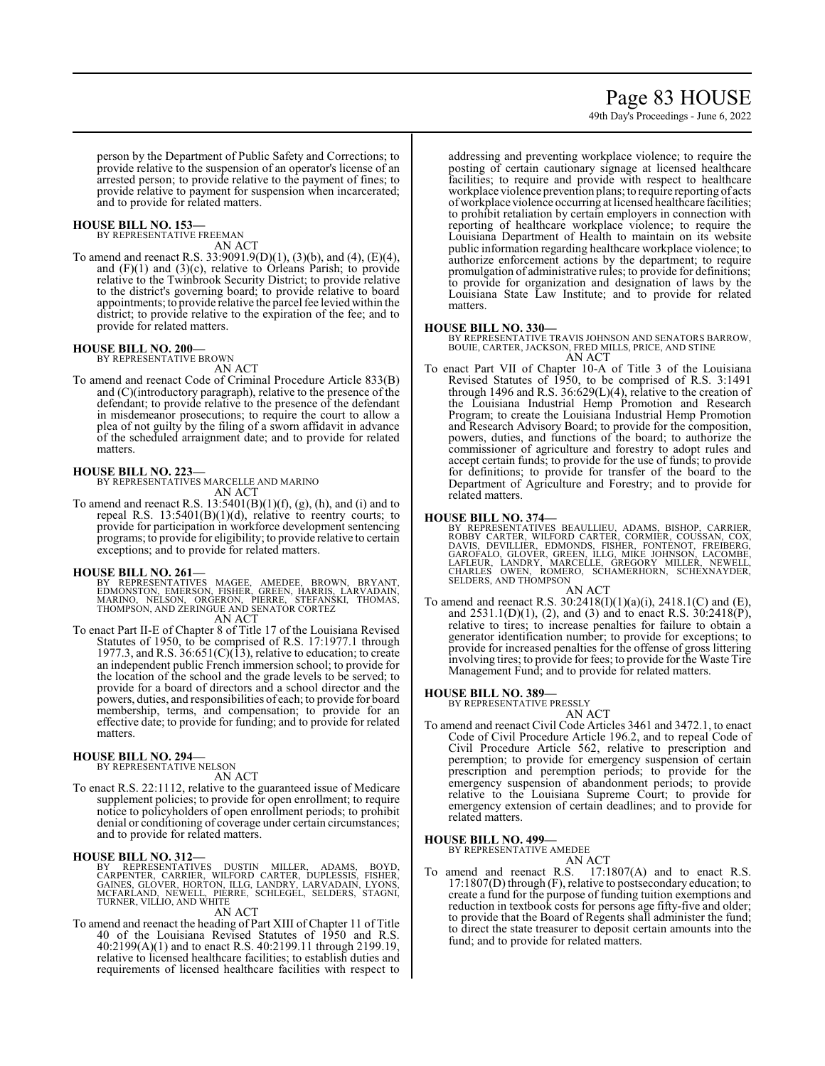person by the Department of Public Safety and Corrections; to provide relative to the suspension of an operator's license of an arrested person; to provide relative to the payment of fines; to provide relative to payment for suspension when incarcerated; and to provide for related matters.

**HOUSE BILL NO. 153—**
BY REPRESENTATIVE FREEMAN
AN ACT

To amend and reenact R.S. 33:9091.9(D)(1), (3)(b), and (4), (E)(4), and (F)(1) and (3)(c), relative to Orleans Parish; to provide relative to the Twinbrook Security District; to provide relative to the district's governing board; to provide relative to board appointments; to provide relative the parcel fee levied within the district; to provide relative to the expiration of the fee; and to provide for related matters.

**HOUSE BILL NO. 200—**
BY REPRESENTATIVE BROWN
AN ACT

To amend and reenact Code of Criminal Procedure Article 833(B) and (C)(introductory paragraph), relative to the presence of the defendant; to provide relative to the presence of the defendant in misdemeanor prosecutions; to require the court to allow a plea of not guilty by the filing of a sworn affidavit in advance of the scheduled arraignment date; and to provide for related matters.

**HOUSE BILL NO. 223—**
BY REPRESENTATIVES MARCELLE AND MARINO
AN ACT

To amend and reenact R.S. 13:5401(B)(1)(f), (g), (h), and (i) and to repeal R.S. 13:5401(B)(1)(d), relative to reentry courts; to provide for participation in workforce development sentencing programs; to provide for eligibility; to provide relative to certain exceptions; and to provide for related matters.

**HOUSE BILL NO. 261—**
BY REPRESENTATIVES MAGEE, AMEDEE, BROWN, BRYANT, EDMONSTON, EMERSON, FISHER, GREEN, HARRIS, LARVADAIN, MARINO, NELSON, ORGERON, PIERRE, STEFANSKI, THOMAS, THOMPSON, AND ZERINGUE AND SENATOR CORTEZ
AN ACT

To enact Part II-E of Chapter 8 of Title 17 of the Louisiana Revised Statutes of 1950, to be comprised of R.S. 17:1977.1 through 1977.3, and R.S. 36:651(C)(13), relative to education; to create an independent public French immersion school; to provide for the location of the school and the grade levels to be served; to provide for a board of directors and a school director and the powers, duties, and responsibilities of each; to provide for board membership, terms, and compensation; to provide for an effective date; to provide for funding; and to provide for related matters.

**HOUSE BILL NO. 294—**
BY REPRESENTATIVE NELSON
AN ACT

To enact R.S. 22:1112, relative to the guaranteed issue of Medicare supplement policies; to provide for open enrollment; to require notice to policyholders of open enrollment periods; to prohibit denial or conditioning of coverage under certain circumstances; and to provide for related matters.

**HOUSE BILL NO. 312—**
BY REPRESENTATIVES DUSTIN MILLER, ADAMS, BOYD, CARPENTER, CARRIER, WILFORD CARTER, DUPLESSIS, FISHER, GAINES, GLOVER, HORTON, ILLG, LANDRY, LARVADAIN, LYONS, MCFARLAND, NEWELL, PIERRE, SCHLEGEL, SELDERS, STAGNI, TURNER, VILLIO, AND WHITE
AN ACT

To amend and reenact the heading of Part XIII of Chapter 11 of Title 40 of the Louisiana Revised Statutes of 1950 and R.S. 40:2199(A)(1) and to enact R.S. 40:2199.11 through 2199.19, relative to licensed healthcare facilities; to establish duties and requirements of licensed healthcare facilities with respect to addressing and preventing workplace violence; to require the posting of certain cautionary signage at licensed healthcare facilities; to require and provide with respect to healthcare workplace violence prevention plans; to require reporting of acts of workplace violence occurring at licensed healthcare facilities; to prohibit retaliation by certain employers in connection with reporting of healthcare workplace violence; to require the Louisiana Department of Health to maintain on its website public information regarding healthcare workplace violence; to authorize enforcement actions by the department; to require promulgation of administrative rules; to provide for definitions; to provide for organization and designation of laws by the Louisiana State Law Institute; and to provide for related matters.

**HOUSE BILL NO. 330—**
BY REPRESENTATIVE TRAVIS JOHNSON AND SENATORS BARROW, BOUIE, CARTER, JACKSON, FRED MILLS, PRICE, AND STINE
AN ACT

To enact Part VII of Chapter 10-A of Title 3 of the Louisiana Revised Statutes of 1950, to be comprised of R.S. 3:1491 through 1496 and R.S. 36:629(L)(4), relative to the creation of the Louisiana Industrial Hemp Promotion and Research Program; to create the Louisiana Industrial Hemp Promotion and Research Advisory Board; to provide for the composition, powers, duties, and functions of the board; to authorize the commissioner of agriculture and forestry to adopt rules and accept certain funds; to provide for the use of funds; to provide for definitions; to provide for transfer of the board to the Department of Agriculture and Forestry; and to provide for related matters.

**HOUSE BILL NO. 374—**
BY REPRESENTATIVES BEAULLIEU, ADAMS, BISHOP, CARRIER, ROBBY CARTER, WILFORD CARTER, CORMIER, COUSSAN, COX, DAVIS, DEVILLIER, EDMONDS, FISHER, FONTENOT, FREIBERG, GAROFALO, GLOVER, GREEN, ILLG, MIKE JOHNSON, LACOMBE, LAFLEUR, LANDRY, MARCELLE, GREGORY MILLER, NEWELL, CHARLES OWEN, ROMERO, SCHAMERHORN, SCHEXNAYDER, SELDERS, AND THOMPSON
AN ACT

To amend and reenact R.S. 30:2418(I)(1)(a)(i), 2418.1(C) and (E), and 2531.1(D)(1), (2), and (3) and to enact R.S. 30:2418(P), relative to tires; to increase penalties for failure to obtain a generator identification number; to provide for exceptions; to provide for increased penalties for the offense of gross littering involving tires; to provide for fees; to provide for the Waste Tire Management Fund; and to provide for related matters.

**HOUSE BILL NO. 389—**
BY REPRESENTATIVE PRESSLY
AN ACT

To amend and reenact Civil Code Articles 3461 and 3472.1, to enact Code of Civil Procedure Article 196.2, and to repeal Code of Civil Procedure Article 562, relative to prescription and peremption; to provide for emergency suspension of certain prescription and peremption periods; to provide for the emergency suspension of abandonment periods; to provide relative to the Louisiana Supreme Court; to provide for emergency extension of certain deadlines; and to provide for related matters.

**HOUSE BILL NO. 499—**
BY REPRESENTATIVE AMEDEE
AN ACT

To amend and reenact R.S. 17:1807(A) and to enact R.S. 17:1807(D) through (F), relative to postsecondary education; to create a fund for the purpose of funding tuition exemptions and reduction in textbook costs for persons age fifty-five and older; to provide that the Board of Regents shall administer the fund; to direct the state treasurer to deposit certain amounts into the fund; and to provide for related matters.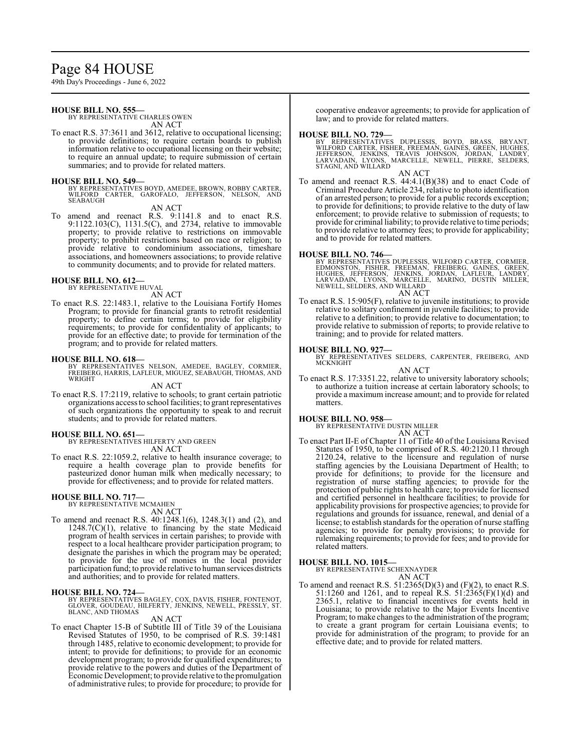**HOUSE BILL NO. 555—**
BY REPRESENTATIVE CHARLES OWEN
AN ACT

To enact R.S. 37:3611 and 3612, relative to occupational licensing; to provide definitions; to require certain boards to publish information relative to occupational licensing on their website; to require an annual update; to require submission of certain summaries; and to provide for related matters.

**HOUSE BILL NO. 549—**
BY REPRESENTATIVES BOYD, AMEDEE, BROWN, ROBBY CARTER, WILFORD CARTER, GAROFALO, JEFFERSON, NELSON, AND SEABAUGH
AN ACT

To amend and reenact R.S. 9:1141.8 and to enact R.S. 9:1122.103(C), 1131.5(C), and 2734, relative to immovable property; to provide relative to restrictions on immovable property; to prohibit restrictions based on race or religion; to provide relative to condominium associations, timeshare associations, and homeowners associations; to provide relative to community documents; and to provide for related matters.

**HOUSE BILL NO. 612—**
BY REPRESENTATIVE HUVAL
AN ACT

To enact R.S. 22:1483.1, relative to the Louisiana Fortify Homes Program; to provide for financial grants to retrofit residential property; to define certain terms; to provide for eligibility requirements; to provide for confidentiality of applicants; to provide for an effective date; to provide for termination of the program; and to provide for related matters.

**HOUSE BILL NO. 618—**
BY REPRESENTATIVES NELSON, AMEDEE, BAGLEY, CORMIER, FREIBERG, HARRIS, LAFLEUR, MIGUEZ, SEABAUGH, THOMAS, AND WRIGHT
AN ACT

To enact R.S. 17:2119, relative to schools; to grant certain patriotic organizations access to school facilities; to grant representatives of such organizations the opportunity to speak to and recruit students; and to provide for related matters.

**HOUSE BILL NO. 651—**
BY REPRESENTATIVES HILFERTY AND GREEN
AN ACT

To enact R.S. 22:1059.2, relative to health insurance coverage; to require a health coverage plan to provide benefits for pasteurized donor human milk when medically necessary; to provide for effectiveness; and to provide for related matters.

**HOUSE BILL NO. 717—**
BY REPRESENTATIVE MCMAHEN
AN ACT

To amend and reenact R.S. 40:1248.1(6), 1248.3(1) and (2), and 1248.7(C)(1), relative to financing by the state Medicaid program of health services in certain parishes; to provide with respect to a local healthcare provider participation program; to designate the parishes in which the program may be operated; to provide for the use of monies in the local provider participation fund; to provide relative to human services districts and authorities; and to provide for related matters.

**HOUSE BILL NO. 724—**
BY REPRESENTATIVES BAGLEY, COX, DAVIS, FISHER, FONTENOT, GLOVER, GOUDEAU, HILFERTY, JENKINS, NEWELL, PRESSLY, ST. BLANC, AND THOMAS
AN ACT

To enact Chapter 15-B of Subtitle III of Title 39 of the Louisiana Revised Statutes of 1950, to be comprised of R.S. 39:1481 through 1485, relative to economic development; to provide for intent; to provide for definitions; to provide for an economic development program; to provide for qualified expenditures; to provide relative to the powers and duties of the Department of Economic Development; to provide relative to the promulgation of administrative rules; to provide for procedure; to provide for cooperative endeavor agreements; to provide for application of law; and to provide for related matters.

**HOUSE BILL NO. 729—**
BY REPRESENTATIVES DUPLESSIS, BOYD, BRASS, BRYANT, WILFORD CARTER, FISHER, FREEMAN, GAINES, GREEN, HUGHES, JEFFERSON, JENKINS, TRAVIS JOHNSON, JORDAN, LANDRY, LARVADAIN, LYONS, MARCELLE, NEWELL, PIERRE, SELDERS, STAGNI, AND WILLARD
AN ACT

To amend and reenact R.S. 44:4.1(B)(38) and to enact Code of Criminal Procedure Article 234, relative to photo identification of an arrested person; to provide for a public records exception; to provide for definitions; to provide relative to the duty of law enforcement; to provide relative to submission of requests; to provide for criminal liability; to provide relative to time periods; to provide relative to attorney fees; to provide for applicability; and to provide for related matters.

**HOUSE BILL NO. 746—**
BY REPRESENTATIVES DUPLESSIS, WILFORD CARTER, CORMIER, EDMONSTON, FISHER, FREEMAN, FREIBERG, GAINES, GREEN, HUGHES, JEFFERSON, JENKINS, JORDAN, LAFLEUR, LANDRY, LARVADAIN, LYONS, MARCELLE, MARINO, DUSTIN MILLER, NEWELL, SELDERS, AND WILLARD
AN ACT

To enact R.S. 15:905(F), relative to juvenile institutions; to provide relative to solitary confinement in juvenile facilities; to provide relative to a definition; to provide relative to documentation; to provide relative to submission of reports; to provide relative to training; and to provide for related matters.

**HOUSE BILL NO. 927—**
BY REPRESENTATIVES SELDERS, CARPENTER, FREIBERG, AND MCKNIGHT
AN ACT

To enact R.S. 17:3351.22, relative to university laboratory schools; to authorize a tuition increase at certain laboratory schools; to provide a maximum increase amount; and to provide for related matters.

**HOUSE BILL NO. 958—**
BY REPRESENTATIVE DUSTIN MILLER
AN ACT

To enact Part II-E of Chapter 11 of Title 40 of the Louisiana Revised Statutes of 1950, to be comprised of R.S. 40:2120.11 through 2120.24, relative to the licensure and regulation of nurse staffing agencies by the Louisiana Department of Health; to provide for definitions; to provide for the licensure and registration of nurse staffing agencies; to provide for the protection of public rights to health care; to provide for licensed and certified personnel in healthcare facilities; to provide for applicability provisions for prospective agencies; to provide for regulations and grounds for issuance, renewal, and denial of a license; to establish standards for the operation of nurse staffing agencies; to provide for penalty provisions; to provide for rulemaking requirements; to provide for fees; and to provide for related matters.

**HOUSE BILL NO. 1015—**
BY REPRESENTATIVE SCHEXNAYDER
AN ACT

To amend and reenact R.S. 51:2365(D)(3) and (F)(2), to enact R.S. 51:1260 and 1261, and to repeal R.S. 51:2365(F)(1)(d) and 2365.1, relative to financial incentives for events held in Louisiana; to provide relative to the Major Events Incentive Program; to make changes to the administration of the program; to create a grant program for certain Louisiana events; to provide for administration of the program; to provide for an effective date; and to provide for related matters.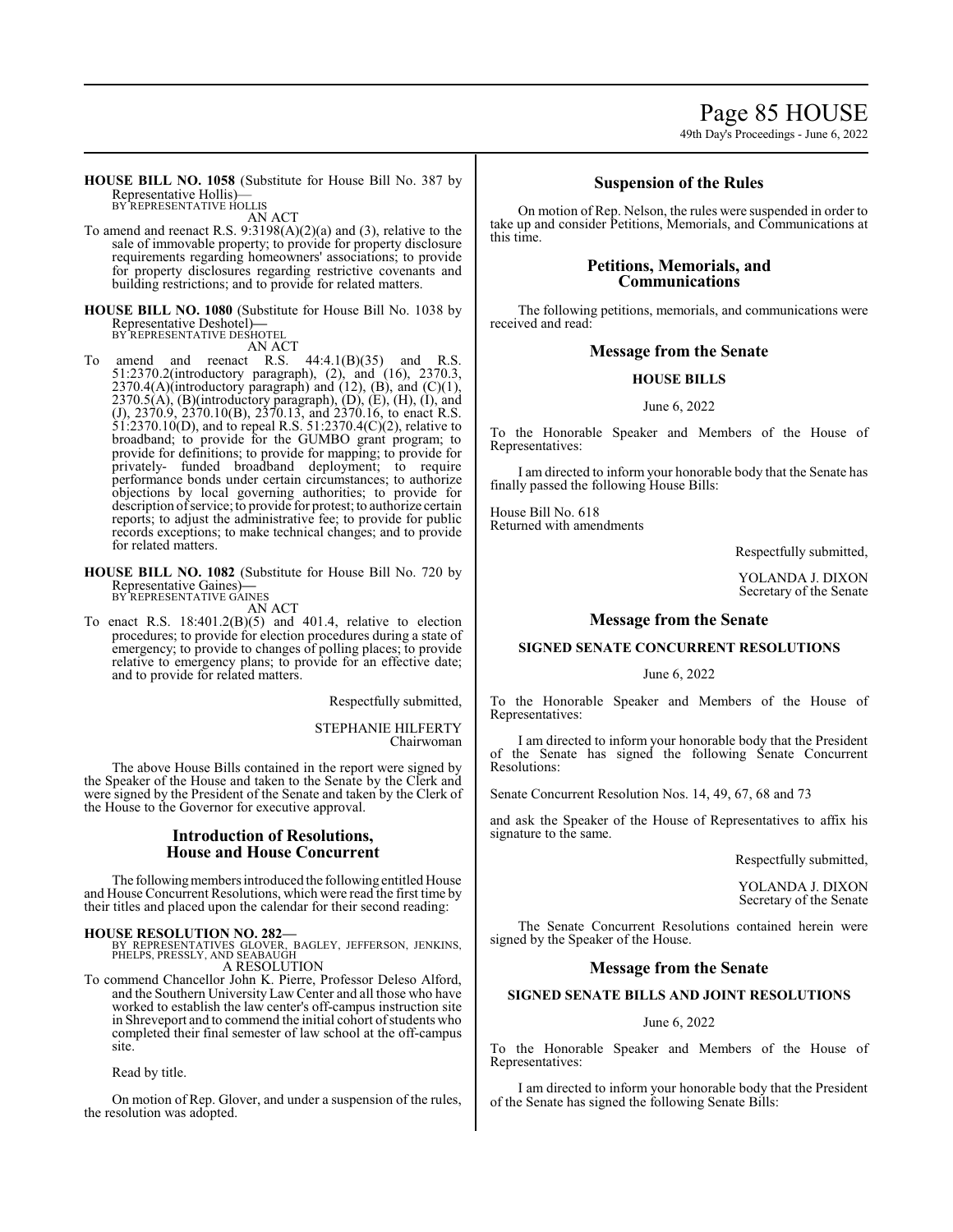**HOUSE BILL NO. 1058** (Substitute for House Bill No. 387 by Representative Hollis)—
BY REPRESENTATIVE HOLLIS
AN ACT

To amend and reenact R.S. 9:3198(A)(2)(a) and (3), relative to the sale of immovable property; to provide for property disclosure requirements regarding homeowners' associations; to provide for property disclosures regarding restrictive covenants and building restrictions; and to provide for related matters.

**HOUSE BILL NO. 1080** (Substitute for House Bill No. 1038 by Representative Deshotel)—
BY REPRESENTATIVE DESHOTEL
AN ACT

To amend and reenact R.S. 44:4.1(B)(35) and R.S. 51:2370.2(introductory paragraph), (2), and (16), 2370.3, 2370.4(A)(introductory paragraph) and (12), (B), and (C)(1), 2370.5(A), (B)(introductory paragraph), (D), (E), (H), (I), and (J), 2370.9, 2370.10(B), 2370.13, and 2370.16, to enact R.S. 51:2370.10(D), and to repeal R.S. 51:2370.4(C)(2), relative to broadband; to provide for the GUMBO grant program; to provide for definitions; to provide for mapping; to provide for privately- funded broadband deployment; to require performance bonds under certain circumstances; to authorize objections by local governing authorities; to provide for description of service; to provide for protest; to authorize certain reports; to adjust the administrative fee; to provide for public records exceptions; to make technical changes; and to provide for related matters.

**HOUSE BILL NO. 1082** (Substitute for House Bill No. 720 by Representative Gaines)—
BY REPRESENTATIVE GAINES
AN ACT

To enact R.S. 18:401.2(B)(5) and 401.4, relative to election procedures; to provide for election procedures during a state of emergency; to provide to changes of polling places; to provide relative to emergency plans; to provide for an effective date; and to provide for related matters.

Respectfully submitted,

STEPHANIE HILFERTY
Chairwoman

The above House Bills contained in the report were signed by the Speaker of the House and taken to the Senate by the Clerk and were signed by the President of the Senate and taken by the Clerk of the House to the Governor for executive approval.

## Introduction of Resolutions, House and House Concurrent

The following members introduced the following entitled House and House Concurrent Resolutions, which were read the first time by their titles and placed upon the calendar for their second reading:

**HOUSE RESOLUTION NO. 282—**
BY REPRESENTATIVES GLOVER, BAGLEY, JEFFERSON, JENKINS, PHELPS, PRESSLY, AND SEABAUGH
A RESOLUTION

To commend Chancellor John K. Pierre, Professor Deleso Alford, and the Southern University Law Center and all those who have worked to establish the law center's off-campus instruction site in Shreveport and to commend the initial cohort of students who completed their final semester of law school at the off-campus site.

Read by title.

On motion of Rep. Glover, and under a suspension of the rules, the resolution was adopted.

## Suspension of the Rules

On motion of Rep. Nelson, the rules were suspended in order to take up and consider Petitions, Memorials, and Communications at this time.

## Petitions, Memorials, and Communications

The following petitions, memorials, and communications were received and read:

## Message from the Senate

### HOUSE BILLS

June 6, 2022

To the Honorable Speaker and Members of the House of Representatives:

I am directed to inform your honorable body that the Senate has finally passed the following House Bills:

House Bill No. 618
Returned with amendments

Respectfully submitted,

YOLANDA J. DIXON
Secretary of the Senate

## Message from the Senate

### SIGNED SENATE CONCURRENT RESOLUTIONS

June 6, 2022

To the Honorable Speaker and Members of the House of Representatives:

I am directed to inform your honorable body that the President of the Senate has signed the following Senate Concurrent Resolutions:

Senate Concurrent Resolution Nos. 14, 49, 67, 68 and 73

and ask the Speaker of the House of Representatives to affix his signature to the same.

Respectfully submitted,

YOLANDA J. DIXON
Secretary of the Senate

The Senate Concurrent Resolutions contained herein were signed by the Speaker of the House.

## Message from the Senate

### SIGNED SENATE BILLS AND JOINT RESOLUTIONS

June 6, 2022

To the Honorable Speaker and Members of the House of Representatives:

I am directed to inform your honorable body that the President of the Senate has signed the following Senate Bills: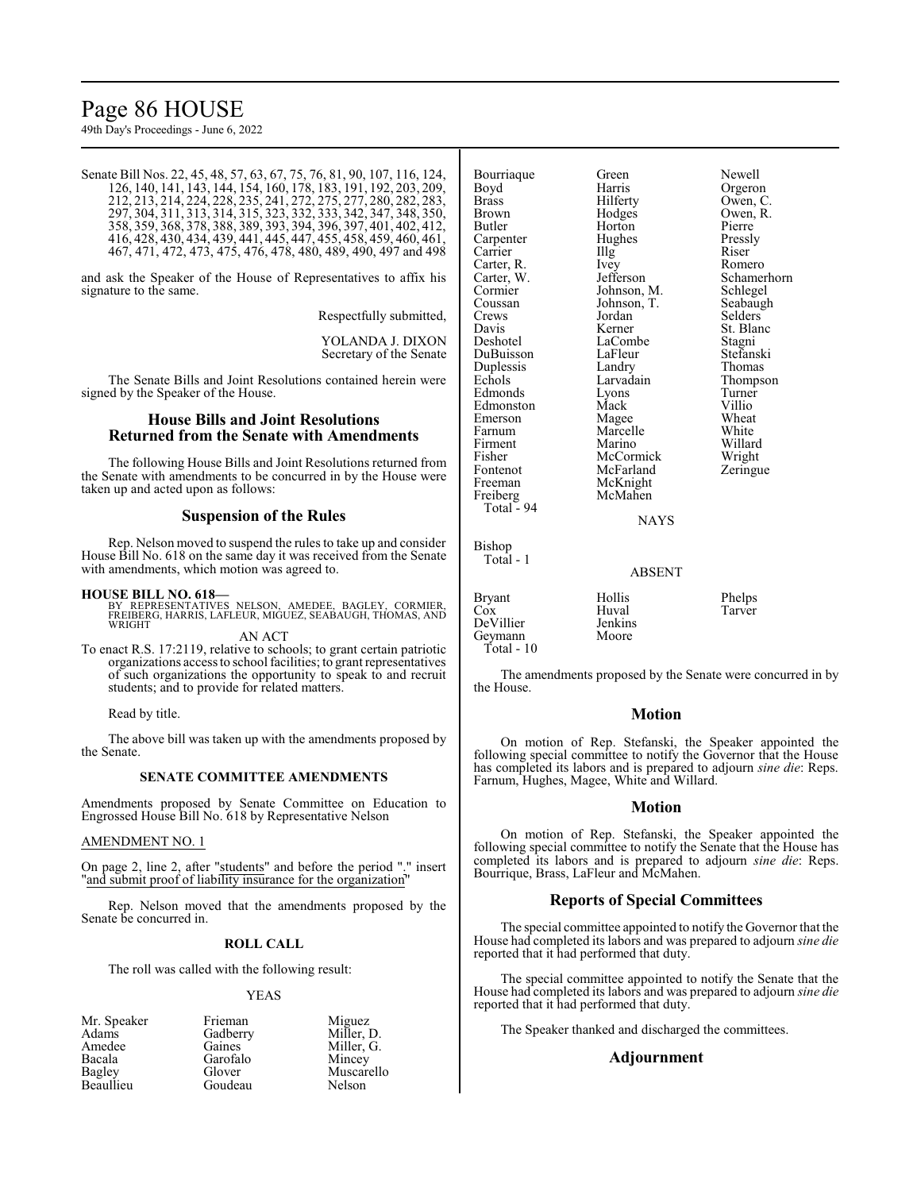Senate Bill Nos. 22, 45, 48, 57, 63, 67, 75, 76, 81, 90, 107, 116, 124, 126, 140, 141, 143, 144, 154, 160, 178, 183, 191, 192, 203, 209, 212, 213, 214, 224, 228, 235, 241, 272, 275, 277, 280, 282, 283, 297, 304, 311, 313, 314, 315, 323, 332, 333, 342, 347, 348, 350, 358, 359, 368, 378, 388, 389, 393, 394, 396, 397, 401, 402, 412, 416, 428, 430, 434, 439, 441, 445, 447, 455, 458, 459, 460, 461, 467, 471, 472, 473, 475, 476, 478, 480, 489, 490, 497 and 498

and ask the Speaker of the House of Representatives to affix his signature to the same.

Respectfully submitted,

YOLANDA J. DIXON
Secretary of the Senate

The Senate Bills and Joint Resolutions contained herein were signed by the Speaker of the House.

## House Bills and Joint Resolutions Returned from the Senate with Amendments

The following House Bills and Joint Resolutions returned from the Senate with amendments to be concurred in by the House were taken up and acted upon as follows:

## Suspension of the Rules

Rep. Nelson moved to suspend the rules to take up and consider House Bill No. 618 on the same day it was received from the Senate with amendments, which motion was agreed to.

**HOUSE BILL NO. 618—**
BY REPRESENTATIVES NELSON, AMEDEE, BAGLEY, CORMIER, FREIBERG, HARRIS, LAFLEUR, MIGUEZ, SEABAUGH, THOMAS, AND WRIGHT

AN ACT

To enact R.S. 17:2119, relative to schools; to grant certain patriotic organizations access to school facilities; to grant representatives of such organizations the opportunity to speak to and recruit students; and to provide for related matters.

Read by title.

The above bill was taken up with the amendments proposed by the Senate.

### SENATE COMMITTEE AMENDMENTS

Amendments proposed by Senate Committee on Education to Engrossed House Bill No. 618 by Representative Nelson

AMENDMENT NO. 1

On page 2, line 2, after "students" and before the period "." insert "and submit proof of liability insurance for the organization"

Rep. Nelson moved that the amendments proposed by the Senate be concurred in.

### ROLL CALL

The roll was called with the following result:

YEAS

| | | |
|---|---|---|
| Mr. Speaker | Frieman | Miguez |
| Adams | Gadberry | Miller, D. |
| Amedee | Gaines | Miller, G. |
| Bacala | Garofalo | Mincey |
| Bagley | Glover | Muscarello |
| Beaullieu | Goudeau | Nelson |
| Bourriaque | Green | Newell |
| Boyd | Harris | Orgeron |
| Brass | Hilferty | Owen, C. |
| Brown | Hodges | Owen, R. |
| Butler | Horton | Pierre |
| Carpenter | Hughes | Pressly |
| Carrier | Illg | Riser |
| Carter, R. | Ivey | Romero |
| Carter, W. | Jefferson | Schamerhorn |
| Cormier | Johnson, M. | Schlegel |
| Coussan | Johnson, T. | Seabaugh |
| Crews | Jordan | Selders |
| Davis | Kerner | St. Blanc |
| Deshotel | LaCombe | Stagni |
| DuBuisson | LaFleur | Stefanski |
| Duplessis | Landry | Thomas |
| Echols | Larvadain | Thompson |
| Edmonds | Lyons | Turner |
| Edmonston | Mack | Villio |
| Emerson | Magee | Wheat |
| Farnum | Marcelle | White |
| Firment | Marino | Willard |
| Fisher | McCormick | Wright |
| Fontenot | McFarland | Zeringue |
| Freeman | McKnight | |
| Freiberg | McMahen | |

Total - 94

NAYS

Bishop
Total - 1

ABSENT

| | | |
|---|---|---|
| Bryant | Hollis | Phelps |
| Cox | Huval | Tarver |
| DeVillier | Jenkins | |
| Geymann | Moore | |

Total - 10

The amendments proposed by the Senate were concurred in by the House.

## Motion

On motion of Rep. Stefanski, the Speaker appointed the following special committee to notify the Governor that the House has completed its labors and is prepared to adjourn *sine die*: Reps. Farnum, Hughes, Magee, White and Willard.

## Motion

On motion of Rep. Stefanski, the Speaker appointed the following special committee to notify the Senate that the House has completed its labors and is prepared to adjourn *sine die*: Reps. Bourrique, Brass, LaFleur and McMahen.

## Reports of Special Committees

The special committee appointed to notify the Governor that the House had completed its labors and was prepared to adjourn *sine die* reported that it had performed that duty.

The special committee appointed to notify the Senate that the House had completed its labors and was prepared to adjourn *sine die* reported that it had performed that duty.

The Speaker thanked and discharged the committees.

## Adjournment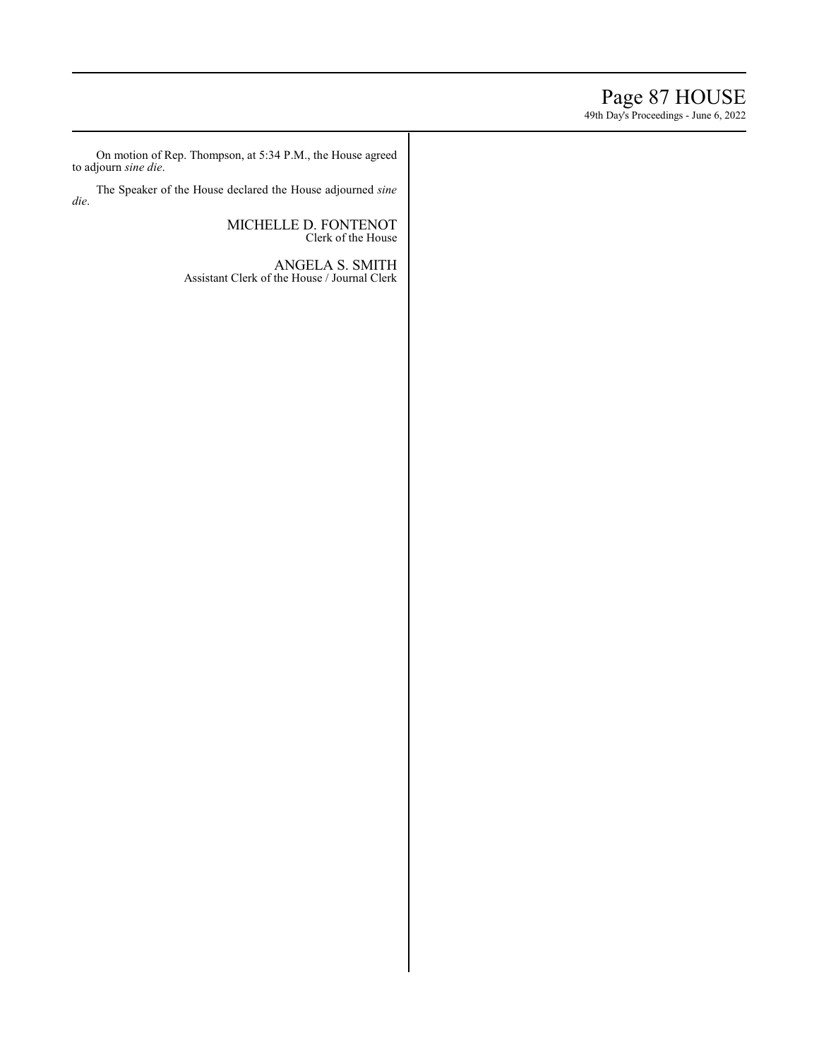On motion of Rep. Thompson, at 5:34 P.M., the House agreed to adjourn *sine die*.

The Speaker of the House declared the House adjourned *sine die*.

MICHELLE D. FONTENOT
Clerk of the House

ANGELA S. SMITH
Assistant Clerk of the House / Journal Clerk